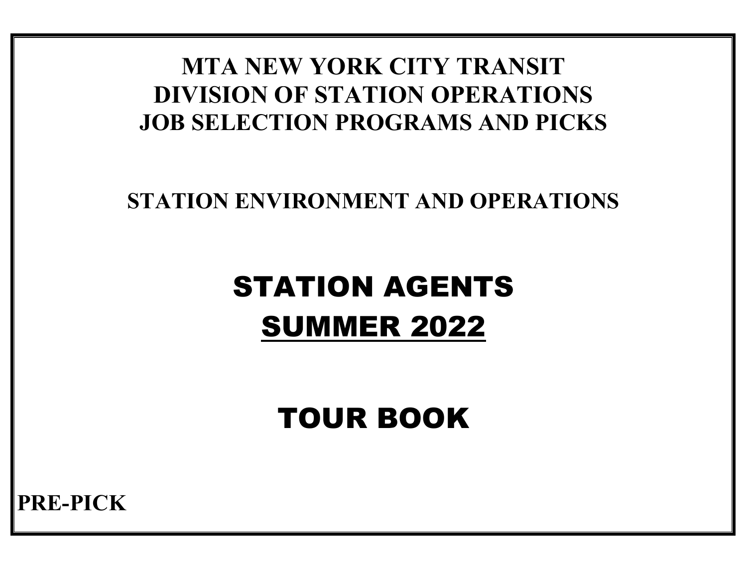**MTA NEW YORK CITY TRANSIT**
**DIVISION OF STATION OPERATIONS**
**JOB SELECTION PROGRAMS AND PICKS**

**STATION ENVIRONMENT AND OPERATIONS**

# STATION AGENTS

# SUMMER 2022

# TOUR BOOK

**PRE-PICK**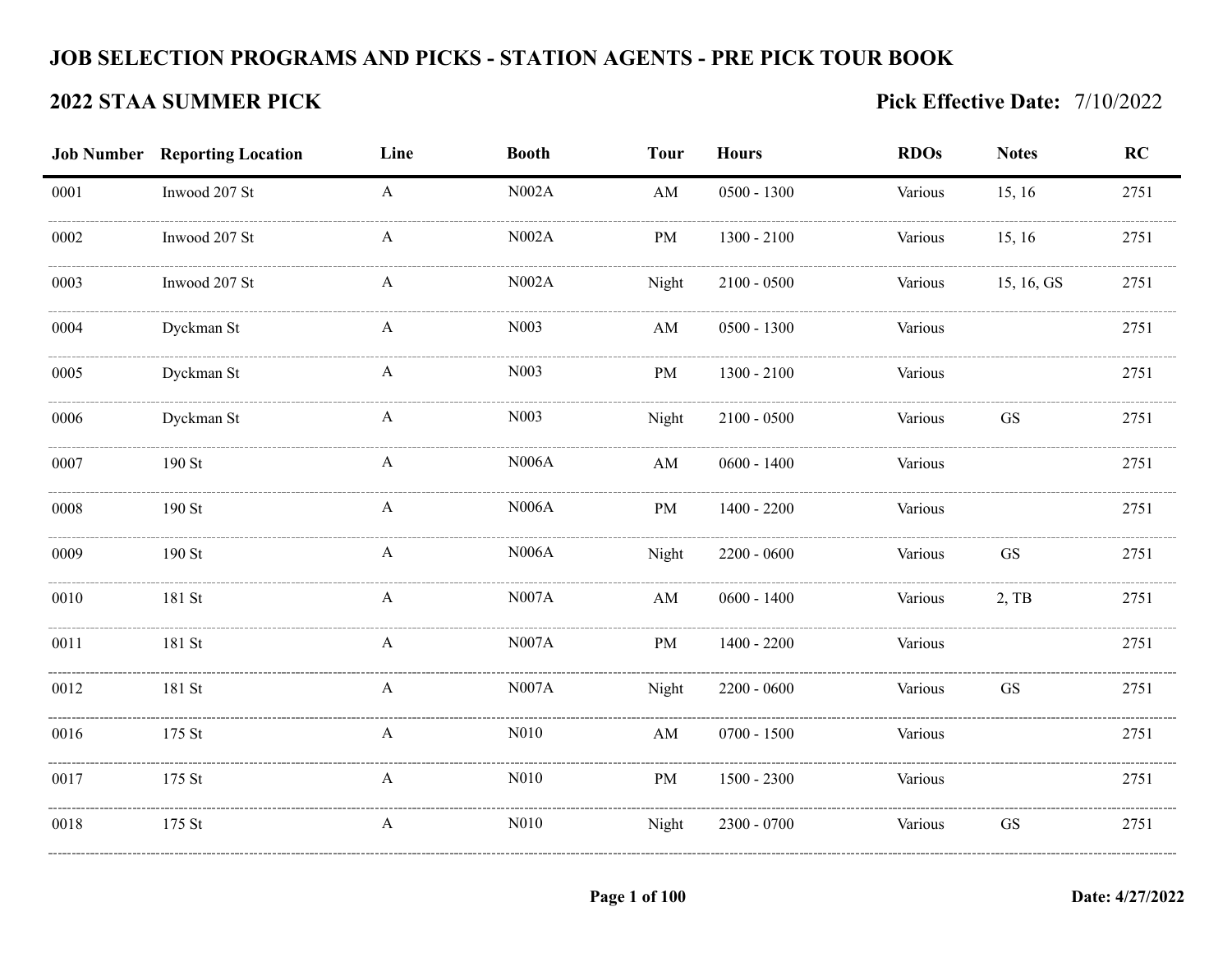# JOB SELECTION PROGRAMS AND PICKS - STATION AGENTS - PRE PICK TOUR BOOK

## 2022 STAA SUMMER PICK

**Pick Effective Date:** 7/10/2022

| Job Number | Reporting Location | Line | Booth | Tour | Hours | RDOs | Notes | RC |
|---|---|---|---|---|---|---|---|---|
| 0001 | Inwood 207 St | A | N002A | AM | 0500 - 1300 | Various | 15, 16 | 2751 |
| 0002 | Inwood 207 St | A | N002A | PM | 1300 - 2100 | Various | 15, 16 | 2751 |
| 0003 | Inwood 207 St | A | N002A | Night | 2100 - 0500 | Various | 15, 16, GS | 2751 |
| 0004 | Dyckman St | A | N003 | AM | 0500 - 1300 | Various | | 2751 |
| 0005 | Dyckman St | A | N003 | PM | 1300 - 2100 | Various | | 2751 |
| 0006 | Dyckman St | A | N003 | Night | 2100 - 0500 | Various | GS | 2751 |
| 0007 | 190 St | A | N006A | AM | 0600 - 1400 | Various | | 2751 |
| 0008 | 190 St | A | N006A | PM | 1400 - 2200 | Various | | 2751 |
| 0009 | 190 St | A | N006A | Night | 2200 - 0600 | Various | GS | 2751 |
| 0010 | 181 St | A | N007A | AM | 0600 - 1400 | Various | 2, TB | 2751 |
| 0011 | 181 St | A | N007A | PM | 1400 - 2200 | Various | | 2751 |
| 0012 | 181 St | A | N007A | Night | 2200 - 0600 | Various | GS | 2751 |
| 0016 | 175 St | A | N010 | AM | 0700 - 1500 | Various | | 2751 |
| 0017 | 175 St | A | N010 | PM | 1500 - 2300 | Various | | 2751 |
| 0018 | 175 St | A | N010 | Night | 2300 - 0700 | Various | GS | 2751 |

Date: 4/27/2022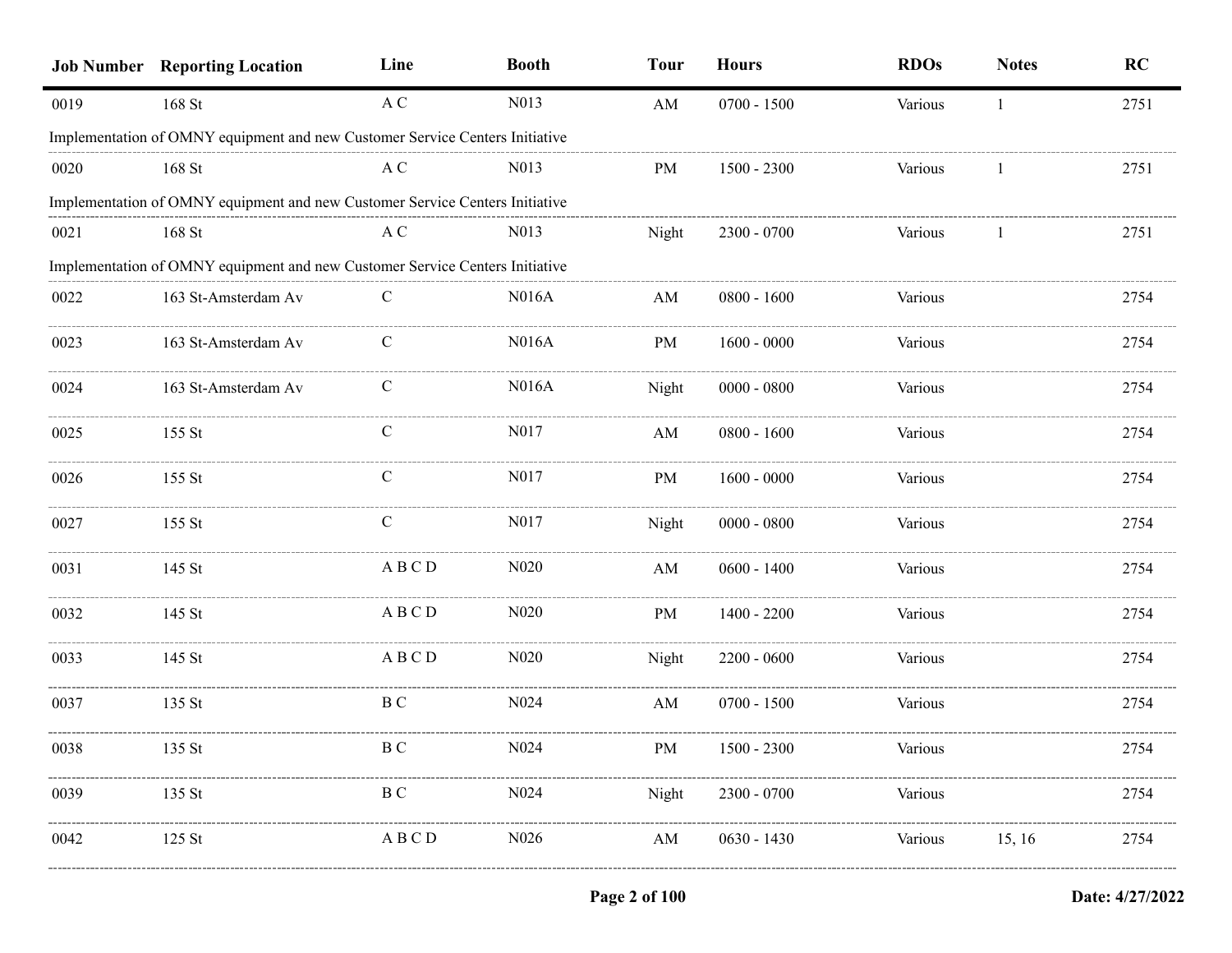| Job Number | Reporting Location | Line | Booth | Tour | Hours | RDOs | Notes | RC |
|---|---|---|---|---|---|---|---|---|
| 0019 | 168 St | A C | N013 | AM | 0700 - 1500 | Various | 1 | 2751 |
| Implementation of OMNY equipment and new Customer Service Centers Initiative | | | | | | | | |
| 0020 | 168 St | A C | N013 | PM | 1500 - 2300 | Various | 1 | 2751 |
| Implementation of OMNY equipment and new Customer Service Centers Initiative | | | | | | | | |
| 0021 | 168 St | A C | N013 | Night | 2300 - 0700 | Various | 1 | 2751 |
| Implementation of OMNY equipment and new Customer Service Centers Initiative | | | | | | | | |
| 0022 | 163 St-Amsterdam Av | C | N016A | AM | 0800 - 1600 | Various | | 2754 |
| 0023 | 163 St-Amsterdam Av | C | N016A | PM | 1600 - 0000 | Various | | 2754 |
| 0024 | 163 St-Amsterdam Av | C | N016A | Night | 0000 - 0800 | Various | | 2754 |
| 0025 | 155 St | C | N017 | AM | 0800 - 1600 | Various | | 2754 |
| 0026 | 155 St | C | N017 | PM | 1600 - 0000 | Various | | 2754 |
| 0027 | 155 St | C | N017 | Night | 0000 - 0800 | Various | | 2754 |
| 0031 | 145 St | A B C D | N020 | AM | 0600 - 1400 | Various | | 2754 |
| 0032 | 145 St | A B C D | N020 | PM | 1400 - 2200 | Various | | 2754 |
| 0033 | 145 St | A B C D | N020 | Night | 2200 - 0600 | Various | | 2754 |
| 0037 | 135 St | B C | N024 | AM | 0700 - 1500 | Various | | 2754 |
| 0038 | 135 St | B C | N024 | PM | 1500 - 2300 | Various | | 2754 |
| 0039 | 135 St | B C | N024 | Night | 2300 - 0700 | Various | | 2754 |
| 0042 | 125 St | A B C D | N026 | AM | 0630 - 1430 | Various | 15, 16 | 2754 |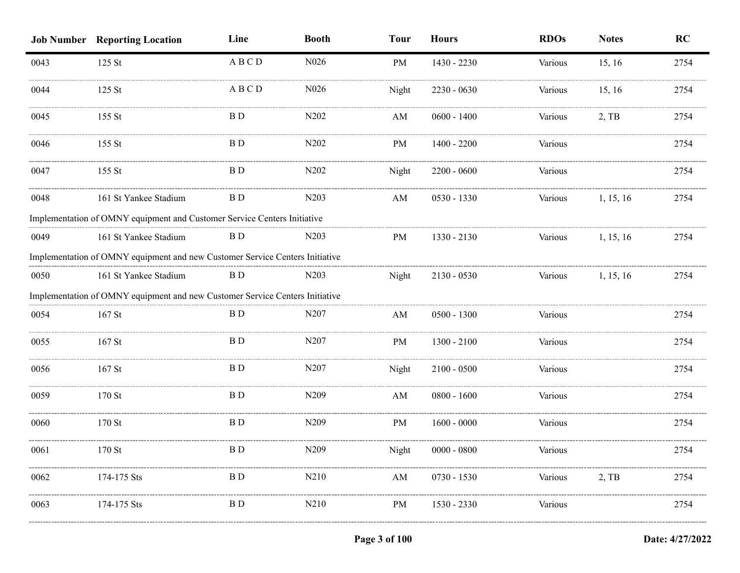| Job Number | Reporting Location | Line | Booth | Tour | Hours | RDOs | Notes | RC |
|---|---|---|---|---|---|---|---|---|
| 0043 | 125 St | A B C D | N026 | PM | 1430 - 2230 | Various | 15, 16 | 2754 |
| 0044 | 125 St | A B C D | N026 | Night | 2230 - 0630 | Various | 15, 16 | 2754 |
| 0045 | 155 St | B D | N202 | AM | 0600 - 1400 | Various | 2, TB | 2754 |
| 0046 | 155 St | B D | N202 | PM | 1400 - 2200 | Various | | 2754 |
| 0047 | 155 St | B D | N202 | Night | 2200 - 0600 | Various | | 2754 |
| 0048 | 161 St Yankee Stadium | B D | N203 | AM | 0530 - 1330 | Various | 1, 15, 16 | 2754 |
| Implementation of OMNY equipment and Customer Service Centers Initiative | | | | | | | | |
| 0049 | 161 St Yankee Stadium | B D | N203 | PM | 1330 - 2130 | Various | 1, 15, 16 | 2754 |
| Implementation of OMNY equipment and new Customer Service Centers Initiative | | | | | | | | |
| 0050 | 161 St Yankee Stadium | B D | N203 | Night | 2130 - 0530 | Various | 1, 15, 16 | 2754 |
| Implementation of OMNY equipment and new Customer Service Centers Initiative | | | | | | | | |
| 0054 | 167 St | B D | N207 | AM | 0500 - 1300 | Various | | 2754 |
| 0055 | 167 St | B D | N207 | PM | 1300 - 2100 | Various | | 2754 |
| 0056 | 167 St | B D | N207 | Night | 2100 - 0500 | Various | | 2754 |
| 0059 | 170 St | B D | N209 | AM | 0800 - 1600 | Various | | 2754 |
| 0060 | 170 St | B D | N209 | PM | 1600 - 0000 | Various | | 2754 |
| 0061 | 170 St | B D | N209 | Night | 0000 - 0800 | Various | | 2754 |
| 0062 | 174-175 Sts | B D | N210 | AM | 0730 - 1530 | Various | 2, TB | 2754 |
| 0063 | 174-175 Sts | B D | N210 | PM | 1530 - 2330 | Various | | 2754 |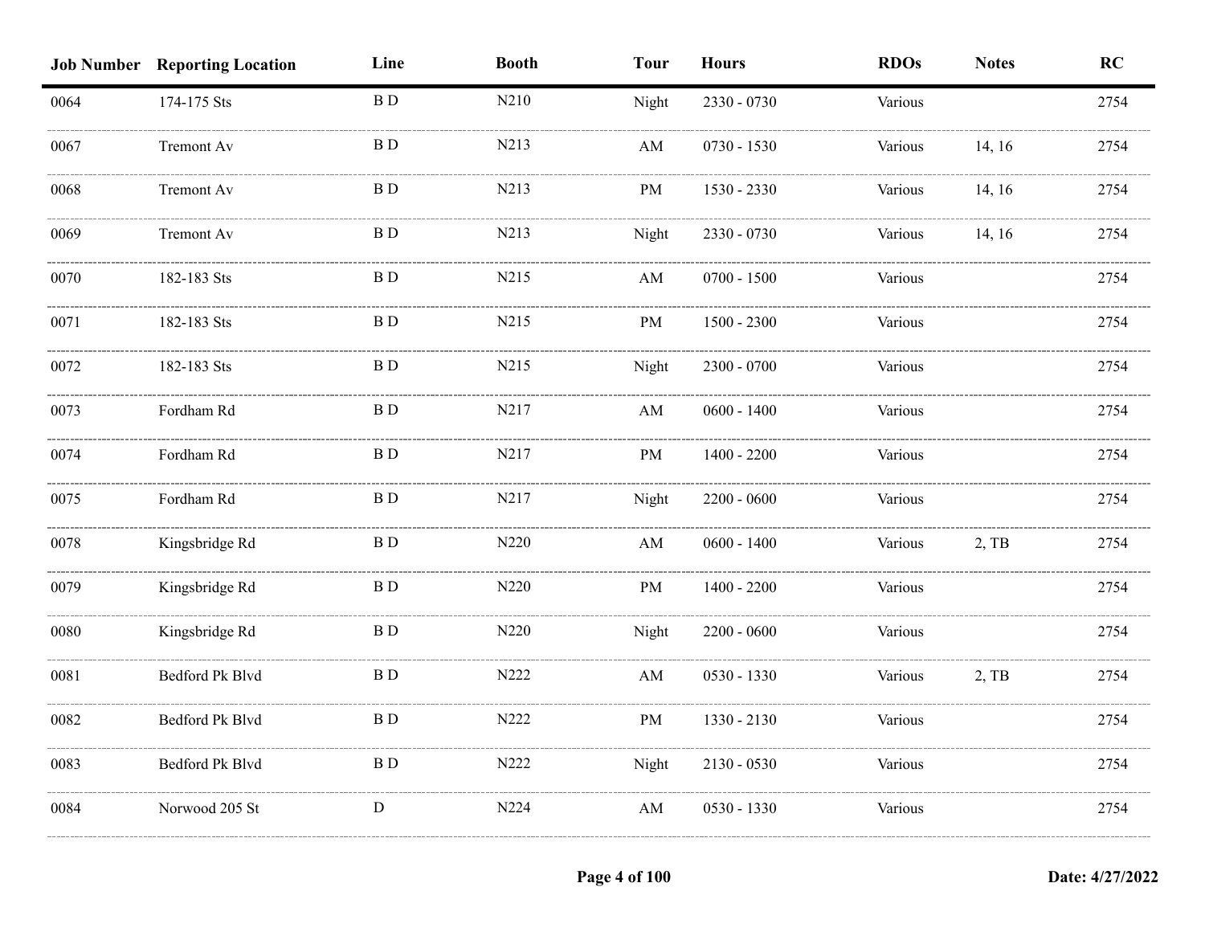| Job Number | Reporting Location | Line | Booth | Tour | Hours | RDOs | Notes | RC |
|---|---|---|---|---|---|---|---|---|
| 0064 | 174-175 Sts | B D | N210 | Night | 2330 - 0730 | Various | | 2754 |
| 0067 | Tremont Av | B D | N213 | AM | 0730 - 1530 | Various | 14, 16 | 2754 |
| 0068 | Tremont Av | B D | N213 | PM | 1530 - 2330 | Various | 14, 16 | 2754 |
| 0069 | Tremont Av | B D | N213 | Night | 2330 - 0730 | Various | 14, 16 | 2754 |
| 0070 | 182-183 Sts | B D | N215 | AM | 0700 - 1500 | Various | | 2754 |
| 0071 | 182-183 Sts | B D | N215 | PM | 1500 - 2300 | Various | | 2754 |
| 0072 | 182-183 Sts | B D | N215 | Night | 2300 - 0700 | Various | | 2754 |
| 0073 | Fordham Rd | B D | N217 | AM | 0600 - 1400 | Various | | 2754 |
| 0074 | Fordham Rd | B D | N217 | PM | 1400 - 2200 | Various | | 2754 |
| 0075 | Fordham Rd | B D | N217 | Night | 2200 - 0600 | Various | | 2754 |
| 0078 | Kingsbridge Rd | B D | N220 | AM | 0600 - 1400 | Various | 2, TB | 2754 |
| 0079 | Kingsbridge Rd | B D | N220 | PM | 1400 - 2200 | Various | | 2754 |
| 0080 | Kingsbridge Rd | B D | N220 | Night | 2200 - 0600 | Various | | 2754 |
| 0081 | Bedford Pk Blvd | B D | N222 | AM | 0530 - 1330 | Various | 2, TB | 2754 |
| 0082 | Bedford Pk Blvd | B D | N222 | PM | 1330 - 2130 | Various | | 2754 |
| 0083 | Bedford Pk Blvd | B D | N222 | Night | 2130 - 0530 | Various | | 2754 |
| 0084 | Norwood 205 St | D | N224 | AM | 0530 - 1330 | Various | | 2754 |

Date: 4/27/2022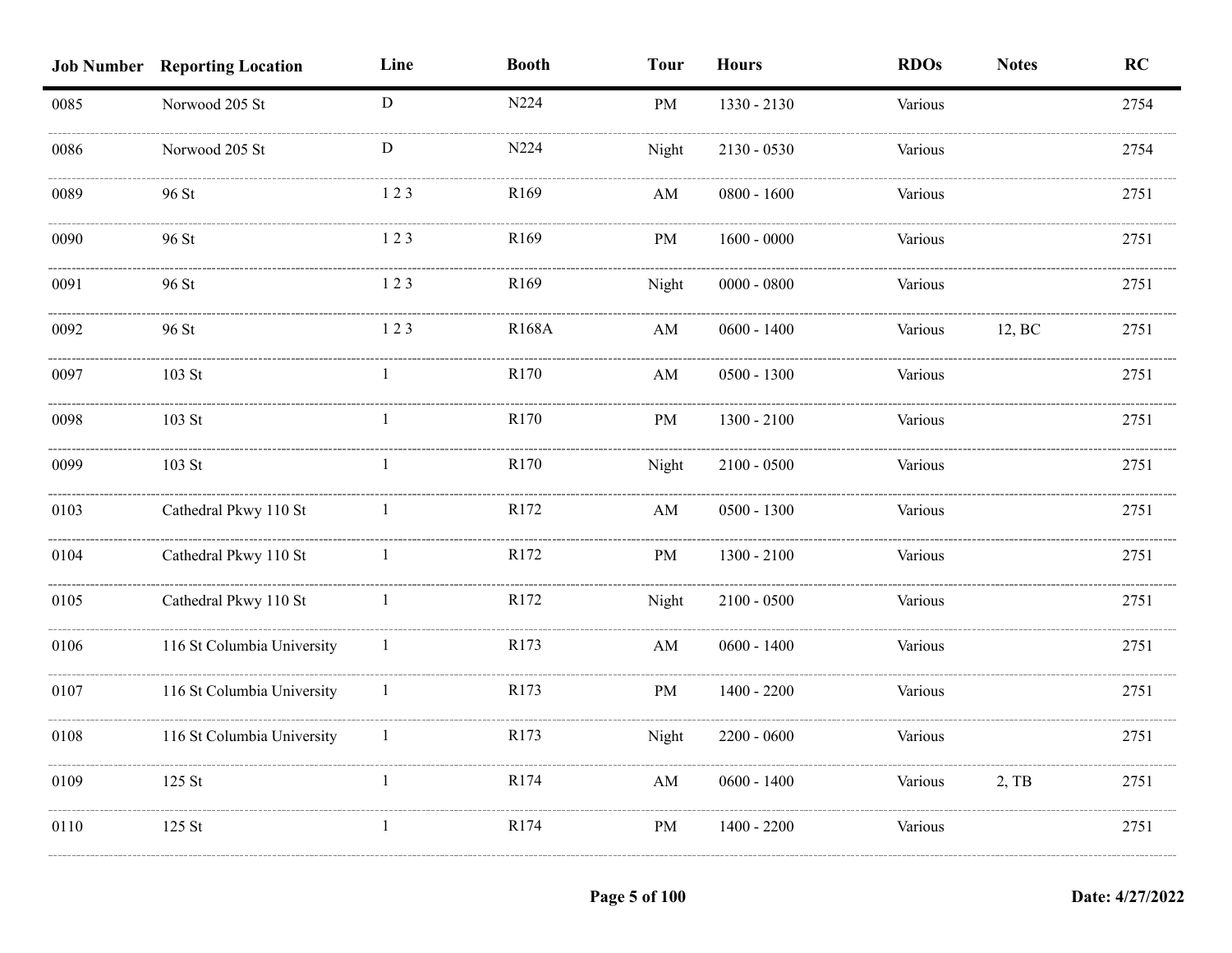| Job Number | Reporting Location | Line | Booth | Tour | Hours | RDOs | Notes | RC |
|---|---|---|---|---|---|---|---|---|
| 0085 | Norwood 205 St | D | N224 | PM | 1330 - 2130 | Various | | 2754 |
| 0086 | Norwood 205 St | D | N224 | Night | 2130 - 0530 | Various | | 2754 |
| 0089 | 96 St | 1 2 3 | R169 | AM | 0800 - 1600 | Various | | 2751 |
| 0090 | 96 St | 1 2 3 | R169 | PM | 1600 - 0000 | Various | | 2751 |
| 0091 | 96 St | 1 2 3 | R169 | Night | 0000 - 0800 | Various | | 2751 |
| 0092 | 96 St | 1 2 3 | R168A | AM | 0600 - 1400 | Various | 12, BC | 2751 |
| 0097 | 103 St | 1 | R170 | AM | 0500 - 1300 | Various | | 2751 |
| 0098 | 103 St | 1 | R170 | PM | 1300 - 2100 | Various | | 2751 |
| 0099 | 103 St | 1 | R170 | Night | 2100 - 0500 | Various | | 2751 |
| 0103 | Cathedral Pkwy 110 St | 1 | R172 | AM | 0500 - 1300 | Various | | 2751 |
| 0104 | Cathedral Pkwy 110 St | 1 | R172 | PM | 1300 - 2100 | Various | | 2751 |
| 0105 | Cathedral Pkwy 110 St | 1 | R172 | Night | 2100 - 0500 | Various | | 2751 |
| 0106 | 116 St Columbia University | 1 | R173 | AM | 0600 - 1400 | Various | | 2751 |
| 0107 | 116 St Columbia University | 1 | R173 | PM | 1400 - 2200 | Various | | 2751 |
| 0108 | 116 St Columbia University | 1 | R173 | Night | 2200 - 0600 | Various | | 2751 |
| 0109 | 125 St | 1 | R174 | AM | 0600 - 1400 | Various | 2, TB | 2751 |
| 0110 | 125 St | 1 | R174 | PM | 1400 - 2200 | Various | | 2751 |

Date: 4/27/2022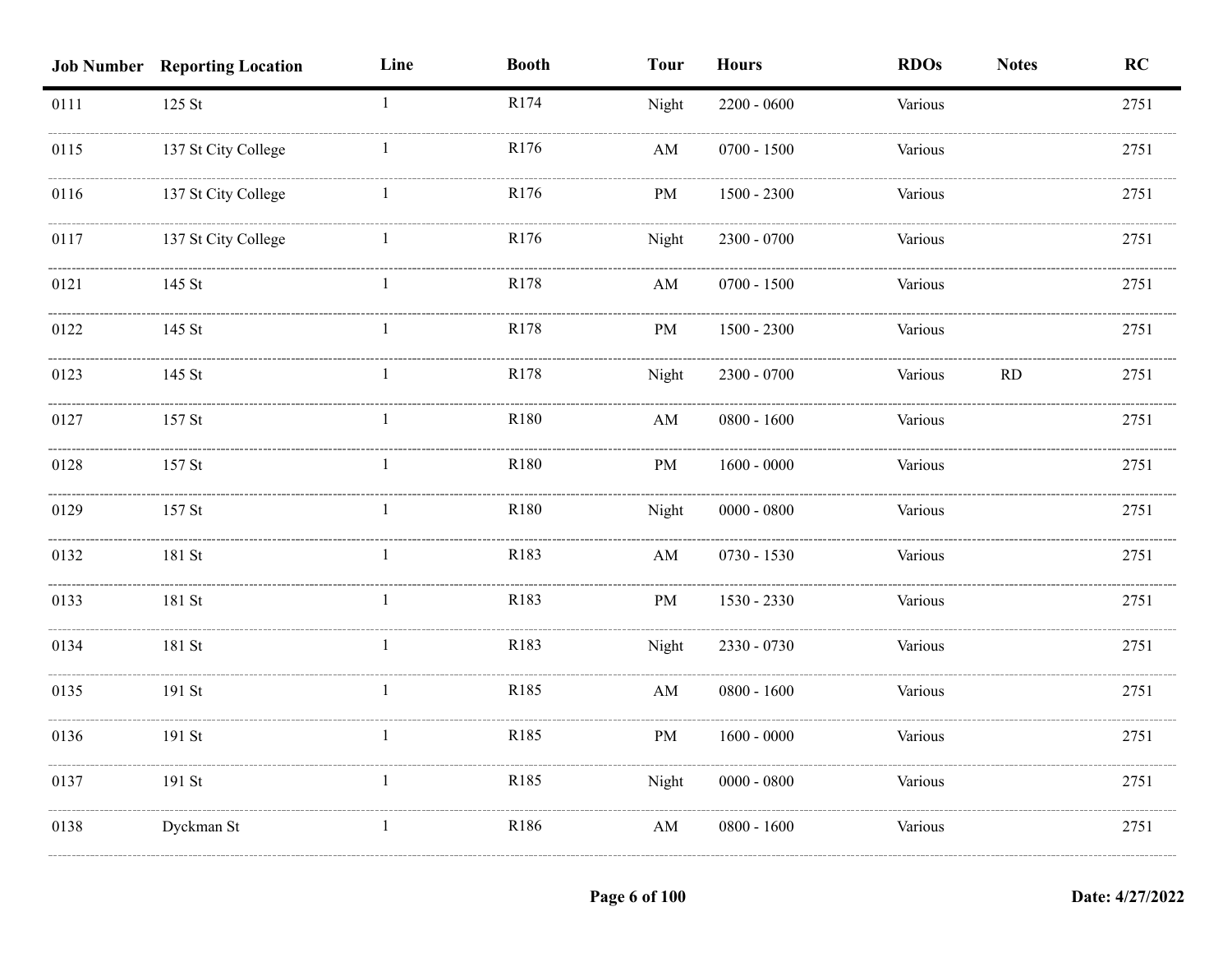| Job Number | Reporting Location | Line | Booth | Tour | Hours | RDOs | Notes | RC |
|---|---|---|---|---|---|---|---|---|
| 0111 | 125 St | 1 | R174 | Night | 2200 - 0600 | Various | | 2751 |
| 0115 | 137 St City College | 1 | R176 | AM | 0700 - 1500 | Various | | 2751 |
| 0116 | 137 St City College | 1 | R176 | PM | 1500 - 2300 | Various | | 2751 |
| 0117 | 137 St City College | 1 | R176 | Night | 2300 - 0700 | Various | | 2751 |
| 0121 | 145 St | 1 | R178 | AM | 0700 - 1500 | Various | | 2751 |
| 0122 | 145 St | 1 | R178 | PM | 1500 - 2300 | Various | | 2751 |
| 0123 | 145 St | 1 | R178 | Night | 2300 - 0700 | Various | RD | 2751 |
| 0127 | 157 St | 1 | R180 | AM | 0800 - 1600 | Various | | 2751 |
| 0128 | 157 St | 1 | R180 | PM | 1600 - 0000 | Various | | 2751 |
| 0129 | 157 St | 1 | R180 | Night | 0000 - 0800 | Various | | 2751 |
| 0132 | 181 St | 1 | R183 | AM | 0730 - 1530 | Various | | 2751 |
| 0133 | 181 St | 1 | R183 | PM | 1530 - 2330 | Various | | 2751 |
| 0134 | 181 St | 1 | R183 | Night | 2330 - 0730 | Various | | 2751 |
| 0135 | 191 St | 1 | R185 | AM | 0800 - 1600 | Various | | 2751 |
| 0136 | 191 St | 1 | R185 | PM | 1600 - 0000 | Various | | 2751 |
| 0137 | 191 St | 1 | R185 | Night | 0000 - 0800 | Various | | 2751 |
| 0138 | Dyckman St | 1 | R186 | AM | 0800 - 1600 | Various | | 2751 |

Date: 4/27/2022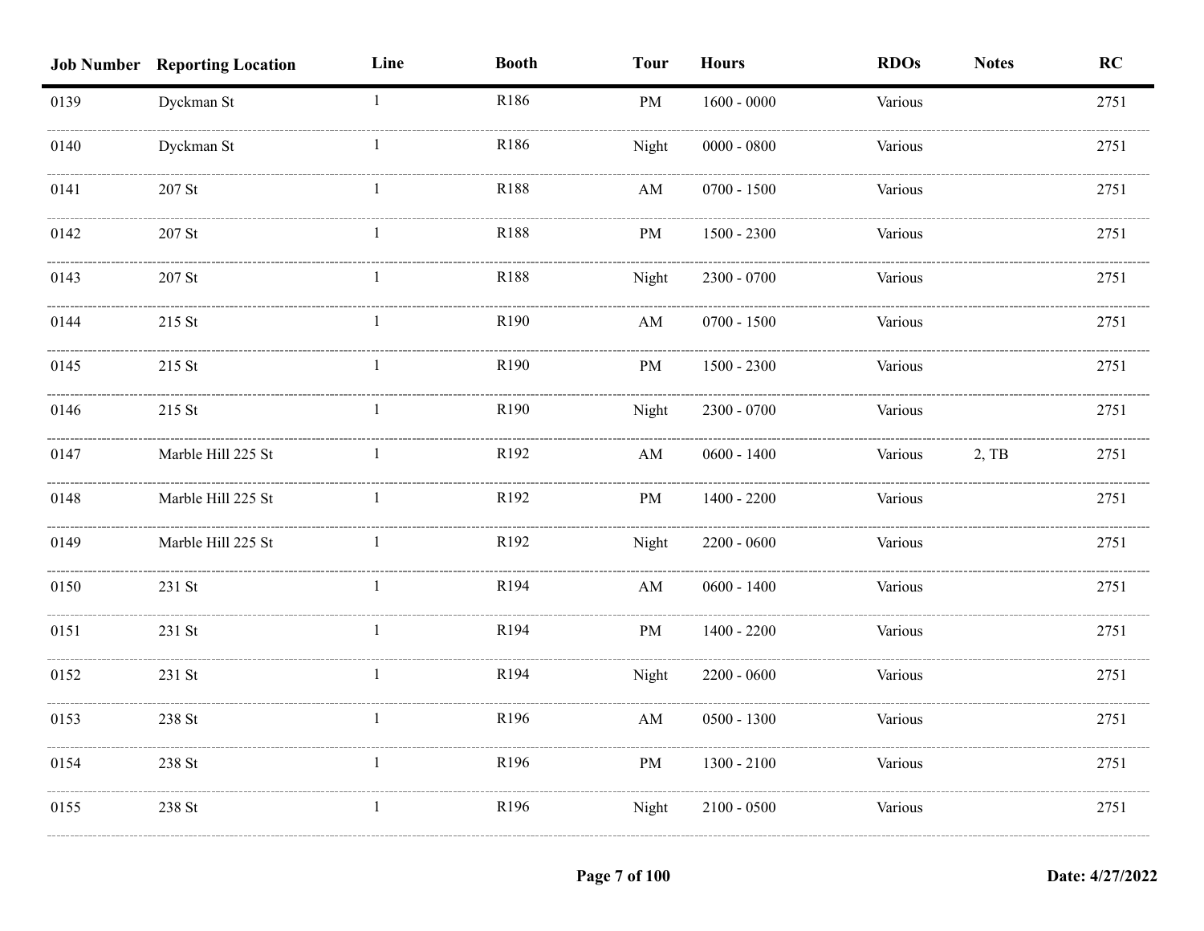| Job Number | Reporting Location | Line | Booth | Tour | Hours | RDOs | Notes | RC |
|---|---|---|---|---|---|---|---|---|
| 0139 | Dyckman St | 1 | R186 | PM | 1600 - 0000 | Various | | 2751 |
| 0140 | Dyckman St | 1 | R186 | Night | 0000 - 0800 | Various | | 2751 |
| 0141 | 207 St | 1 | R188 | AM | 0700 - 1500 | Various | | 2751 |
| 0142 | 207 St | 1 | R188 | PM | 1500 - 2300 | Various | | 2751 |
| 0143 | 207 St | 1 | R188 | Night | 2300 - 0700 | Various | | 2751 |
| 0144 | 215 St | 1 | R190 | AM | 0700 - 1500 | Various | | 2751 |
| 0145 | 215 St | 1 | R190 | PM | 1500 - 2300 | Various | | 2751 |
| 0146 | 215 St | 1 | R190 | Night | 2300 - 0700 | Various | | 2751 |
| 0147 | Marble Hill 225 St | 1 | R192 | AM | 0600 - 1400 | Various | 2, TB | 2751 |
| 0148 | Marble Hill 225 St | 1 | R192 | PM | 1400 - 2200 | Various | | 2751 |
| 0149 | Marble Hill 225 St | 1 | R192 | Night | 2200 - 0600 | Various | | 2751 |
| 0150 | 231 St | 1 | R194 | AM | 0600 - 1400 | Various | | 2751 |
| 0151 | 231 St | 1 | R194 | PM | 1400 - 2200 | Various | | 2751 |
| 0152 | 231 St | 1 | R194 | Night | 2200 - 0600 | Various | | 2751 |
| 0153 | 238 St | 1 | R196 | AM | 0500 - 1300 | Various | | 2751 |
| 0154 | 238 St | 1 | R196 | PM | 1300 - 2100 | Various | | 2751 |
| 0155 | 238 St | 1 | R196 | Night | 2100 - 0500 | Various | | 2751 |

Date: 4/27/2022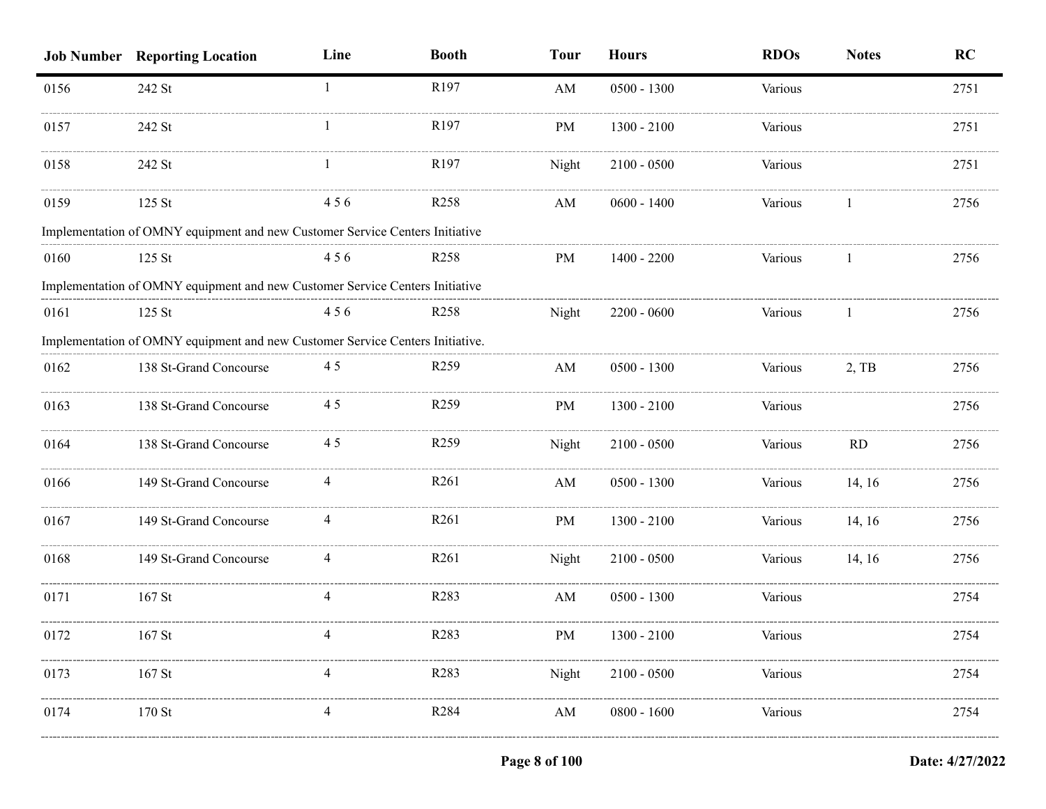| Job Number | Reporting Location | Line | Booth | Tour | Hours | RDOs | Notes | RC |
|---|---|---|---|---|---|---|---|---|
| 0156 | 242 St | 1 | R197 | AM | 0500 - 1300 | Various | | 2751 |
| 0157 | 242 St | 1 | R197 | PM | 1300 - 2100 | Various | | 2751 |
| 0158 | 242 St | 1 | R197 | Night | 2100 - 0500 | Various | | 2751 |
| 0159 | 125 St | 4 5 6 | R258 | AM | 0600 - 1400 | Various | 1 | 2756 |
| Implementation of OMNY equipment and new Customer Service Centers Initiative | | | | | | | | |
| 0160 | 125 St | 4 5 6 | R258 | PM | 1400 - 2200 | Various | 1 | 2756 |
| Implementation of OMNY equipment and new Customer Service Centers Initiative | | | | | | | | |
| 0161 | 125 St | 4 5 6 | R258 | Night | 2200 - 0600 | Various | 1 | 2756 |
| Implementation of OMNY equipment and new Customer Service Centers Initiative. | | | | | | | | |
| 0162 | 138 St-Grand Concourse | 4 5 | R259 | AM | 0500 - 1300 | Various | 2, TB | 2756 |
| 0163 | 138 St-Grand Concourse | 4 5 | R259 | PM | 1300 - 2100 | Various | | 2756 |
| 0164 | 138 St-Grand Concourse | 4 5 | R259 | Night | 2100 - 0500 | Various | RD | 2756 |
| 0166 | 149 St-Grand Concourse | 4 | R261 | AM | 0500 - 1300 | Various | 14, 16 | 2756 |
| 0167 | 149 St-Grand Concourse | 4 | R261 | PM | 1300 - 2100 | Various | 14, 16 | 2756 |
| 0168 | 149 St-Grand Concourse | 4 | R261 | Night | 2100 - 0500 | Various | 14, 16 | 2756 |
| 0171 | 167 St | 4 | R283 | AM | 0500 - 1300 | Various | | 2754 |
| 0172 | 167 St | 4 | R283 | PM | 1300 - 2100 | Various | | 2754 |
| 0173 | 167 St | 4 | R283 | Night | 2100 - 0500 | Various | | 2754 |
| 0174 | 170 St | 4 | R284 | AM | 0800 - 1600 | Various | | 2754 |

Date: 4/27/2022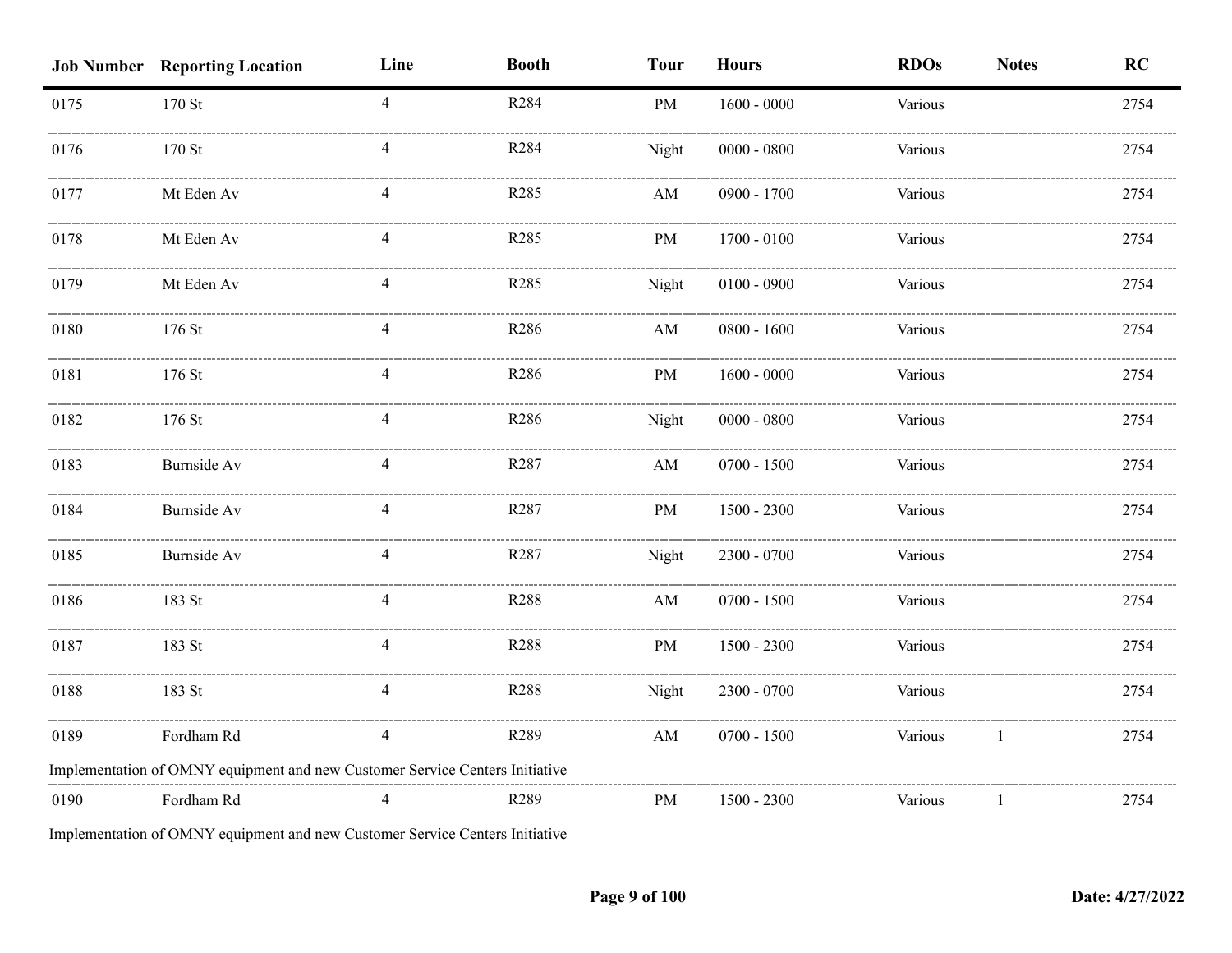| Job Number | Reporting Location | Line | Booth | Tour | Hours | RDOs | Notes | RC |
|---|---|---|---|---|---|---|---|---|
| 0175 | 170 St | 4 | R284 | PM | 1600 - 0000 | Various | | 2754 |
| 0176 | 170 St | 4 | R284 | Night | 0000 - 0800 | Various | | 2754 |
| 0177 | Mt Eden Av | 4 | R285 | AM | 0900 - 1700 | Various | | 2754 |
| 0178 | Mt Eden Av | 4 | R285 | PM | 1700 - 0100 | Various | | 2754 |
| 0179 | Mt Eden Av | 4 | R285 | Night | 0100 - 0900 | Various | | 2754 |
| 0180 | 176 St | 4 | R286 | AM | 0800 - 1600 | Various | | 2754 |
| 0181 | 176 St | 4 | R286 | PM | 1600 - 0000 | Various | | 2754 |
| 0182 | 176 St | 4 | R286 | Night | 0000 - 0800 | Various | | 2754 |
| 0183 | Burnside Av | 4 | R287 | AM | 0700 - 1500 | Various | | 2754 |
| 0184 | Burnside Av | 4 | R287 | PM | 1500 - 2300 | Various | | 2754 |
| 0185 | Burnside Av | 4 | R287 | Night | 2300 - 0700 | Various | | 2754 |
| 0186 | 183 St | 4 | R288 | AM | 0700 - 1500 | Various | | 2754 |
| 0187 | 183 St | 4 | R288 | PM | 1500 - 2300 | Various | | 2754 |
| 0188 | 183 St | 4 | R288 | Night | 2300 - 0700 | Various | | 2754 |
| 0189 | Fordham Rd | 4 | R289 | AM | 0700 - 1500 | Various | 1 | 2754 |
| Implementation of OMNY equipment and new Customer Service Centers Initiative | | | | | | | | |
| 0190 | Fordham Rd | 4 | R289 | PM | 1500 - 2300 | Various | 1 | 2754 |
| Implementation of OMNY equipment and new Customer Service Centers Initiative | | | | | | | | |

Date: 4/27/2022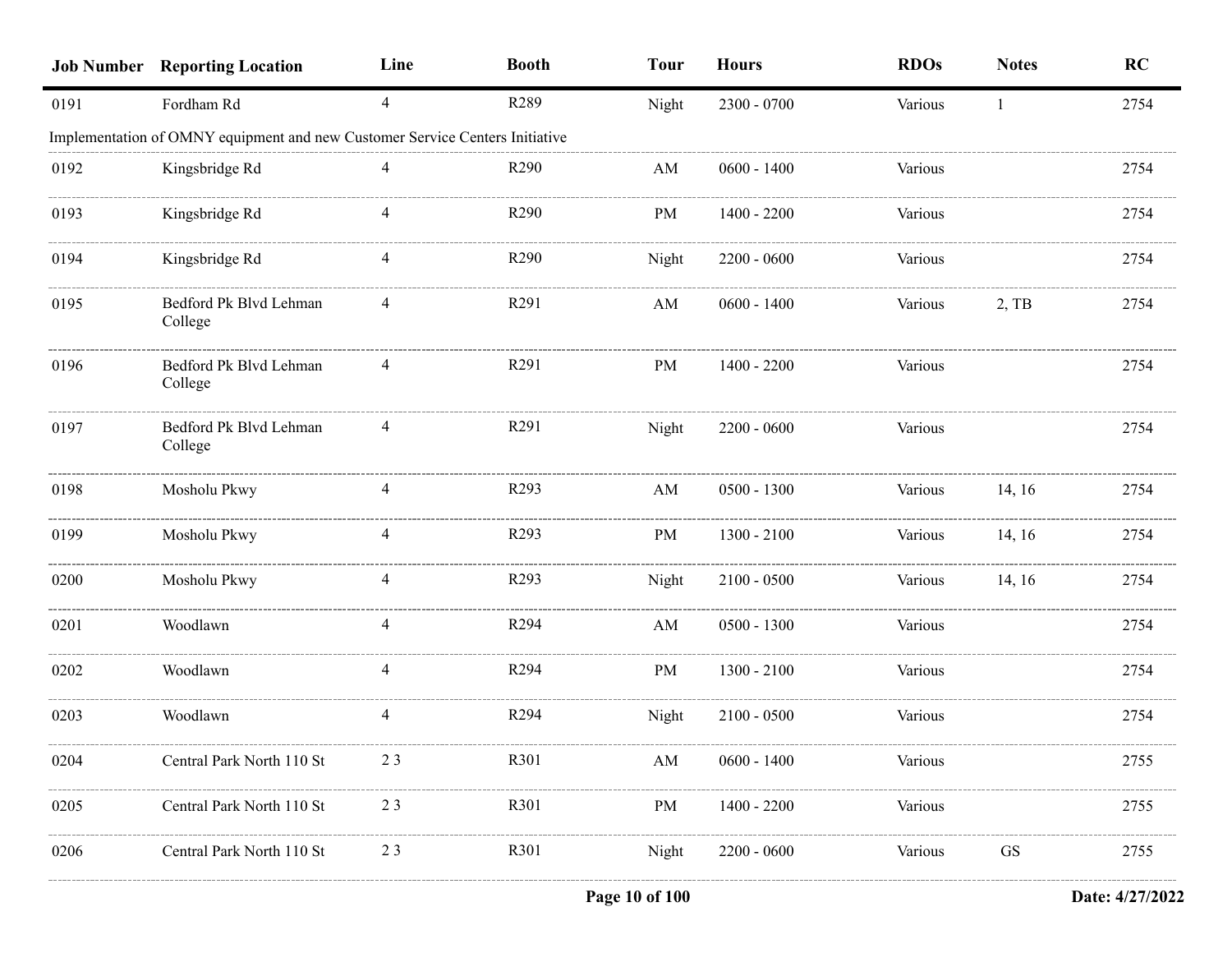| Job Number | Reporting Location | Line | Booth | Tour | Hours | RDOs | Notes | RC |
|---|---|---|---|---|---|---|---|---|
| 0191 | Fordham Rd | 4 | R289 | Night | 2300 - 0700 | Various | 1 | 2754 |
| Implementation of OMNY equipment and new Customer Service Centers Initiative | | | | | | | | |
| 0192 | Kingsbridge Rd | 4 | R290 | AM | 0600 - 1400 | Various | | 2754 |
| 0193 | Kingsbridge Rd | 4 | R290 | PM | 1400 - 2200 | Various | | 2754 |
| 0194 | Kingsbridge Rd | 4 | R290 | Night | 2200 - 0600 | Various | | 2754 |
| 0195 | Bedford Pk Blvd Lehman College | 4 | R291 | AM | 0600 - 1400 | Various | 2, TB | 2754 |
| 0196 | Bedford Pk Blvd Lehman College | 4 | R291 | PM | 1400 - 2200 | Various | | 2754 |
| 0197 | Bedford Pk Blvd Lehman College | 4 | R291 | Night | 2200 - 0600 | Various | | 2754 |
| 0198 | Mosholu Pkwy | 4 | R293 | AM | 0500 - 1300 | Various | 14, 16 | 2754 |
| 0199 | Mosholu Pkwy | 4 | R293 | PM | 1300 - 2100 | Various | 14, 16 | 2754 |
| 0200 | Mosholu Pkwy | 4 | R293 | Night | 2100 - 0500 | Various | 14, 16 | 2754 |
| 0201 | Woodlawn | 4 | R294 | AM | 0500 - 1300 | Various | | 2754 |
| 0202 | Woodlawn | 4 | R294 | PM | 1300 - 2100 | Various | | 2754 |
| 0203 | Woodlawn | 4 | R294 | Night | 2100 - 0500 | Various | | 2754 |
| 0204 | Central Park North 110 St | 2 3 | R301 | AM | 0600 - 1400 | Various | | 2755 |
| 0205 | Central Park North 110 St | 2 3 | R301 | PM | 1400 - 2200 | Various | | 2755 |
| 0206 | Central Park North 110 St | 2 3 | R301 | Night | 2200 - 0600 | Various | GS | 2755 |

Date: 4/27/2022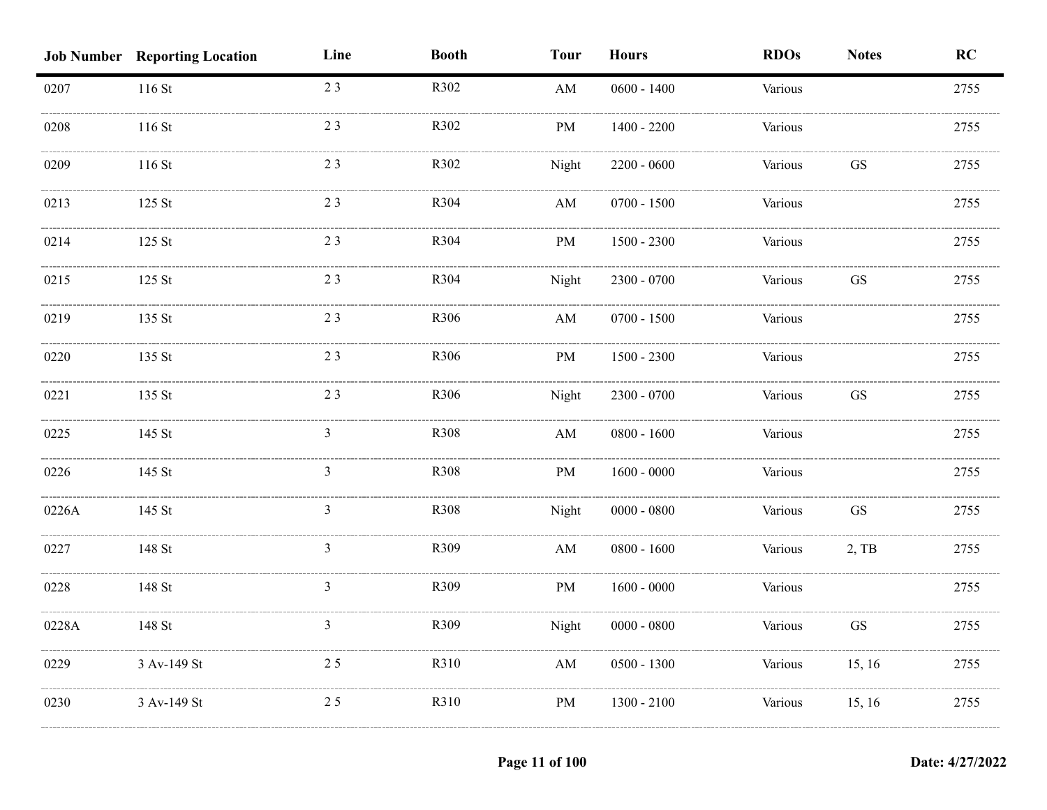| Job Number | Reporting Location | Line | Booth | Tour | Hours | RDOs | Notes | RC |
|---|---|---|---|---|---|---|---|---|
| 0207 | 116 St | 2 3 | R302 | AM | 0600 - 1400 | Various | | 2755 |
| 0208 | 116 St | 2 3 | R302 | PM | 1400 - 2200 | Various | | 2755 |
| 0209 | 116 St | 2 3 | R302 | Night | 2200 - 0600 | Various | GS | 2755 |
| 0213 | 125 St | 2 3 | R304 | AM | 0700 - 1500 | Various | | 2755 |
| 0214 | 125 St | 2 3 | R304 | PM | 1500 - 2300 | Various | | 2755 |
| 0215 | 125 St | 2 3 | R304 | Night | 2300 - 0700 | Various | GS | 2755 |
| 0219 | 135 St | 2 3 | R306 | AM | 0700 - 1500 | Various | | 2755 |
| 0220 | 135 St | 2 3 | R306 | PM | 1500 - 2300 | Various | | 2755 |
| 0221 | 135 St | 2 3 | R306 | Night | 2300 - 0700 | Various | GS | 2755 |
| 0225 | 145 St | 3 | R308 | AM | 0800 - 1600 | Various | | 2755 |
| 0226 | 145 St | 3 | R308 | PM | 1600 - 0000 | Various | | 2755 |
| 0226A | 145 St | 3 | R308 | Night | 0000 - 0800 | Various | GS | 2755 |
| 0227 | 148 St | 3 | R309 | AM | 0800 - 1600 | Various | 2, TB | 2755 |
| 0228 | 148 St | 3 | R309 | PM | 1600 - 0000 | Various | | 2755 |
| 0228A | 148 St | 3 | R309 | Night | 0000 - 0800 | Various | GS | 2755 |
| 0229 | 3 Av-149 St | 2 5 | R310 | AM | 0500 - 1300 | Various | 15, 16 | 2755 |
| 0230 | 3 Av-149 St | 2 5 | R310 | PM | 1300 - 2100 | Various | 15, 16 | 2755 |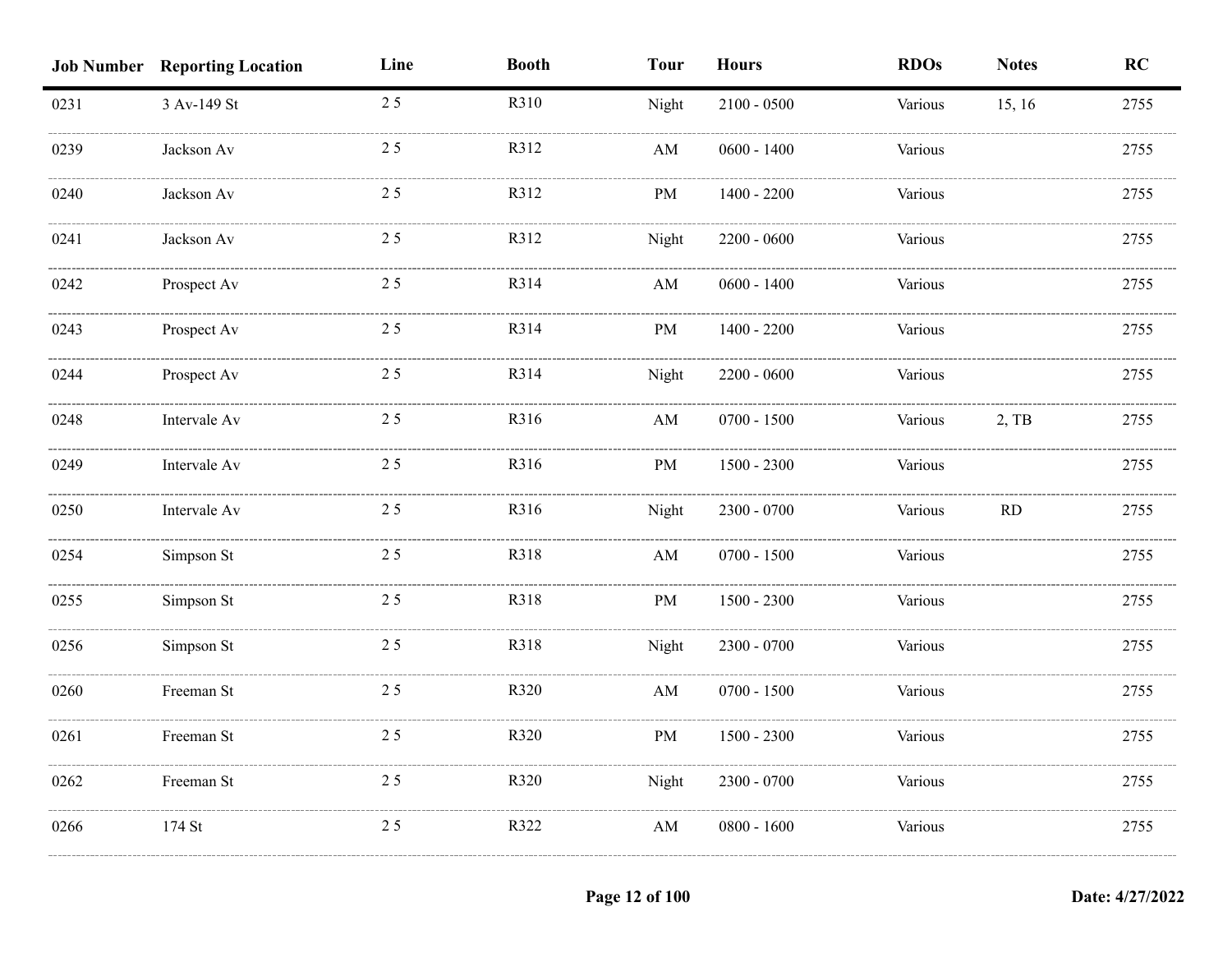| Job Number | Reporting Location | Line | Booth | Tour | Hours | RDOs | Notes | RC |
|---|---|---|---|---|---|---|---|---|
| 0231 | 3 Av-149 St | 2 5 | R310 | Night | 2100 - 0500 | Various | 15, 16 | 2755 |
| 0239 | Jackson Av | 2 5 | R312 | AM | 0600 - 1400 | Various | | 2755 |
| 0240 | Jackson Av | 2 5 | R312 | PM | 1400 - 2200 | Various | | 2755 |
| 0241 | Jackson Av | 2 5 | R312 | Night | 2200 - 0600 | Various | | 2755 |
| 0242 | Prospect Av | 2 5 | R314 | AM | 0600 - 1400 | Various | | 2755 |
| 0243 | Prospect Av | 2 5 | R314 | PM | 1400 - 2200 | Various | | 2755 |
| 0244 | Prospect Av | 2 5 | R314 | Night | 2200 - 0600 | Various | | 2755 |
| 0248 | Intervale Av | 2 5 | R316 | AM | 0700 - 1500 | Various | 2, TB | 2755 |
| 0249 | Intervale Av | 2 5 | R316 | PM | 1500 - 2300 | Various | | 2755 |
| 0250 | Intervale Av | 2 5 | R316 | Night | 2300 - 0700 | Various | RD | 2755 |
| 0254 | Simpson St | 2 5 | R318 | AM | 0700 - 1500 | Various | | 2755 |
| 0255 | Simpson St | 2 5 | R318 | PM | 1500 - 2300 | Various | | 2755 |
| 0256 | Simpson St | 2 5 | R318 | Night | 2300 - 0700 | Various | | 2755 |
| 0260 | Freeman St | 2 5 | R320 | AM | 0700 - 1500 | Various | | 2755 |
| 0261 | Freeman St | 2 5 | R320 | PM | 1500 - 2300 | Various | | 2755 |
| 0262 | Freeman St | 2 5 | R320 | Night | 2300 - 0700 | Various | | 2755 |
| 0266 | 174 St | 2 5 | R322 | AM | 0800 - 1600 | Various | | 2755 |

Date: 4/27/2022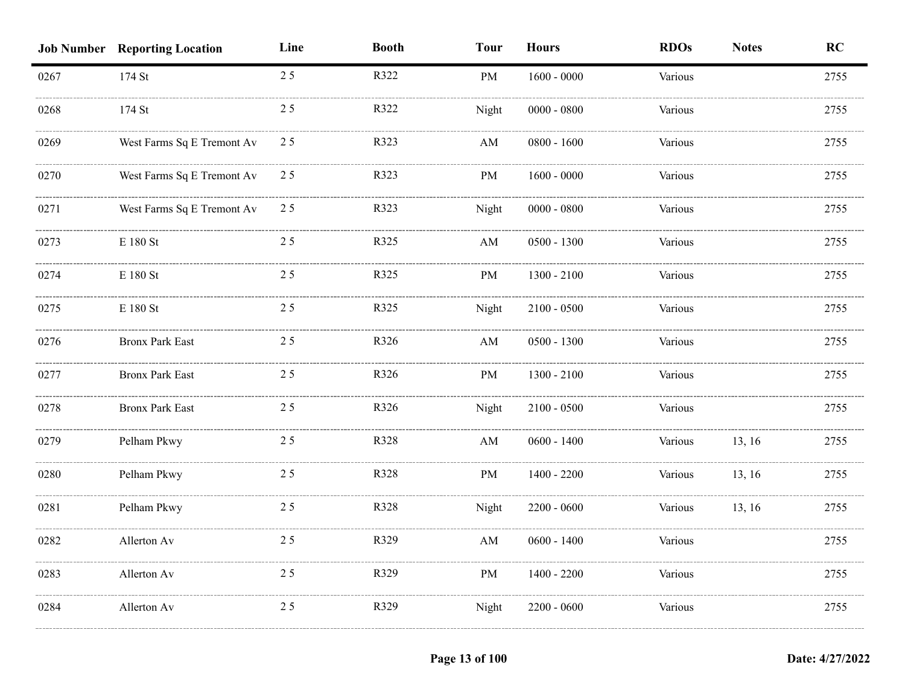| Job Number | Reporting Location | Line | Booth | Tour | Hours | RDOs | Notes | RC |
|---|---|---|---|---|---|---|---|---|
| 0267 | 174 St | 2 5 | R322 | PM | 1600 - 0000 | Various | | 2755 |
| 0268 | 174 St | 2 5 | R322 | Night | 0000 - 0800 | Various | | 2755 |
| 0269 | West Farms Sq E Tremont Av | 2 5 | R323 | AM | 0800 - 1600 | Various | | 2755 |
| 0270 | West Farms Sq E Tremont Av | 2 5 | R323 | PM | 1600 - 0000 | Various | | 2755 |
| 0271 | West Farms Sq E Tremont Av | 2 5 | R323 | Night | 0000 - 0800 | Various | | 2755 |
| 0273 | E 180 St | 2 5 | R325 | AM | 0500 - 1300 | Various | | 2755 |
| 0274 | E 180 St | 2 5 | R325 | PM | 1300 - 2100 | Various | | 2755 |
| 0275 | E 180 St | 2 5 | R325 | Night | 2100 - 0500 | Various | | 2755 |
| 0276 | Bronx Park East | 2 5 | R326 | AM | 0500 - 1300 | Various | | 2755 |
| 0277 | Bronx Park East | 2 5 | R326 | PM | 1300 - 2100 | Various | | 2755 |
| 0278 | Bronx Park East | 2 5 | R326 | Night | 2100 - 0500 | Various | | 2755 |
| 0279 | Pelham Pkwy | 2 5 | R328 | AM | 0600 - 1400 | Various | 13, 16 | 2755 |
| 0280 | Pelham Pkwy | 2 5 | R328 | PM | 1400 - 2200 | Various | 13, 16 | 2755 |
| 0281 | Pelham Pkwy | 2 5 | R328 | Night | 2200 - 0600 | Various | 13, 16 | 2755 |
| 0282 | Allerton Av | 2 5 | R329 | AM | 0600 - 1400 | Various | | 2755 |
| 0283 | Allerton Av | 2 5 | R329 | PM | 1400 - 2200 | Various | | 2755 |
| 0284 | Allerton Av | 2 5 | R329 | Night | 2200 - 0600 | Various | | 2755 |

Date: 4/27/2022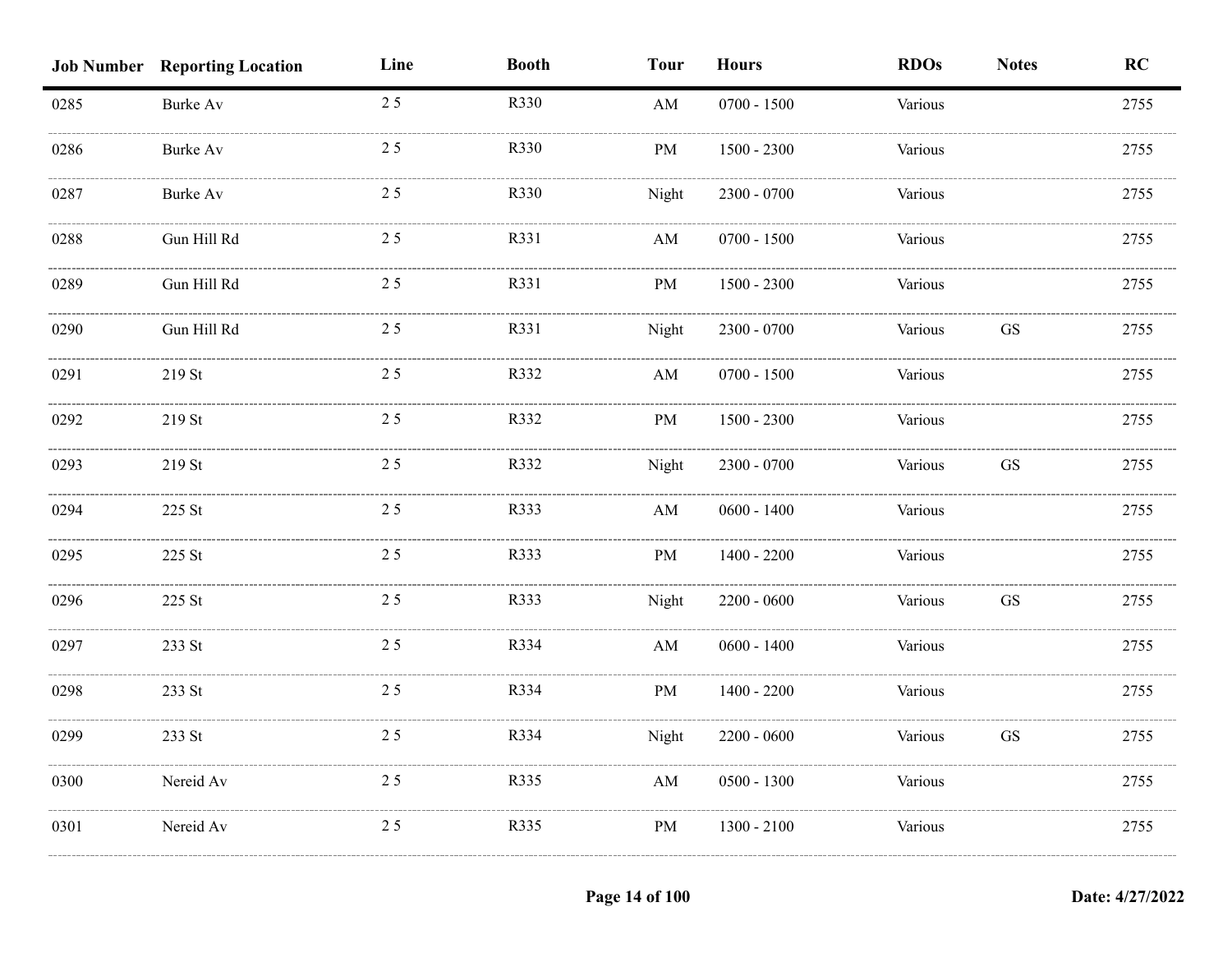| Job Number | Reporting Location | Line | Booth | Tour | Hours | RDOs | Notes | RC |
|---|---|---|---|---|---|---|---|---|
| 0285 | Burke Av | 2 5 | R330 | AM | 0700 - 1500 | Various | | 2755 |
| 0286 | Burke Av | 2 5 | R330 | PM | 1500 - 2300 | Various | | 2755 |
| 0287 | Burke Av | 2 5 | R330 | Night | 2300 - 0700 | Various | | 2755 |
| 0288 | Gun Hill Rd | 2 5 | R331 | AM | 0700 - 1500 | Various | | 2755 |
| 0289 | Gun Hill Rd | 2 5 | R331 | PM | 1500 - 2300 | Various | | 2755 |
| 0290 | Gun Hill Rd | 2 5 | R331 | Night | 2300 - 0700 | Various | GS | 2755 |
| 0291 | 219 St | 2 5 | R332 | AM | 0700 - 1500 | Various | | 2755 |
| 0292 | 219 St | 2 5 | R332 | PM | 1500 - 2300 | Various | | 2755 |
| 0293 | 219 St | 2 5 | R332 | Night | 2300 - 0700 | Various | GS | 2755 |
| 0294 | 225 St | 2 5 | R333 | AM | 0600 - 1400 | Various | | 2755 |
| 0295 | 225 St | 2 5 | R333 | PM | 1400 - 2200 | Various | | 2755 |
| 0296 | 225 St | 2 5 | R333 | Night | 2200 - 0600 | Various | GS | 2755 |
| 0297 | 233 St | 2 5 | R334 | AM | 0600 - 1400 | Various | | 2755 |
| 0298 | 233 St | 2 5 | R334 | PM | 1400 - 2200 | Various | | 2755 |
| 0299 | 233 St | 2 5 | R334 | Night | 2200 - 0600 | Various | GS | 2755 |
| 0300 | Nereid Av | 2 5 | R335 | AM | 0500 - 1300 | Various | | 2755 |
| 0301 | Nereid Av | 2 5 | R335 | PM | 1300 - 2100 | Various | | 2755 |

Date: 4/27/2022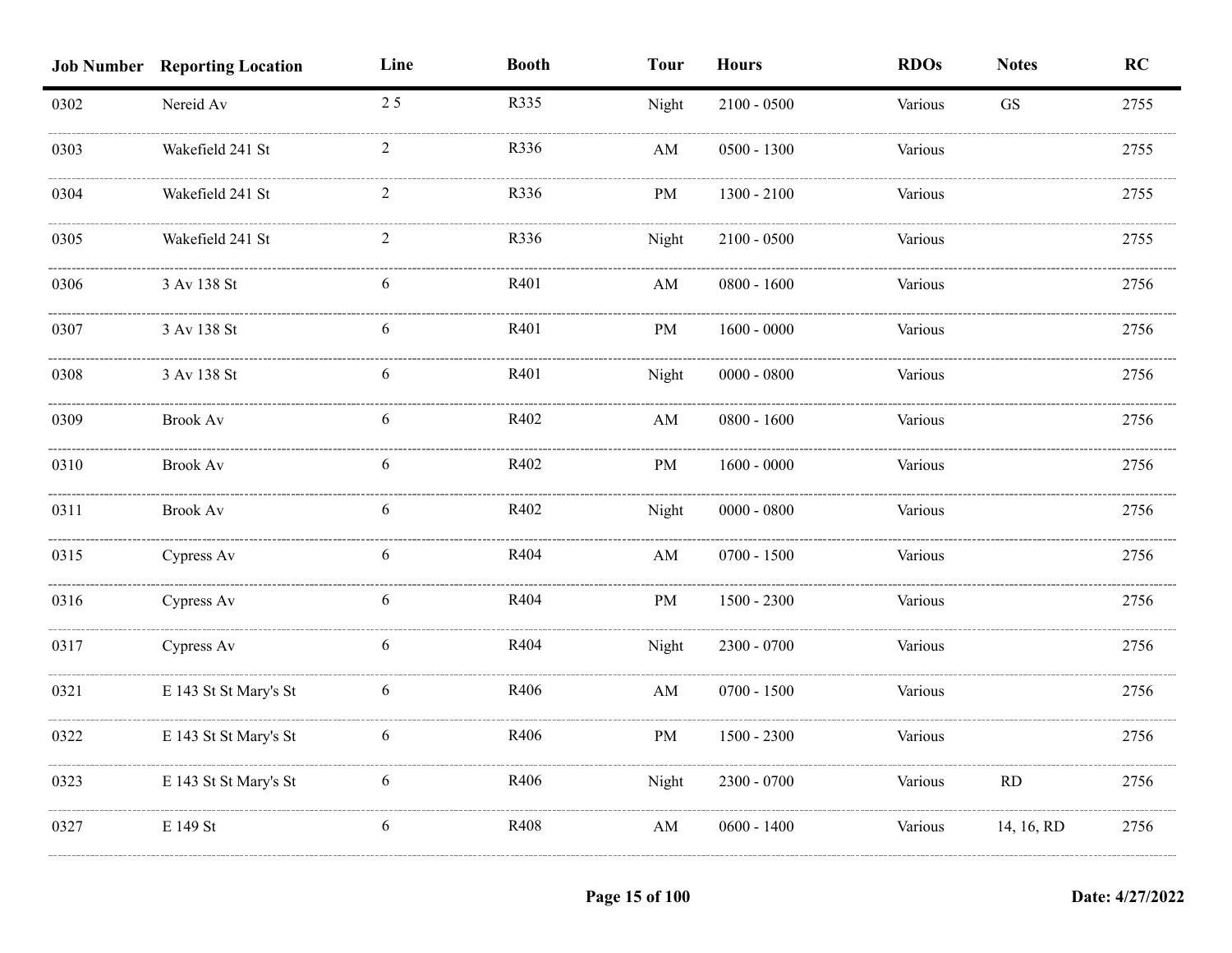| Job Number | Reporting Location | Line | Booth | Tour | Hours | RDOs | Notes | RC |
|---|---|---|---|---|---|---|---|---|
| 0302 | Nereid Av | 2 5 | R335 | Night | 2100 - 0500 | Various | GS | 2755 |
| 0303 | Wakefield 241 St | 2 | R336 | AM | 0500 - 1300 | Various | | 2755 |
| 0304 | Wakefield 241 St | 2 | R336 | PM | 1300 - 2100 | Various | | 2755 |
| 0305 | Wakefield 241 St | 2 | R336 | Night | 2100 - 0500 | Various | | 2755 |
| 0306 | 3 Av 138 St | 6 | R401 | AM | 0800 - 1600 | Various | | 2756 |
| 0307 | 3 Av 138 St | 6 | R401 | PM | 1600 - 0000 | Various | | 2756 |
| 0308 | 3 Av 138 St | 6 | R401 | Night | 0000 - 0800 | Various | | 2756 |
| 0309 | Brook Av | 6 | R402 | AM | 0800 - 1600 | Various | | 2756 |
| 0310 | Brook Av | 6 | R402 | PM | 1600 - 0000 | Various | | 2756 |
| 0311 | Brook Av | 6 | R402 | Night | 0000 - 0800 | Various | | 2756 |
| 0315 | Cypress Av | 6 | R404 | AM | 0700 - 1500 | Various | | 2756 |
| 0316 | Cypress Av | 6 | R404 | PM | 1500 - 2300 | Various | | 2756 |
| 0317 | Cypress Av | 6 | R404 | Night | 2300 - 0700 | Various | | 2756 |
| 0321 | E 143 St St Mary's St | 6 | R406 | AM | 0700 - 1500 | Various | | 2756 |
| 0322 | E 143 St St Mary's St | 6 | R406 | PM | 1500 - 2300 | Various | | 2756 |
| 0323 | E 143 St St Mary's St | 6 | R406 | Night | 2300 - 0700 | Various | RD | 2756 |
| 0327 | E 149 St | 6 | R408 | AM | 0600 - 1400 | Various | 14, 16, RD | 2756 |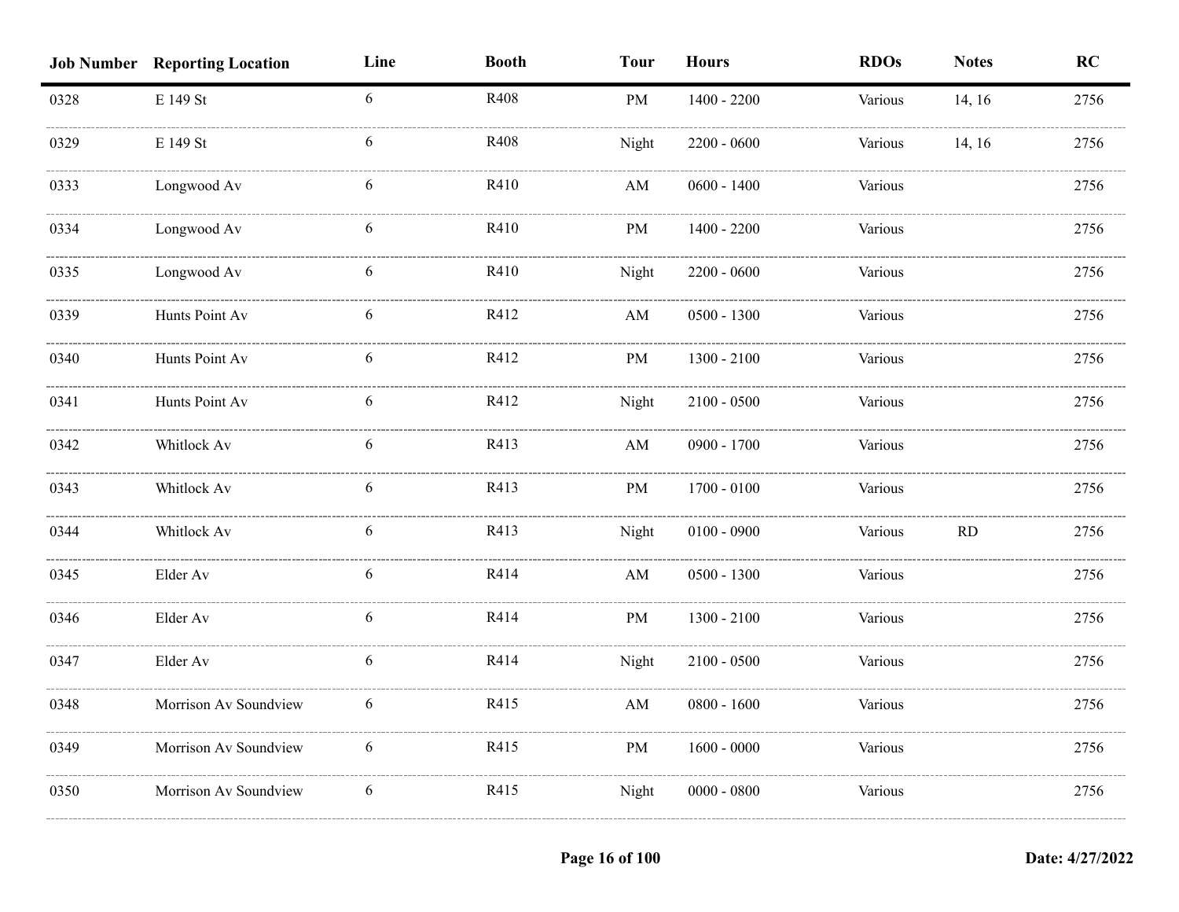| Job Number | Reporting Location | Line | Booth | Tour | Hours | RDOs | Notes | RC |
|---|---|---|---|---|---|---|---|---|
| 0328 | E 149 St | 6 | R408 | PM | 1400 - 2200 | Various | 14, 16 | 2756 |
| 0329 | E 149 St | 6 | R408 | Night | 2200 - 0600 | Various | 14, 16 | 2756 |
| 0333 | Longwood Av | 6 | R410 | AM | 0600 - 1400 | Various | | 2756 |
| 0334 | Longwood Av | 6 | R410 | PM | 1400 - 2200 | Various | | 2756 |
| 0335 | Longwood Av | 6 | R410 | Night | 2200 - 0600 | Various | | 2756 |
| 0339 | Hunts Point Av | 6 | R412 | AM | 0500 - 1300 | Various | | 2756 |
| 0340 | Hunts Point Av | 6 | R412 | PM | 1300 - 2100 | Various | | 2756 |
| 0341 | Hunts Point Av | 6 | R412 | Night | 2100 - 0500 | Various | | 2756 |
| 0342 | Whitlock Av | 6 | R413 | AM | 0900 - 1700 | Various | | 2756 |
| 0343 | Whitlock Av | 6 | R413 | PM | 1700 - 0100 | Various | | 2756 |
| 0344 | Whitlock Av | 6 | R413 | Night | 0100 - 0900 | Various | RD | 2756 |
| 0345 | Elder Av | 6 | R414 | AM | 0500 - 1300 | Various | | 2756 |
| 0346 | Elder Av | 6 | R414 | PM | 1300 - 2100 | Various | | 2756 |
| 0347 | Elder Av | 6 | R414 | Night | 2100 - 0500 | Various | | 2756 |
| 0348 | Morrison Av Soundview | 6 | R415 | AM | 0800 - 1600 | Various | | 2756 |
| 0349 | Morrison Av Soundview | 6 | R415 | PM | 1600 - 0000 | Various | | 2756 |
| 0350 | Morrison Av Soundview | 6 | R415 | Night | 0000 - 0800 | Various | | 2756 |

Date: 4/27/2022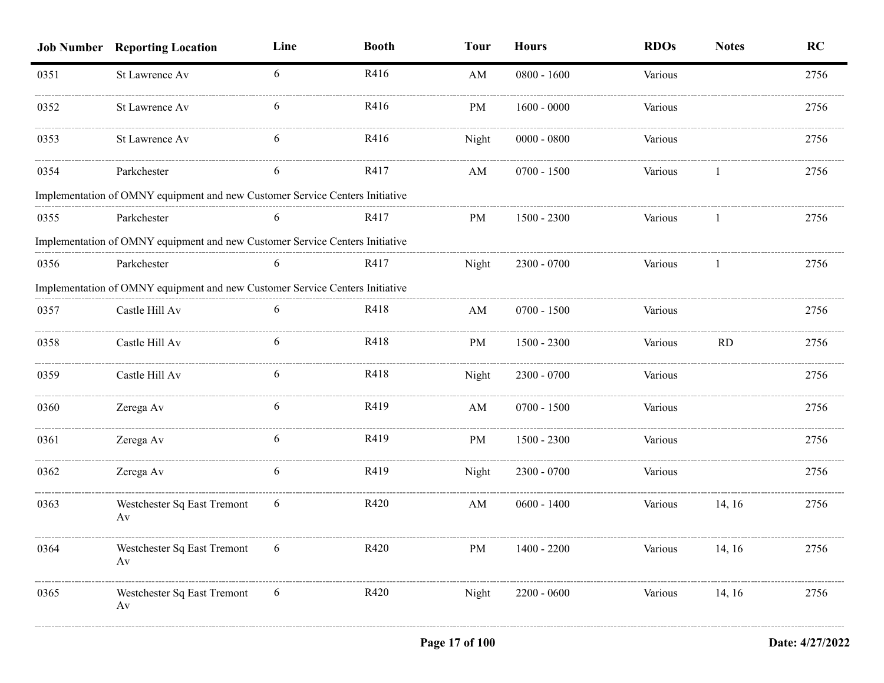| Job Number | Reporting Location | Line | Booth | Tour | Hours | RDOs | Notes | RC |
|---|---|---|---|---|---|---|---|---|
| 0351 | St Lawrence Av | 6 | R416 | AM | 0800 - 1600 | Various | | 2756 |
| 0352 | St Lawrence Av | 6 | R416 | PM | 1600 - 0000 | Various | | 2756 |
| 0353 | St Lawrence Av | 6 | R416 | Night | 0000 - 0800 | Various | | 2756 |
| 0354 | Parkchester | 6 | R417 | AM | 0700 - 1500 | Various | 1 | 2756 |
| Implementation of OMNY equipment and new Customer Service Centers Initiative | | | | | | | | |
| 0355 | Parkchester | 6 | R417 | PM | 1500 - 2300 | Various | 1 | 2756 |
| Implementation of OMNY equipment and new Customer Service Centers Initiative | | | | | | | | |
| 0356 | Parkchester | 6 | R417 | Night | 2300 - 0700 | Various | 1 | 2756 |
| Implementation of OMNY equipment and new Customer Service Centers Initiative | | | | | | | | |
| 0357 | Castle Hill Av | 6 | R418 | AM | 0700 - 1500 | Various | | 2756 |
| 0358 | Castle Hill Av | 6 | R418 | PM | 1500 - 2300 | Various | RD | 2756 |
| 0359 | Castle Hill Av | 6 | R418 | Night | 2300 - 0700 | Various | | 2756 |
| 0360 | Zerega Av | 6 | R419 | AM | 0700 - 1500 | Various | | 2756 |
| 0361 | Zerega Av | 6 | R419 | PM | 1500 - 2300 | Various | | 2756 |
| 0362 | Zerega Av | 6 | R419 | Night | 2300 - 0700 | Various | | 2756 |
| 0363 | Westchester Sq East Tremont Av | 6 | R420 | AM | 0600 - 1400 | Various | 14, 16 | 2756 |
| 0364 | Westchester Sq East Tremont Av | 6 | R420 | PM | 1400 - 2200 | Various | 14, 16 | 2756 |
| 0365 | Westchester Sq East Tremont Av | 6 | R420 | Night | 2200 - 0600 | Various | 14, 16 | 2756 |

Date: 4/27/2022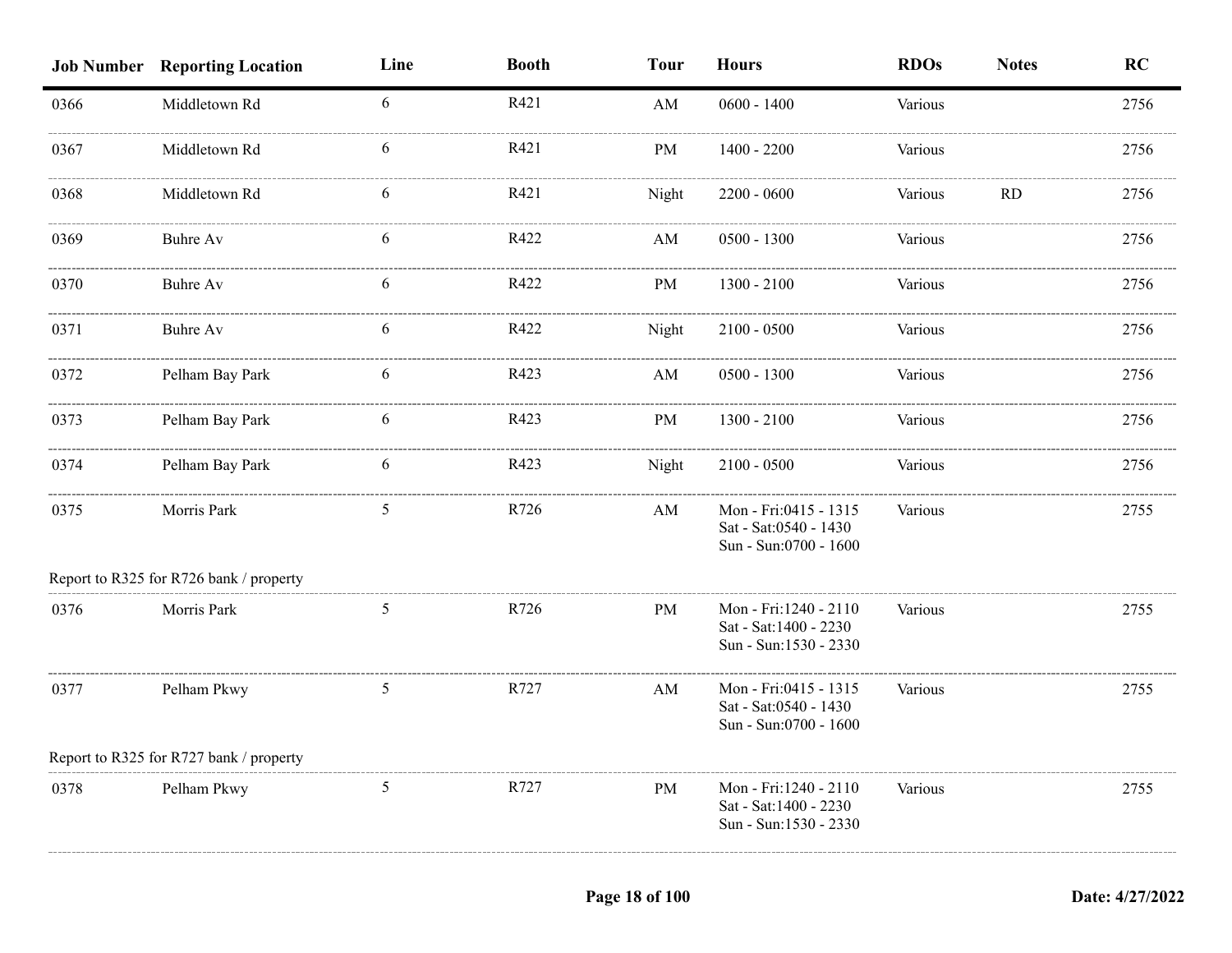| Job Number | Reporting Location | Line | Booth | Tour | Hours | RDOs | Notes | RC |
|---|---|---|---|---|---|---|---|---|
| 0366 | Middletown Rd | 6 | R421 | AM | 0600 - 1400 | Various | | 2756 |
| 0367 | Middletown Rd | 6 | R421 | PM | 1400 - 2200 | Various | | 2756 |
| 0368 | Middletown Rd | 6 | R421 | Night | 2200 - 0600 | Various | RD | 2756 |
| 0369 | Buhre Av | 6 | R422 | AM | 0500 - 1300 | Various | | 2756 |
| 0370 | Buhre Av | 6 | R422 | PM | 1300 - 2100 | Various | | 2756 |
| 0371 | Buhre Av | 6 | R422 | Night | 2100 - 0500 | Various | | 2756 |
| 0372 | Pelham Bay Park | 6 | R423 | AM | 0500 - 1300 | Various | | 2756 |
| 0373 | Pelham Bay Park | 6 | R423 | PM | 1300 - 2100 | Various | | 2756 |
| 0374 | Pelham Bay Park | 6 | R423 | Night | 2100 - 0500 | Various | | 2756 |
| 0375 | Morris Park | 5 | R726 | AM | Mon - Fri:0415 - 1315<br>Sat - Sat:0540 - 1430<br>Sun - Sun:0700 - 1600 | Various | | 2755 |
| Report to R325 for R726 bank / property | | | | | | | | |
| 0376 | Morris Park | 5 | R726 | PM | Mon - Fri:1240 - 2110<br>Sat - Sat:1400 - 2230<br>Sun - Sun:1530 - 2330 | Various | | 2755 |
| 0377 | Pelham Pkwy | 5 | R727 | AM | Mon - Fri:0415 - 1315<br>Sat - Sat:0540 - 1430<br>Sun - Sun:0700 - 1600 | Various | | 2755 |
| Report to R325 for R727 bank / property | | | | | | | | |
| 0378 | Pelham Pkwy | 5 | R727 | PM | Mon - Fri:1240 - 2110<br>Sat - Sat:1400 - 2230<br>Sun - Sun:1530 - 2330 | Various | | 2755 |

Date: 4/27/2022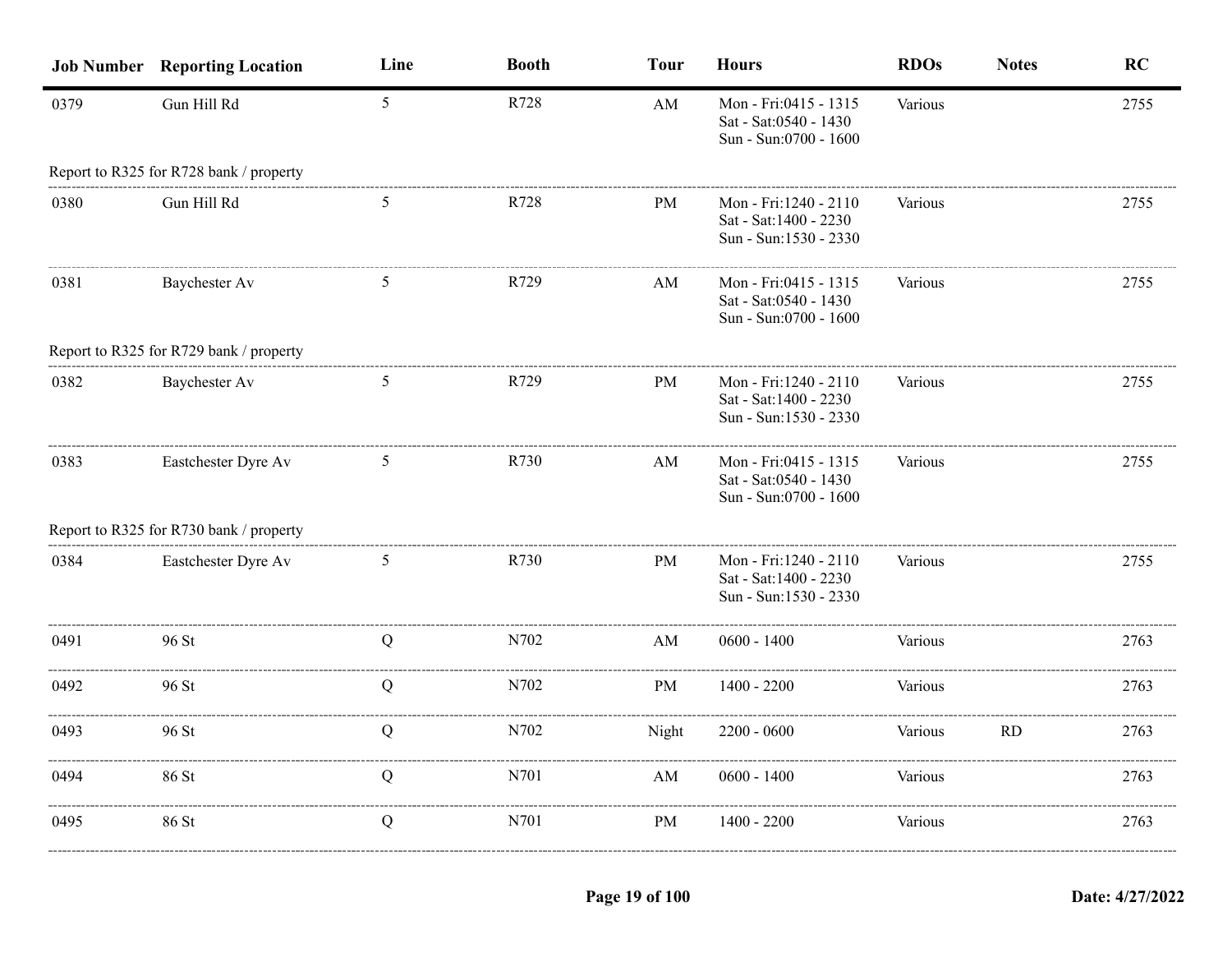| Job Number | Reporting Location | Line | Booth | Tour | Hours | RDOs | Notes | RC |
|---|---|---|---|---|---|---|---|---|
| 0379 | Gun Hill Rd | 5 | R728 | AM | Mon - Fri:0415 - 1315<br>Sat - Sat:0540 - 1430<br>Sun - Sun:0700 - 1600 | Various | | 2755 |
| Report to R325 for R728 bank / property | | | | | | | | |
| 0380 | Gun Hill Rd | 5 | R728 | PM | Mon - Fri:1240 - 2110<br>Sat - Sat:1400 - 2230<br>Sun - Sun:1530 - 2330 | Various | | 2755 |
| 0381 | Baychester Av | 5 | R729 | AM | Mon - Fri:0415 - 1315<br>Sat - Sat:0540 - 1430<br>Sun - Sun:0700 - 1600 | Various | | 2755 |
| Report to R325 for R729 bank / property | | | | | | | | |
| 0382 | Baychester Av | 5 | R729 | PM | Mon - Fri:1240 - 2110<br>Sat - Sat:1400 - 2230<br>Sun - Sun:1530 - 2330 | Various | | 2755 |
| 0383 | Eastchester Dyre Av | 5 | R730 | AM | Mon - Fri:0415 - 1315<br>Sat - Sat:0540 - 1430<br>Sun - Sun:0700 - 1600 | Various | | 2755 |
| Report to R325 for R730 bank / property | | | | | | | | |
| 0384 | Eastchester Dyre Av | 5 | R730 | PM | Mon - Fri:1240 - 2110<br>Sat - Sat:1400 - 2230<br>Sun - Sun:1530 - 2330 | Various | | 2755 |
| 0491 | 96 St | Q | N702 | AM | 0600 - 1400 | Various | | 2763 |
| 0492 | 96 St | Q | N702 | PM | 1400 - 2200 | Various | | 2763 |
| 0493 | 96 St | Q | N702 | Night | 2200 - 0600 | Various | RD | 2763 |
| 0494 | 86 St | Q | N701 | AM | 0600 - 1400 | Various | | 2763 |
| 0495 | 86 St | Q | N701 | PM | 1400 - 2200 | Various | | 2763 |

Date: 4/27/2022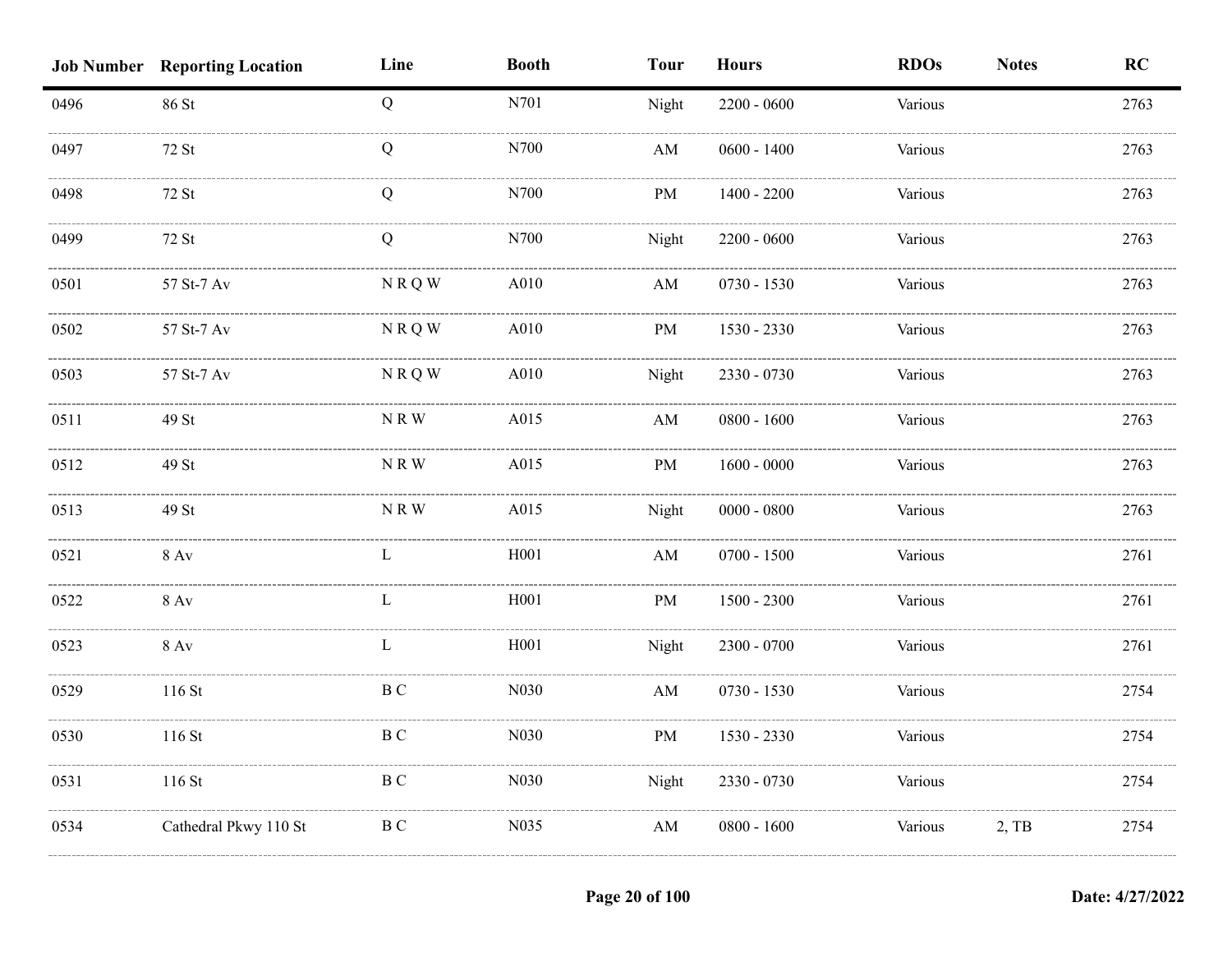| Job Number | Reporting Location | Line | Booth | Tour | Hours | RDOs | Notes | RC |
|---|---|---|---|---|---|---|---|---|
| 0496 | 86 St | Q | N701 | Night | 2200 - 0600 | Various | | 2763 |
| 0497 | 72 St | Q | N700 | AM | 0600 - 1400 | Various | | 2763 |
| 0498 | 72 St | Q | N700 | PM | 1400 - 2200 | Various | | 2763 |
| 0499 | 72 St | Q | N700 | Night | 2200 - 0600 | Various | | 2763 |
| 0501 | 57 St-7 Av | N R Q W | A010 | AM | 0730 - 1530 | Various | | 2763 |
| 0502 | 57 St-7 Av | N R Q W | A010 | PM | 1530 - 2330 | Various | | 2763 |
| 0503 | 57 St-7 Av | N R Q W | A010 | Night | 2330 - 0730 | Various | | 2763 |
| 0511 | 49 St | N R W | A015 | AM | 0800 - 1600 | Various | | 2763 |
| 0512 | 49 St | N R W | A015 | PM | 1600 - 0000 | Various | | 2763 |
| 0513 | 49 St | N R W | A015 | Night | 0000 - 0800 | Various | | 2763 |
| 0521 | 8 Av | L | H001 | AM | 0700 - 1500 | Various | | 2761 |
| 0522 | 8 Av | L | H001 | PM | 1500 - 2300 | Various | | 2761 |
| 0523 | 8 Av | L | H001 | Night | 2300 - 0700 | Various | | 2761 |
| 0529 | 116 St | B C | N030 | AM | 0730 - 1530 | Various | | 2754 |
| 0530 | 116 St | B C | N030 | PM | 1530 - 2330 | Various | | 2754 |
| 0531 | 116 St | B C | N030 | Night | 2330 - 0730 | Various | | 2754 |
| 0534 | Cathedral Pkwy 110 St | B C | N035 | AM | 0800 - 1600 | Various | 2, TB | 2754 |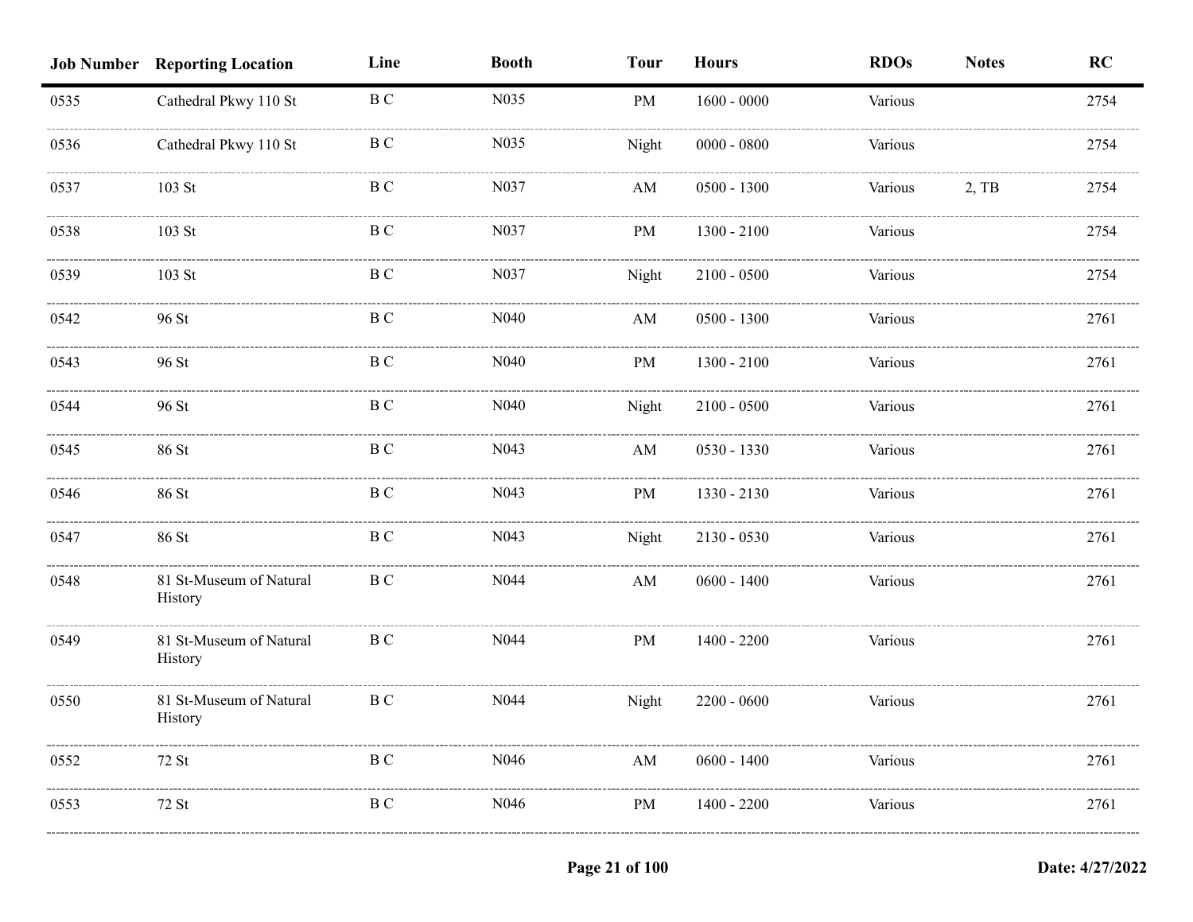| Job Number | Reporting Location | Line | Booth | Tour | Hours | RDOs | Notes | RC |
|---|---|---|---|---|---|---|---|---|
| 0535 | Cathedral Pkwy 110 St | B C | N035 | PM | 1600 - 0000 | Various | | 2754 |
| 0536 | Cathedral Pkwy 110 St | B C | N035 | Night | 0000 - 0800 | Various | | 2754 |
| 0537 | 103 St | B C | N037 | AM | 0500 - 1300 | Various | 2, TB | 2754 |
| 0538 | 103 St | B C | N037 | PM | 1300 - 2100 | Various | | 2754 |
| 0539 | 103 St | B C | N037 | Night | 2100 - 0500 | Various | | 2754 |
| 0542 | 96 St | B C | N040 | AM | 0500 - 1300 | Various | | 2761 |
| 0543 | 96 St | B C | N040 | PM | 1300 - 2100 | Various | | 2761 |
| 0544 | 96 St | B C | N040 | Night | 2100 - 0500 | Various | | 2761 |
| 0545 | 86 St | B C | N043 | AM | 0530 - 1330 | Various | | 2761 |
| 0546 | 86 St | B C | N043 | PM | 1330 - 2130 | Various | | 2761 |
| 0547 | 86 St | B C | N043 | Night | 2130 - 0530 | Various | | 2761 |
| 0548 | 81 St-Museum of Natural History | B C | N044 | AM | 0600 - 1400 | Various | | 2761 |
| 0549 | 81 St-Museum of Natural History | B C | N044 | PM | 1400 - 2200 | Various | | 2761 |
| 0550 | 81 St-Museum of Natural History | B C | N044 | Night | 2200 - 0600 | Various | | 2761 |
| 0552 | 72 St | B C | N046 | AM | 0600 - 1400 | Various | | 2761 |
| 0553 | 72 St | B C | N046 | PM | 1400 - 2200 | Various | | 2761 |

Date: 4/27/2022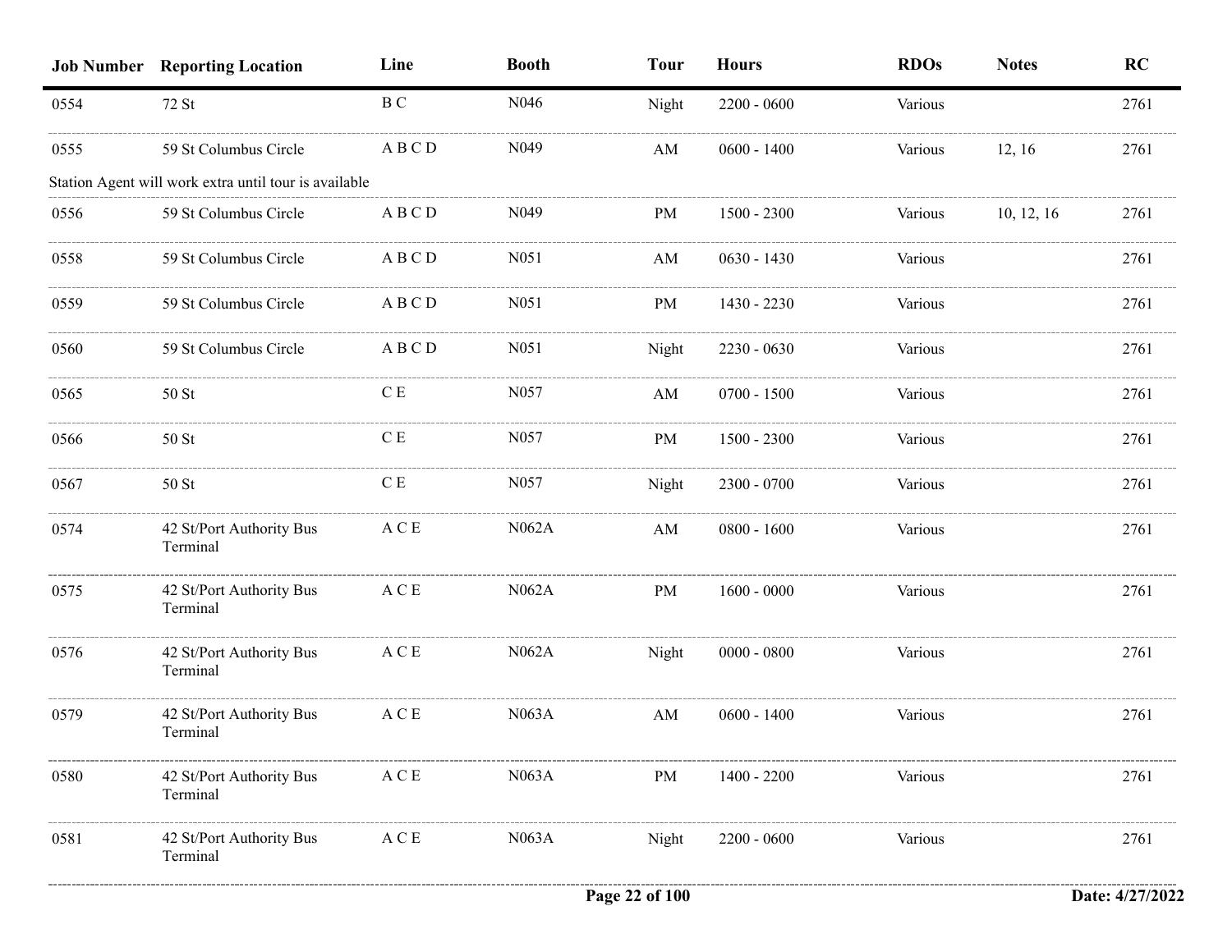| Job Number | Reporting Location | Line | Booth | Tour | Hours | RDOs | Notes | RC |
|---|---|---|---|---|---|---|---|---|
| 0554 | 72 St | B C | N046 | Night | 2200 - 0600 | Various | | 2761 |
| 0555 | 59 St Columbus Circle | A B C D | N049 | AM | 0600 - 1400 | Various | 12, 16 | 2761 |
| Station Agent will work extra until tour is available | | | | | | | | |
| 0556 | 59 St Columbus Circle | A B C D | N049 | PM | 1500 - 2300 | Various | 10, 12, 16 | 2761 |
| 0558 | 59 St Columbus Circle | A B C D | N051 | AM | 0630 - 1430 | Various | | 2761 |
| 0559 | 59 St Columbus Circle | A B C D | N051 | PM | 1430 - 2230 | Various | | 2761 |
| 0560 | 59 St Columbus Circle | A B C D | N051 | Night | 2230 - 0630 | Various | | 2761 |
| 0565 | 50 St | C E | N057 | AM | 0700 - 1500 | Various | | 2761 |
| 0566 | 50 St | C E | N057 | PM | 1500 - 2300 | Various | | 2761 |
| 0567 | 50 St | C E | N057 | Night | 2300 - 0700 | Various | | 2761 |
| 0574 | 42 St/Port Authority Bus Terminal | A C E | N062A | AM | 0800 - 1600 | Various | | 2761 |
| 0575 | 42 St/Port Authority Bus Terminal | A C E | N062A | PM | 1600 - 0000 | Various | | 2761 |
| 0576 | 42 St/Port Authority Bus Terminal | A C E | N062A | Night | 0000 - 0800 | Various | | 2761 |
| 0579 | 42 St/Port Authority Bus Terminal | A C E | N063A | AM | 0600 - 1400 | Various | | 2761 |
| 0580 | 42 St/Port Authority Bus Terminal | A C E | N063A | PM | 1400 - 2200 | Various | | 2761 |
| 0581 | 42 St/Port Authority Bus Terminal | A C E | N063A | Night | 2200 - 0600 | Various | | 2761 |

Date: 4/27/2022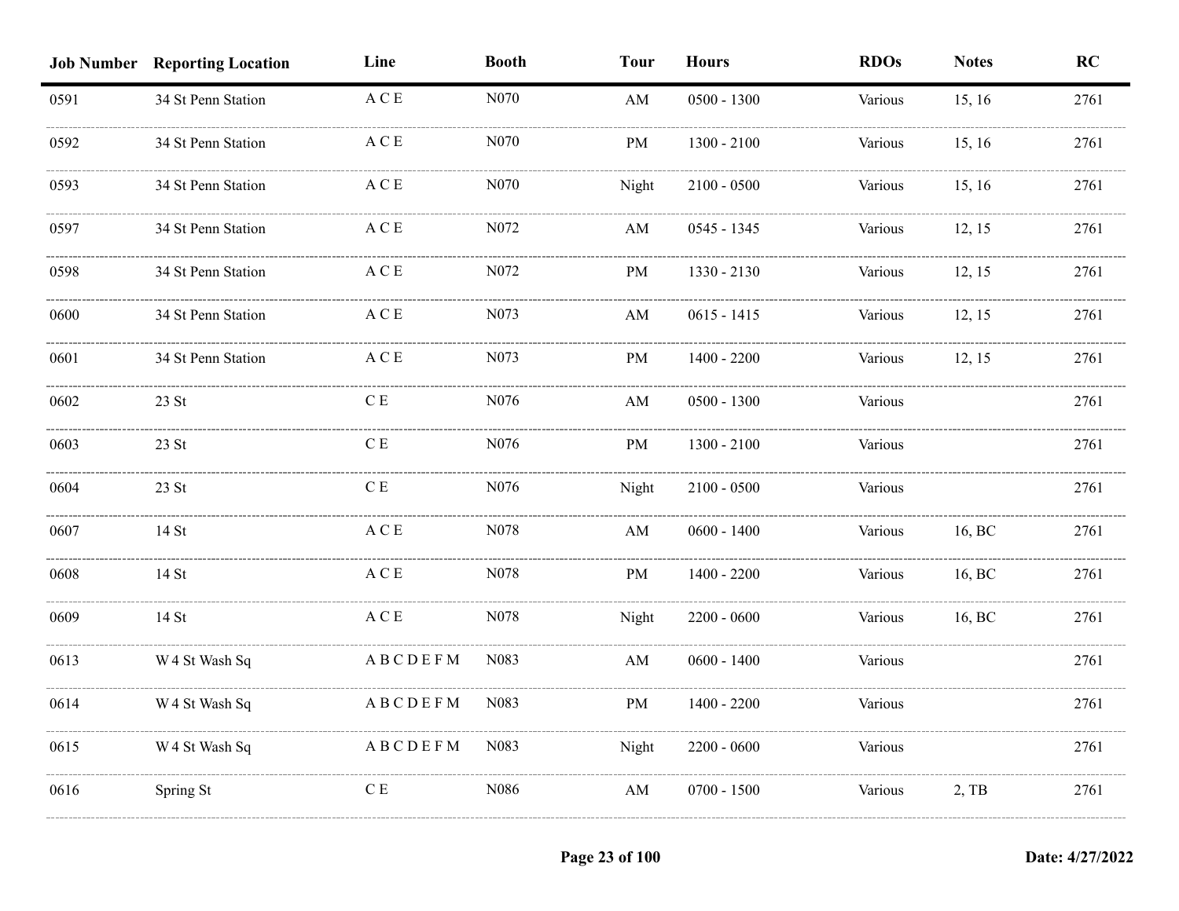| Job Number | Reporting Location | Line | Booth | Tour | Hours | RDOs | Notes | RC |
|---|---|---|---|---|---|---|---|---|
| 0591 | 34 St Penn Station | A C E | N070 | AM | 0500 - 1300 | Various | 15, 16 | 2761 |
| 0592 | 34 St Penn Station | A C E | N070 | PM | 1300 - 2100 | Various | 15, 16 | 2761 |
| 0593 | 34 St Penn Station | A C E | N070 | Night | 2100 - 0500 | Various | 15, 16 | 2761 |
| 0597 | 34 St Penn Station | A C E | N072 | AM | 0545 - 1345 | Various | 12, 15 | 2761 |
| 0598 | 34 St Penn Station | A C E | N072 | PM | 1330 - 2130 | Various | 12, 15 | 2761 |
| 0600 | 34 St Penn Station | A C E | N073 | AM | 0615 - 1415 | Various | 12, 15 | 2761 |
| 0601 | 34 St Penn Station | A C E | N073 | PM | 1400 - 2200 | Various | 12, 15 | 2761 |
| 0602 | 23 St | C E | N076 | AM | 0500 - 1300 | Various | | 2761 |
| 0603 | 23 St | C E | N076 | PM | 1300 - 2100 | Various | | 2761 |
| 0604 | 23 St | C E | N076 | Night | 2100 - 0500 | Various | | 2761 |
| 0607 | 14 St | A C E | N078 | AM | 0600 - 1400 | Various | 16, BC | 2761 |
| 0608 | 14 St | A C E | N078 | PM | 1400 - 2200 | Various | 16, BC | 2761 |
| 0609 | 14 St | A C E | N078 | Night | 2200 - 0600 | Various | 16, BC | 2761 |
| 0613 | W 4 St Wash Sq | A B C D E F M | N083 | AM | 0600 - 1400 | Various | | 2761 |
| 0614 | W 4 St Wash Sq | A B C D E F M | N083 | PM | 1400 - 2200 | Various | | 2761 |
| 0615 | W 4 St Wash Sq | A B C D E F M | N083 | Night | 2200 - 0600 | Various | | 2761 |
| 0616 | Spring St | C E | N086 | AM | 0700 - 1500 | Various | 2, TB | 2761 |

Date: 4/27/2022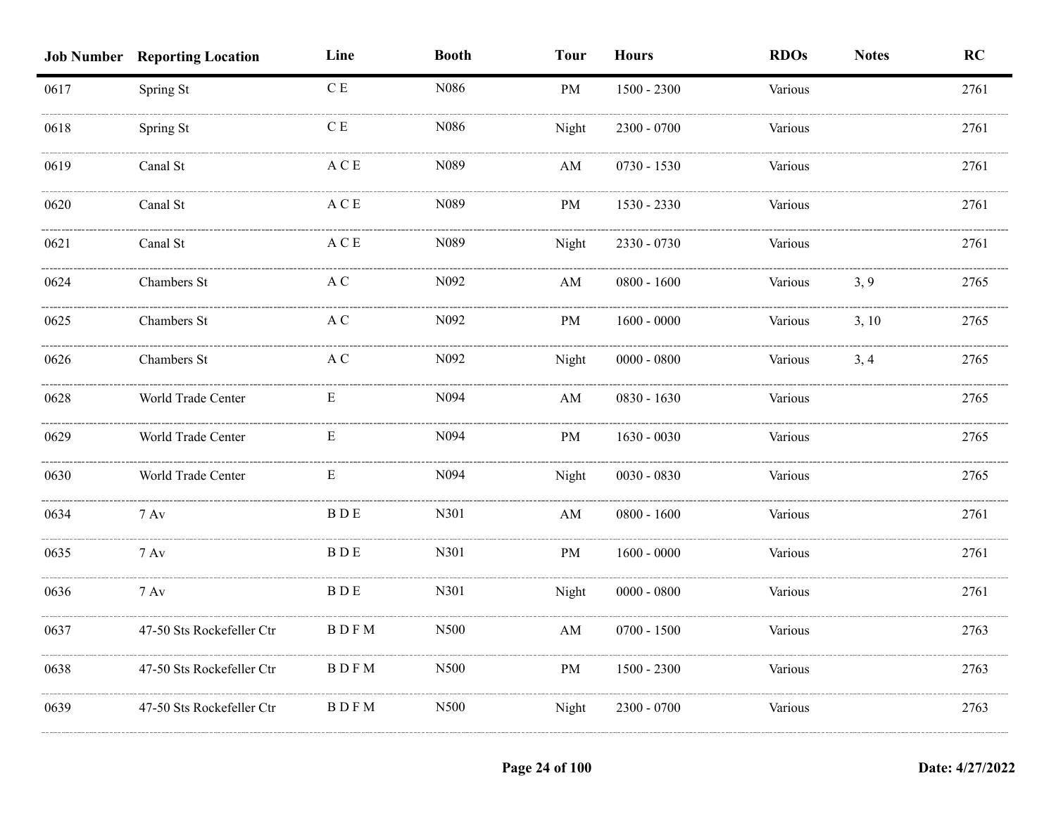| Job Number | Reporting Location | Line | Booth | Tour | Hours | RDOs | Notes | RC |
|---|---|---|---|---|---|---|---|---|
| 0617 | Spring St | C E | N086 | PM | 1500 - 2300 | Various | | 2761 |
| 0618 | Spring St | C E | N086 | Night | 2300 - 0700 | Various | | 2761 |
| 0619 | Canal St | A C E | N089 | AM | 0730 - 1530 | Various | | 2761 |
| 0620 | Canal St | A C E | N089 | PM | 1530 - 2330 | Various | | 2761 |
| 0621 | Canal St | A C E | N089 | Night | 2330 - 0730 | Various | | 2761 |
| 0624 | Chambers St | A C | N092 | AM | 0800 - 1600 | Various | 3, 9 | 2765 |
| 0625 | Chambers St | A C | N092 | PM | 1600 - 0000 | Various | 3, 10 | 2765 |
| 0626 | Chambers St | A C | N092 | Night | 0000 - 0800 | Various | 3, 4 | 2765 |
| 0628 | World Trade Center | E | N094 | AM | 0830 - 1630 | Various | | 2765 |
| 0629 | World Trade Center | E | N094 | PM | 1630 - 0030 | Various | | 2765 |
| 0630 | World Trade Center | E | N094 | Night | 0030 - 0830 | Various | | 2765 |
| 0634 | 7 Av | B D E | N301 | AM | 0800 - 1600 | Various | | 2761 |
| 0635 | 7 Av | B D E | N301 | PM | 1600 - 0000 | Various | | 2761 |
| 0636 | 7 Av | B D E | N301 | Night | 0000 - 0800 | Various | | 2761 |
| 0637 | 47-50 Sts Rockefeller Ctr | B D F M | N500 | AM | 0700 - 1500 | Various | | 2763 |
| 0638 | 47-50 Sts Rockefeller Ctr | B D F M | N500 | PM | 1500 - 2300 | Various | | 2763 |
| 0639 | 47-50 Sts Rockefeller Ctr | B D F M | N500 | Night | 2300 - 0700 | Various | | 2763 |

Date: 4/27/2022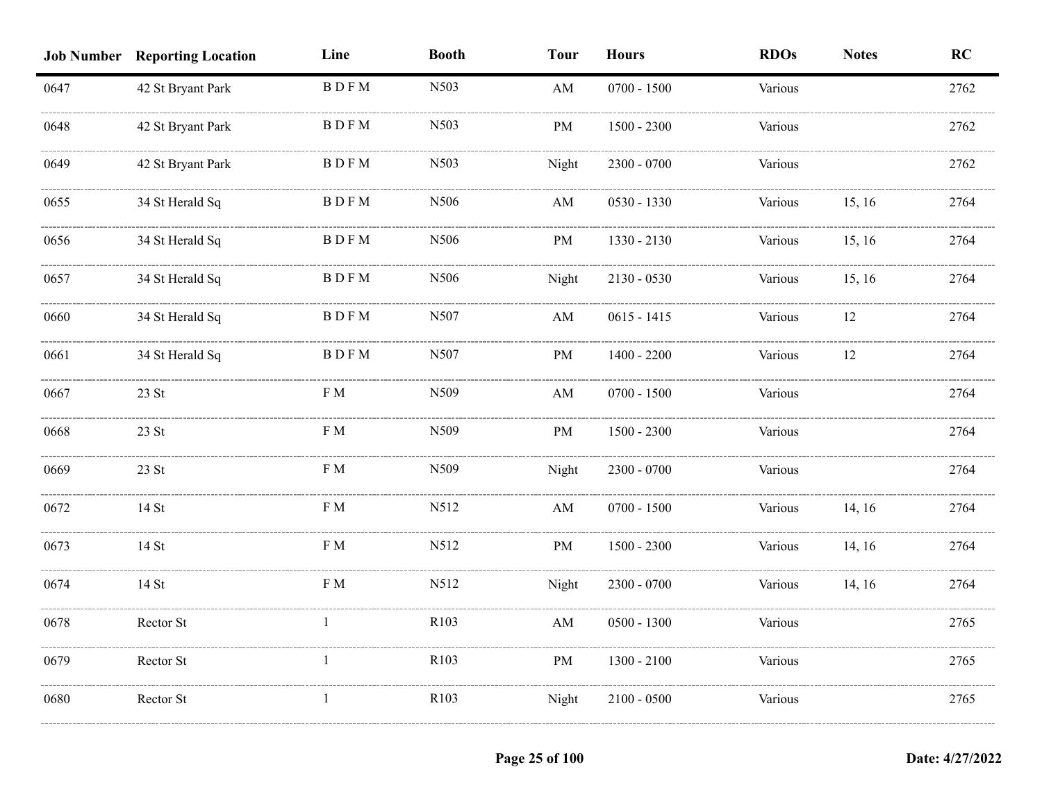| Job Number | Reporting Location | Line | Booth | Tour | Hours | RDOs | Notes | RC |
|---|---|---|---|---|---|---|---|---|
| 0647 | 42 St Bryant Park | B D F M | N503 | AM | 0700 - 1500 | Various | | 2762 |
| 0648 | 42 St Bryant Park | B D F M | N503 | PM | 1500 - 2300 | Various | | 2762 |
| 0649 | 42 St Bryant Park | B D F M | N503 | Night | 2300 - 0700 | Various | | 2762 |
| 0655 | 34 St Herald Sq | B D F M | N506 | AM | 0530 - 1330 | Various | 15, 16 | 2764 |
| 0656 | 34 St Herald Sq | B D F M | N506 | PM | 1330 - 2130 | Various | 15, 16 | 2764 |
| 0657 | 34 St Herald Sq | B D F M | N506 | Night | 2130 - 0530 | Various | 15, 16 | 2764 |
| 0660 | 34 St Herald Sq | B D F M | N507 | AM | 0615 - 1415 | Various | 12 | 2764 |
| 0661 | 34 St Herald Sq | B D F M | N507 | PM | 1400 - 2200 | Various | 12 | 2764 |
| 0667 | 23 St | F M | N509 | AM | 0700 - 1500 | Various | | 2764 |
| 0668 | 23 St | F M | N509 | PM | 1500 - 2300 | Various | | 2764 |
| 0669 | 23 St | F M | N509 | Night | 2300 - 0700 | Various | | 2764 |
| 0672 | 14 St | F M | N512 | AM | 0700 - 1500 | Various | 14, 16 | 2764 |
| 0673 | 14 St | F M | N512 | PM | 1500 - 2300 | Various | 14, 16 | 2764 |
| 0674 | 14 St | F M | N512 | Night | 2300 - 0700 | Various | 14, 16 | 2764 |
| 0678 | Rector St | 1 | R103 | AM | 0500 - 1300 | Various | | 2765 |
| 0679 | Rector St | 1 | R103 | PM | 1300 - 2100 | Various | | 2765 |
| 0680 | Rector St | 1 | R103 | Night | 2100 - 0500 | Various | | 2765 |

Date: 4/27/2022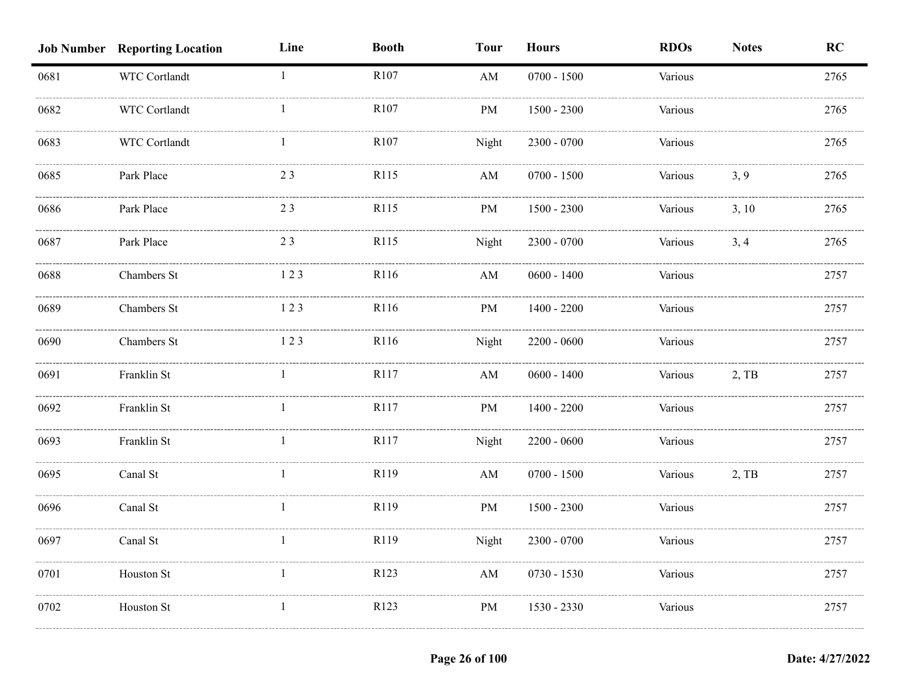| Job Number | Reporting Location | Line | Booth | Tour | Hours | RDOs | Notes | RC |
|---|---|---|---|---|---|---|---|---|
| 0681 | WTC Cortlandt | 1 | R107 | AM | 0700 - 1500 | Various | | 2765 |
| 0682 | WTC Cortlandt | 1 | R107 | PM | 1500 - 2300 | Various | | 2765 |
| 0683 | WTC Cortlandt | 1 | R107 | Night | 2300 - 0700 | Various | | 2765 |
| 0685 | Park Place | 2 3 | R115 | AM | 0700 - 1500 | Various | 3, 9 | 2765 |
| 0686 | Park Place | 2 3 | R115 | PM | 1500 - 2300 | Various | 3, 10 | 2765 |
| 0687 | Park Place | 2 3 | R115 | Night | 2300 - 0700 | Various | 3, 4 | 2765 |
| 0688 | Chambers St | 1 2 3 | R116 | AM | 0600 - 1400 | Various | | 2757 |
| 0689 | Chambers St | 1 2 3 | R116 | PM | 1400 - 2200 | Various | | 2757 |
| 0690 | Chambers St | 1 2 3 | R116 | Night | 2200 - 0600 | Various | | 2757 |
| 0691 | Franklin St | 1 | R117 | AM | 0600 - 1400 | Various | 2, TB | 2757 |
| 0692 | Franklin St | 1 | R117 | PM | 1400 - 2200 | Various | | 2757 |
| 0693 | Franklin St | 1 | R117 | Night | 2200 - 0600 | Various | | 2757 |
| 0695 | Canal St | 1 | R119 | AM | 0700 - 1500 | Various | 2, TB | 2757 |
| 0696 | Canal St | 1 | R119 | PM | 1500 - 2300 | Various | | 2757 |
| 0697 | Canal St | 1 | R119 | Night | 2300 - 0700 | Various | | 2757 |
| 0701 | Houston St | 1 | R123 | AM | 0730 - 1530 | Various | | 2757 |
| 0702 | Houston St | 1 | R123 | PM | 1530 - 2330 | Various | | 2757 |

Date: 4/27/2022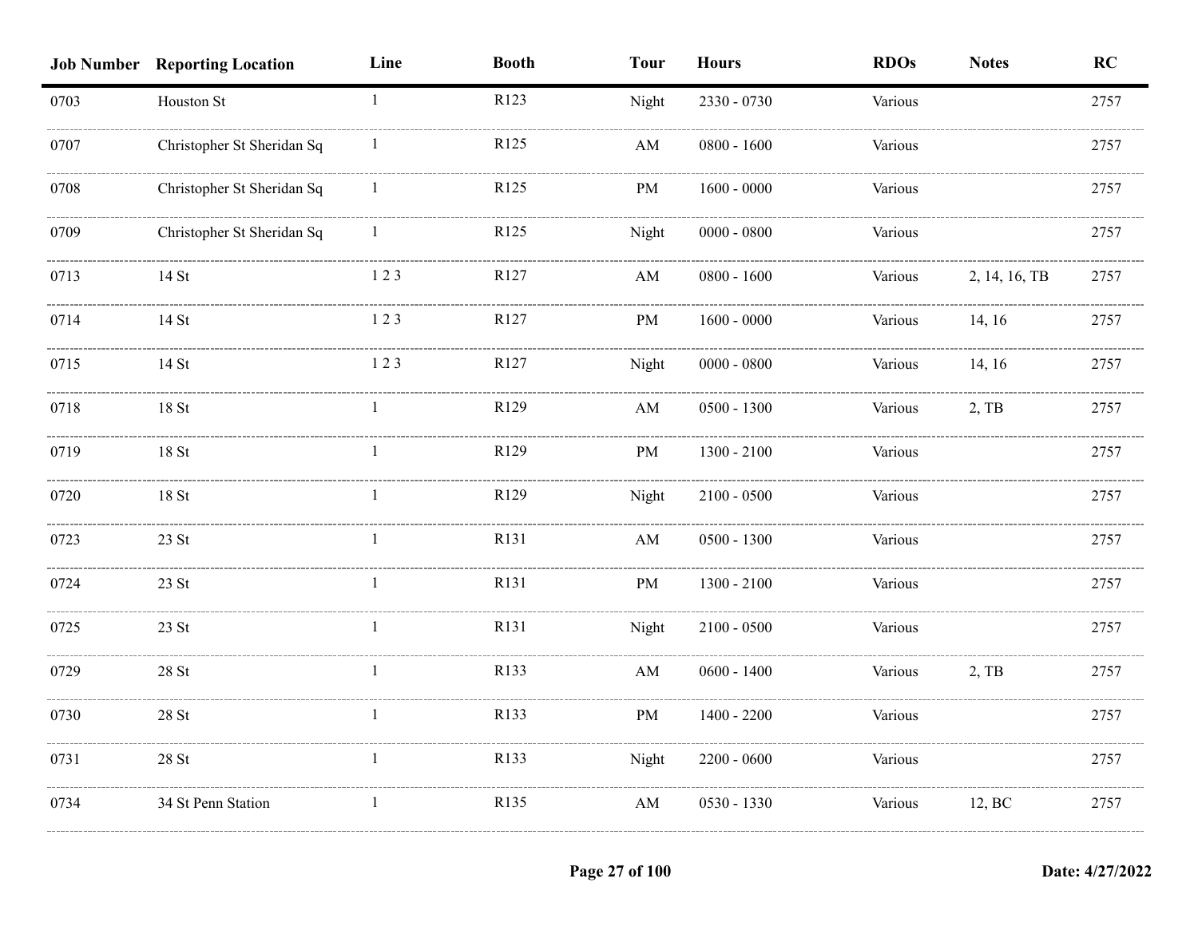| Job Number | Reporting Location | Line | Booth | Tour | Hours | RDOs | Notes | RC |
|---|---|---|---|---|---|---|---|---|
| 0703 | Houston St | 1 | R123 | Night | 2330 - 0730 | Various | | 2757 |
| 0707 | Christopher St Sheridan Sq | 1 | R125 | AM | 0800 - 1600 | Various | | 2757 |
| 0708 | Christopher St Sheridan Sq | 1 | R125 | PM | 1600 - 0000 | Various | | 2757 |
| 0709 | Christopher St Sheridan Sq | 1 | R125 | Night | 0000 - 0800 | Various | | 2757 |
| 0713 | 14 St | 1 2 3 | R127 | AM | 0800 - 1600 | Various | 2, 14, 16, TB | 2757 |
| 0714 | 14 St | 1 2 3 | R127 | PM | 1600 - 0000 | Various | 14, 16 | 2757 |
| 0715 | 14 St | 1 2 3 | R127 | Night | 0000 - 0800 | Various | 14, 16 | 2757 |
| 0718 | 18 St | 1 | R129 | AM | 0500 - 1300 | Various | 2, TB | 2757 |
| 0719 | 18 St | 1 | R129 | PM | 1300 - 2100 | Various | | 2757 |
| 0720 | 18 St | 1 | R129 | Night | 2100 - 0500 | Various | | 2757 |
| 0723 | 23 St | 1 | R131 | AM | 0500 - 1300 | Various | | 2757 |
| 0724 | 23 St | 1 | R131 | PM | 1300 - 2100 | Various | | 2757 |
| 0725 | 23 St | 1 | R131 | Night | 2100 - 0500 | Various | | 2757 |
| 0729 | 28 St | 1 | R133 | AM | 0600 - 1400 | Various | 2, TB | 2757 |
| 0730 | 28 St | 1 | R133 | PM | 1400 - 2200 | Various | | 2757 |
| 0731 | 28 St | 1 | R133 | Night | 2200 - 0600 | Various | | 2757 |
| 0734 | 34 St Penn Station | 1 | R135 | AM | 0530 - 1330 | Various | 12, BC | 2757 |

Date: 4/27/2022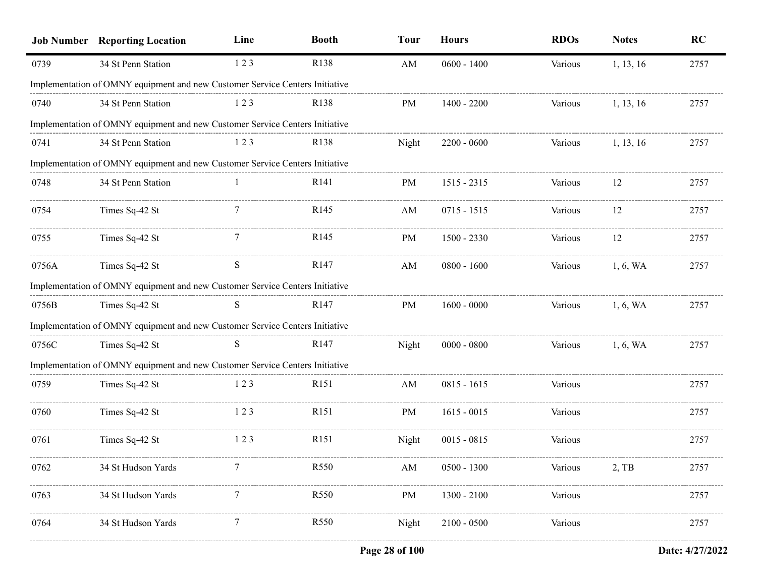| Job Number | Reporting Location | Line | Booth | Tour | Hours | RDOs | Notes | RC |
|---|---|---|---|---|---|---|---|---|
| 0739 | 34 St Penn Station | 1 2 3 | R138 | AM | 0600 - 1400 | Various | 1, 13, 16 | 2757 |
| Implementation of OMNY equipment and new Customer Service Centers Initiative | | | | | | | | |
| 0740 | 34 St Penn Station | 1 2 3 | R138 | PM | 1400 - 2200 | Various | 1, 13, 16 | 2757 |
| Implementation of OMNY equipment and new Customer Service Centers Initiative | | | | | | | | |
| 0741 | 34 St Penn Station | 1 2 3 | R138 | Night | 2200 - 0600 | Various | 1, 13, 16 | 2757 |
| Implementation of OMNY equipment and new Customer Service Centers Initiative | | | | | | | | |
| 0748 | 34 St Penn Station | 1 | R141 | PM | 1515 - 2315 | Various | 12 | 2757 |
| 0754 | Times Sq-42 St | 7 | R145 | AM | 0715 - 1515 | Various | 12 | 2757 |
| 0755 | Times Sq-42 St | 7 | R145 | PM | 1500 - 2330 | Various | 12 | 2757 |
| 0756A | Times Sq-42 St | S | R147 | AM | 0800 - 1600 | Various | 1, 6, WA | 2757 |
| Implementation of OMNY equipment and new Customer Service Centers Initiative | | | | | | | | |
| 0756B | Times Sq-42 St | S | R147 | PM | 1600 - 0000 | Various | 1, 6, WA | 2757 |
| Implementation of OMNY equipment and new Customer Service Centers Initiative | | | | | | | | |
| 0756C | Times Sq-42 St | S | R147 | Night | 0000 - 0800 | Various | 1, 6, WA | 2757 |
| Implementation of OMNY equipment and new Customer Service Centers Initiative | | | | | | | | |
| 0759 | Times Sq-42 St | 1 2 3 | R151 | AM | 0815 - 1615 | Various | | 2757 |
| 0760 | Times Sq-42 St | 1 2 3 | R151 | PM | 1615 - 0015 | Various | | 2757 |
| 0761 | Times Sq-42 St | 1 2 3 | R151 | Night | 0015 - 0815 | Various | | 2757 |
| 0762 | 34 St Hudson Yards | 7 | R550 | AM | 0500 - 1300 | Various | 2, TB | 2757 |
| 0763 | 34 St Hudson Yards | 7 | R550 | PM | 1300 - 2100 | Various | | 2757 |
| 0764 | 34 St Hudson Yards | 7 | R550 | Night | 2100 - 0500 | Various | | 2757 |

Date: 4/27/2022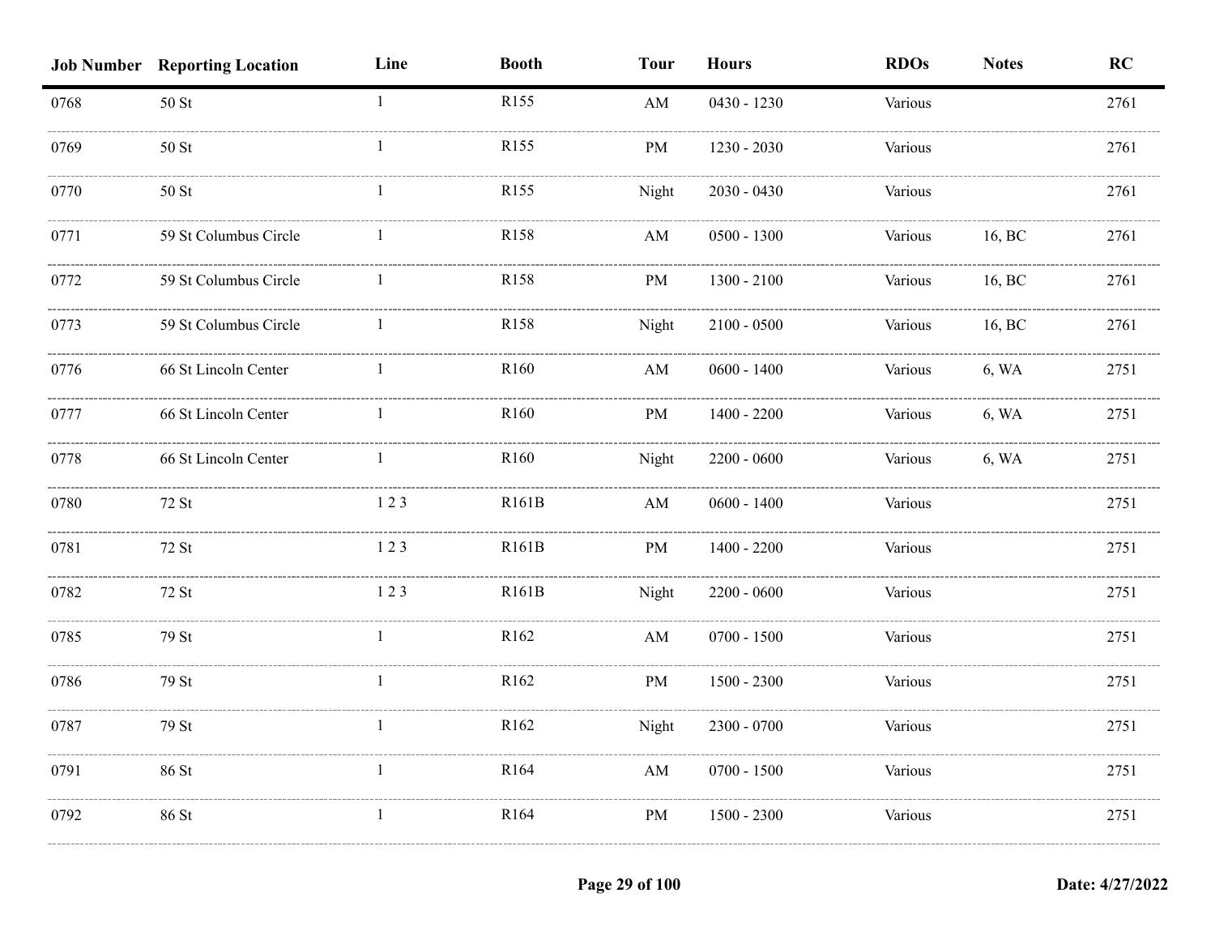| Job Number | Reporting Location | Line | Booth | Tour | Hours | RDOs | Notes | RC |
| --- | --- | --- | --- | --- | --- | --- | --- | --- |
| 0768 | 50 St | 1 | R155 | AM | 0430 - 1230 | Various | | 2761 |
| 0769 | 50 St | 1 | R155 | PM | 1230 - 2030 | Various | | 2761 |
| 0770 | 50 St | 1 | R155 | Night | 2030 - 0430 | Various | | 2761 |
| 0771 | 59 St Columbus Circle | 1 | R158 | AM | 0500 - 1300 | Various | 16, BC | 2761 |
| 0772 | 59 St Columbus Circle | 1 | R158 | PM | 1300 - 2100 | Various | 16, BC | 2761 |
| 0773 | 59 St Columbus Circle | 1 | R158 | Night | 2100 - 0500 | Various | 16, BC | 2761 |
| 0776 | 66 St Lincoln Center | 1 | R160 | AM | 0600 - 1400 | Various | 6, WA | 2751 |
| 0777 | 66 St Lincoln Center | 1 | R160 | PM | 1400 - 2200 | Various | 6, WA | 2751 |
| 0778 | 66 St Lincoln Center | 1 | R160 | Night | 2200 - 0600 | Various | 6, WA | 2751 |
| 0780 | 72 St | 1 2 3 | R161B | AM | 0600 - 1400 | Various | | 2751 |
| 0781 | 72 St | 1 2 3 | R161B | PM | 1400 - 2200 | Various | | 2751 |
| 0782 | 72 St | 1 2 3 | R161B | Night | 2200 - 0600 | Various | | 2751 |
| 0785 | 79 St | 1 | R162 | AM | 0700 - 1500 | Various | | 2751 |
| 0786 | 79 St | 1 | R162 | PM | 1500 - 2300 | Various | | 2751 |
| 0787 | 79 St | 1 | R162 | Night | 2300 - 0700 | Various | | 2751 |
| 0791 | 86 St | 1 | R164 | AM | 0700 - 1500 | Various | | 2751 |
| 0792 | 86 St | 1 | R164 | PM | 1500 - 2300 | Various | | 2751 |

Date: 4/27/2022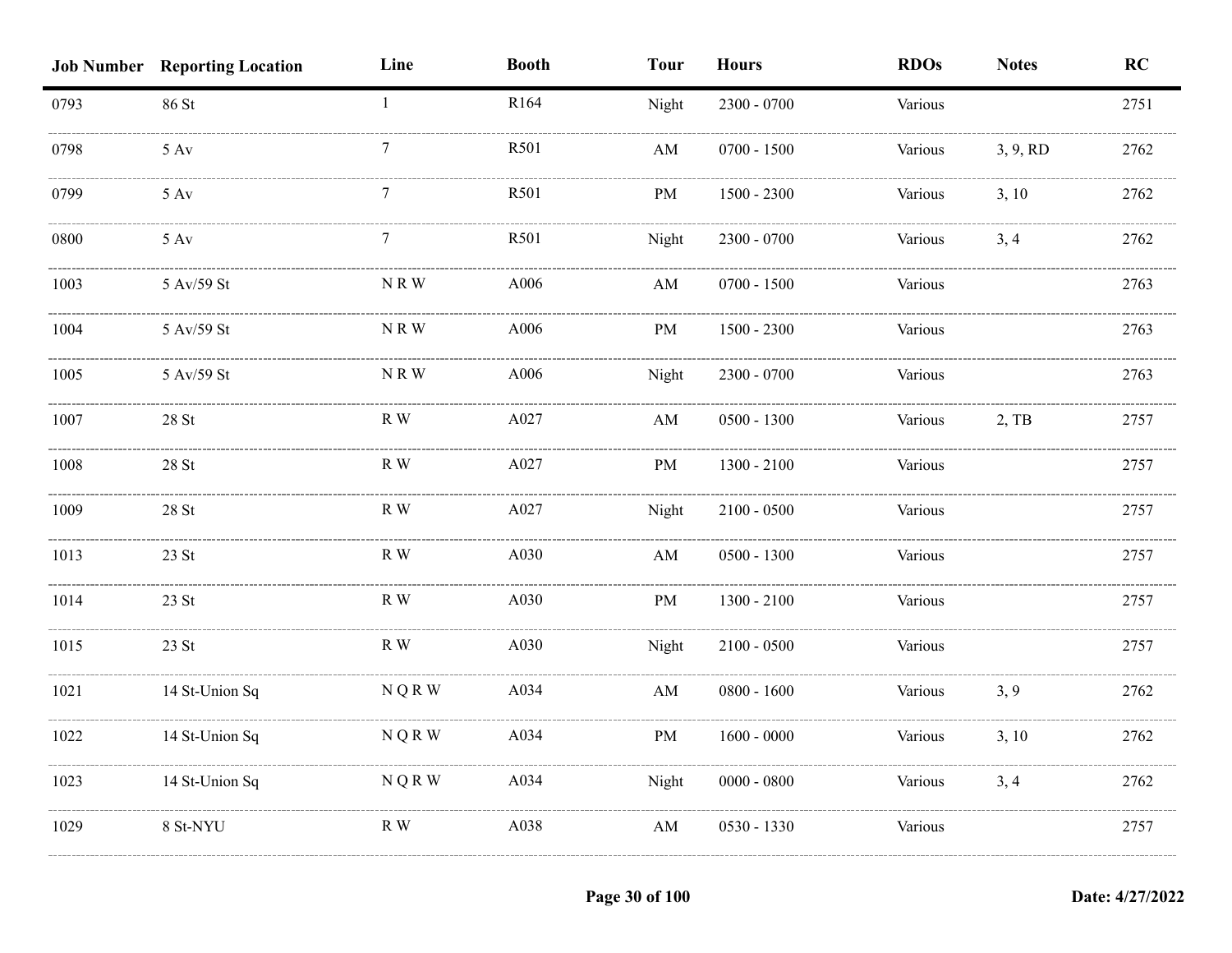| Job Number | Reporting Location | Line | Booth | Tour | Hours | RDOs | Notes | RC |
|---|---|---|---|---|---|---|---|---|
| 0793 | 86 St | 1 | R164 | Night | 2300 - 0700 | Various | | 2751 |
| 0798 | 5 Av | 7 | R501 | AM | 0700 - 1500 | Various | 3, 9, RD | 2762 |
| 0799 | 5 Av | 7 | R501 | PM | 1500 - 2300 | Various | 3, 10 | 2762 |
| 0800 | 5 Av | 7 | R501 | Night | 2300 - 0700 | Various | 3, 4 | 2762 |
| 1003 | 5 Av/59 St | N R W | A006 | AM | 0700 - 1500 | Various | | 2763 |
| 1004 | 5 Av/59 St | N R W | A006 | PM | 1500 - 2300 | Various | | 2763 |
| 1005 | 5 Av/59 St | N R W | A006 | Night | 2300 - 0700 | Various | | 2763 |
| 1007 | 28 St | R W | A027 | AM | 0500 - 1300 | Various | 2, TB | 2757 |
| 1008 | 28 St | R W | A027 | PM | 1300 - 2100 | Various | | 2757 |
| 1009 | 28 St | R W | A027 | Night | 2100 - 0500 | Various | | 2757 |
| 1013 | 23 St | R W | A030 | AM | 0500 - 1300 | Various | | 2757 |
| 1014 | 23 St | R W | A030 | PM | 1300 - 2100 | Various | | 2757 |
| 1015 | 23 St | R W | A030 | Night | 2100 - 0500 | Various | | 2757 |
| 1021 | 14 St-Union Sq | N Q R W | A034 | AM | 0800 - 1600 | Various | 3, 9 | 2762 |
| 1022 | 14 St-Union Sq | N Q R W | A034 | PM | 1600 - 0000 | Various | 3, 10 | 2762 |
| 1023 | 14 St-Union Sq | N Q R W | A034 | Night | 0000 - 0800 | Various | 3, 4 | 2762 |
| 1029 | 8 St-NYU | R W | A038 | AM | 0530 - 1330 | Various | | 2757 |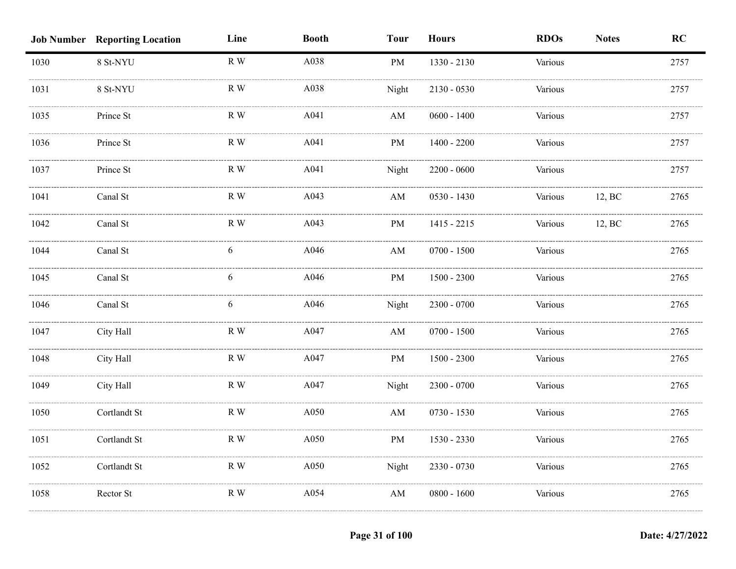| Job Number | Reporting Location | Line | Booth | Tour | Hours | RDOs | Notes | RC |
|---|---|---|---|---|---|---|---|---|
| 1030 | 8 St-NYU | R W | A038 | PM | 1330 - 2130 | Various | | 2757 |
| 1031 | 8 St-NYU | R W | A038 | Night | 2130 - 0530 | Various | | 2757 |
| 1035 | Prince St | R W | A041 | AM | 0600 - 1400 | Various | | 2757 |
| 1036 | Prince St | R W | A041 | PM | 1400 - 2200 | Various | | 2757 |
| 1037 | Prince St | R W | A041 | Night | 2200 - 0600 | Various | | 2757 |
| 1041 | Canal St | R W | A043 | AM | 0530 - 1430 | Various | 12, BC | 2765 |
| 1042 | Canal St | R W | A043 | PM | 1415 - 2215 | Various | 12, BC | 2765 |
| 1044 | Canal St | 6 | A046 | AM | 0700 - 1500 | Various | | 2765 |
| 1045 | Canal St | 6 | A046 | PM | 1500 - 2300 | Various | | 2765 |
| 1046 | Canal St | 6 | A046 | Night | 2300 - 0700 | Various | | 2765 |
| 1047 | City Hall | R W | A047 | AM | 0700 - 1500 | Various | | 2765 |
| 1048 | City Hall | R W | A047 | PM | 1500 - 2300 | Various | | 2765 |
| 1049 | City Hall | R W | A047 | Night | 2300 - 0700 | Various | | 2765 |
| 1050 | Cortlandt St | R W | A050 | AM | 0730 - 1530 | Various | | 2765 |
| 1051 | Cortlandt St | R W | A050 | PM | 1530 - 2330 | Various | | 2765 |
| 1052 | Cortlandt St | R W | A050 | Night | 2330 - 0730 | Various | | 2765 |
| 1058 | Rector St | R W | A054 | AM | 0800 - 1600 | Various | | 2765 |

Date: 4/27/2022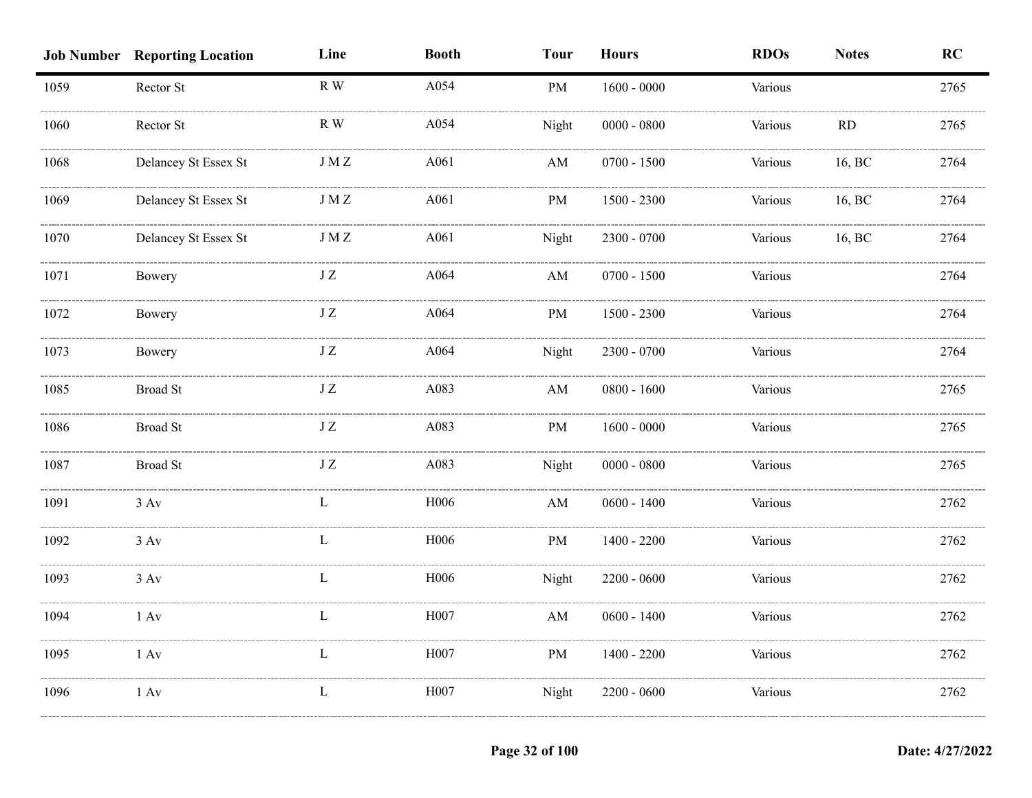| Job Number | Reporting Location | Line | Booth | Tour | Hours | RDOs | Notes | RC |
|---|---|---|---|---|---|---|---|---|
| 1059 | Rector St | R W | A054 | PM | 1600 - 0000 | Various | | 2765 |
| 1060 | Rector St | R W | A054 | Night | 0000 - 0800 | Various | RD | 2765 |
| 1068 | Delancey St Essex St | J M Z | A061 | AM | 0700 - 1500 | Various | 16, BC | 2764 |
| 1069 | Delancey St Essex St | J M Z | A061 | PM | 1500 - 2300 | Various | 16, BC | 2764 |
| 1070 | Delancey St Essex St | J M Z | A061 | Night | 2300 - 0700 | Various | 16, BC | 2764 |
| 1071 | Bowery | J Z | A064 | AM | 0700 - 1500 | Various | | 2764 |
| 1072 | Bowery | J Z | A064 | PM | 1500 - 2300 | Various | | 2764 |
| 1073 | Bowery | J Z | A064 | Night | 2300 - 0700 | Various | | 2764 |
| 1085 | Broad St | J Z | A083 | AM | 0800 - 1600 | Various | | 2765 |
| 1086 | Broad St | J Z | A083 | PM | 1600 - 0000 | Various | | 2765 |
| 1087 | Broad St | J Z | A083 | Night | 0000 - 0800 | Various | | 2765 |
| 1091 | 3 Av | L | H006 | AM | 0600 - 1400 | Various | | 2762 |
| 1092 | 3 Av | L | H006 | PM | 1400 - 2200 | Various | | 2762 |
| 1093 | 3 Av | L | H006 | Night | 2200 - 0600 | Various | | 2762 |
| 1094 | 1 Av | L | H007 | AM | 0600 - 1400 | Various | | 2762 |
| 1095 | 1 Av | L | H007 | PM | 1400 - 2200 | Various | | 2762 |
| 1096 | 1 Av | L | H007 | Night | 2200 - 0600 | Various | | 2762 |

Date: 4/27/2022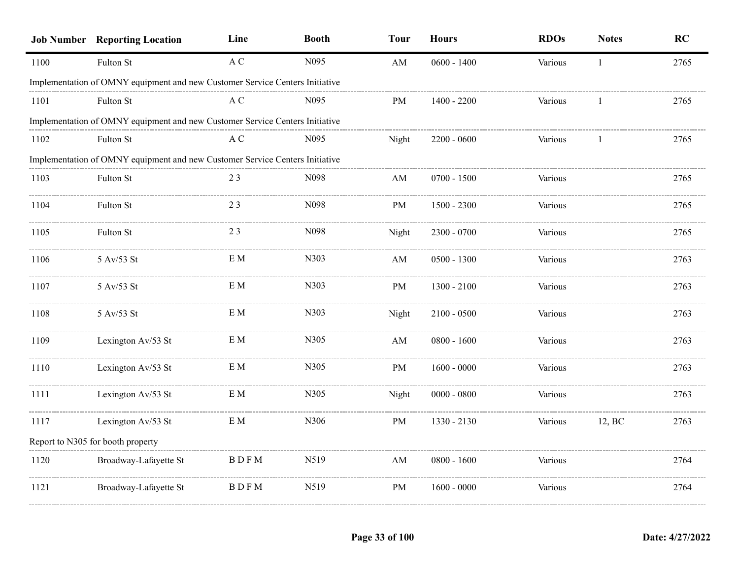| Job Number | Reporting Location | Line | Booth | Tour | Hours | RDOs | Notes | RC |
|---|---|---|---|---|---|---|---|---|
| 1100 | Fulton St | A C | N095 | AM | 0600 - 1400 | Various | 1 | 2765 |
| Implementation of OMNY equipment and new Customer Service Centers Initiative | | | | | | | | |
| 1101 | Fulton St | A C | N095 | PM | 1400 - 2200 | Various | 1 | 2765 |
| Implementation of OMNY equipment and new Customer Service Centers Initiative | | | | | | | | |
| 1102 | Fulton St | A C | N095 | Night | 2200 - 0600 | Various | 1 | 2765 |
| Implementation of OMNY equipment and new Customer Service Centers Initiative | | | | | | | | |
| 1103 | Fulton St | 2 3 | N098 | AM | 0700 - 1500 | Various | | 2765 |
| 1104 | Fulton St | 2 3 | N098 | PM | 1500 - 2300 | Various | | 2765 |
| 1105 | Fulton St | 2 3 | N098 | Night | 2300 - 0700 | Various | | 2765 |
| 1106 | 5 Av/53 St | E M | N303 | AM | 0500 - 1300 | Various | | 2763 |
| 1107 | 5 Av/53 St | E M | N303 | PM | 1300 - 2100 | Various | | 2763 |
| 1108 | 5 Av/53 St | E M | N303 | Night | 2100 - 0500 | Various | | 2763 |
| 1109 | Lexington Av/53 St | E M | N305 | AM | 0800 - 1600 | Various | | 2763 |
| 1110 | Lexington Av/53 St | E M | N305 | PM | 1600 - 0000 | Various | | 2763 |
| 1111 | Lexington Av/53 St | E M | N305 | Night | 0000 - 0800 | Various | | 2763 |
| 1117 | Lexington Av/53 St | E M | N306 | PM | 1330 - 2130 | Various | 12, BC | 2763 |
| Report to N305 for booth property | | | | | | | | |
| 1120 | Broadway-Lafayette St | B D F M | N519 | AM | 0800 - 1600 | Various | | 2764 |
| 1121 | Broadway-Lafayette St | B D F M | N519 | PM | 1600 - 0000 | Various | | 2764 |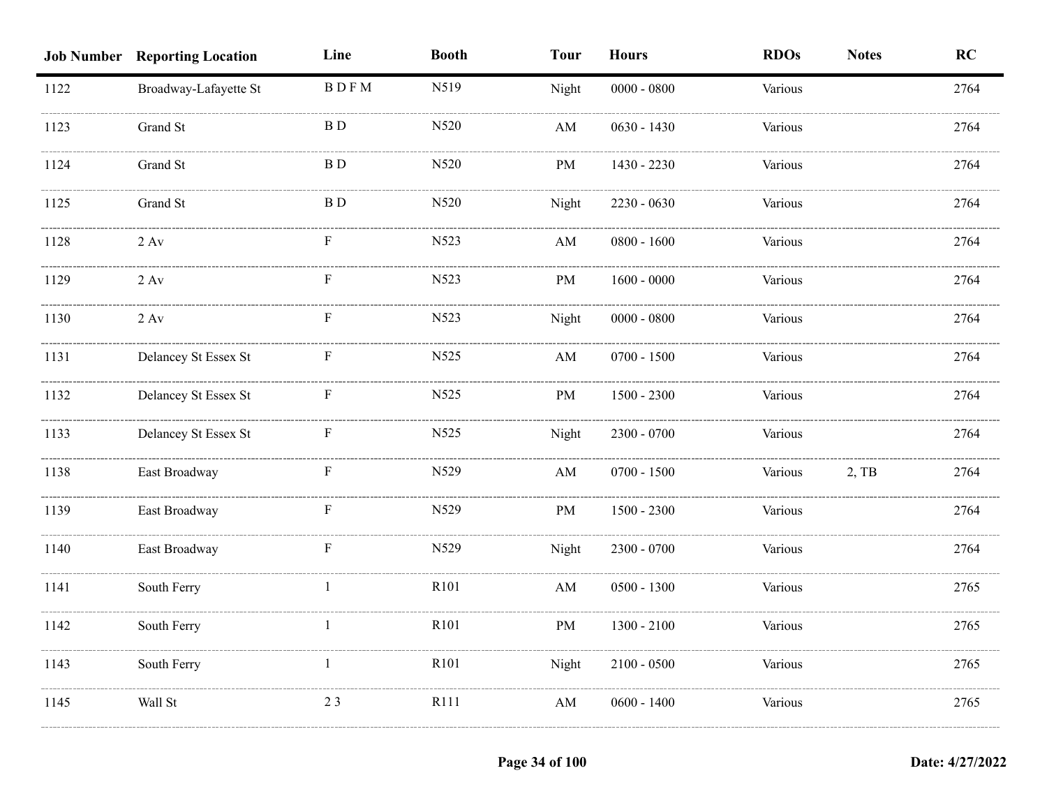| Job Number | Reporting Location | Line | Booth | Tour | Hours | RDOs | Notes | RC |
|---|---|---|---|---|---|---|---|---|
| 1122 | Broadway-Lafayette St | B D F M | N519 | Night | 0000 - 0800 | Various | | 2764 |
| 1123 | Grand St | B D | N520 | AM | 0630 - 1430 | Various | | 2764 |
| 1124 | Grand St | B D | N520 | PM | 1430 - 2230 | Various | | 2764 |
| 1125 | Grand St | B D | N520 | Night | 2230 - 0630 | Various | | 2764 |
| 1128 | 2 Av | F | N523 | AM | 0800 - 1600 | Various | | 2764 |
| 1129 | 2 Av | F | N523 | PM | 1600 - 0000 | Various | | 2764 |
| 1130 | 2 Av | F | N523 | Night | 0000 - 0800 | Various | | 2764 |
| 1131 | Delancey St Essex St | F | N525 | AM | 0700 - 1500 | Various | | 2764 |
| 1132 | Delancey St Essex St | F | N525 | PM | 1500 - 2300 | Various | | 2764 |
| 1133 | Delancey St Essex St | F | N525 | Night | 2300 - 0700 | Various | | 2764 |
| 1138 | East Broadway | F | N529 | AM | 0700 - 1500 | Various | 2, TB | 2764 |
| 1139 | East Broadway | F | N529 | PM | 1500 - 2300 | Various | | 2764 |
| 1140 | East Broadway | F | N529 | Night | 2300 - 0700 | Various | | 2764 |
| 1141 | South Ferry | 1 | R101 | AM | 0500 - 1300 | Various | | 2765 |
| 1142 | South Ferry | 1 | R101 | PM | 1300 - 2100 | Various | | 2765 |
| 1143 | South Ferry | 1 | R101 | Night | 2100 - 0500 | Various | | 2765 |
| 1145 | Wall St | 2 3 | R111 | AM | 0600 - 1400 | Various | | 2765 |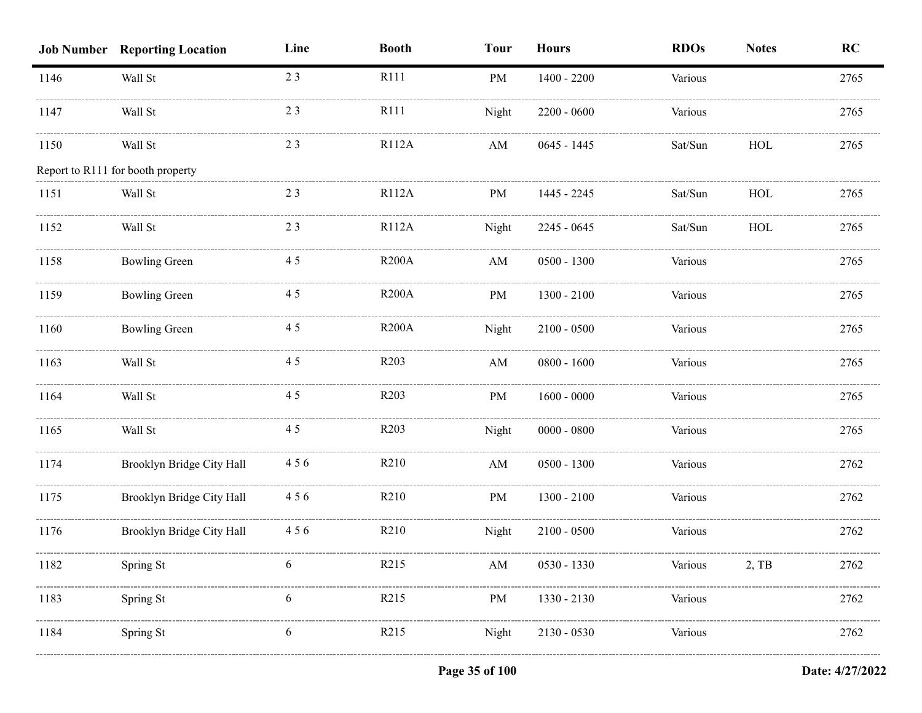| Job Number | Reporting Location | Line | Booth | Tour | Hours | RDOs | Notes | RC |
|---|---|---|---|---|---|---|---|---|
| 1146 | Wall St | 2 3 | R111 | PM | 1400 - 2200 | Various | | 2765 |
| 1147 | Wall St | 2 3 | R111 | Night | 2200 - 0600 | Various | | 2765 |
| 1150 | Wall St | 2 3 | R112A | AM | 0645 - 1445 | Sat/Sun | HOL | 2765 |
| Report to R111 for booth property | | | | | | | | |
| 1151 | Wall St | 2 3 | R112A | PM | 1445 - 2245 | Sat/Sun | HOL | 2765 |
| 1152 | Wall St | 2 3 | R112A | Night | 2245 - 0645 | Sat/Sun | HOL | 2765 |
| 1158 | Bowling Green | 4 5 | R200A | AM | 0500 - 1300 | Various | | 2765 |
| 1159 | Bowling Green | 4 5 | R200A | PM | 1300 - 2100 | Various | | 2765 |
| 1160 | Bowling Green | 4 5 | R200A | Night | 2100 - 0500 | Various | | 2765 |
| 1163 | Wall St | 4 5 | R203 | AM | 0800 - 1600 | Various | | 2765 |
| 1164 | Wall St | 4 5 | R203 | PM | 1600 - 0000 | Various | | 2765 |
| 1165 | Wall St | 4 5 | R203 | Night | 0000 - 0800 | Various | | 2765 |
| 1174 | Brooklyn Bridge City Hall | 4 5 6 | R210 | AM | 0500 - 1300 | Various | | 2762 |
| 1175 | Brooklyn Bridge City Hall | 4 5 6 | R210 | PM | 1300 - 2100 | Various | | 2762 |
| 1176 | Brooklyn Bridge City Hall | 4 5 6 | R210 | Night | 2100 - 0500 | Various | | 2762 |
| 1182 | Spring St | 6 | R215 | AM | 0530 - 1330 | Various | 2, TB | 2762 |
| 1183 | Spring St | 6 | R215 | PM | 1330 - 2130 | Various | | 2762 |
| 1184 | Spring St | 6 | R215 | Night | 2130 - 0530 | Various | | 2762 |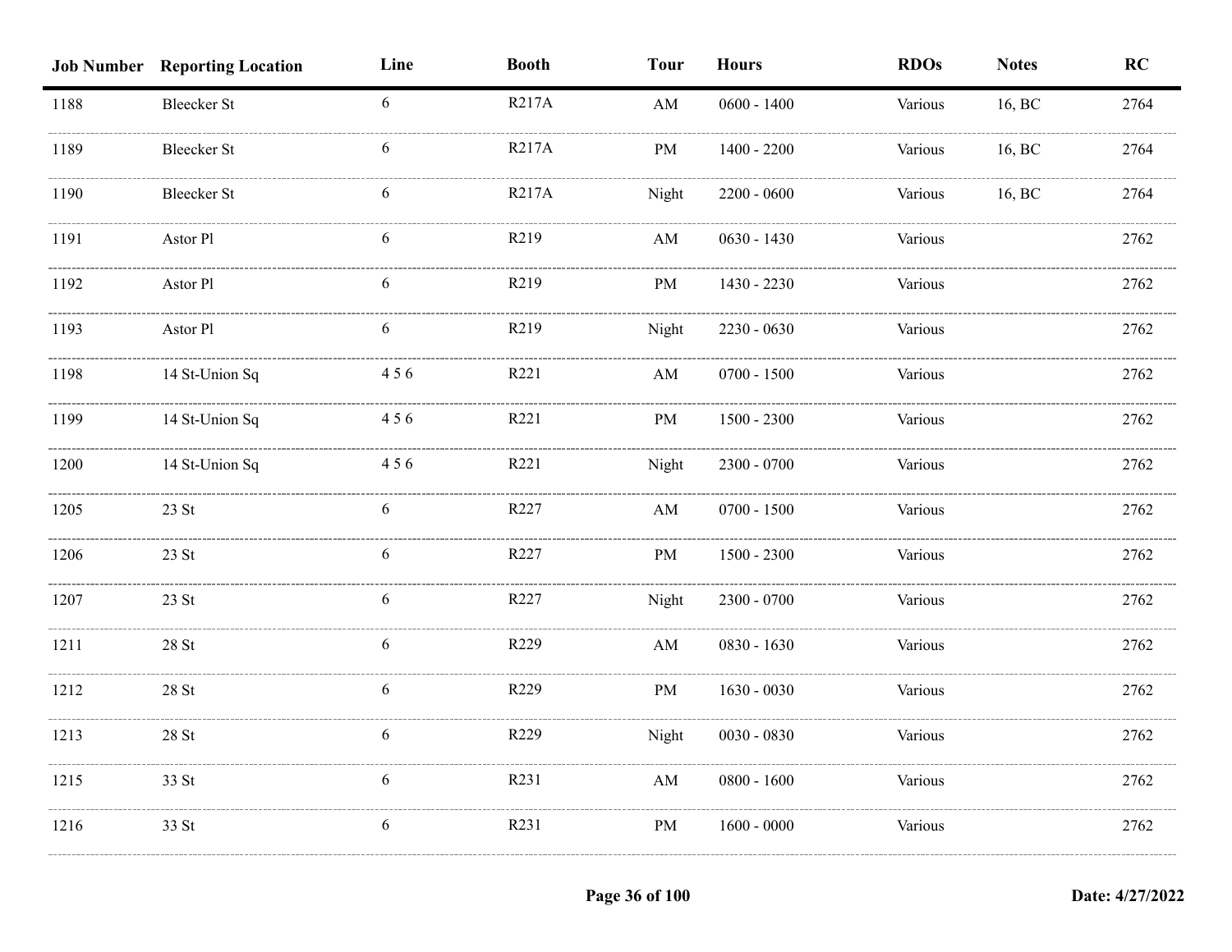| Job Number | Reporting Location | Line | Booth | Tour | Hours | RDOs | Notes | RC |
|---|---|---|---|---|---|---|---|---|
| 1188 | Bleecker St | 6 | R217A | AM | 0600 - 1400 | Various | 16, BC | 2764 |
| 1189 | Bleecker St | 6 | R217A | PM | 1400 - 2200 | Various | 16, BC | 2764 |
| 1190 | Bleecker St | 6 | R217A | Night | 2200 - 0600 | Various | 16, BC | 2764 |
| 1191 | Astor Pl | 6 | R219 | AM | 0630 - 1430 | Various | | 2762 |
| 1192 | Astor Pl | 6 | R219 | PM | 1430 - 2230 | Various | | 2762 |
| 1193 | Astor Pl | 6 | R219 | Night | 2230 - 0630 | Various | | 2762 |
| 1198 | 14 St-Union Sq | 4 5 6 | R221 | AM | 0700 - 1500 | Various | | 2762 |
| 1199 | 14 St-Union Sq | 4 5 6 | R221 | PM | 1500 - 2300 | Various | | 2762 |
| 1200 | 14 St-Union Sq | 4 5 6 | R221 | Night | 2300 - 0700 | Various | | 2762 |
| 1205 | 23 St | 6 | R227 | AM | 0700 - 1500 | Various | | 2762 |
| 1206 | 23 St | 6 | R227 | PM | 1500 - 2300 | Various | | 2762 |
| 1207 | 23 St | 6 | R227 | Night | 2300 - 0700 | Various | | 2762 |
| 1211 | 28 St | 6 | R229 | AM | 0830 - 1630 | Various | | 2762 |
| 1212 | 28 St | 6 | R229 | PM | 1630 - 0030 | Various | | 2762 |
| 1213 | 28 St | 6 | R229 | Night | 0030 - 0830 | Various | | 2762 |
| 1215 | 33 St | 6 | R231 | AM | 0800 - 1600 | Various | | 2762 |
| 1216 | 33 St | 6 | R231 | PM | 1600 - 0000 | Various | | 2762 |

Date: 4/27/2022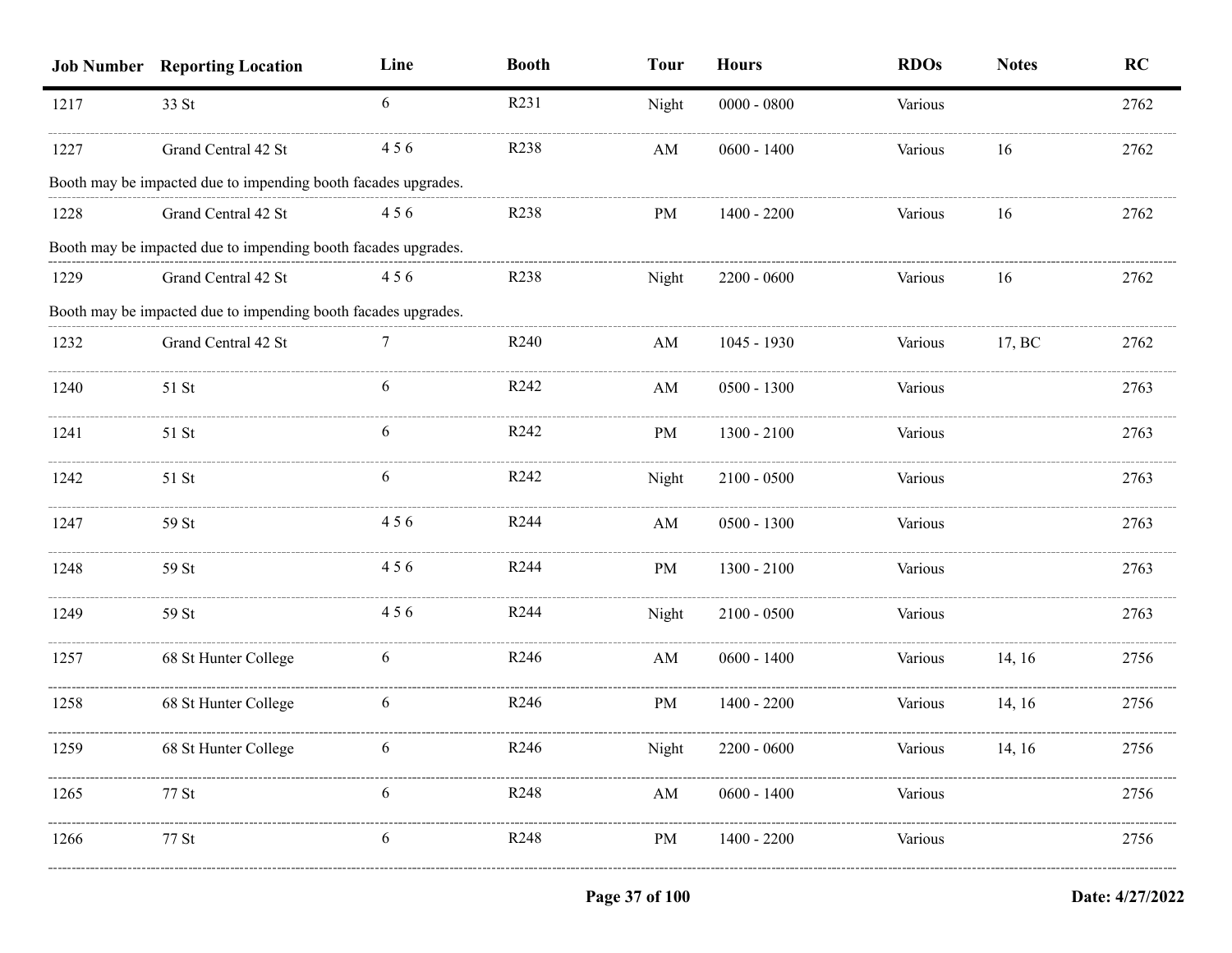| Job Number | Reporting Location | Line | Booth | Tour | Hours | RDOs | Notes | RC |
|---|---|---|---|---|---|---|---|---|
| 1217 | 33 St | 6 | R231 | Night | 0000 - 0800 | Various | | 2762 |
| 1227 | Grand Central 42 St | 4 5 6 | R238 | AM | 0600 - 1400 | Various | 16 | 2762 |
| Booth may be impacted due to impending booth facades upgrades. | | | | | | | | |
| 1228 | Grand Central 42 St | 4 5 6 | R238 | PM | 1400 - 2200 | Various | 16 | 2762 |
| Booth may be impacted due to impending booth facades upgrades. | | | | | | | | |
| 1229 | Grand Central 42 St | 4 5 6 | R238 | Night | 2200 - 0600 | Various | 16 | 2762 |
| Booth may be impacted due to impending booth facades upgrades. | | | | | | | | |
| 1232 | Grand Central 42 St | 7 | R240 | AM | 1045 - 1930 | Various | 17, BC | 2762 |
| 1240 | 51 St | 6 | R242 | AM | 0500 - 1300 | Various | | 2763 |
| 1241 | 51 St | 6 | R242 | PM | 1300 - 2100 | Various | | 2763 |
| 1242 | 51 St | 6 | R242 | Night | 2100 - 0500 | Various | | 2763 |
| 1247 | 59 St | 4 5 6 | R244 | AM | 0500 - 1300 | Various | | 2763 |
| 1248 | 59 St | 4 5 6 | R244 | PM | 1300 - 2100 | Various | | 2763 |
| 1249 | 59 St | 4 5 6 | R244 | Night | 2100 - 0500 | Various | | 2763 |
| 1257 | 68 St Hunter College | 6 | R246 | AM | 0600 - 1400 | Various | 14, 16 | 2756 |
| 1258 | 68 St Hunter College | 6 | R246 | PM | 1400 - 2200 | Various | 14, 16 | 2756 |
| 1259 | 68 St Hunter College | 6 | R246 | Night | 2200 - 0600 | Various | 14, 16 | 2756 |
| 1265 | 77 St | 6 | R248 | AM | 0600 - 1400 | Various | | 2756 |
| 1266 | 77 St | 6 | R248 | PM | 1400 - 2200 | Various | | 2756 |

Date: 4/27/2022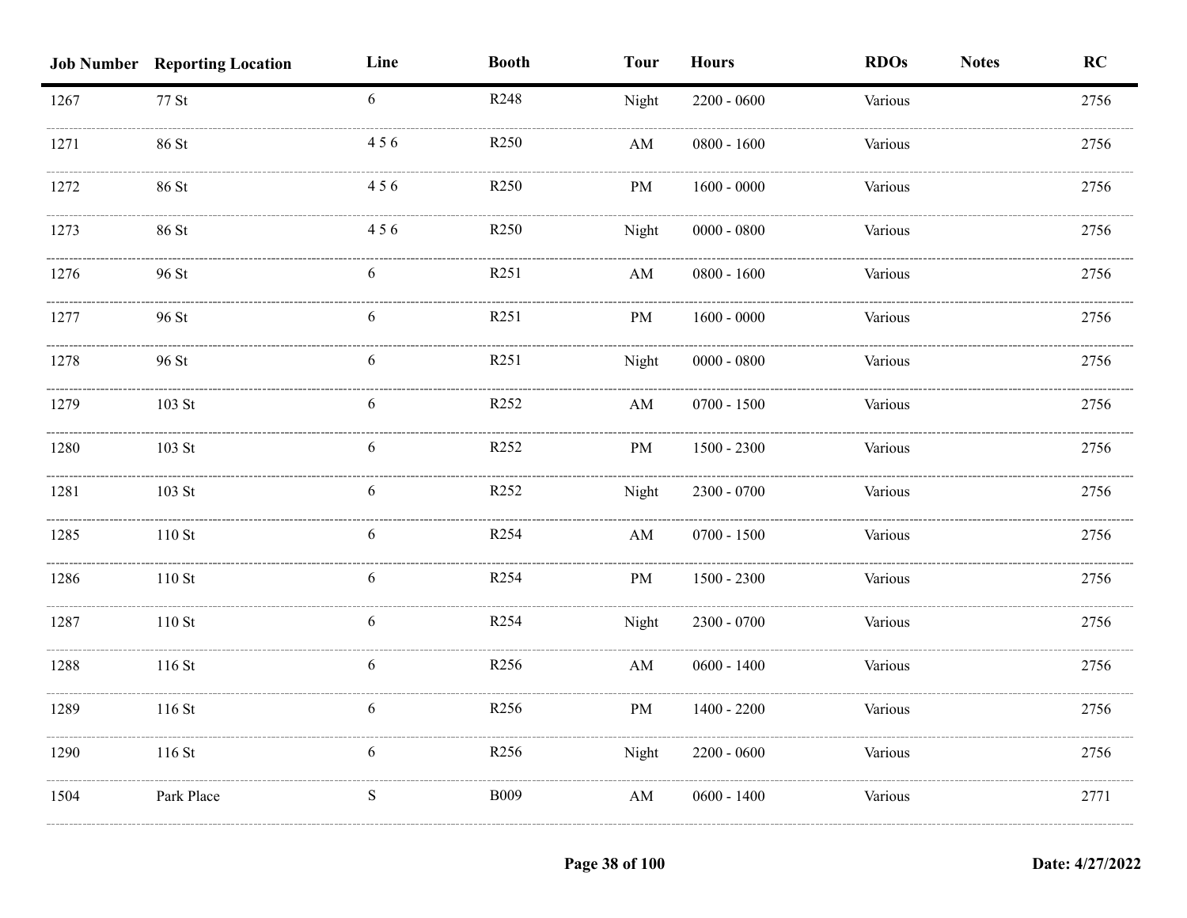| Job Number | Reporting Location | Line | Booth | Tour | Hours | RDOs | Notes | RC |
|---|---|---|---|---|---|---|---|---|
| 1267 | 77 St | 6 | R248 | Night | 2200 - 0600 | Various | | 2756 |
| 1271 | 86 St | 4 5 6 | R250 | AM | 0800 - 1600 | Various | | 2756 |
| 1272 | 86 St | 4 5 6 | R250 | PM | 1600 - 0000 | Various | | 2756 |
| 1273 | 86 St | 4 5 6 | R250 | Night | 0000 - 0800 | Various | | 2756 |
| 1276 | 96 St | 6 | R251 | AM | 0800 - 1600 | Various | | 2756 |
| 1277 | 96 St | 6 | R251 | PM | 1600 - 0000 | Various | | 2756 |
| 1278 | 96 St | 6 | R251 | Night | 0000 - 0800 | Various | | 2756 |
| 1279 | 103 St | 6 | R252 | AM | 0700 - 1500 | Various | | 2756 |
| 1280 | 103 St | 6 | R252 | PM | 1500 - 2300 | Various | | 2756 |
| 1281 | 103 St | 6 | R252 | Night | 2300 - 0700 | Various | | 2756 |
| 1285 | 110 St | 6 | R254 | AM | 0700 - 1500 | Various | | 2756 |
| 1286 | 110 St | 6 | R254 | PM | 1500 - 2300 | Various | | 2756 |
| 1287 | 110 St | 6 | R254 | Night | 2300 - 0700 | Various | | 2756 |
| 1288 | 116 St | 6 | R256 | AM | 0600 - 1400 | Various | | 2756 |
| 1289 | 116 St | 6 | R256 | PM | 1400 - 2200 | Various | | 2756 |
| 1290 | 116 St | 6 | R256 | Night | 2200 - 0600 | Various | | 2756 |
| 1504 | Park Place | S | B009 | AM | 0600 - 1400 | Various | | 2771 |

Date: 4/27/2022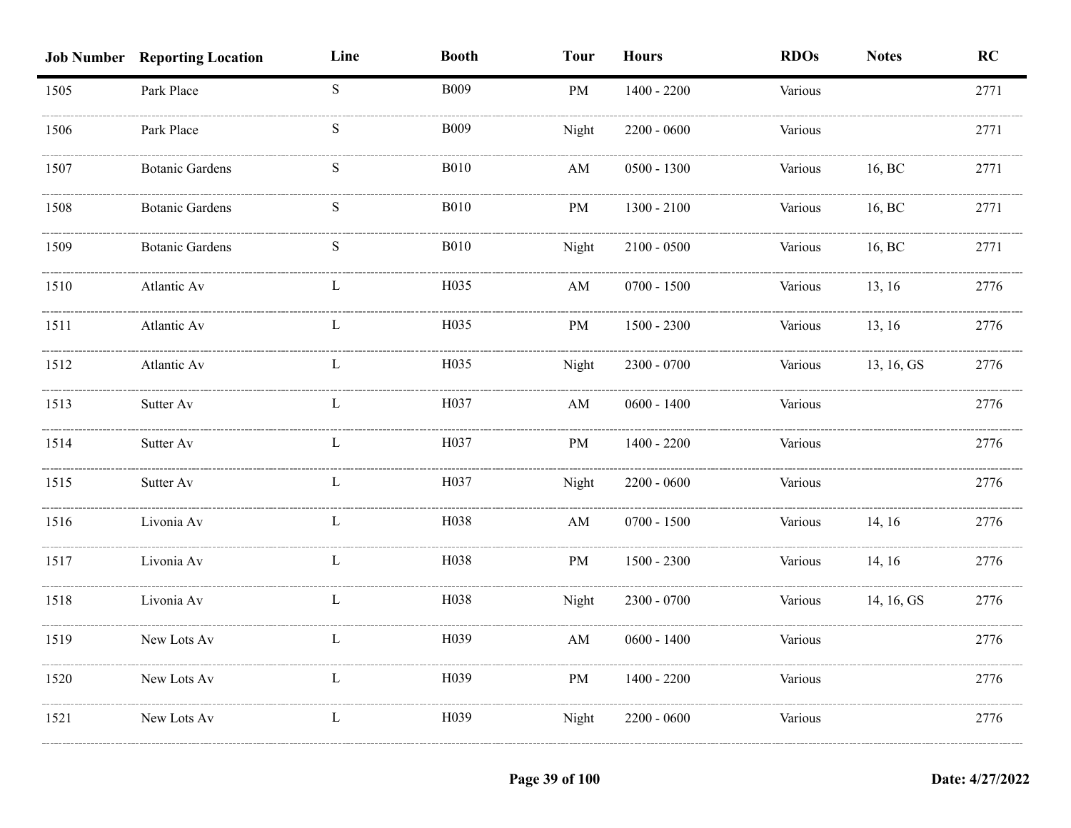| Job Number | Reporting Location | Line | Booth | Tour | Hours | RDOs | Notes | RC |
| --- | --- | --- | --- | --- | --- | --- | --- | --- |
| 1505 | Park Place | S | B009 | PM | 1400 - 2200 | Various | | 2771 |
| 1506 | Park Place | S | B009 | Night | 2200 - 0600 | Various | | 2771 |
| 1507 | Botanic Gardens | S | B010 | AM | 0500 - 1300 | Various | 16, BC | 2771 |
| 1508 | Botanic Gardens | S | B010 | PM | 1300 - 2100 | Various | 16, BC | 2771 |
| 1509 | Botanic Gardens | S | B010 | Night | 2100 - 0500 | Various | 16, BC | 2771 |
| 1510 | Atlantic Av | L | H035 | AM | 0700 - 1500 | Various | 13, 16 | 2776 |
| 1511 | Atlantic Av | L | H035 | PM | 1500 - 2300 | Various | 13, 16 | 2776 |
| 1512 | Atlantic Av | L | H035 | Night | 2300 - 0700 | Various | 13, 16, GS | 2776 |
| 1513 | Sutter Av | L | H037 | AM | 0600 - 1400 | Various | | 2776 |
| 1514 | Sutter Av | L | H037 | PM | 1400 - 2200 | Various | | 2776 |
| 1515 | Sutter Av | L | H037 | Night | 2200 - 0600 | Various | | 2776 |
| 1516 | Livonia Av | L | H038 | AM | 0700 - 1500 | Various | 14, 16 | 2776 |
| 1517 | Livonia Av | L | H038 | PM | 1500 - 2300 | Various | 14, 16 | 2776 |
| 1518 | Livonia Av | L | H038 | Night | 2300 - 0700 | Various | 14, 16, GS | 2776 |
| 1519 | New Lots Av | L | H039 | AM | 0600 - 1400 | Various | | 2776 |
| 1520 | New Lots Av | L | H039 | PM | 1400 - 2200 | Various | | 2776 |
| 1521 | New Lots Av | L | H039 | Night | 2200 - 0600 | Various | | 2776 |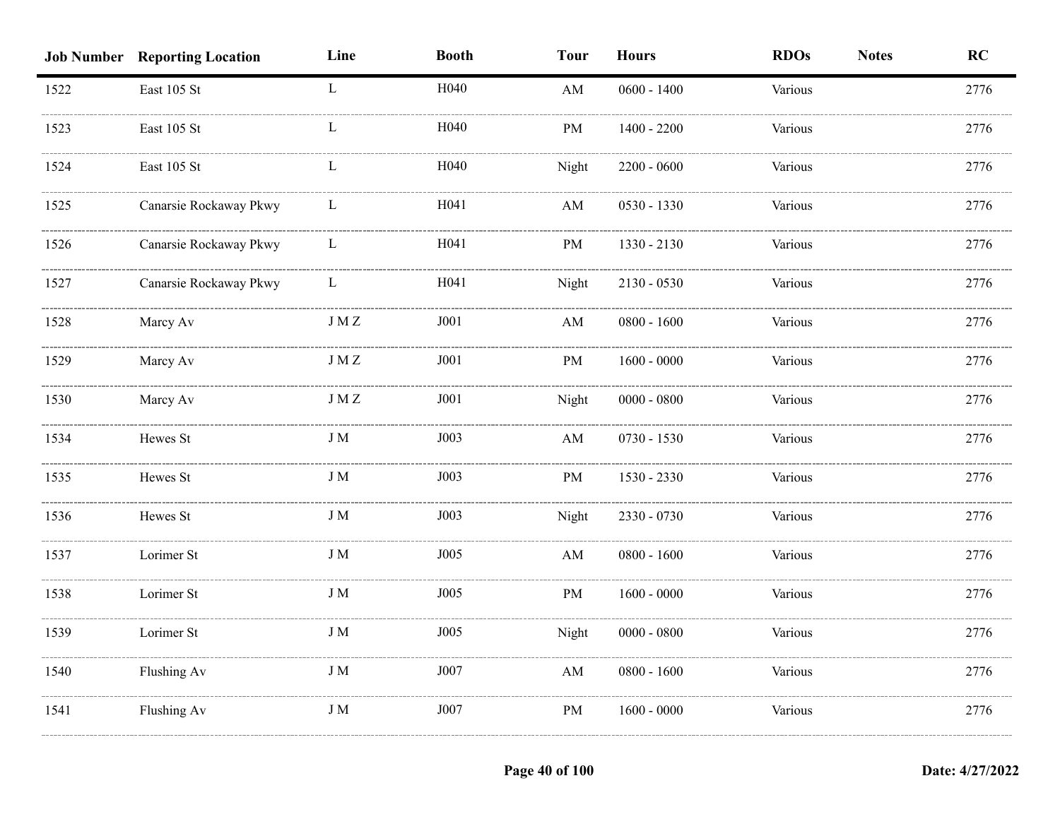| Job Number | Reporting Location | Line | Booth | Tour | Hours | RDOs | Notes | RC |
|---|---|---|---|---|---|---|---|---|
| 1522 | East 105 St | L | H040 | AM | 0600 - 1400 | Various | | 2776 |
| 1523 | East 105 St | L | H040 | PM | 1400 - 2200 | Various | | 2776 |
| 1524 | East 105 St | L | H040 | Night | 2200 - 0600 | Various | | 2776 |
| 1525 | Canarsie Rockaway Pkwy | L | H041 | AM | 0530 - 1330 | Various | | 2776 |
| 1526 | Canarsie Rockaway Pkwy | L | H041 | PM | 1330 - 2130 | Various | | 2776 |
| 1527 | Canarsie Rockaway Pkwy | L | H041 | Night | 2130 - 0530 | Various | | 2776 |
| 1528 | Marcy Av | J M Z | J001 | AM | 0800 - 1600 | Various | | 2776 |
| 1529 | Marcy Av | J M Z | J001 | PM | 1600 - 0000 | Various | | 2776 |
| 1530 | Marcy Av | J M Z | J001 | Night | 0000 - 0800 | Various | | 2776 |
| 1534 | Hewes St | J M | J003 | AM | 0730 - 1530 | Various | | 2776 |
| 1535 | Hewes St | J M | J003 | PM | 1530 - 2330 | Various | | 2776 |
| 1536 | Hewes St | J M | J003 | Night | 2330 - 0730 | Various | | 2776 |
| 1537 | Lorimer St | J M | J005 | AM | 0800 - 1600 | Various | | 2776 |
| 1538 | Lorimer St | J M | J005 | PM | 1600 - 0000 | Various | | 2776 |
| 1539 | Lorimer St | J M | J005 | Night | 0000 - 0800 | Various | | 2776 |
| 1540 | Flushing Av | J M | J007 | AM | 0800 - 1600 | Various | | 2776 |
| 1541 | Flushing Av | J M | J007 | PM | 1600 - 0000 | Various | | 2776 |

Date: 4/27/2022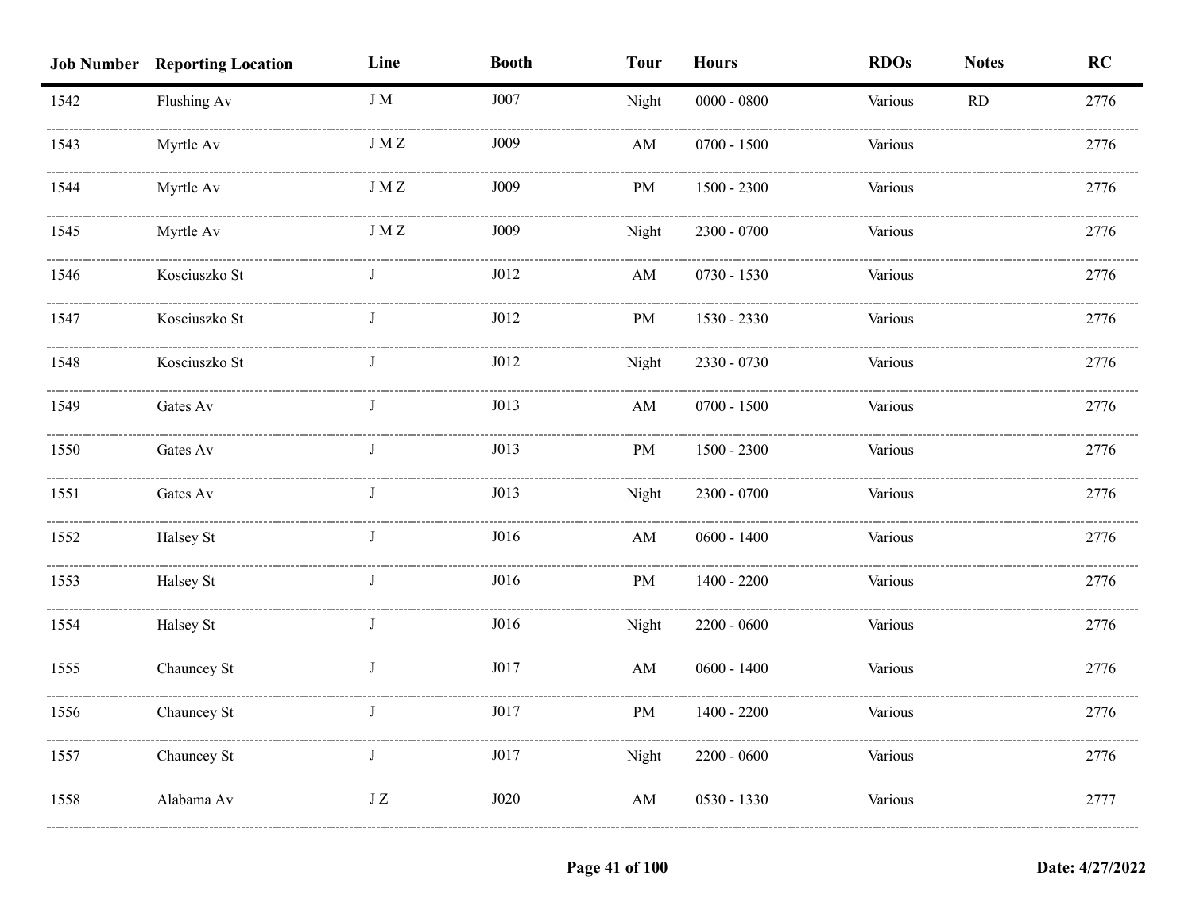| Job Number | Reporting Location | Line | Booth | Tour | Hours | RDOs | Notes | RC |
|---|---|---|---|---|---|---|---|---|
| 1542 | Flushing Av | J M | J007 | Night | 0000 - 0800 | Various | RD | 2776 |
| 1543 | Myrtle Av | J M Z | J009 | AM | 0700 - 1500 | Various | | 2776 |
| 1544 | Myrtle Av | J M Z | J009 | PM | 1500 - 2300 | Various | | 2776 |
| 1545 | Myrtle Av | J M Z | J009 | Night | 2300 - 0700 | Various | | 2776 |
| 1546 | Kosciuszko St | J | J012 | AM | 0730 - 1530 | Various | | 2776 |
| 1547 | Kosciuszko St | J | J012 | PM | 1530 - 2330 | Various | | 2776 |
| 1548 | Kosciuszko St | J | J012 | Night | 2330 - 0730 | Various | | 2776 |
| 1549 | Gates Av | J | J013 | AM | 0700 - 1500 | Various | | 2776 |
| 1550 | Gates Av | J | J013 | PM | 1500 - 2300 | Various | | 2776 |
| 1551 | Gates Av | J | J013 | Night | 2300 - 0700 | Various | | 2776 |
| 1552 | Halsey St | J | J016 | AM | 0600 - 1400 | Various | | 2776 |
| 1553 | Halsey St | J | J016 | PM | 1400 - 2200 | Various | | 2776 |
| 1554 | Halsey St | J | J016 | Night | 2200 - 0600 | Various | | 2776 |
| 1555 | Chauncey St | J | J017 | AM | 0600 - 1400 | Various | | 2776 |
| 1556 | Chauncey St | J | J017 | PM | 1400 - 2200 | Various | | 2776 |
| 1557 | Chauncey St | J | J017 | Night | 2200 - 0600 | Various | | 2776 |
| 1558 | Alabama Av | J Z | J020 | AM | 0530 - 1330 | Various | | 2777 |

Date: 4/27/2022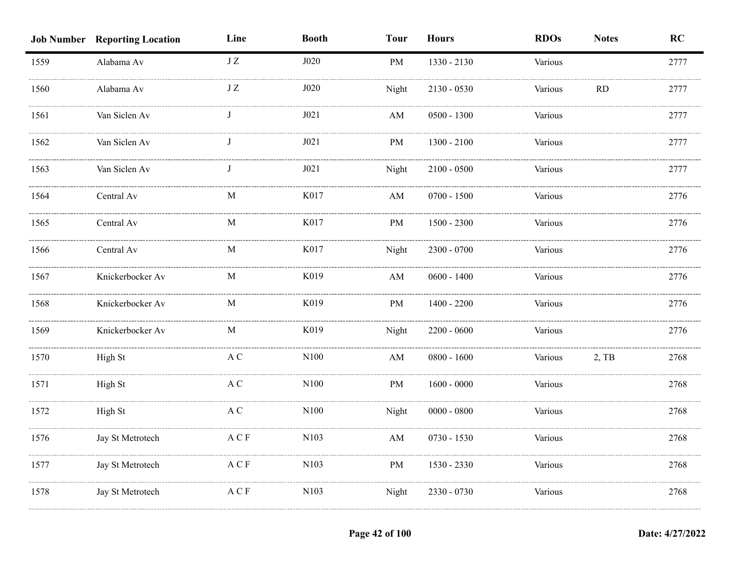| Job Number | Reporting Location | Line | Booth | Tour | Hours | RDOs | Notes | RC |
|---|---|---|---|---|---|---|---|---|
| 1559 | Alabama Av | J Z | J020 | PM | 1330 - 2130 | Various | | 2777 |
| 1560 | Alabama Av | J Z | J020 | Night | 2130 - 0530 | Various | RD | 2777 |
| 1561 | Van Siclen Av | J | J021 | AM | 0500 - 1300 | Various | | 2777 |
| 1562 | Van Siclen Av | J | J021 | PM | 1300 - 2100 | Various | | 2777 |
| 1563 | Van Siclen Av | J | J021 | Night | 2100 - 0500 | Various | | 2777 |
| 1564 | Central Av | M | K017 | AM | 0700 - 1500 | Various | | 2776 |
| 1565 | Central Av | M | K017 | PM | 1500 - 2300 | Various | | 2776 |
| 1566 | Central Av | M | K017 | Night | 2300 - 0700 | Various | | 2776 |
| 1567 | Knickerbocker Av | M | K019 | AM | 0600 - 1400 | Various | | 2776 |
| 1568 | Knickerbocker Av | M | K019 | PM | 1400 - 2200 | Various | | 2776 |
| 1569 | Knickerbocker Av | M | K019 | Night | 2200 - 0600 | Various | | 2776 |
| 1570 | High St | A C | N100 | AM | 0800 - 1600 | Various | 2, TB | 2768 |
| 1571 | High St | A C | N100 | PM | 1600 - 0000 | Various | | 2768 |
| 1572 | High St | A C | N100 | Night | 0000 - 0800 | Various | | 2768 |
| 1576 | Jay St Metrotech | A C F | N103 | AM | 0730 - 1530 | Various | | 2768 |
| 1577 | Jay St Metrotech | A C F | N103 | PM | 1530 - 2330 | Various | | 2768 |
| 1578 | Jay St Metrotech | A C F | N103 | Night | 2330 - 0730 | Various | | 2768 |

Date: 4/27/2022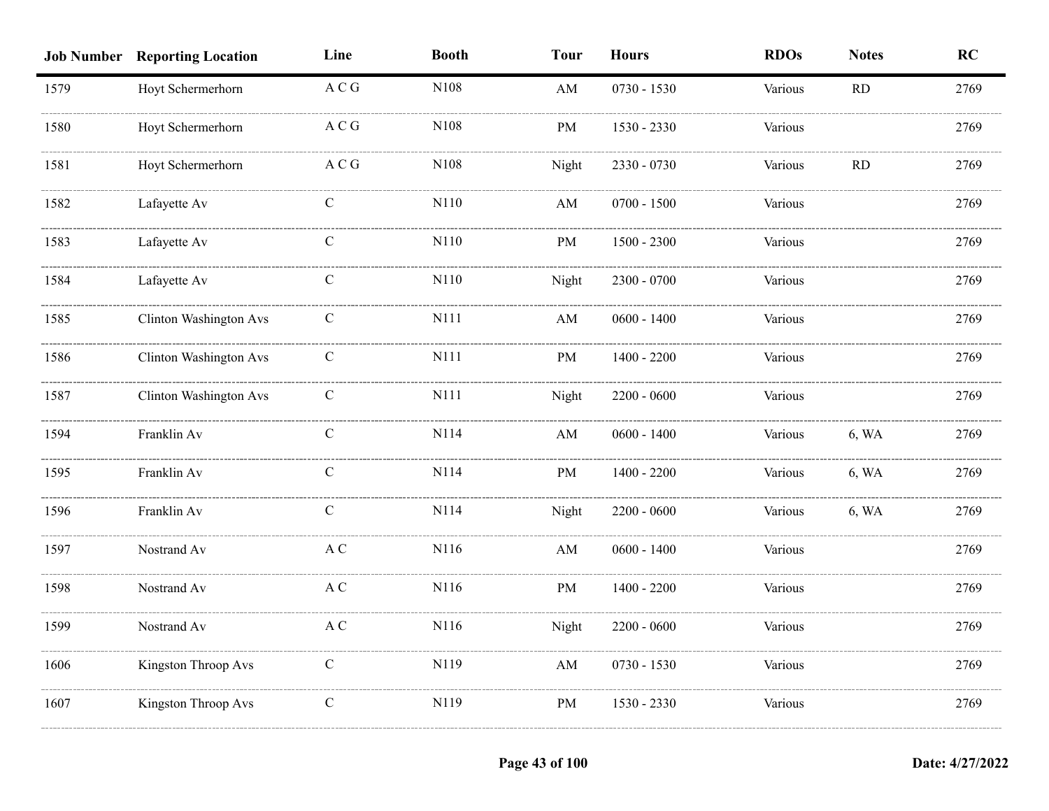| Job Number | Reporting Location | Line | Booth | Tour | Hours | RDOs | Notes | RC |
|---|---|---|---|---|---|---|---|---|
| 1579 | Hoyt Schermerhorn | A C G | N108 | AM | 0730 - 1530 | Various | RD | 2769 |
| 1580 | Hoyt Schermerhorn | A C G | N108 | PM | 1530 - 2330 | Various | | 2769 |
| 1581 | Hoyt Schermerhorn | A C G | N108 | Night | 2330 - 0730 | Various | RD | 2769 |
| 1582 | Lafayette Av | C | N110 | AM | 0700 - 1500 | Various | | 2769 |
| 1583 | Lafayette Av | C | N110 | PM | 1500 - 2300 | Various | | 2769 |
| 1584 | Lafayette Av | C | N110 | Night | 2300 - 0700 | Various | | 2769 |
| 1585 | Clinton Washington Avs | C | N111 | AM | 0600 - 1400 | Various | | 2769 |
| 1586 | Clinton Washington Avs | C | N111 | PM | 1400 - 2200 | Various | | 2769 |
| 1587 | Clinton Washington Avs | C | N111 | Night | 2200 - 0600 | Various | | 2769 |
| 1594 | Franklin Av | C | N114 | AM | 0600 - 1400 | Various | 6, WA | 2769 |
| 1595 | Franklin Av | C | N114 | PM | 1400 - 2200 | Various | 6, WA | 2769 |
| 1596 | Franklin Av | C | N114 | Night | 2200 - 0600 | Various | 6, WA | 2769 |
| 1597 | Nostrand Av | A C | N116 | AM | 0600 - 1400 | Various | | 2769 |
| 1598 | Nostrand Av | A C | N116 | PM | 1400 - 2200 | Various | | 2769 |
| 1599 | Nostrand Av | A C | N116 | Night | 2200 - 0600 | Various | | 2769 |
| 1606 | Kingston Throop Avs | C | N119 | AM | 0730 - 1530 | Various | | 2769 |
| 1607 | Kingston Throop Avs | C | N119 | PM | 1530 - 2330 | Various | | 2769 |

Date: 4/27/2022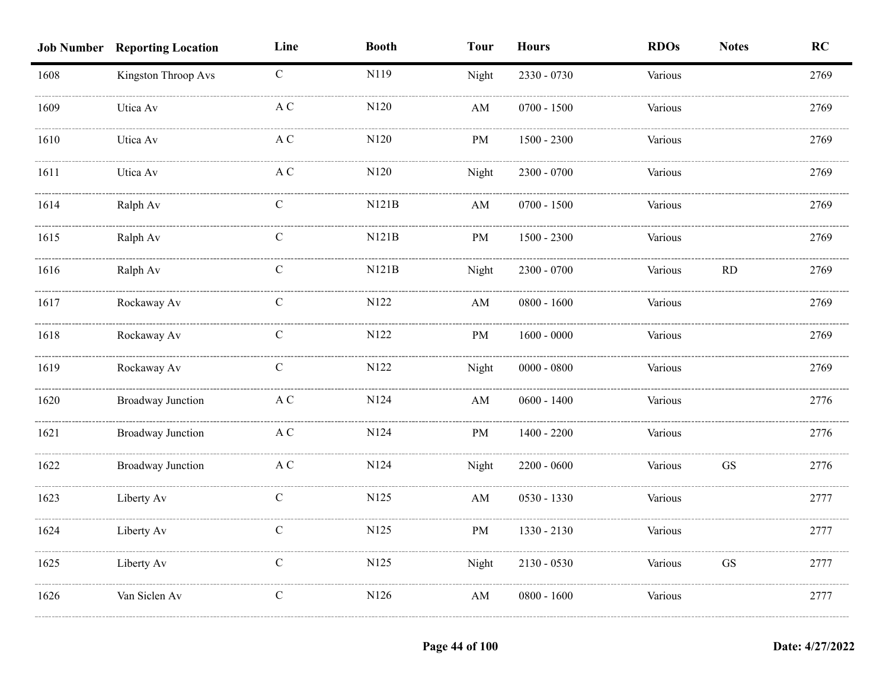| Job Number | Reporting Location | Line | Booth | Tour | Hours | RDOs | Notes | RC |
|---|---|---|---|---|---|---|---|---|
| 1608 | Kingston Throop Avs | C | N119 | Night | 2330 - 0730 | Various | | 2769 |
| 1609 | Utica Av | A C | N120 | AM | 0700 - 1500 | Various | | 2769 |
| 1610 | Utica Av | A C | N120 | PM | 1500 - 2300 | Various | | 2769 |
| 1611 | Utica Av | A C | N120 | Night | 2300 - 0700 | Various | | 2769 |
| 1614 | Ralph Av | C | N121B | AM | 0700 - 1500 | Various | | 2769 |
| 1615 | Ralph Av | C | N121B | PM | 1500 - 2300 | Various | | 2769 |
| 1616 | Ralph Av | C | N121B | Night | 2300 - 0700 | Various | RD | 2769 |
| 1617 | Rockaway Av | C | N122 | AM | 0800 - 1600 | Various | | 2769 |
| 1618 | Rockaway Av | C | N122 | PM | 1600 - 0000 | Various | | 2769 |
| 1619 | Rockaway Av | C | N122 | Night | 0000 - 0800 | Various | | 2769 |
| 1620 | Broadway Junction | A C | N124 | AM | 0600 - 1400 | Various | | 2776 |
| 1621 | Broadway Junction | A C | N124 | PM | 1400 - 2200 | Various | | 2776 |
| 1622 | Broadway Junction | A C | N124 | Night | 2200 - 0600 | Various | GS | 2776 |
| 1623 | Liberty Av | C | N125 | AM | 0530 - 1330 | Various | | 2777 |
| 1624 | Liberty Av | C | N125 | PM | 1330 - 2130 | Various | | 2777 |
| 1625 | Liberty Av | C | N125 | Night | 2130 - 0530 | Various | GS | 2777 |
| 1626 | Van Siclen Av | C | N126 | AM | 0800 - 1600 | Various | | 2777 |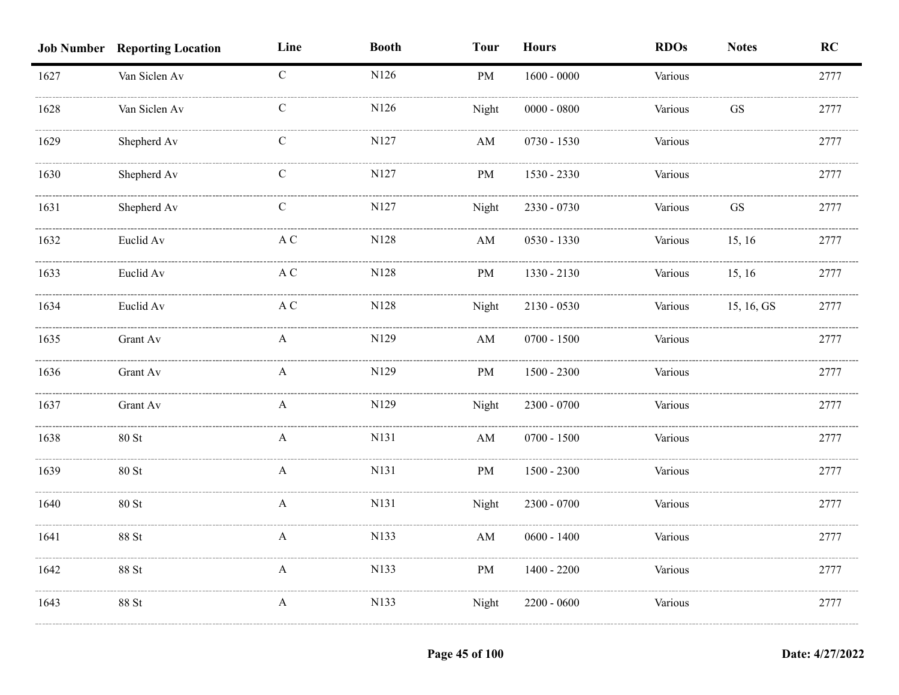| Job Number | Reporting Location | Line | Booth | Tour | Hours | RDOs | Notes | RC |
|---|---|---|---|---|---|---|---|---|
| 1627 | Van Siclen Av | C | N126 | PM | 1600 - 0000 | Various | | 2777 |
| 1628 | Van Siclen Av | C | N126 | Night | 0000 - 0800 | Various | GS | 2777 |
| 1629 | Shepherd Av | C | N127 | AM | 0730 - 1530 | Various | | 2777 |
| 1630 | Shepherd Av | C | N127 | PM | 1530 - 2330 | Various | | 2777 |
| 1631 | Shepherd Av | C | N127 | Night | 2330 - 0730 | Various | GS | 2777 |
| 1632 | Euclid Av | A C | N128 | AM | 0530 - 1330 | Various | 15, 16 | 2777 |
| 1633 | Euclid Av | A C | N128 | PM | 1330 - 2130 | Various | 15, 16 | 2777 |
| 1634 | Euclid Av | A C | N128 | Night | 2130 - 0530 | Various | 15, 16, GS | 2777 |
| 1635 | Grant Av | A | N129 | AM | 0700 - 1500 | Various | | 2777 |
| 1636 | Grant Av | A | N129 | PM | 1500 - 2300 | Various | | 2777 |
| 1637 | Grant Av | A | N129 | Night | 2300 - 0700 | Various | | 2777 |
| 1638 | 80 St | A | N131 | AM | 0700 - 1500 | Various | | 2777 |
| 1639 | 80 St | A | N131 | PM | 1500 - 2300 | Various | | 2777 |
| 1640 | 80 St | A | N131 | Night | 2300 - 0700 | Various | | 2777 |
| 1641 | 88 St | A | N133 | AM | 0600 - 1400 | Various | | 2777 |
| 1642 | 88 St | A | N133 | PM | 1400 - 2200 | Various | | 2777 |
| 1643 | 88 St | A | N133 | Night | 2200 - 0600 | Various | | 2777 |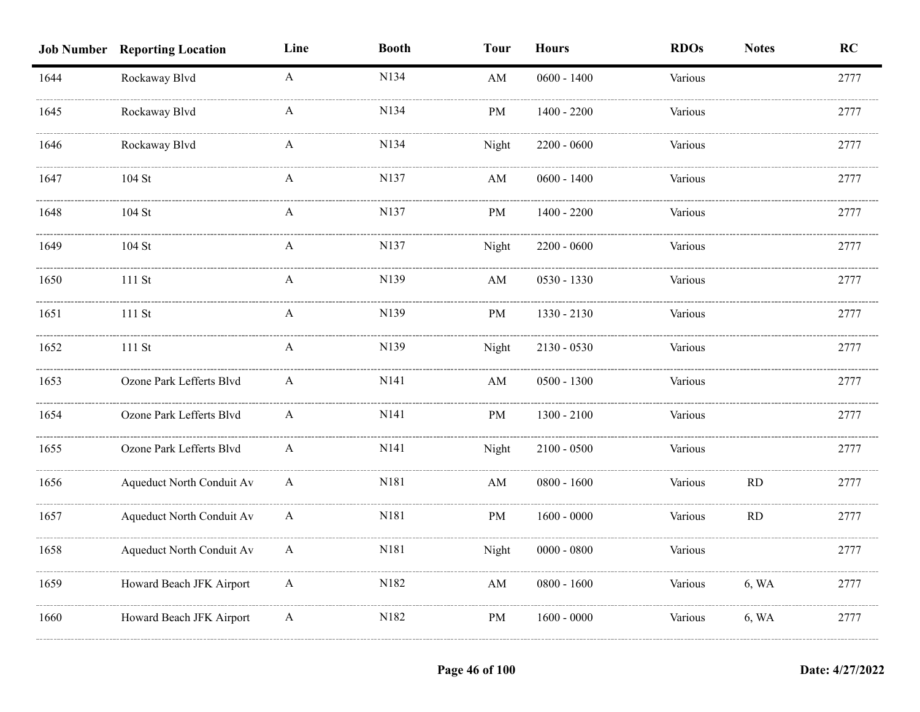| Job Number | Reporting Location | Line | Booth | Tour | Hours | RDOs | Notes | RC |
|---|---|---|---|---|---|---|---|---|
| 1644 | Rockaway Blvd | A | N134 | AM | 0600 - 1400 | Various | | 2777 |
| 1645 | Rockaway Blvd | A | N134 | PM | 1400 - 2200 | Various | | 2777 |
| 1646 | Rockaway Blvd | A | N134 | Night | 2200 - 0600 | Various | | 2777 |
| 1647 | 104 St | A | N137 | AM | 0600 - 1400 | Various | | 2777 |
| 1648 | 104 St | A | N137 | PM | 1400 - 2200 | Various | | 2777 |
| 1649 | 104 St | A | N137 | Night | 2200 - 0600 | Various | | 2777 |
| 1650 | 111 St | A | N139 | AM | 0530 - 1330 | Various | | 2777 |
| 1651 | 111 St | A | N139 | PM | 1330 - 2130 | Various | | 2777 |
| 1652 | 111 St | A | N139 | Night | 2130 - 0530 | Various | | 2777 |
| 1653 | Ozone Park Lefferts Blvd | A | N141 | AM | 0500 - 1300 | Various | | 2777 |
| 1654 | Ozone Park Lefferts Blvd | A | N141 | PM | 1300 - 2100 | Various | | 2777 |
| 1655 | Ozone Park Lefferts Blvd | A | N141 | Night | 2100 - 0500 | Various | | 2777 |
| 1656 | Aqueduct North Conduit Av | A | N181 | AM | 0800 - 1600 | Various | RD | 2777 |
| 1657 | Aqueduct North Conduit Av | A | N181 | PM | 1600 - 0000 | Various | RD | 2777 |
| 1658 | Aqueduct North Conduit Av | A | N181 | Night | 0000 - 0800 | Various | | 2777 |
| 1659 | Howard Beach JFK Airport | A | N182 | AM | 0800 - 1600 | Various | 6, WA | 2777 |
| 1660 | Howard Beach JFK Airport | A | N182 | PM | 1600 - 0000 | Various | 6, WA | 2777 |

Date: 4/27/2022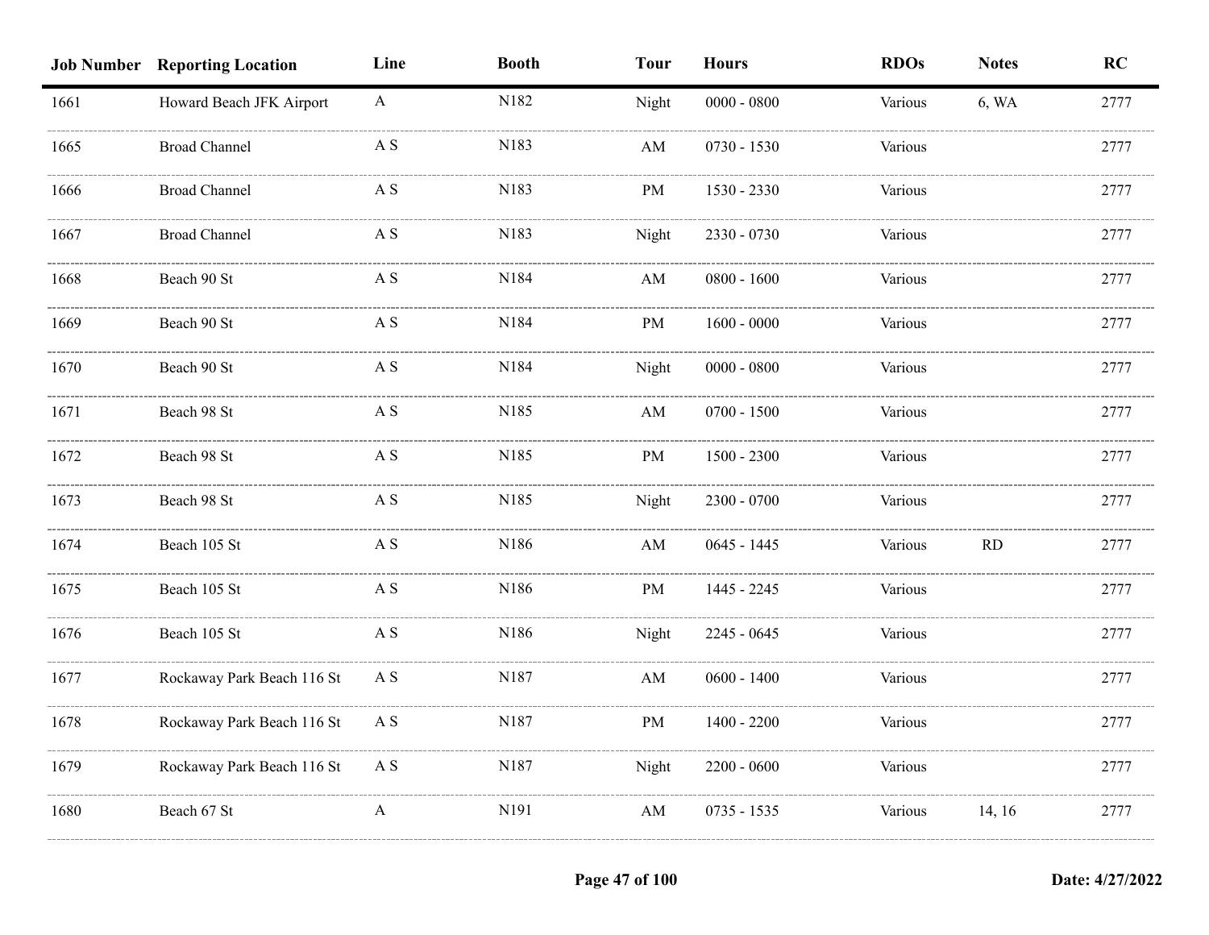| Job Number | Reporting Location | Line | Booth | Tour | Hours | RDOs | Notes | RC |
|---|---|---|---|---|---|---|---|---|
| 1661 | Howard Beach JFK Airport | A | N182 | Night | 0000 - 0800 | Various | 6, WA | 2777 |
| 1665 | Broad Channel | A S | N183 | AM | 0730 - 1530 | Various | | 2777 |
| 1666 | Broad Channel | A S | N183 | PM | 1530 - 2330 | Various | | 2777 |
| 1667 | Broad Channel | A S | N183 | Night | 2330 - 0730 | Various | | 2777 |
| 1668 | Beach 90 St | A S | N184 | AM | 0800 - 1600 | Various | | 2777 |
| 1669 | Beach 90 St | A S | N184 | PM | 1600 - 0000 | Various | | 2777 |
| 1670 | Beach 90 St | A S | N184 | Night | 0000 - 0800 | Various | | 2777 |
| 1671 | Beach 98 St | A S | N185 | AM | 0700 - 1500 | Various | | 2777 |
| 1672 | Beach 98 St | A S | N185 | PM | 1500 - 2300 | Various | | 2777 |
| 1673 | Beach 98 St | A S | N185 | Night | 2300 - 0700 | Various | | 2777 |
| 1674 | Beach 105 St | A S | N186 | AM | 0645 - 1445 | Various | RD | 2777 |
| 1675 | Beach 105 St | A S | N186 | PM | 1445 - 2245 | Various | | 2777 |
| 1676 | Beach 105 St | A S | N186 | Night | 2245 - 0645 | Various | | 2777 |
| 1677 | Rockaway Park Beach 116 St | A S | N187 | AM | 0600 - 1400 | Various | | 2777 |
| 1678 | Rockaway Park Beach 116 St | A S | N187 | PM | 1400 - 2200 | Various | | 2777 |
| 1679 | Rockaway Park Beach 116 St | A S | N187 | Night | 2200 - 0600 | Various | | 2777 |
| 1680 | Beach 67 St | A | N191 | AM | 0735 - 1535 | Various | 14, 16 | 2777 |

Date: 4/27/2022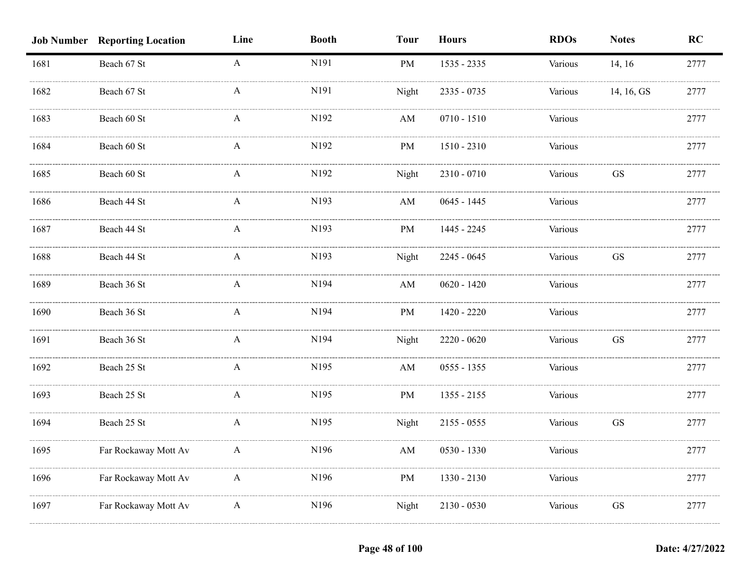| Job Number | Reporting Location | Line | Booth | Tour | Hours | RDOs | Notes | RC |
|---|---|---|---|---|---|---|---|---|
| 1681 | Beach 67 St | A | N191 | PM | 1535 - 2335 | Various | 14, 16 | 2777 |
| 1682 | Beach 67 St | A | N191 | Night | 2335 - 0735 | Various | 14, 16, GS | 2777 |
| 1683 | Beach 60 St | A | N192 | AM | 0710 - 1510 | Various | | 2777 |
| 1684 | Beach 60 St | A | N192 | PM | 1510 - 2310 | Various | | 2777 |
| 1685 | Beach 60 St | A | N192 | Night | 2310 - 0710 | Various | GS | 2777 |
| 1686 | Beach 44 St | A | N193 | AM | 0645 - 1445 | Various | | 2777 |
| 1687 | Beach 44 St | A | N193 | PM | 1445 - 2245 | Various | | 2777 |
| 1688 | Beach 44 St | A | N193 | Night | 2245 - 0645 | Various | GS | 2777 |
| 1689 | Beach 36 St | A | N194 | AM | 0620 - 1420 | Various | | 2777 |
| 1690 | Beach 36 St | A | N194 | PM | 1420 - 2220 | Various | | 2777 |
| 1691 | Beach 36 St | A | N194 | Night | 2220 - 0620 | Various | GS | 2777 |
| 1692 | Beach 25 St | A | N195 | AM | 0555 - 1355 | Various | | 2777 |
| 1693 | Beach 25 St | A | N195 | PM | 1355 - 2155 | Various | | 2777 |
| 1694 | Beach 25 St | A | N195 | Night | 2155 - 0555 | Various | GS | 2777 |
| 1695 | Far Rockaway Mott Av | A | N196 | AM | 0530 - 1330 | Various | | 2777 |
| 1696 | Far Rockaway Mott Av | A | N196 | PM | 1330 - 2130 | Various | | 2777 |
| 1697 | Far Rockaway Mott Av | A | N196 | Night | 2130 - 0530 | Various | GS | 2777 |

Date: 4/27/2022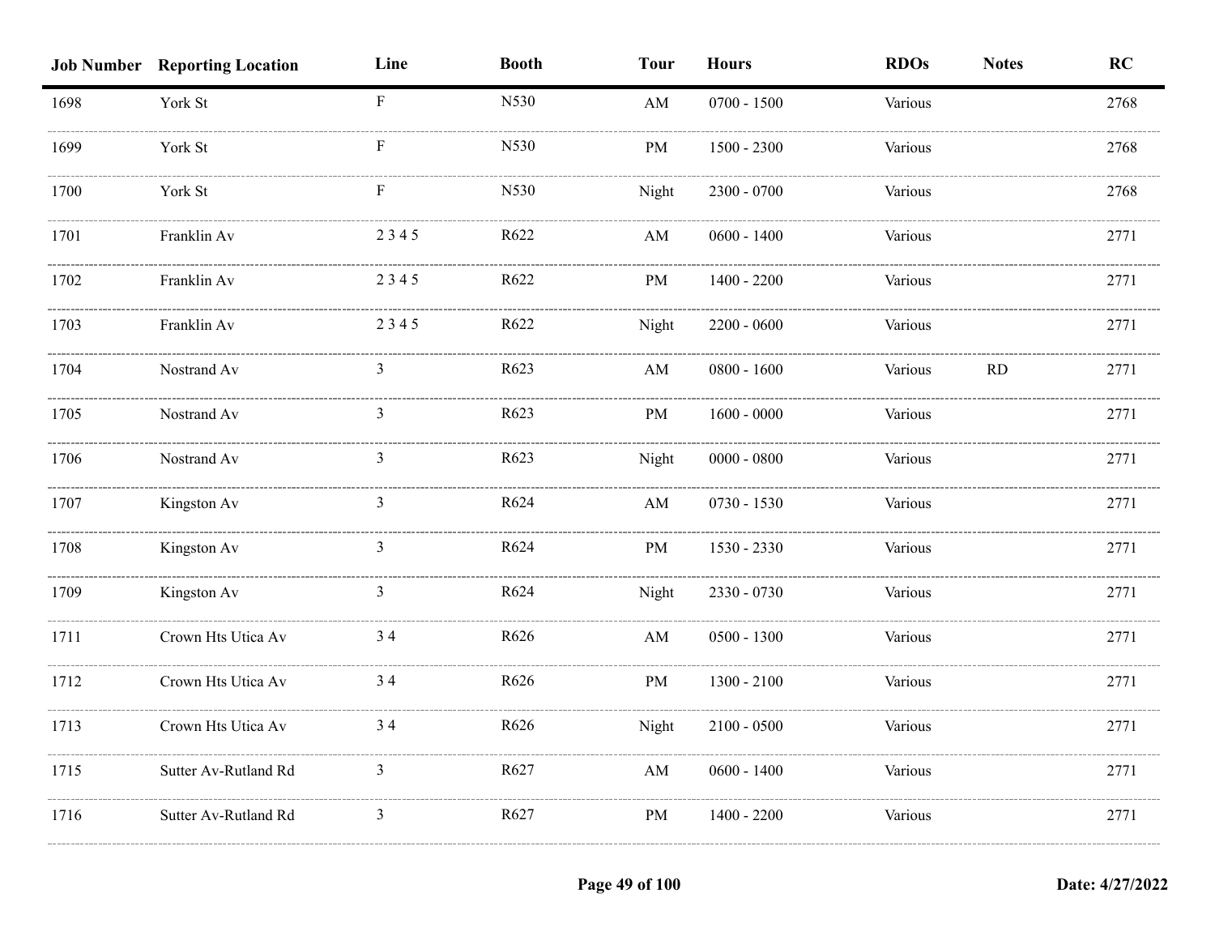| Job Number | Reporting Location | Line | Booth | Tour | Hours | RDOs | Notes | RC |
|---|---|---|---|---|---|---|---|---|
| 1698 | York St | F | N530 | AM | 0700 - 1500 | Various | | 2768 |
| 1699 | York St | F | N530 | PM | 1500 - 2300 | Various | | 2768 |
| 1700 | York St | F | N530 | Night | 2300 - 0700 | Various | | 2768 |
| 1701 | Franklin Av | 2 3 4 5 | R622 | AM | 0600 - 1400 | Various | | 2771 |
| 1702 | Franklin Av | 2 3 4 5 | R622 | PM | 1400 - 2200 | Various | | 2771 |
| 1703 | Franklin Av | 2 3 4 5 | R622 | Night | 2200 - 0600 | Various | | 2771 |
| 1704 | Nostrand Av | 3 | R623 | AM | 0800 - 1600 | Various | RD | 2771 |
| 1705 | Nostrand Av | 3 | R623 | PM | 1600 - 0000 | Various | | 2771 |
| 1706 | Nostrand Av | 3 | R623 | Night | 0000 - 0800 | Various | | 2771 |
| 1707 | Kingston Av | 3 | R624 | AM | 0730 - 1530 | Various | | 2771 |
| 1708 | Kingston Av | 3 | R624 | PM | 1530 - 2330 | Various | | 2771 |
| 1709 | Kingston Av | 3 | R624 | Night | 2330 - 0730 | Various | | 2771 |
| 1711 | Crown Hts Utica Av | 3 4 | R626 | AM | 0500 - 1300 | Various | | 2771 |
| 1712 | Crown Hts Utica Av | 3 4 | R626 | PM | 1300 - 2100 | Various | | 2771 |
| 1713 | Crown Hts Utica Av | 3 4 | R626 | Night | 2100 - 0500 | Various | | 2771 |
| 1715 | Sutter Av-Rutland Rd | 3 | R627 | AM | 0600 - 1400 | Various | | 2771 |
| 1716 | Sutter Av-Rutland Rd | 3 | R627 | PM | 1400 - 2200 | Various | | 2771 |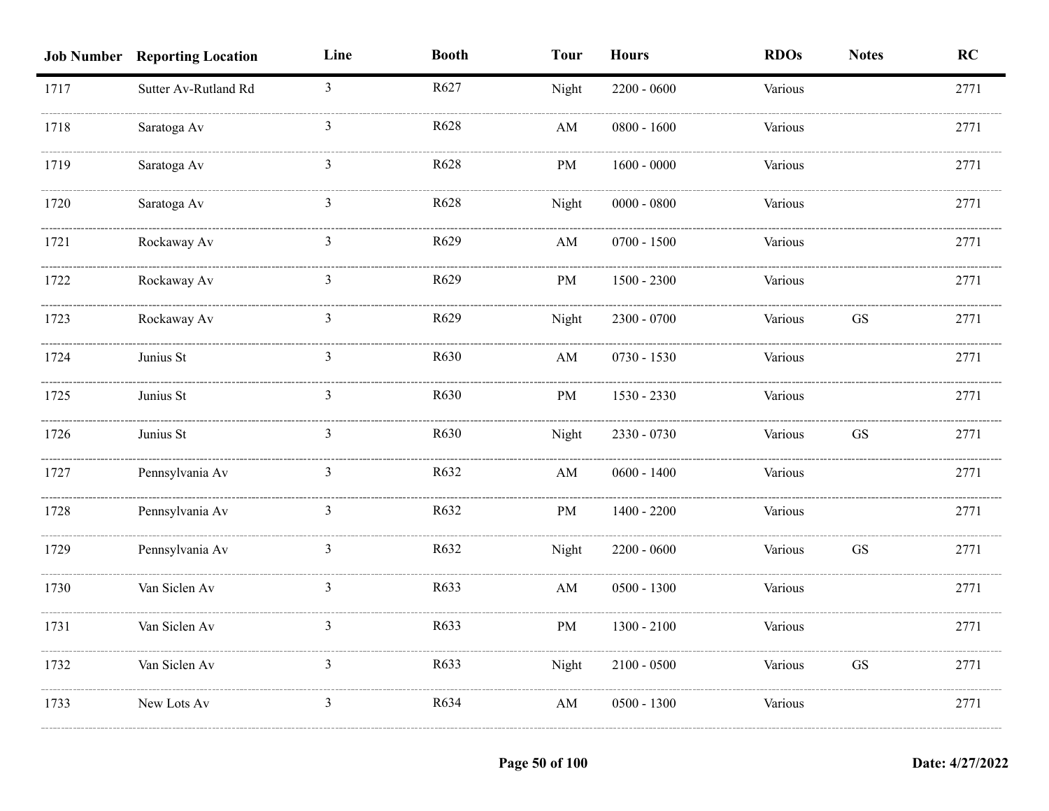| Job Number | Reporting Location | Line | Booth | Tour | Hours | RDOs | Notes | RC |
|---|---|---|---|---|---|---|---|---|
| 1717 | Sutter Av-Rutland Rd | 3 | R627 | Night | 2200 - 0600 | Various | | 2771 |
| 1718 | Saratoga Av | 3 | R628 | AM | 0800 - 1600 | Various | | 2771 |
| 1719 | Saratoga Av | 3 | R628 | PM | 1600 - 0000 | Various | | 2771 |
| 1720 | Saratoga Av | 3 | R628 | Night | 0000 - 0800 | Various | | 2771 |
| 1721 | Rockaway Av | 3 | R629 | AM | 0700 - 1500 | Various | | 2771 |
| 1722 | Rockaway Av | 3 | R629 | PM | 1500 - 2300 | Various | | 2771 |
| 1723 | Rockaway Av | 3 | R629 | Night | 2300 - 0700 | Various | GS | 2771 |
| 1724 | Junius St | 3 | R630 | AM | 0730 - 1530 | Various | | 2771 |
| 1725 | Junius St | 3 | R630 | PM | 1530 - 2330 | Various | | 2771 |
| 1726 | Junius St | 3 | R630 | Night | 2330 - 0730 | Various | GS | 2771 |
| 1727 | Pennsylvania Av | 3 | R632 | AM | 0600 - 1400 | Various | | 2771 |
| 1728 | Pennsylvania Av | 3 | R632 | PM | 1400 - 2200 | Various | | 2771 |
| 1729 | Pennsylvania Av | 3 | R632 | Night | 2200 - 0600 | Various | GS | 2771 |
| 1730 | Van Siclen Av | 3 | R633 | AM | 0500 - 1300 | Various | | 2771 |
| 1731 | Van Siclen Av | 3 | R633 | PM | 1300 - 2100 | Various | | 2771 |
| 1732 | Van Siclen Av | 3 | R633 | Night | 2100 - 0500 | Various | GS | 2771 |
| 1733 | New Lots Av | 3 | R634 | AM | 0500 - 1300 | Various | | 2771 |

Date: 4/27/2022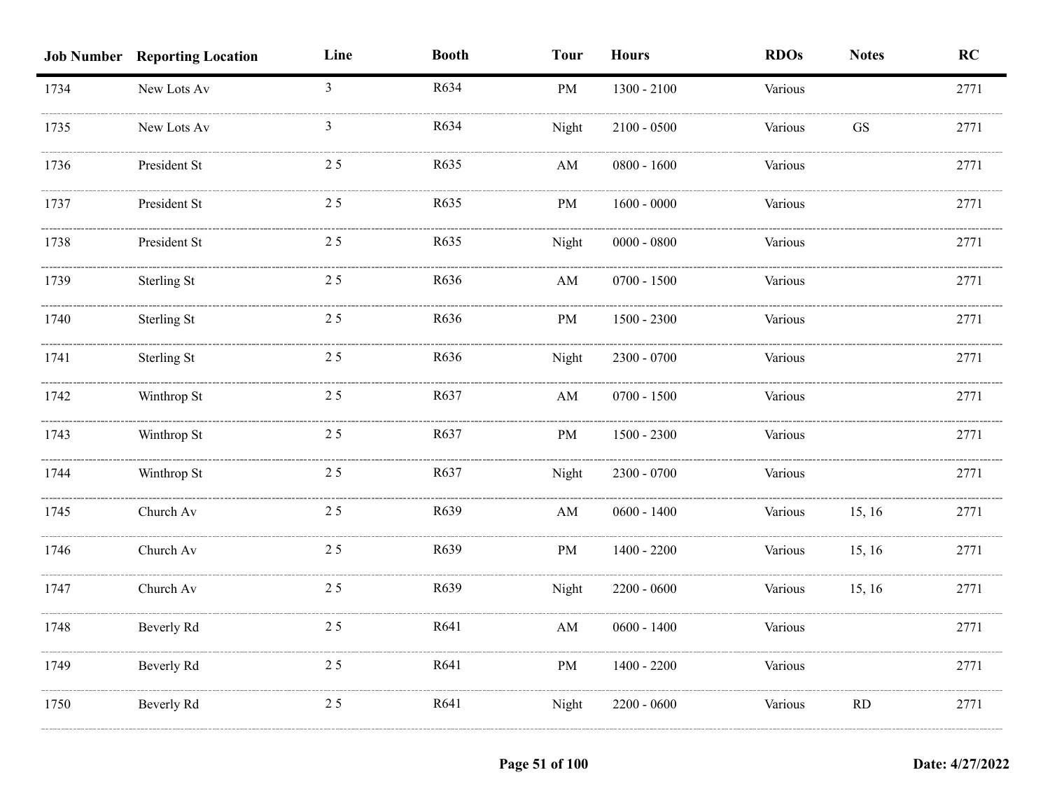| Job Number | Reporting Location | Line | Booth | Tour | Hours | RDOs | Notes | RC |
|---|---|---|---|---|---|---|---|---|
| 1734 | New Lots Av | 3 | R634 | PM | 1300 - 2100 | Various | | 2771 |
| 1735 | New Lots Av | 3 | R634 | Night | 2100 - 0500 | Various | GS | 2771 |
| 1736 | President St | 2 5 | R635 | AM | 0800 - 1600 | Various | | 2771 |
| 1737 | President St | 2 5 | R635 | PM | 1600 - 0000 | Various | | 2771 |
| 1738 | President St | 2 5 | R635 | Night | 0000 - 0800 | Various | | 2771 |
| 1739 | Sterling St | 2 5 | R636 | AM | 0700 - 1500 | Various | | 2771 |
| 1740 | Sterling St | 2 5 | R636 | PM | 1500 - 2300 | Various | | 2771 |
| 1741 | Sterling St | 2 5 | R636 | Night | 2300 - 0700 | Various | | 2771 |
| 1742 | Winthrop St | 2 5 | R637 | AM | 0700 - 1500 | Various | | 2771 |
| 1743 | Winthrop St | 2 5 | R637 | PM | 1500 - 2300 | Various | | 2771 |
| 1744 | Winthrop St | 2 5 | R637 | Night | 2300 - 0700 | Various | | 2771 |
| 1745 | Church Av | 2 5 | R639 | AM | 0600 - 1400 | Various | 15, 16 | 2771 |
| 1746 | Church Av | 2 5 | R639 | PM | 1400 - 2200 | Various | 15, 16 | 2771 |
| 1747 | Church Av | 2 5 | R639 | Night | 2200 - 0600 | Various | 15, 16 | 2771 |
| 1748 | Beverly Rd | 2 5 | R641 | AM | 0600 - 1400 | Various | | 2771 |
| 1749 | Beverly Rd | 2 5 | R641 | PM | 1400 - 2200 | Various | | 2771 |
| 1750 | Beverly Rd | 2 5 | R641 | Night | 2200 - 0600 | Various | RD | 2771 |

Date: 4/27/2022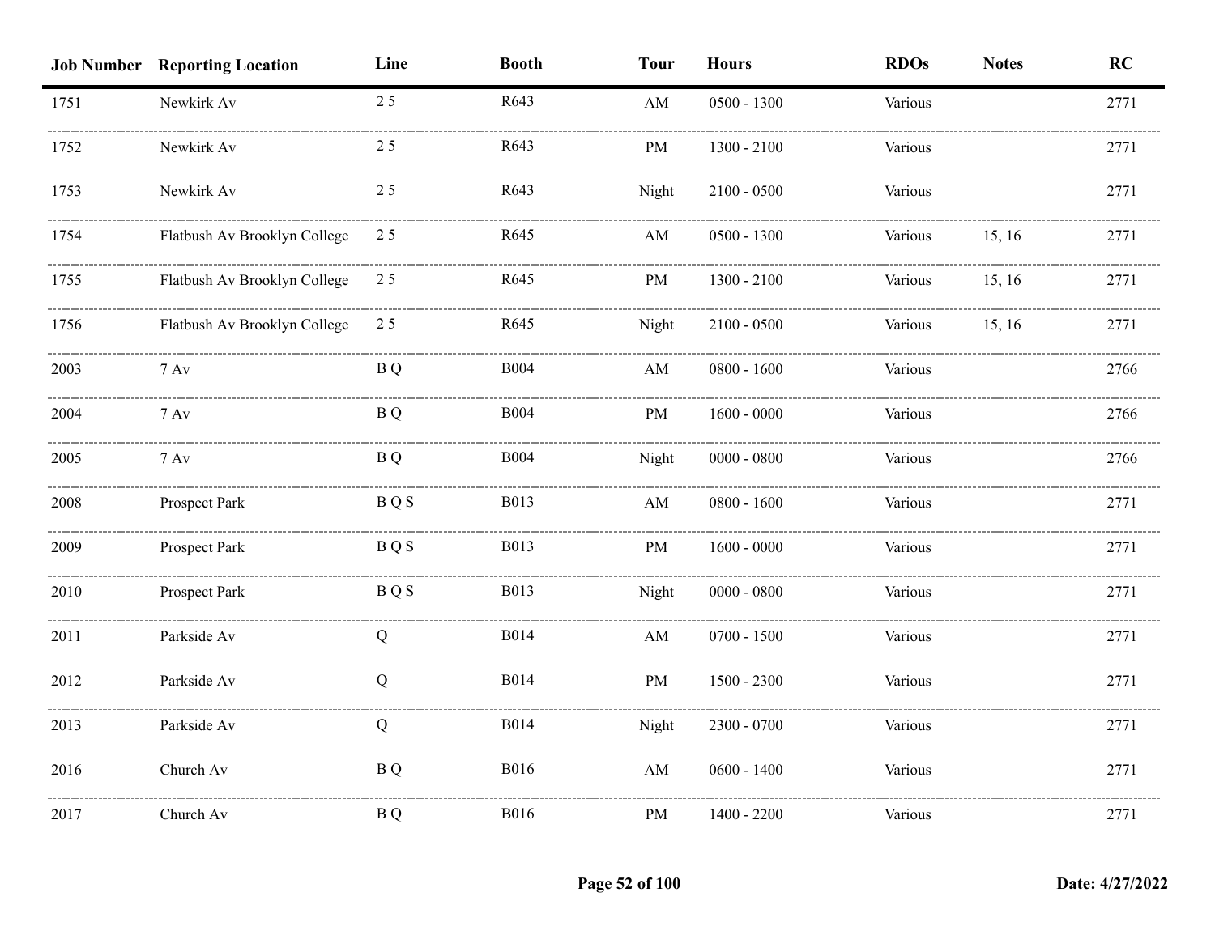| Job Number | Reporting Location | Line | Booth | Tour | Hours | RDOs | Notes | RC |
|---|---|---|---|---|---|---|---|---|
| 1751 | Newkirk Av | 2 5 | R643 | AM | 0500 - 1300 | Various | | 2771 |
| 1752 | Newkirk Av | 2 5 | R643 | PM | 1300 - 2100 | Various | | 2771 |
| 1753 | Newkirk Av | 2 5 | R643 | Night | 2100 - 0500 | Various | | 2771 |
| 1754 | Flatbush Av Brooklyn College | 2 5 | R645 | AM | 0500 - 1300 | Various | 15, 16 | 2771 |
| 1755 | Flatbush Av Brooklyn College | 2 5 | R645 | PM | 1300 - 2100 | Various | 15, 16 | 2771 |
| 1756 | Flatbush Av Brooklyn College | 2 5 | R645 | Night | 2100 - 0500 | Various | 15, 16 | 2771 |
| 2003 | 7 Av | B Q | B004 | AM | 0800 - 1600 | Various | | 2766 |
| 2004 | 7 Av | B Q | B004 | PM | 1600 - 0000 | Various | | 2766 |
| 2005 | 7 Av | B Q | B004 | Night | 0000 - 0800 | Various | | 2766 |
| 2008 | Prospect Park | B Q S | B013 | AM | 0800 - 1600 | Various | | 2771 |
| 2009 | Prospect Park | B Q S | B013 | PM | 1600 - 0000 | Various | | 2771 |
| 2010 | Prospect Park | B Q S | B013 | Night | 0000 - 0800 | Various | | 2771 |
| 2011 | Parkside Av | Q | B014 | AM | 0700 - 1500 | Various | | 2771 |
| 2012 | Parkside Av | Q | B014 | PM | 1500 - 2300 | Various | | 2771 |
| 2013 | Parkside Av | Q | B014 | Night | 2300 - 0700 | Various | | 2771 |
| 2016 | Church Av | B Q | B016 | AM | 0600 - 1400 | Various | | 2771 |
| 2017 | Church Av | B Q | B016 | PM | 1400 - 2200 | Various | | 2771 |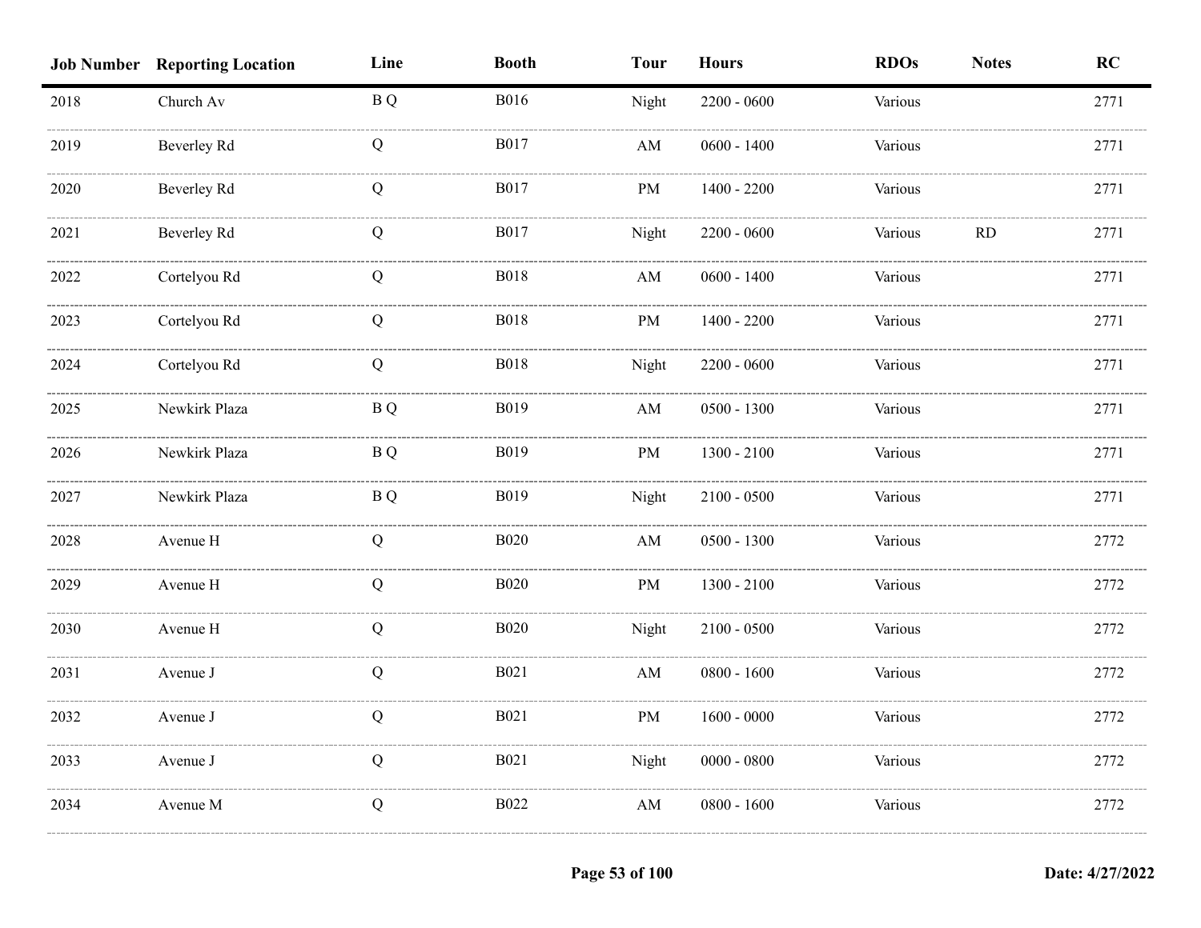| Job Number | Reporting Location | Line | Booth | Tour | Hours | RDOs | Notes | RC |
|---|---|---|---|---|---|---|---|---|
| 2018 | Church Av | B Q | B016 | Night | 2200 - 0600 | Various | | 2771 |
| 2019 | Beverley Rd | Q | B017 | AM | 0600 - 1400 | Various | | 2771 |
| 2020 | Beverley Rd | Q | B017 | PM | 1400 - 2200 | Various | | 2771 |
| 2021 | Beverley Rd | Q | B017 | Night | 2200 - 0600 | Various | RD | 2771 |
| 2022 | Cortelyou Rd | Q | B018 | AM | 0600 - 1400 | Various | | 2771 |
| 2023 | Cortelyou Rd | Q | B018 | PM | 1400 - 2200 | Various | | 2771 |
| 2024 | Cortelyou Rd | Q | B018 | Night | 2200 - 0600 | Various | | 2771 |
| 2025 | Newkirk Plaza | B Q | B019 | AM | 0500 - 1300 | Various | | 2771 |
| 2026 | Newkirk Plaza | B Q | B019 | PM | 1300 - 2100 | Various | | 2771 |
| 2027 | Newkirk Plaza | B Q | B019 | Night | 2100 - 0500 | Various | | 2771 |
| 2028 | Avenue H | Q | B020 | AM | 0500 - 1300 | Various | | 2772 |
| 2029 | Avenue H | Q | B020 | PM | 1300 - 2100 | Various | | 2772 |
| 2030 | Avenue H | Q | B020 | Night | 2100 - 0500 | Various | | 2772 |
| 2031 | Avenue J | Q | B021 | AM | 0800 - 1600 | Various | | 2772 |
| 2032 | Avenue J | Q | B021 | PM | 1600 - 0000 | Various | | 2772 |
| 2033 | Avenue J | Q | B021 | Night | 0000 - 0800 | Various | | 2772 |
| 2034 | Avenue M | Q | B022 | AM | 0800 - 1600 | Various | | 2772 |

Date: 4/27/2022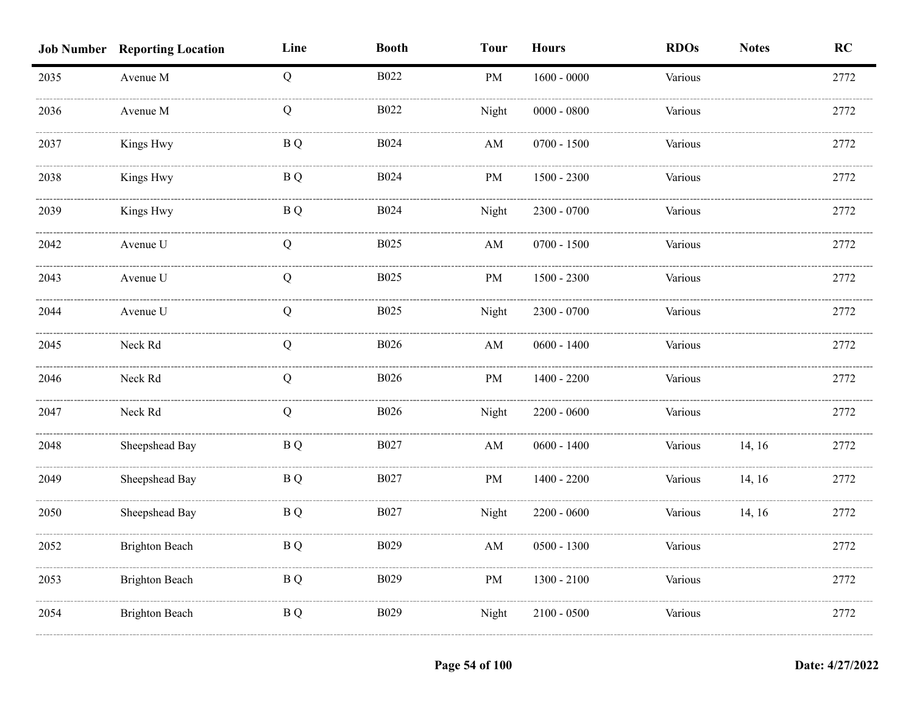| Job Number | Reporting Location | Line | Booth | Tour | Hours | RDOs | Notes | RC |
|---|---|---|---|---|---|---|---|---|
| 2035 | Avenue M | Q | B022 | PM | 1600 - 0000 | Various | | 2772 |
| 2036 | Avenue M | Q | B022 | Night | 0000 - 0800 | Various | | 2772 |
| 2037 | Kings Hwy | B Q | B024 | AM | 0700 - 1500 | Various | | 2772 |
| 2038 | Kings Hwy | B Q | B024 | PM | 1500 - 2300 | Various | | 2772 |
| 2039 | Kings Hwy | B Q | B024 | Night | 2300 - 0700 | Various | | 2772 |
| 2042 | Avenue U | Q | B025 | AM | 0700 - 1500 | Various | | 2772 |
| 2043 | Avenue U | Q | B025 | PM | 1500 - 2300 | Various | | 2772 |
| 2044 | Avenue U | Q | B025 | Night | 2300 - 0700 | Various | | 2772 |
| 2045 | Neck Rd | Q | B026 | AM | 0600 - 1400 | Various | | 2772 |
| 2046 | Neck Rd | Q | B026 | PM | 1400 - 2200 | Various | | 2772 |
| 2047 | Neck Rd | Q | B026 | Night | 2200 - 0600 | Various | | 2772 |
| 2048 | Sheepshead Bay | B Q | B027 | AM | 0600 - 1400 | Various | 14, 16 | 2772 |
| 2049 | Sheepshead Bay | B Q | B027 | PM | 1400 - 2200 | Various | 14, 16 | 2772 |
| 2050 | Sheepshead Bay | B Q | B027 | Night | 2200 - 0600 | Various | 14, 16 | 2772 |
| 2052 | Brighton Beach | B Q | B029 | AM | 0500 - 1300 | Various | | 2772 |
| 2053 | Brighton Beach | B Q | B029 | PM | 1300 - 2100 | Various | | 2772 |
| 2054 | Brighton Beach | B Q | B029 | Night | 2100 - 0500 | Various | | 2772 |

Date: 4/27/2022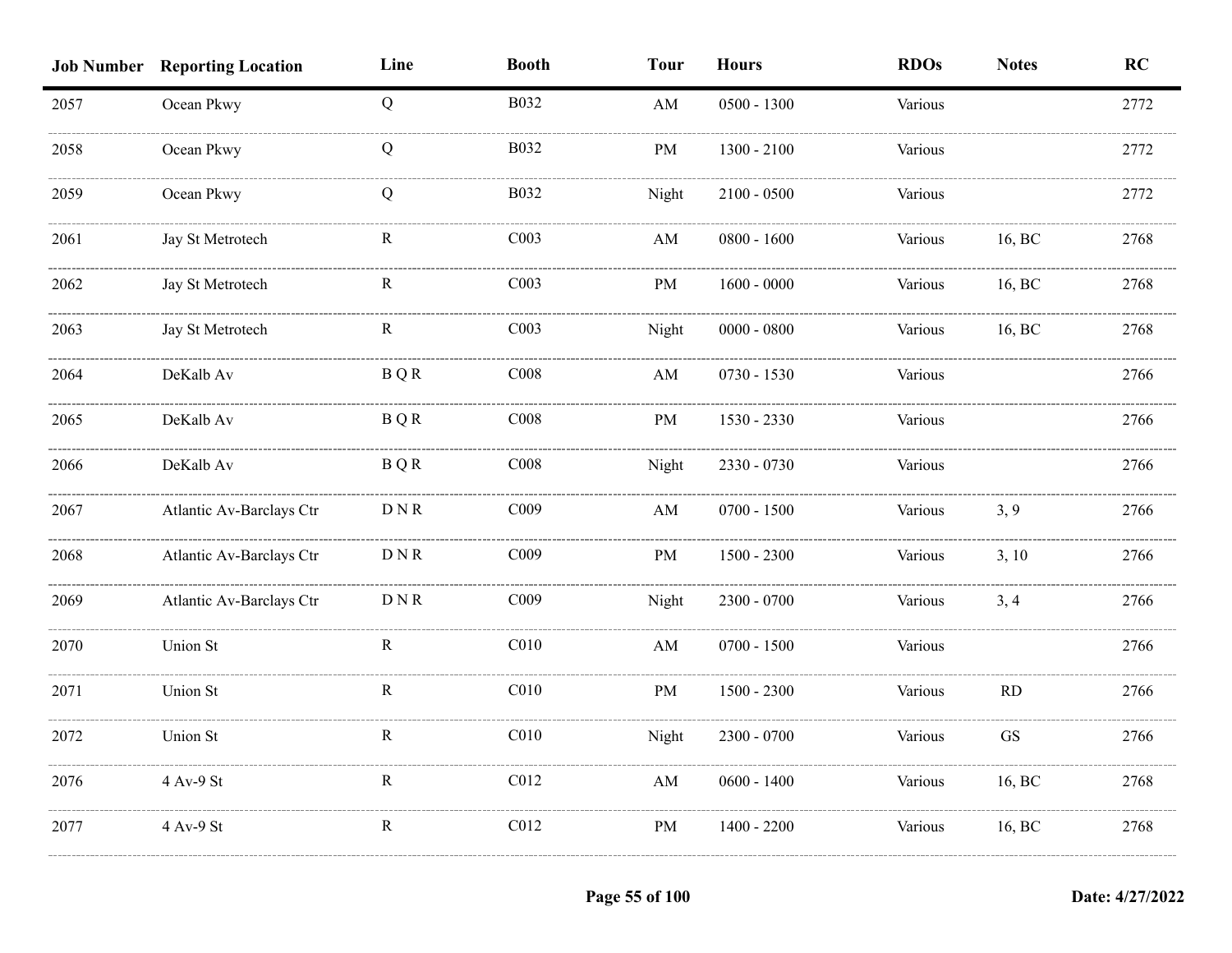| Job Number | Reporting Location | Line | Booth | Tour | Hours | RDOs | Notes | RC |
|---|---|---|---|---|---|---|---|---|
| 2057 | Ocean Pkwy | Q | B032 | AM | 0500 - 1300 | Various | | 2772 |
| 2058 | Ocean Pkwy | Q | B032 | PM | 1300 - 2100 | Various | | 2772 |
| 2059 | Ocean Pkwy | Q | B032 | Night | 2100 - 0500 | Various | | 2772 |
| 2061 | Jay St Metrotech | R | C003 | AM | 0800 - 1600 | Various | 16, BC | 2768 |
| 2062 | Jay St Metrotech | R | C003 | PM | 1600 - 0000 | Various | 16, BC | 2768 |
| 2063 | Jay St Metrotech | R | C003 | Night | 0000 - 0800 | Various | 16, BC | 2768 |
| 2064 | DeKalb Av | B Q R | C008 | AM | 0730 - 1530 | Various | | 2766 |
| 2065 | DeKalb Av | B Q R | C008 | PM | 1530 - 2330 | Various | | 2766 |
| 2066 | DeKalb Av | B Q R | C008 | Night | 2330 - 0730 | Various | | 2766 |
| 2067 | Atlantic Av-Barclays Ctr | D N R | C009 | AM | 0700 - 1500 | Various | 3, 9 | 2766 |
| 2068 | Atlantic Av-Barclays Ctr | D N R | C009 | PM | 1500 - 2300 | Various | 3, 10 | 2766 |
| 2069 | Atlantic Av-Barclays Ctr | D N R | C009 | Night | 2300 - 0700 | Various | 3, 4 | 2766 |
| 2070 | Union St | R | C010 | AM | 0700 - 1500 | Various | | 2766 |
| 2071 | Union St | R | C010 | PM | 1500 - 2300 | Various | RD | 2766 |
| 2072 | Union St | R | C010 | Night | 2300 - 0700 | Various | GS | 2766 |
| 2076 | 4 Av-9 St | R | C012 | AM | 0600 - 1400 | Various | 16, BC | 2768 |
| 2077 | 4 Av-9 St | R | C012 | PM | 1400 - 2200 | Various | 16, BC | 2768 |

Date: 4/27/2022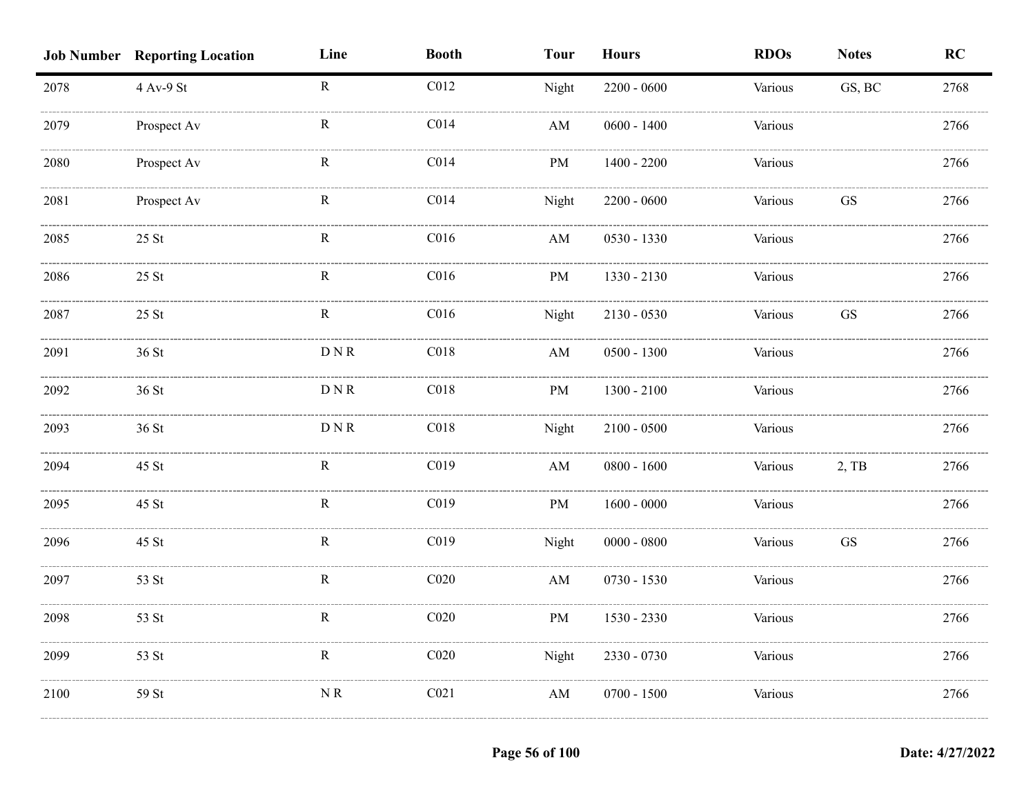| Job Number | Reporting Location | Line | Booth | Tour | Hours | RDOs | Notes | RC |
|---|---|---|---|---|---|---|---|---|
| 2078 | 4 Av-9 St | R | C012 | Night | 2200 - 0600 | Various | GS, BC | 2768 |
| 2079 | Prospect Av | R | C014 | AM | 0600 - 1400 | Various | | 2766 |
| 2080 | Prospect Av | R | C014 | PM | 1400 - 2200 | Various | | 2766 |
| 2081 | Prospect Av | R | C014 | Night | 2200 - 0600 | Various | GS | 2766 |
| 2085 | 25 St | R | C016 | AM | 0530 - 1330 | Various | | 2766 |
| 2086 | 25 St | R | C016 | PM | 1330 - 2130 | Various | | 2766 |
| 2087 | 25 St | R | C016 | Night | 2130 - 0530 | Various | GS | 2766 |
| 2091 | 36 St | D N R | C018 | AM | 0500 - 1300 | Various | | 2766 |
| 2092 | 36 St | D N R | C018 | PM | 1300 - 2100 | Various | | 2766 |
| 2093 | 36 St | D N R | C018 | Night | 2100 - 0500 | Various | | 2766 |
| 2094 | 45 St | R | C019 | AM | 0800 - 1600 | Various | 2, TB | 2766 |
| 2095 | 45 St | R | C019 | PM | 1600 - 0000 | Various | | 2766 |
| 2096 | 45 St | R | C019 | Night | 0000 - 0800 | Various | GS | 2766 |
| 2097 | 53 St | R | C020 | AM | 0730 - 1530 | Various | | 2766 |
| 2098 | 53 St | R | C020 | PM | 1530 - 2330 | Various | | 2766 |
| 2099 | 53 St | R | C020 | Night | 2330 - 0730 | Various | | 2766 |
| 2100 | 59 St | N R | C021 | AM | 0700 - 1500 | Various | | 2766 |

Date: 4/27/2022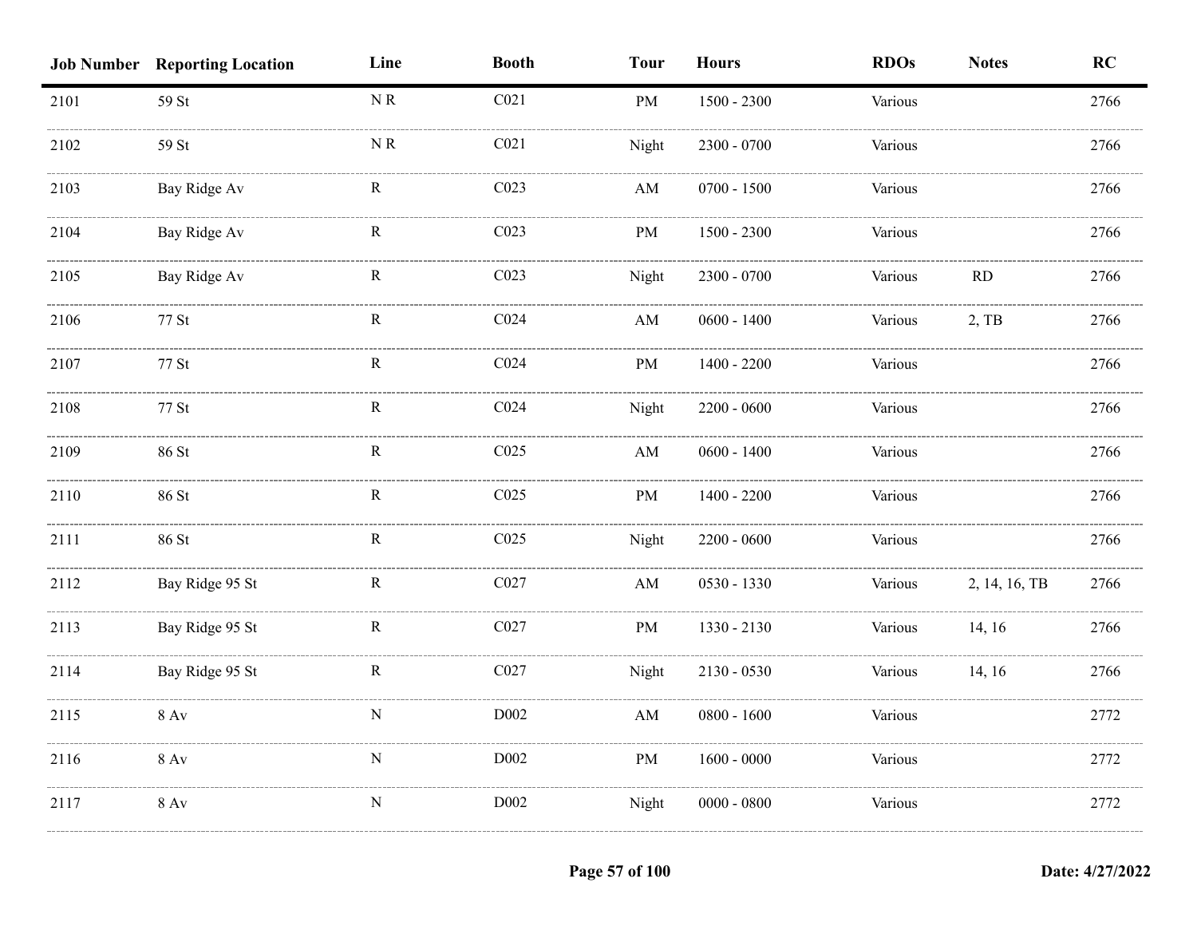| Job Number | Reporting Location | Line | Booth | Tour | Hours | RDOs | Notes | RC |
|---|---|---|---|---|---|---|---|---|
| 2101 | 59 St | N R | C021 | PM | 1500 - 2300 | Various | | 2766 |
| 2102 | 59 St | N R | C021 | Night | 2300 - 0700 | Various | | 2766 |
| 2103 | Bay Ridge Av | R | C023 | AM | 0700 - 1500 | Various | | 2766 |
| 2104 | Bay Ridge Av | R | C023 | PM | 1500 - 2300 | Various | | 2766 |
| 2105 | Bay Ridge Av | R | C023 | Night | 2300 - 0700 | Various | RD | 2766 |
| 2106 | 77 St | R | C024 | AM | 0600 - 1400 | Various | 2, TB | 2766 |
| 2107 | 77 St | R | C024 | PM | 1400 - 2200 | Various | | 2766 |
| 2108 | 77 St | R | C024 | Night | 2200 - 0600 | Various | | 2766 |
| 2109 | 86 St | R | C025 | AM | 0600 - 1400 | Various | | 2766 |
| 2110 | 86 St | R | C025 | PM | 1400 - 2200 | Various | | 2766 |
| 2111 | 86 St | R | C025 | Night | 2200 - 0600 | Various | | 2766 |
| 2112 | Bay Ridge 95 St | R | C027 | AM | 0530 - 1330 | Various | 2, 14, 16, TB | 2766 |
| 2113 | Bay Ridge 95 St | R | C027 | PM | 1330 - 2130 | Various | 14, 16 | 2766 |
| 2114 | Bay Ridge 95 St | R | C027 | Night | 2130 - 0530 | Various | 14, 16 | 2766 |
| 2115 | 8 Av | N | D002 | AM | 0800 - 1600 | Various | | 2772 |
| 2116 | 8 Av | N | D002 | PM | 1600 - 0000 | Various | | 2772 |
| 2117 | 8 Av | N | D002 | Night | 0000 - 0800 | Various | | 2772 |

Date: 4/27/2022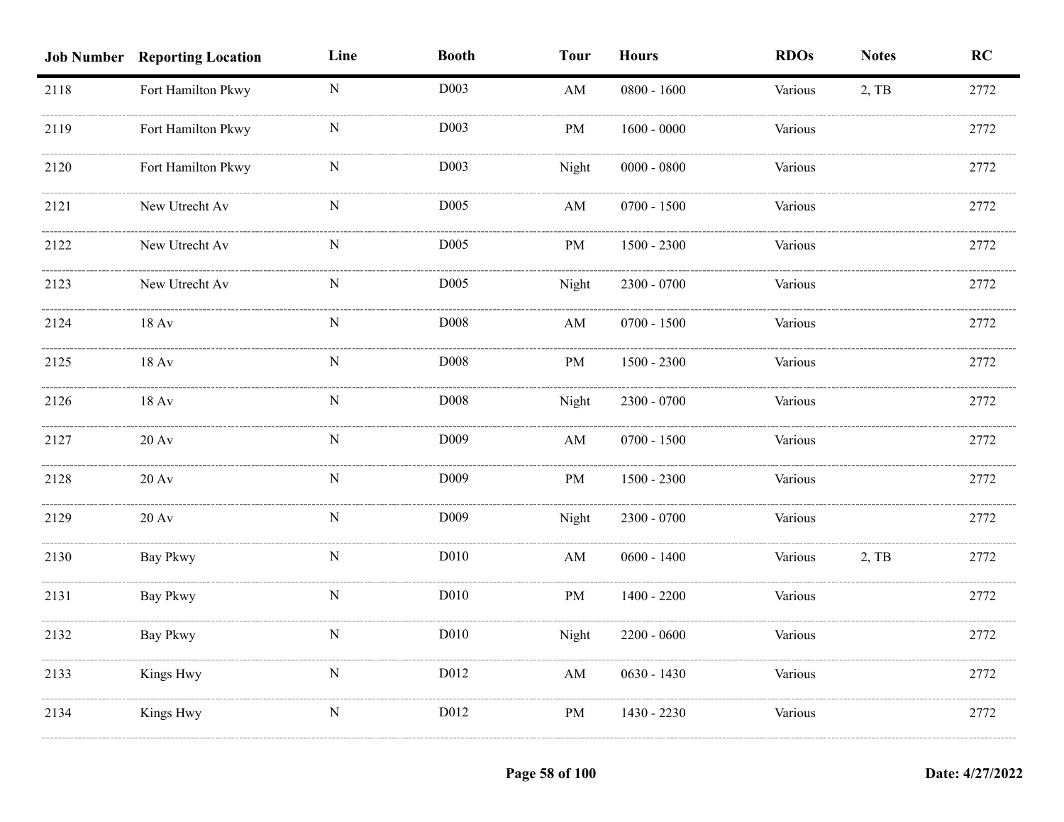| Job Number | Reporting Location | Line | Booth | Tour | Hours | RDOs | Notes | RC |
|---|---|---|---|---|---|---|---|---|
| 2118 | Fort Hamilton Pkwy | N | D003 | AM | 0800 - 1600 | Various | 2, TB | 2772 |
| 2119 | Fort Hamilton Pkwy | N | D003 | PM | 1600 - 0000 | Various | | 2772 |
| 2120 | Fort Hamilton Pkwy | N | D003 | Night | 0000 - 0800 | Various | | 2772 |
| 2121 | New Utrecht Av | N | D005 | AM | 0700 - 1500 | Various | | 2772 |
| 2122 | New Utrecht Av | N | D005 | PM | 1500 - 2300 | Various | | 2772 |
| 2123 | New Utrecht Av | N | D005 | Night | 2300 - 0700 | Various | | 2772 |
| 2124 | 18 Av | N | D008 | AM | 0700 - 1500 | Various | | 2772 |
| 2125 | 18 Av | N | D008 | PM | 1500 - 2300 | Various | | 2772 |
| 2126 | 18 Av | N | D008 | Night | 2300 - 0700 | Various | | 2772 |
| 2127 | 20 Av | N | D009 | AM | 0700 - 1500 | Various | | 2772 |
| 2128 | 20 Av | N | D009 | PM | 1500 - 2300 | Various | | 2772 |
| 2129 | 20 Av | N | D009 | Night | 2300 - 0700 | Various | | 2772 |
| 2130 | Bay Pkwy | N | D010 | AM | 0600 - 1400 | Various | 2, TB | 2772 |
| 2131 | Bay Pkwy | N | D010 | PM | 1400 - 2200 | Various | | 2772 |
| 2132 | Bay Pkwy | N | D010 | Night | 2200 - 0600 | Various | | 2772 |
| 2133 | Kings Hwy | N | D012 | AM | 0630 - 1430 | Various | | 2772 |
| 2134 | Kings Hwy | N | D012 | PM | 1430 - 2230 | Various | | 2772 |

Date: 4/27/2022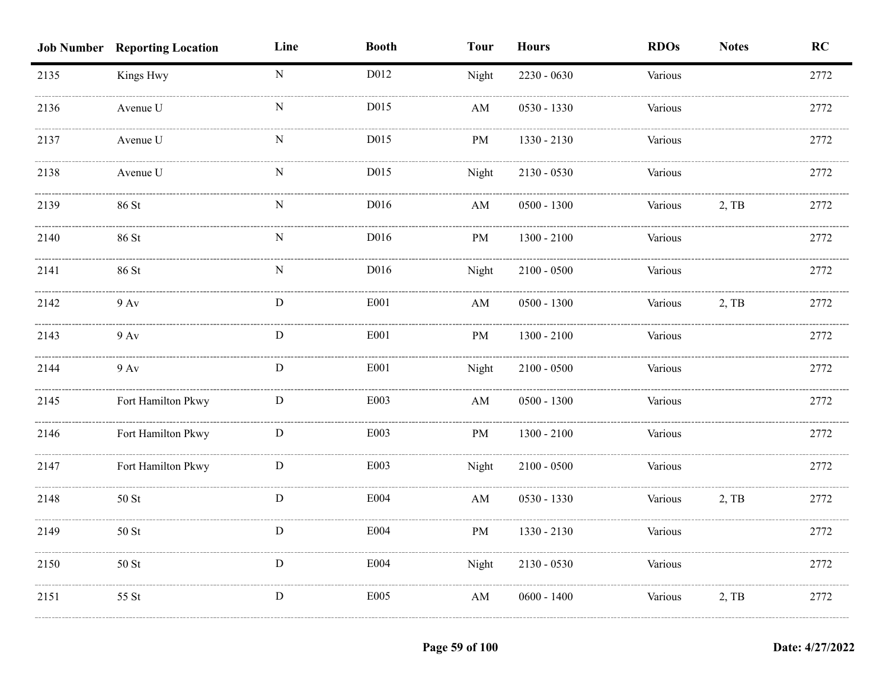| Job Number | Reporting Location | Line | Booth | Tour | Hours | RDOs | Notes | RC |
|---|---|---|---|---|---|---|---|---|
| 2135 | Kings Hwy | N | D012 | Night | 2230 - 0630 | Various | | 2772 |
| 2136 | Avenue U | N | D015 | AM | 0530 - 1330 | Various | | 2772 |
| 2137 | Avenue U | N | D015 | PM | 1330 - 2130 | Various | | 2772 |
| 2138 | Avenue U | N | D015 | Night | 2130 - 0530 | Various | | 2772 |
| 2139 | 86 St | N | D016 | AM | 0500 - 1300 | Various | 2, TB | 2772 |
| 2140 | 86 St | N | D016 | PM | 1300 - 2100 | Various | | 2772 |
| 2141 | 86 St | N | D016 | Night | 2100 - 0500 | Various | | 2772 |
| 2142 | 9 Av | D | E001 | AM | 0500 - 1300 | Various | 2, TB | 2772 |
| 2143 | 9 Av | D | E001 | PM | 1300 - 2100 | Various | | 2772 |
| 2144 | 9 Av | D | E001 | Night | 2100 - 0500 | Various | | 2772 |
| 2145 | Fort Hamilton Pkwy | D | E003 | AM | 0500 - 1300 | Various | | 2772 |
| 2146 | Fort Hamilton Pkwy | D | E003 | PM | 1300 - 2100 | Various | | 2772 |
| 2147 | Fort Hamilton Pkwy | D | E003 | Night | 2100 - 0500 | Various | | 2772 |
| 2148 | 50 St | D | E004 | AM | 0530 - 1330 | Various | 2, TB | 2772 |
| 2149 | 50 St | D | E004 | PM | 1330 - 2130 | Various | | 2772 |
| 2150 | 50 St | D | E004 | Night | 2130 - 0530 | Various | | 2772 |
| 2151 | 55 St | D | E005 | AM | 0600 - 1400 | Various | 2, TB | 2772 |

Date: 4/27/2022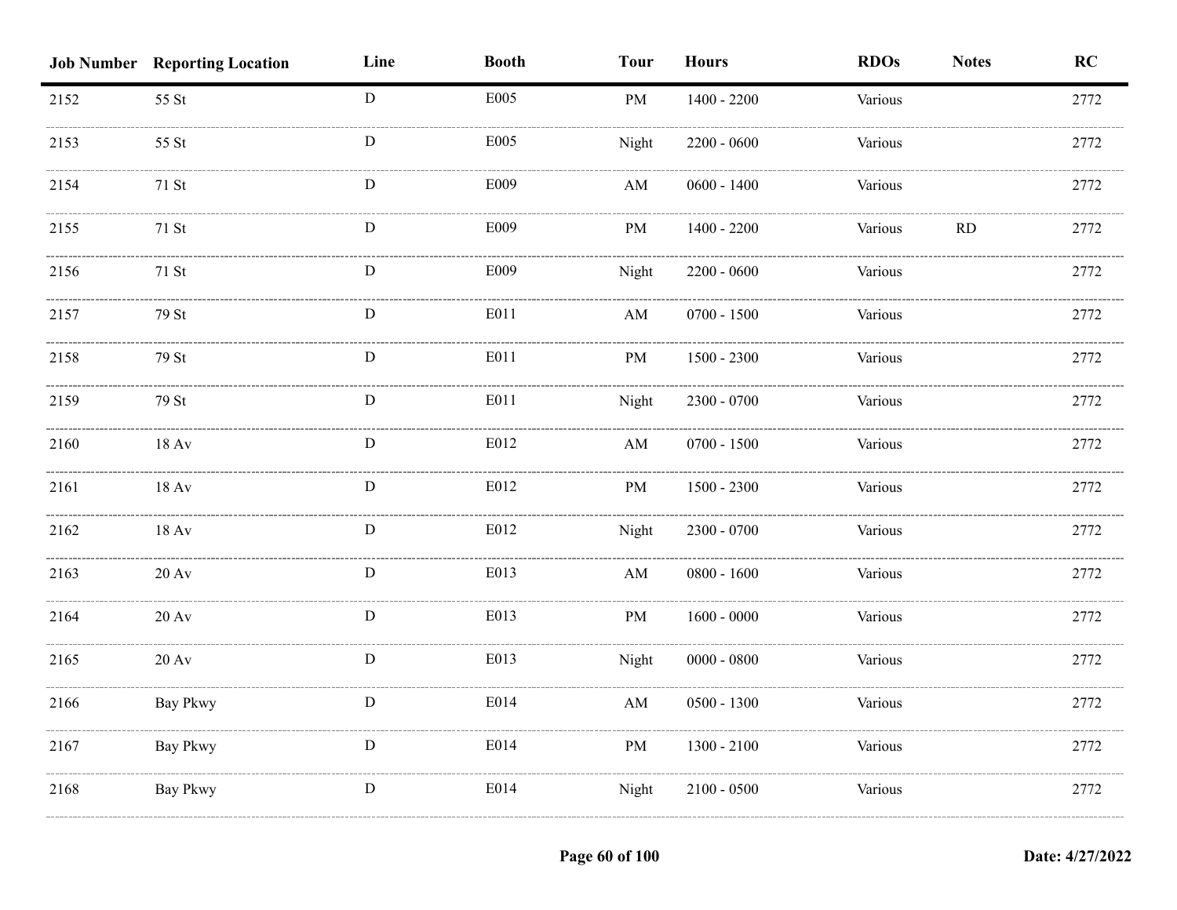| Job Number | Reporting Location | Line | Booth | Tour | Hours | RDOs | Notes | RC |
|---|---|---|---|---|---|---|---|---|
| 2152 | 55 St | D | E005 | PM | 1400 - 2200 | Various | | 2772 |
| 2153 | 55 St | D | E005 | Night | 2200 - 0600 | Various | | 2772 |
| 2154 | 71 St | D | E009 | AM | 0600 - 1400 | Various | | 2772 |
| 2155 | 71 St | D | E009 | PM | 1400 - 2200 | Various | RD | 2772 |
| 2156 | 71 St | D | E009 | Night | 2200 - 0600 | Various | | 2772 |
| 2157 | 79 St | D | E011 | AM | 0700 - 1500 | Various | | 2772 |
| 2158 | 79 St | D | E011 | PM | 1500 - 2300 | Various | | 2772 |
| 2159 | 79 St | D | E011 | Night | 2300 - 0700 | Various | | 2772 |
| 2160 | 18 Av | D | E012 | AM | 0700 - 1500 | Various | | 2772 |
| 2161 | 18 Av | D | E012 | PM | 1500 - 2300 | Various | | 2772 |
| 2162 | 18 Av | D | E012 | Night | 2300 - 0700 | Various | | 2772 |
| 2163 | 20 Av | D | E013 | AM | 0800 - 1600 | Various | | 2772 |
| 2164 | 20 Av | D | E013 | PM | 1600 - 0000 | Various | | 2772 |
| 2165 | 20 Av | D | E013 | Night | 0000 - 0800 | Various | | 2772 |
| 2166 | Bay Pkwy | D | E014 | AM | 0500 - 1300 | Various | | 2772 |
| 2167 | Bay Pkwy | D | E014 | PM | 1300 - 2100 | Various | | 2772 |
| 2168 | Bay Pkwy | D | E014 | Night | 2100 - 0500 | Various | | 2772 |

Date: 4/27/2022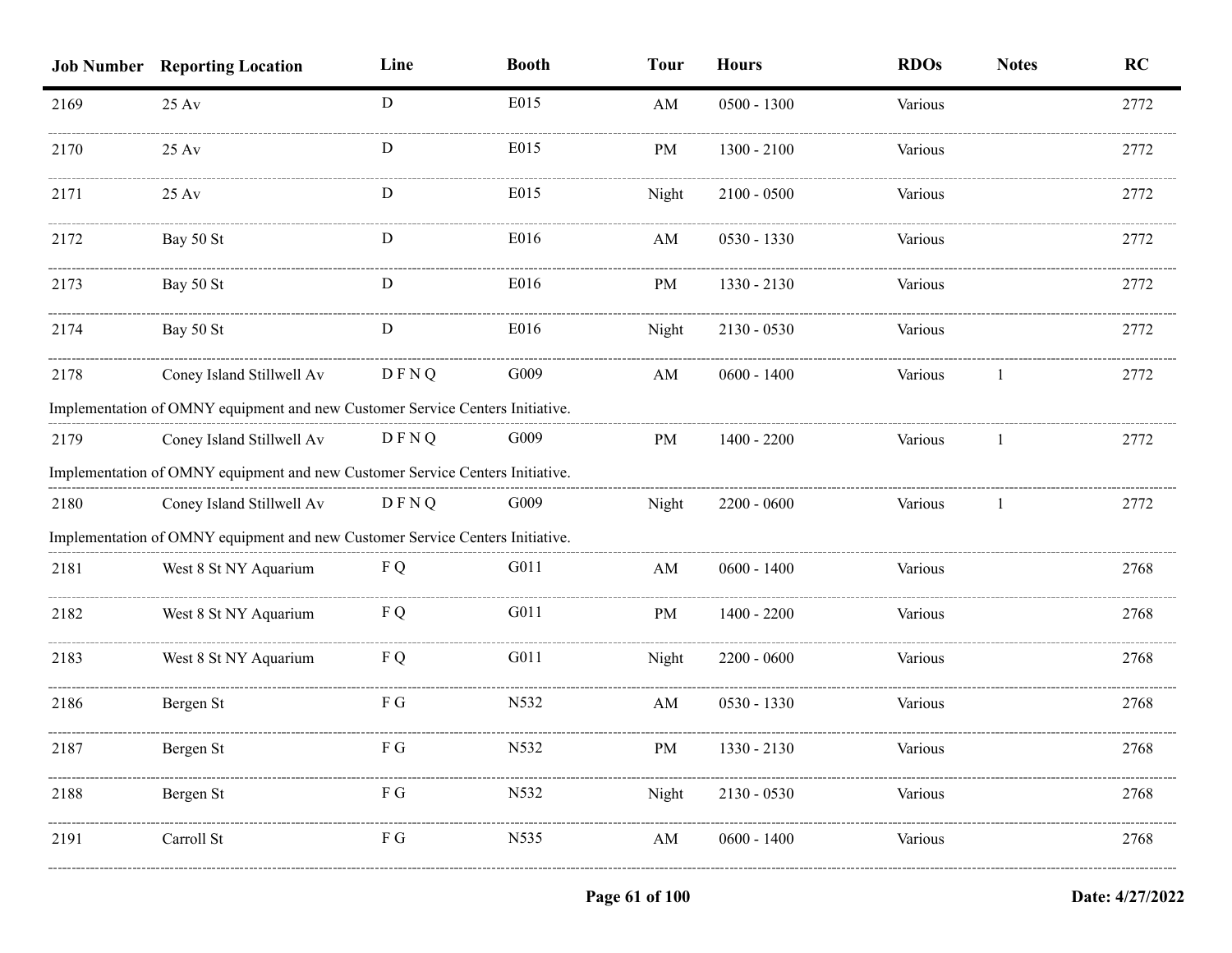| Job Number | Reporting Location | Line | Booth | Tour | Hours | RDOs | Notes | RC |
|---|---|---|---|---|---|---|---|---|
| 2169 | 25 Av | D | E015 | AM | 0500 - 1300 | Various | | 2772 |
| 2170 | 25 Av | D | E015 | PM | 1300 - 2100 | Various | | 2772 |
| 2171 | 25 Av | D | E015 | Night | 2100 - 0500 | Various | | 2772 |
| 2172 | Bay 50 St | D | E016 | AM | 0530 - 1330 | Various | | 2772 |
| 2173 | Bay 50 St | D | E016 | PM | 1330 - 2130 | Various | | 2772 |
| 2174 | Bay 50 St | D | E016 | Night | 2130 - 0530 | Various | | 2772 |
| 2178 | Coney Island Stillwell Av | D F N Q | G009 | AM | 0600 - 1400 | Various | 1 | 2772 |
| Implementation of OMNY equipment and new Customer Service Centers Initiative. | | | | | | | | |
| 2179 | Coney Island Stillwell Av | D F N Q | G009 | PM | 1400 - 2200 | Various | 1 | 2772 |
| Implementation of OMNY equipment and new Customer Service Centers Initiative. | | | | | | | | |
| 2180 | Coney Island Stillwell Av | D F N Q | G009 | Night | 2200 - 0600 | Various | 1 | 2772 |
| Implementation of OMNY equipment and new Customer Service Centers Initiative. | | | | | | | | |
| 2181 | West 8 St NY Aquarium | F Q | G011 | AM | 0600 - 1400 | Various | | 2768 |
| 2182 | West 8 St NY Aquarium | F Q | G011 | PM | 1400 - 2200 | Various | | 2768 |
| 2183 | West 8 St NY Aquarium | F Q | G011 | Night | 2200 - 0600 | Various | | 2768 |
| 2186 | Bergen St | F G | N532 | AM | 0530 - 1330 | Various | | 2768 |
| 2187 | Bergen St | F G | N532 | PM | 1330 - 2130 | Various | | 2768 |
| 2188 | Bergen St | F G | N532 | Night | 2130 - 0530 | Various | | 2768 |
| 2191 | Carroll St | F G | N535 | AM | 0600 - 1400 | Various | | 2768 |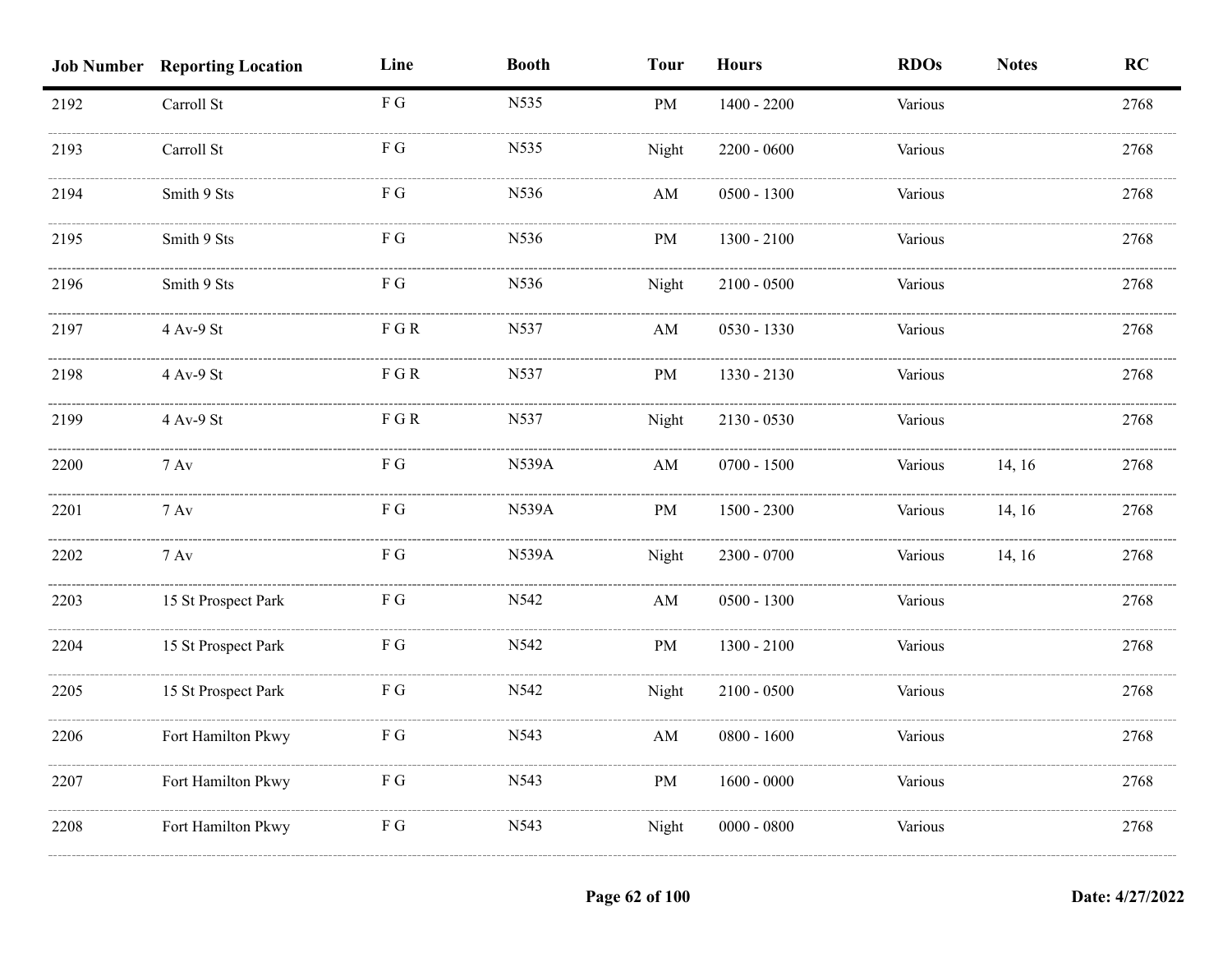| Job Number | Reporting Location | Line | Booth | Tour | Hours | RDOs | Notes | RC |
|---|---|---|---|---|---|---|---|---|
| 2192 | Carroll St | F G | N535 | PM | 1400 - 2200 | Various | | 2768 |
| 2193 | Carroll St | F G | N535 | Night | 2200 - 0600 | Various | | 2768 |
| 2194 | Smith 9 Sts | F G | N536 | AM | 0500 - 1300 | Various | | 2768 |
| 2195 | Smith 9 Sts | F G | N536 | PM | 1300 - 2100 | Various | | 2768 |
| 2196 | Smith 9 Sts | F G | N536 | Night | 2100 - 0500 | Various | | 2768 |
| 2197 | 4 Av-9 St | F G R | N537 | AM | 0530 - 1330 | Various | | 2768 |
| 2198 | 4 Av-9 St | F G R | N537 | PM | 1330 - 2130 | Various | | 2768 |
| 2199 | 4 Av-9 St | F G R | N537 | Night | 2130 - 0530 | Various | | 2768 |
| 2200 | 7 Av | F G | N539A | AM | 0700 - 1500 | Various | 14, 16 | 2768 |
| 2201 | 7 Av | F G | N539A | PM | 1500 - 2300 | Various | 14, 16 | 2768 |
| 2202 | 7 Av | F G | N539A | Night | 2300 - 0700 | Various | 14, 16 | 2768 |
| 2203 | 15 St Prospect Park | F G | N542 | AM | 0500 - 1300 | Various | | 2768 |
| 2204 | 15 St Prospect Park | F G | N542 | PM | 1300 - 2100 | Various | | 2768 |
| 2205 | 15 St Prospect Park | F G | N542 | Night | 2100 - 0500 | Various | | 2768 |
| 2206 | Fort Hamilton Pkwy | F G | N543 | AM | 0800 - 1600 | Various | | 2768 |
| 2207 | Fort Hamilton Pkwy | F G | N543 | PM | 1600 - 0000 | Various | | 2768 |
| 2208 | Fort Hamilton Pkwy | F G | N543 | Night | 0000 - 0800 | Various | | 2768 |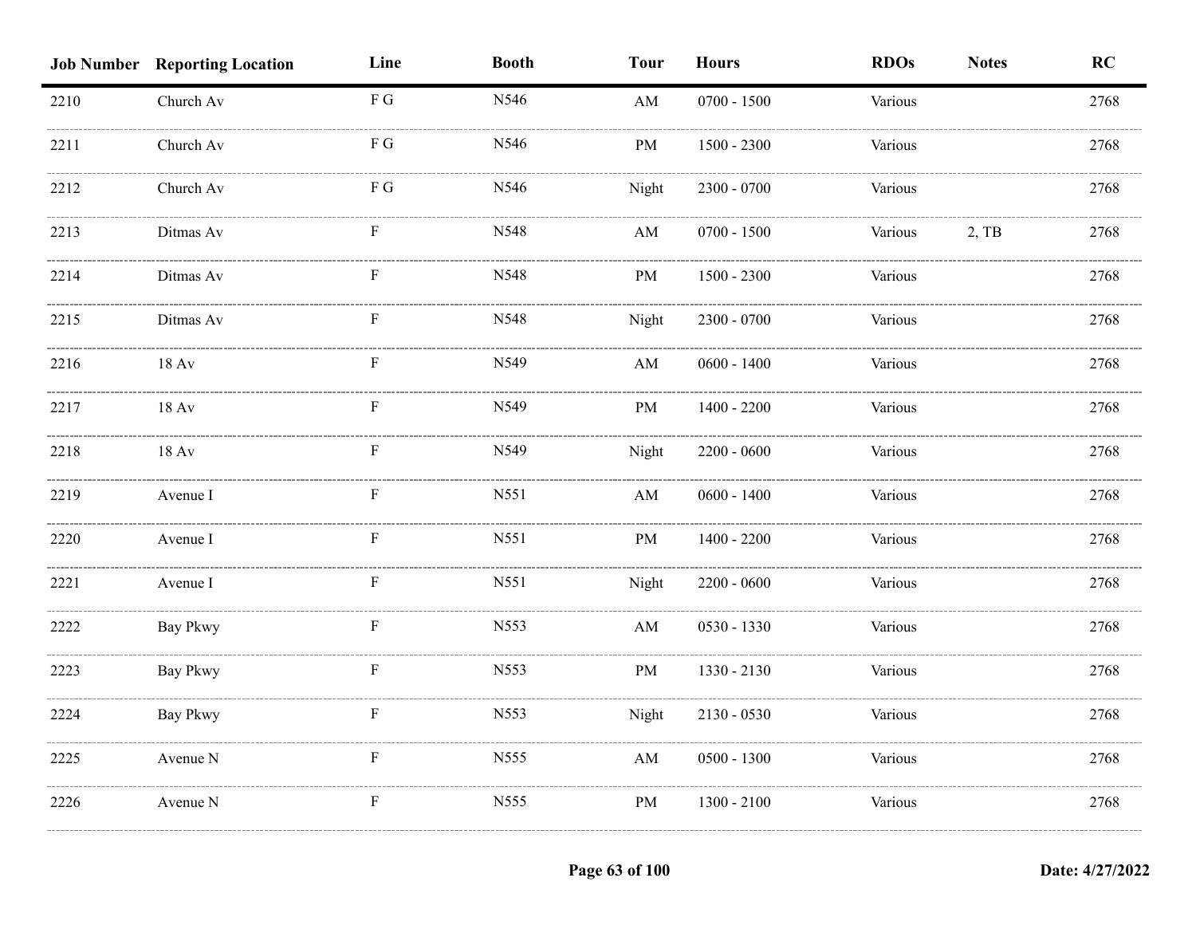| Job Number | Reporting Location | Line | Booth | Tour | Hours | RDOs | Notes | RC |
|---|---|---|---|---|---|---|---|---|
| 2210 | Church Av | F G | N546 | AM | 0700 - 1500 | Various | | 2768 |
| 2211 | Church Av | F G | N546 | PM | 1500 - 2300 | Various | | 2768 |
| 2212 | Church Av | F G | N546 | Night | 2300 - 0700 | Various | | 2768 |
| 2213 | Ditmas Av | F | N548 | AM | 0700 - 1500 | Various | 2, TB | 2768 |
| 2214 | Ditmas Av | F | N548 | PM | 1500 - 2300 | Various | | 2768 |
| 2215 | Ditmas Av | F | N548 | Night | 2300 - 0700 | Various | | 2768 |
| 2216 | 18 Av | F | N549 | AM | 0600 - 1400 | Various | | 2768 |
| 2217 | 18 Av | F | N549 | PM | 1400 - 2200 | Various | | 2768 |
| 2218 | 18 Av | F | N549 | Night | 2200 - 0600 | Various | | 2768 |
| 2219 | Avenue I | F | N551 | AM | 0600 - 1400 | Various | | 2768 |
| 2220 | Avenue I | F | N551 | PM | 1400 - 2200 | Various | | 2768 |
| 2221 | Avenue I | F | N551 | Night | 2200 - 0600 | Various | | 2768 |
| 2222 | Bay Pkwy | F | N553 | AM | 0530 - 1330 | Various | | 2768 |
| 2223 | Bay Pkwy | F | N553 | PM | 1330 - 2130 | Various | | 2768 |
| 2224 | Bay Pkwy | F | N553 | Night | 2130 - 0530 | Various | | 2768 |
| 2225 | Avenue N | F | N555 | AM | 0500 - 1300 | Various | | 2768 |
| 2226 | Avenue N | F | N555 | PM | 1300 - 2100 | Various | | 2768 |

Date: 4/27/2022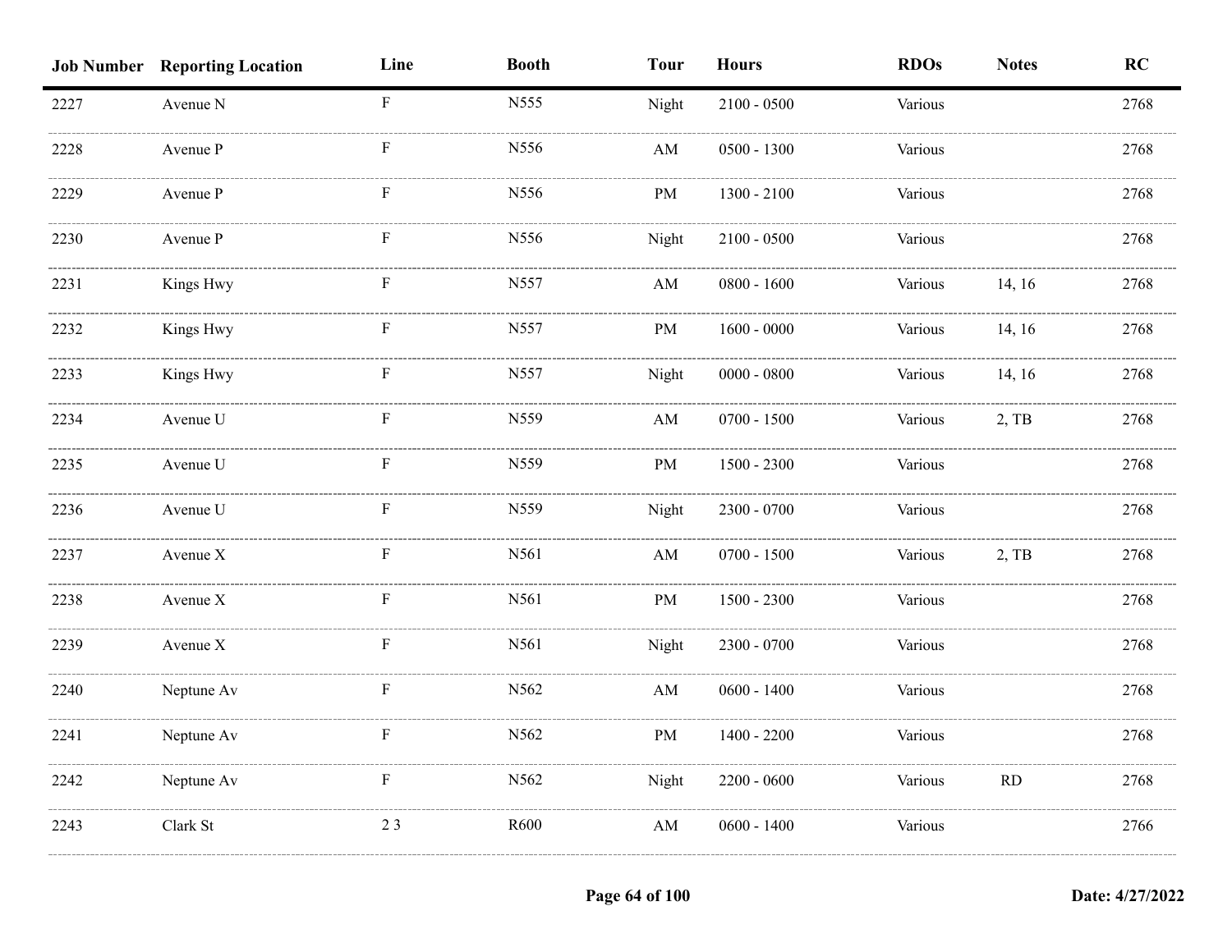| Job Number | Reporting Location | Line | Booth | Tour | Hours | RDOs | Notes | RC |
|---|---|---|---|---|---|---|---|---|
| 2227 | Avenue N | F | N555 | Night | 2100 - 0500 | Various | | 2768 |
| 2228 | Avenue P | F | N556 | AM | 0500 - 1300 | Various | | 2768 |
| 2229 | Avenue P | F | N556 | PM | 1300 - 2100 | Various | | 2768 |
| 2230 | Avenue P | F | N556 | Night | 2100 - 0500 | Various | | 2768 |
| 2231 | Kings Hwy | F | N557 | AM | 0800 - 1600 | Various | 14, 16 | 2768 |
| 2232 | Kings Hwy | F | N557 | PM | 1600 - 0000 | Various | 14, 16 | 2768 |
| 2233 | Kings Hwy | F | N557 | Night | 0000 - 0800 | Various | 14, 16 | 2768 |
| 2234 | Avenue U | F | N559 | AM | 0700 - 1500 | Various | 2, TB | 2768 |
| 2235 | Avenue U | F | N559 | PM | 1500 - 2300 | Various | | 2768 |
| 2236 | Avenue U | F | N559 | Night | 2300 - 0700 | Various | | 2768 |
| 2237 | Avenue X | F | N561 | AM | 0700 - 1500 | Various | 2, TB | 2768 |
| 2238 | Avenue X | F | N561 | PM | 1500 - 2300 | Various | | 2768 |
| 2239 | Avenue X | F | N561 | Night | 2300 - 0700 | Various | | 2768 |
| 2240 | Neptune Av | F | N562 | AM | 0600 - 1400 | Various | | 2768 |
| 2241 | Neptune Av | F | N562 | PM | 1400 - 2200 | Various | | 2768 |
| 2242 | Neptune Av | F | N562 | Night | 2200 - 0600 | Various | RD | 2768 |
| 2243 | Clark St | 2 3 | R600 | AM | 0600 - 1400 | Various | | 2766 |

Date: 4/27/2022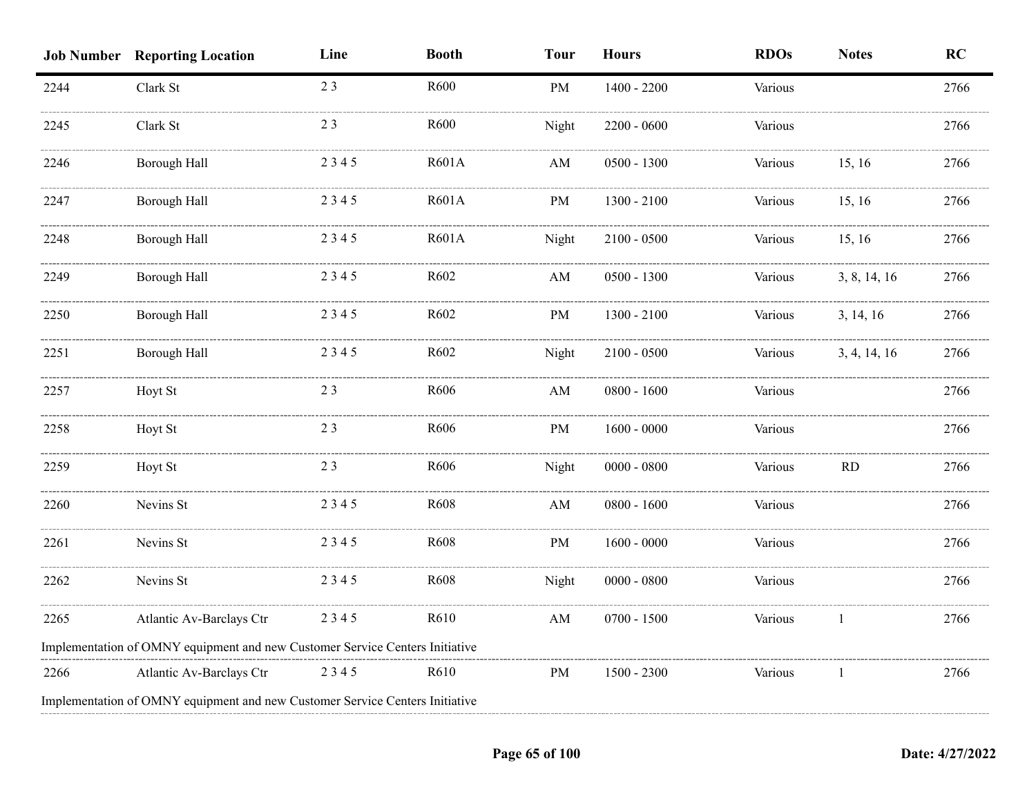| Job Number | Reporting Location | Line | Booth | Tour | Hours | RDOs | Notes | RC |
|---|---|---|---|---|---|---|---|---|
| 2244 | Clark St | 2 3 | R600 | PM | 1400 - 2200 | Various | | 2766 |
| 2245 | Clark St | 2 3 | R600 | Night | 2200 - 0600 | Various | | 2766 |
| 2246 | Borough Hall | 2 3 4 5 | R601A | AM | 0500 - 1300 | Various | 15, 16 | 2766 |
| 2247 | Borough Hall | 2 3 4 5 | R601A | PM | 1300 - 2100 | Various | 15, 16 | 2766 |
| 2248 | Borough Hall | 2 3 4 5 | R601A | Night | 2100 - 0500 | Various | 15, 16 | 2766 |
| 2249 | Borough Hall | 2 3 4 5 | R602 | AM | 0500 - 1300 | Various | 3, 8, 14, 16 | 2766 |
| 2250 | Borough Hall | 2 3 4 5 | R602 | PM | 1300 - 2100 | Various | 3, 14, 16 | 2766 |
| 2251 | Borough Hall | 2 3 4 5 | R602 | Night | 2100 - 0500 | Various | 3, 4, 14, 16 | 2766 |
| 2257 | Hoyt St | 2 3 | R606 | AM | 0800 - 1600 | Various | | 2766 |
| 2258 | Hoyt St | 2 3 | R606 | PM | 1600 - 0000 | Various | | 2766 |
| 2259 | Hoyt St | 2 3 | R606 | Night | 0000 - 0800 | Various | RD | 2766 |
| 2260 | Nevins St | 2 3 4 5 | R608 | AM | 0800 - 1600 | Various | | 2766 |
| 2261 | Nevins St | 2 3 4 5 | R608 | PM | 1600 - 0000 | Various | | 2766 |
| 2262 | Nevins St | 2 3 4 5 | R608 | Night | 0000 - 0800 | Various | | 2766 |
| 2265 | Atlantic Av-Barclays Ctr | 2 3 4 5 | R610 | AM | 0700 - 1500 | Various | 1 | 2766 |
| Implementation of OMNY equipment and new Customer Service Centers Initiative | | | | | | | | |
| 2266 | Atlantic Av-Barclays Ctr | 2 3 4 5 | R610 | PM | 1500 - 2300 | Various | 1 | 2766 |
| Implementation of OMNY equipment and new Customer Service Centers Initiative | | | | | | | | |

Date: 4/27/2022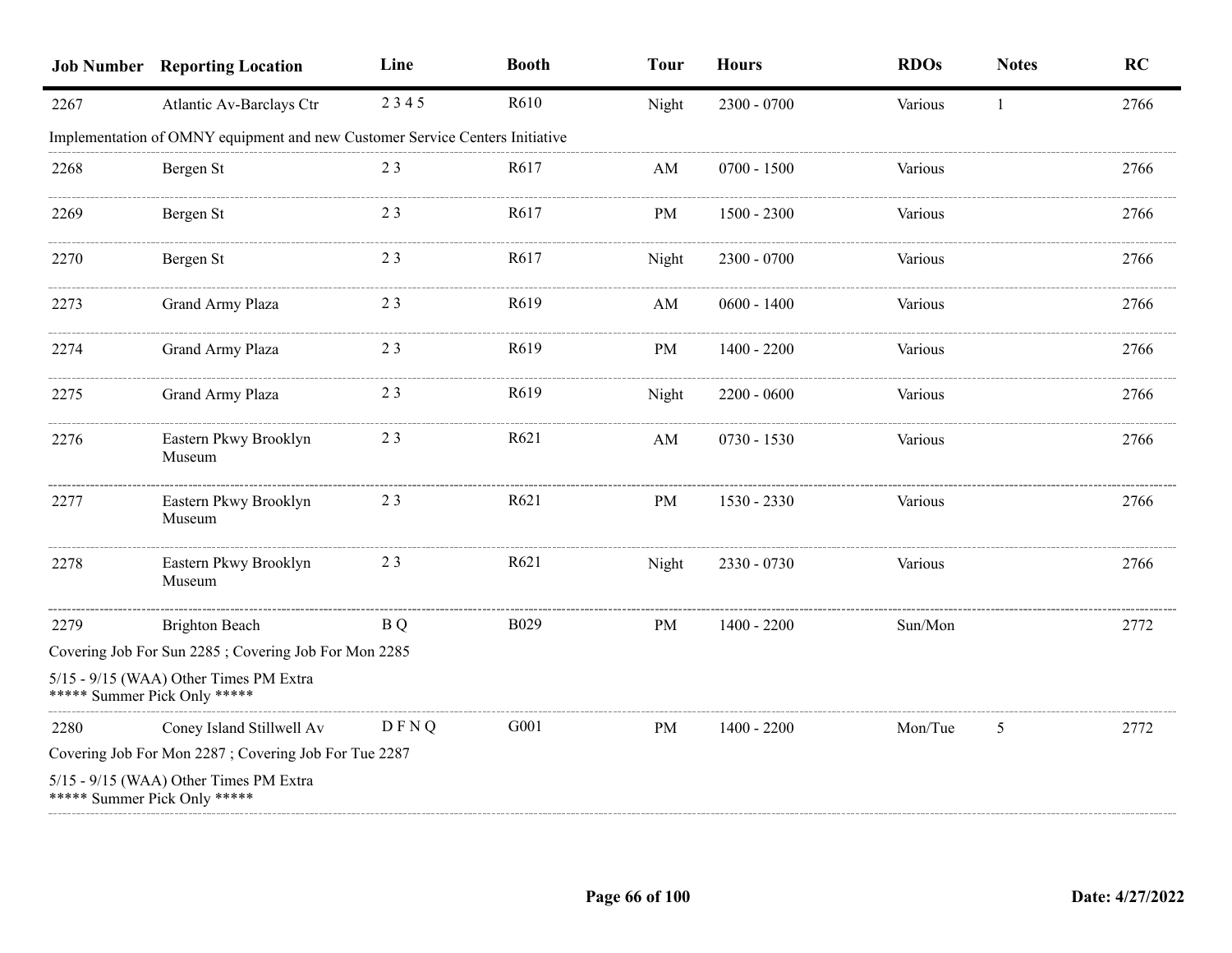| Job Number | Reporting Location | Line | Booth | Tour | Hours | RDOs | Notes | RC |
|---|---|---|---|---|---|---|---|---|
| 2267 | Atlantic Av-Barclays Ctr | 2 3 4 5 | R610 | Night | 2300 - 0700 | Various | 1 | 2766 |
| Implementation of OMNY equipment and new Customer Service Centers Initiative | | | | | | | | |
| 2268 | Bergen St | 2 3 | R617 | AM | 0700 - 1500 | Various | | 2766 |
| 2269 | Bergen St | 2 3 | R617 | PM | 1500 - 2300 | Various | | 2766 |
| 2270 | Bergen St | 2 3 | R617 | Night | 2300 - 0700 | Various | | 2766 |
| 2273 | Grand Army Plaza | 2 3 | R619 | AM | 0600 - 1400 | Various | | 2766 |
| 2274 | Grand Army Plaza | 2 3 | R619 | PM | 1400 - 2200 | Various | | 2766 |
| 2275 | Grand Army Plaza | 2 3 | R619 | Night | 2200 - 0600 | Various | | 2766 |
| 2276 | Eastern Pkwy Brooklyn Museum | 2 3 | R621 | AM | 0730 - 1530 | Various | | 2766 |
| 2277 | Eastern Pkwy Brooklyn Museum | 2 3 | R621 | PM | 1530 - 2330 | Various | | 2766 |
| 2278 | Eastern Pkwy Brooklyn Museum | 2 3 | R621 | Night | 2330 - 0730 | Various | | 2766 |
| 2279 | Brighton Beach | B Q | B029 | PM | 1400 - 2200 | Sun/Mon | | 2772 |
| Covering Job For Sun 2285 ; Covering Job For Mon 2285 | | | | | | | | |
| 5/15 - 9/15 (WAA) Other Times PM Extra ***** Summer Pick Only ***** | | | | | | | | |
| 2280 | Coney Island Stillwell Av | D F N Q | G001 | PM | 1400 - 2200 | Mon/Tue | 5 | 2772 |
| Covering Job For Mon 2287 ; Covering Job For Tue 2287 | | | | | | | | |
| 5/15 - 9/15 (WAA) Other Times PM Extra ***** Summer Pick Only ***** | | | | | | | | |

Date: 4/27/2022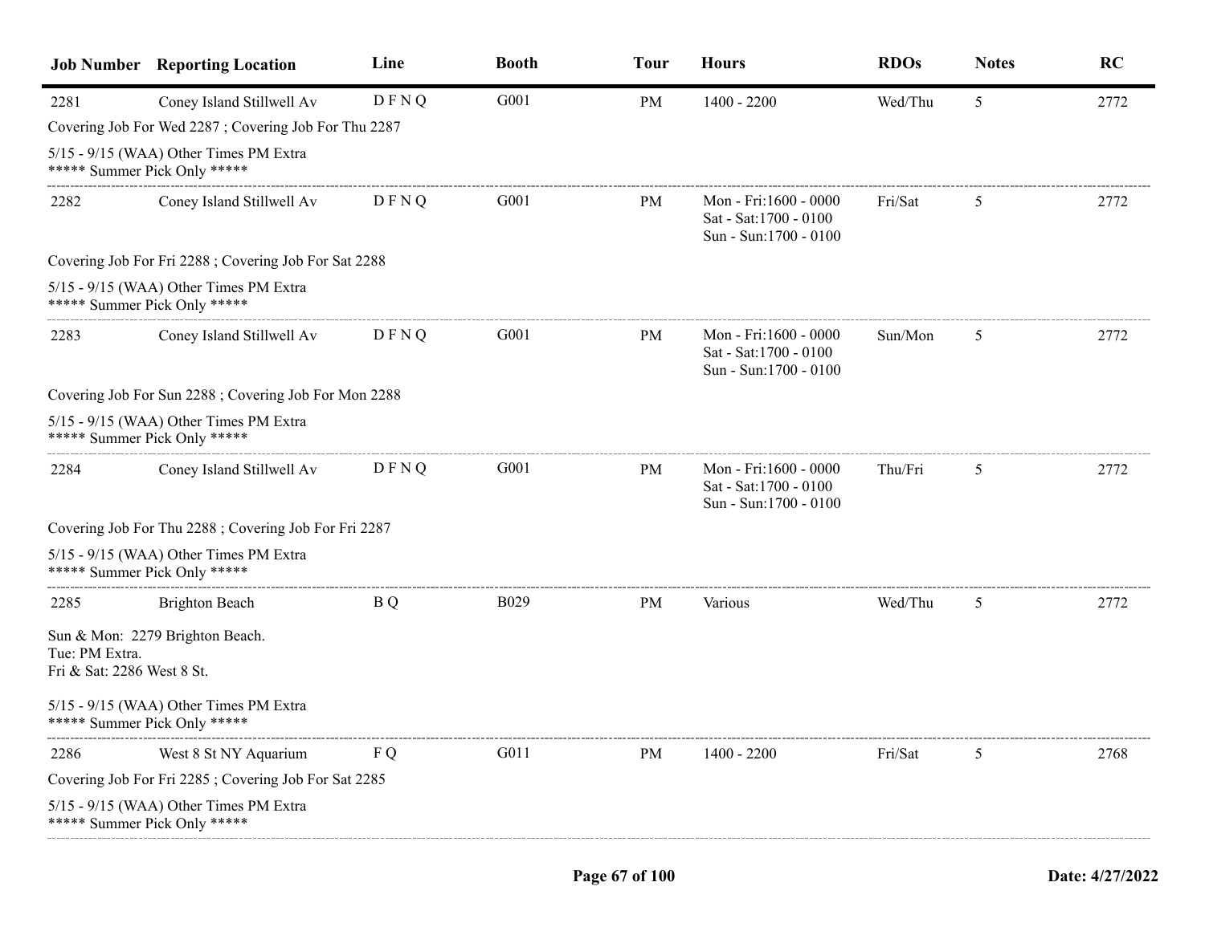| Job Number | Reporting Location | Line | Booth | Tour | Hours | RDOs | Notes | RC |
|---|---|---|---|---|---|---|---|---|
| 2281 | Coney Island Stillwell Av | D F N Q | G001 | PM | 1400 - 2200 | Wed/Thu | 5 | 2772 |
| Covering Job For Wed 2287 ; Covering Job For Thu 2287<br>5/15 - 9/15 (WAA) Other Times PM Extra<br>***** Summer Pick Only ***** | | | | | | | | |
| 2282 | Coney Island Stillwell Av | D F N Q | G001 | PM | Mon - Fri:1600 - 0000<br>Sat - Sat:1700 - 0100<br>Sun - Sun:1700 - 0100 | Fri/Sat | 5 | 2772 |
| Covering Job For Fri 2288 ; Covering Job For Sat 2288<br>5/15 - 9/15 (WAA) Other Times PM Extra<br>***** Summer Pick Only ***** | | | | | | | | |
| 2283 | Coney Island Stillwell Av | D F N Q | G001 | PM | Mon - Fri:1600 - 0000<br>Sat - Sat:1700 - 0100<br>Sun - Sun:1700 - 0100 | Sun/Mon | 5 | 2772 |
| Covering Job For Sun 2288 ; Covering Job For Mon 2288<br>5/15 - 9/15 (WAA) Other Times PM Extra<br>***** Summer Pick Only ***** | | | | | | | | |
| 2284 | Coney Island Stillwell Av | D F N Q | G001 | PM | Mon - Fri:1600 - 0000<br>Sat - Sat:1700 - 0100<br>Sun - Sun:1700 - 0100 | Thu/Fri | 5 | 2772 |
| Covering Job For Thu 2288 ; Covering Job For Fri 2287<br>5/15 - 9/15 (WAA) Other Times PM Extra<br>***** Summer Pick Only ***** | | | | | | | | |
| 2285 | Brighton Beach | B Q | B029 | PM | Various | Wed/Thu | 5 | 2772 |
| Sun & Mon: 2279 Brighton Beach.<br>Tue: PM Extra.<br>Fri & Sat: 2286 West 8 St.<br>5/15 - 9/15 (WAA) Other Times PM Extra<br>***** Summer Pick Only ***** | | | | | | | | |
| 2286 | West 8 St NY Aquarium | F Q | G011 | PM | 1400 - 2200 | Fri/Sat | 5 | 2768 |
| Covering Job For Fri 2285 ; Covering Job For Sat 2285<br>5/15 - 9/15 (WAA) Other Times PM Extra<br>***** Summer Pick Only ***** | | | | | | | | |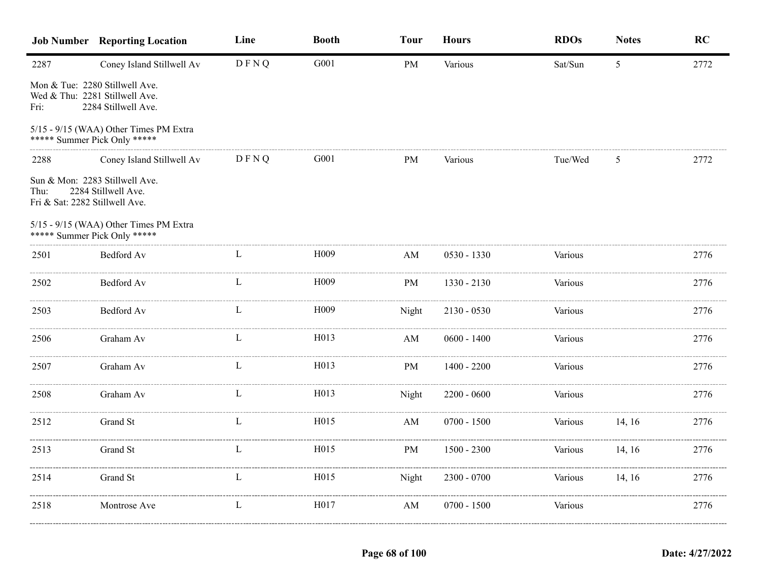| Job Number | Reporting Location | Line | Booth | Tour | Hours | RDOs | Notes | RC |
|---|---|---|---|---|---|---|---|---|
| 2287 | Coney Island Stillwell Av | D F N Q | G001 | PM | Various | Sat/Sun | 5 | 2772 |
| Mon & Tue: 2280 Stillwell Ave.<br>Wed & Thu: 2281 Stillwell Ave.<br>Fri: 2284 Stillwell Ave.<br><br>5/15 - 9/15 (WAA) Other Times PM Extra<br>***** Summer Pick Only ***** | | | | | | | | |
| 2288 | Coney Island Stillwell Av | D F N Q | G001 | PM | Various | Tue/Wed | 5 | 2772 |
| Sun & Mon: 2283 Stillwell Ave.<br>Thu: 2284 Stillwell Ave.<br>Fri & Sat: 2282 Stillwell Ave.<br><br>5/15 - 9/15 (WAA) Other Times PM Extra<br>***** Summer Pick Only ***** | | | | | | | | |
| 2501 | Bedford Av | L | H009 | AM | 0530 - 1330 | Various | | 2776 |
| 2502 | Bedford Av | L | H009 | PM | 1330 - 2130 | Various | | 2776 |
| 2503 | Bedford Av | L | H009 | Night | 2130 - 0530 | Various | | 2776 |
| 2506 | Graham Av | L | H013 | AM | 0600 - 1400 | Various | | 2776 |
| 2507 | Graham Av | L | H013 | PM | 1400 - 2200 | Various | | 2776 |
| 2508 | Graham Av | L | H013 | Night | 2200 - 0600 | Various | | 2776 |
| 2512 | Grand St | L | H015 | AM | 0700 - 1500 | Various | 14, 16 | 2776 |
| 2513 | Grand St | L | H015 | PM | 1500 - 2300 | Various | 14, 16 | 2776 |
| 2514 | Grand St | L | H015 | Night | 2300 - 0700 | Various | 14, 16 | 2776 |
| 2518 | Montrose Ave | L | H017 | AM | 0700 - 1500 | Various | | 2776 |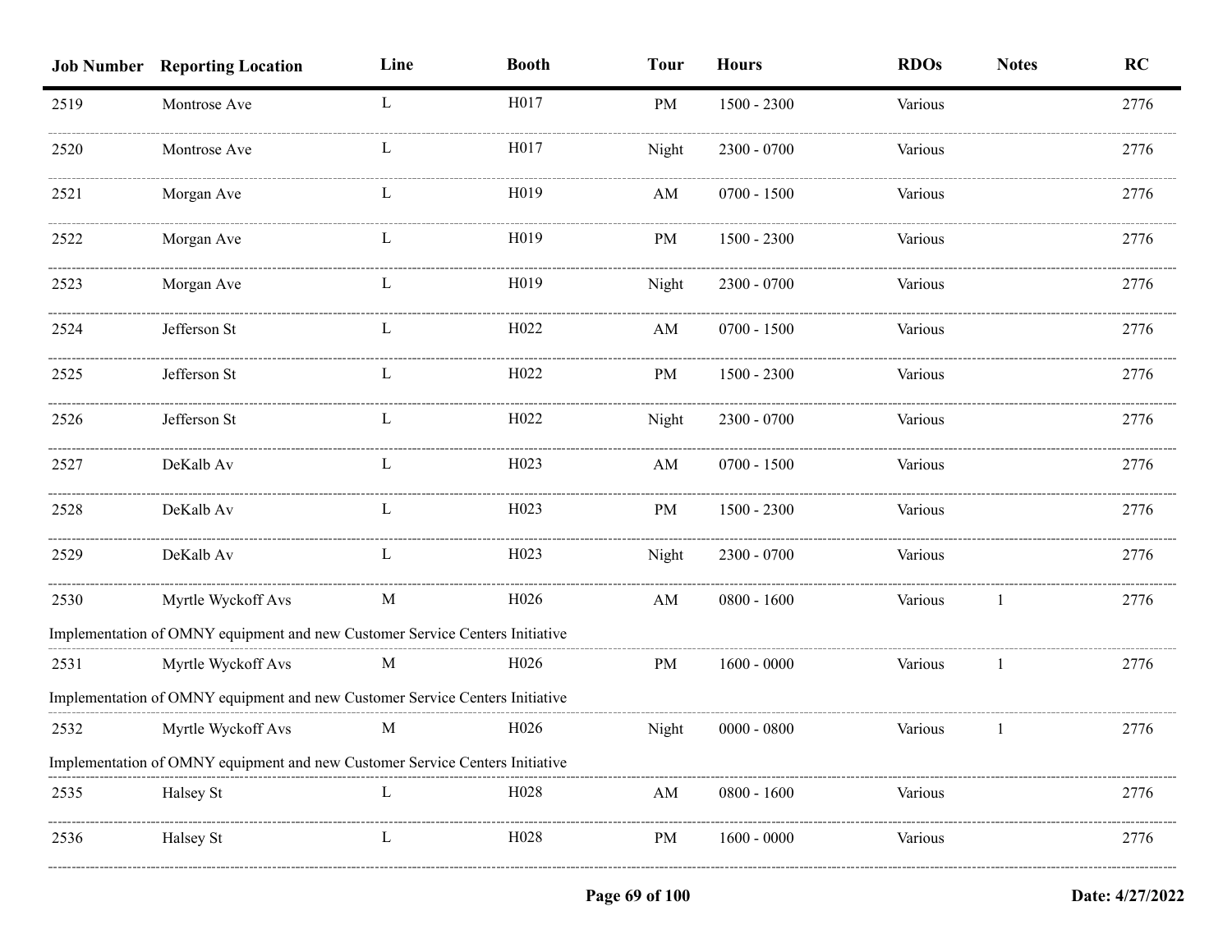| Job Number | Reporting Location | Line | Booth | Tour | Hours | RDOs | Notes | RC |
|---|---|---|---|---|---|---|---|---|
| 2519 | Montrose Ave | L | H017 | PM | 1500 - 2300 | Various | | 2776 |
| 2520 | Montrose Ave | L | H017 | Night | 2300 - 0700 | Various | | 2776 |
| 2521 | Morgan Ave | L | H019 | AM | 0700 - 1500 | Various | | 2776 |
| 2522 | Morgan Ave | L | H019 | PM | 1500 - 2300 | Various | | 2776 |
| 2523 | Morgan Ave | L | H019 | Night | 2300 - 0700 | Various | | 2776 |
| 2524 | Jefferson St | L | H022 | AM | 0700 - 1500 | Various | | 2776 |
| 2525 | Jefferson St | L | H022 | PM | 1500 - 2300 | Various | | 2776 |
| 2526 | Jefferson St | L | H022 | Night | 2300 - 0700 | Various | | 2776 |
| 2527 | DeKalb Av | L | H023 | AM | 0700 - 1500 | Various | | 2776 |
| 2528 | DeKalb Av | L | H023 | PM | 1500 - 2300 | Various | | 2776 |
| 2529 | DeKalb Av | L | H023 | Night | 2300 - 0700 | Various | | 2776 |
| 2530 | Myrtle Wyckoff Avs | M | H026 | AM | 0800 - 1600 | Various | 1 | 2776 |
| Implementation of OMNY equipment and new Customer Service Centers Initiative | | | | | | | | |
| 2531 | Myrtle Wyckoff Avs | M | H026 | PM | 1600 - 0000 | Various | 1 | 2776 |
| Implementation of OMNY equipment and new Customer Service Centers Initiative | | | | | | | | |
| 2532 | Myrtle Wyckoff Avs | M | H026 | Night | 0000 - 0800 | Various | 1 | 2776 |
| Implementation of OMNY equipment and new Customer Service Centers Initiative | | | | | | | | |
| 2535 | Halsey St | L | H028 | AM | 0800 - 1600 | Various | | 2776 |
| 2536 | Halsey St | L | H028 | PM | 1600 - 0000 | Various | | 2776 |

Date: 4/27/2022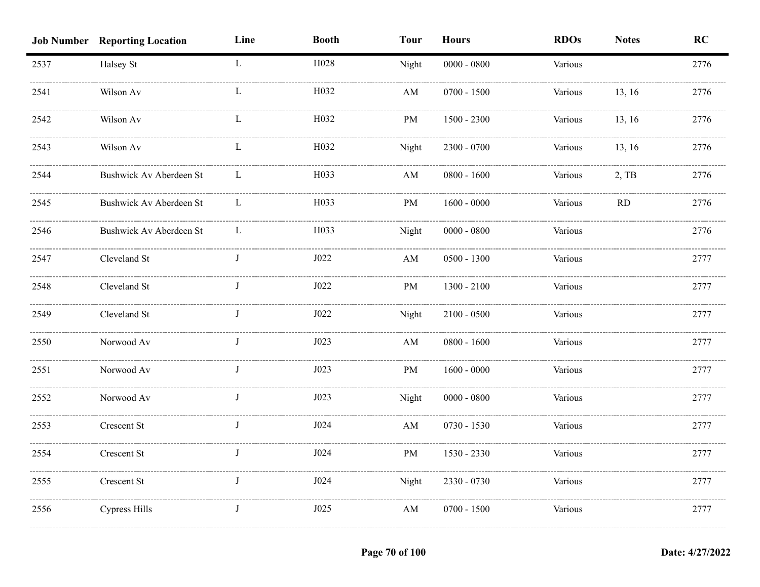| Job Number | Reporting Location | Line | Booth | Tour | Hours | RDOs | Notes | RC |
| --- | --- | --- | --- | --- | --- | --- | --- | --- |
| 2537 | Halsey St | L | H028 | Night | 0000 - 0800 | Various | | 2776 |
| 2541 | Wilson Av | L | H032 | AM | 0700 - 1500 | Various | 13, 16 | 2776 |
| 2542 | Wilson Av | L | H032 | PM | 1500 - 2300 | Various | 13, 16 | 2776 |
| 2543 | Wilson Av | L | H032 | Night | 2300 - 0700 | Various | 13, 16 | 2776 |
| 2544 | Bushwick Av Aberdeen St | L | H033 | AM | 0800 - 1600 | Various | 2, TB | 2776 |
| 2545 | Bushwick Av Aberdeen St | L | H033 | PM | 1600 - 0000 | Various | RD | 2776 |
| 2546 | Bushwick Av Aberdeen St | L | H033 | Night | 0000 - 0800 | Various | | 2776 |
| 2547 | Cleveland St | J | J022 | AM | 0500 - 1300 | Various | | 2777 |
| 2548 | Cleveland St | J | J022 | PM | 1300 - 2100 | Various | | 2777 |
| 2549 | Cleveland St | J | J022 | Night | 2100 - 0500 | Various | | 2777 |
| 2550 | Norwood Av | J | J023 | AM | 0800 - 1600 | Various | | 2777 |
| 2551 | Norwood Av | J | J023 | PM | 1600 - 0000 | Various | | 2777 |
| 2552 | Norwood Av | J | J023 | Night | 0000 - 0800 | Various | | 2777 |
| 2553 | Crescent St | J | J024 | AM | 0730 - 1530 | Various | | 2777 |
| 2554 | Crescent St | J | J024 | PM | 1530 - 2330 | Various | | 2777 |
| 2555 | Crescent St | J | J024 | Night | 2330 - 0730 | Various | | 2777 |
| 2556 | Cypress Hills | J | J025 | AM | 0700 - 1500 | Various | | 2777 |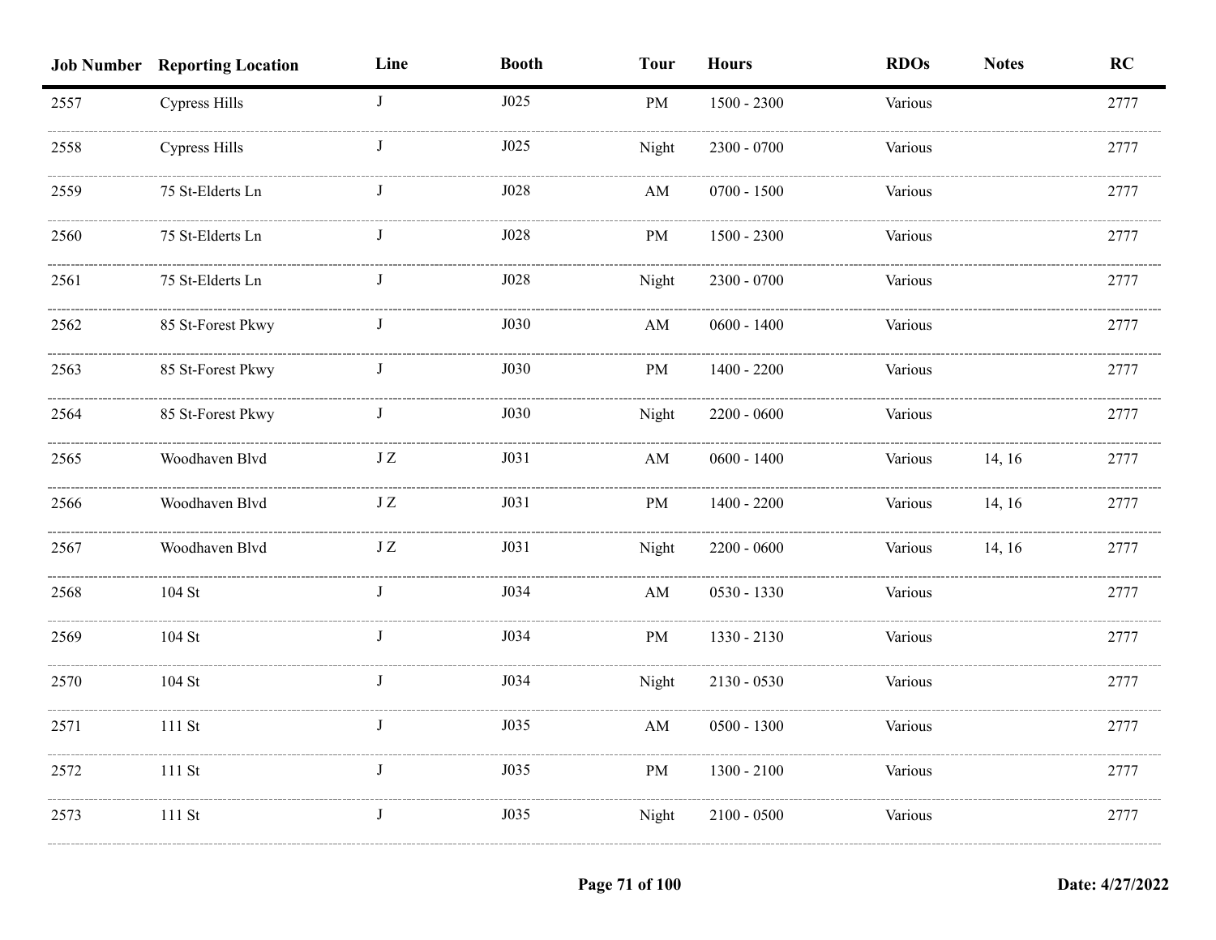| Job Number | Reporting Location | Line | Booth | Tour | Hours | RDOs | Notes | RC |
|---|---|---|---|---|---|---|---|---|
| 2557 | Cypress Hills | J | J025 | PM | 1500 - 2300 | Various | | 2777 |
| 2558 | Cypress Hills | J | J025 | Night | 2300 - 0700 | Various | | 2777 |
| 2559 | 75 St-Elderts Ln | J | J028 | AM | 0700 - 1500 | Various | | 2777 |
| 2560 | 75 St-Elderts Ln | J | J028 | PM | 1500 - 2300 | Various | | 2777 |
| 2561 | 75 St-Elderts Ln | J | J028 | Night | 2300 - 0700 | Various | | 2777 |
| 2562 | 85 St-Forest Pkwy | J | J030 | AM | 0600 - 1400 | Various | | 2777 |
| 2563 | 85 St-Forest Pkwy | J | J030 | PM | 1400 - 2200 | Various | | 2777 |
| 2564 | 85 St-Forest Pkwy | J | J030 | Night | 2200 - 0600 | Various | | 2777 |
| 2565 | Woodhaven Blvd | J Z | J031 | AM | 0600 - 1400 | Various | 14, 16 | 2777 |
| 2566 | Woodhaven Blvd | J Z | J031 | PM | 1400 - 2200 | Various | 14, 16 | 2777 |
| 2567 | Woodhaven Blvd | J Z | J031 | Night | 2200 - 0600 | Various | 14, 16 | 2777 |
| 2568 | 104 St | J | J034 | AM | 0530 - 1330 | Various | | 2777 |
| 2569 | 104 St | J | J034 | PM | 1330 - 2130 | Various | | 2777 |
| 2570 | 104 St | J | J034 | Night | 2130 - 0530 | Various | | 2777 |
| 2571 | 111 St | J | J035 | AM | 0500 - 1300 | Various | | 2777 |
| 2572 | 111 St | J | J035 | PM | 1300 - 2100 | Various | | 2777 |
| 2573 | 111 St | J | J035 | Night | 2100 - 0500 | Various | | 2777 |

Date: 4/27/2022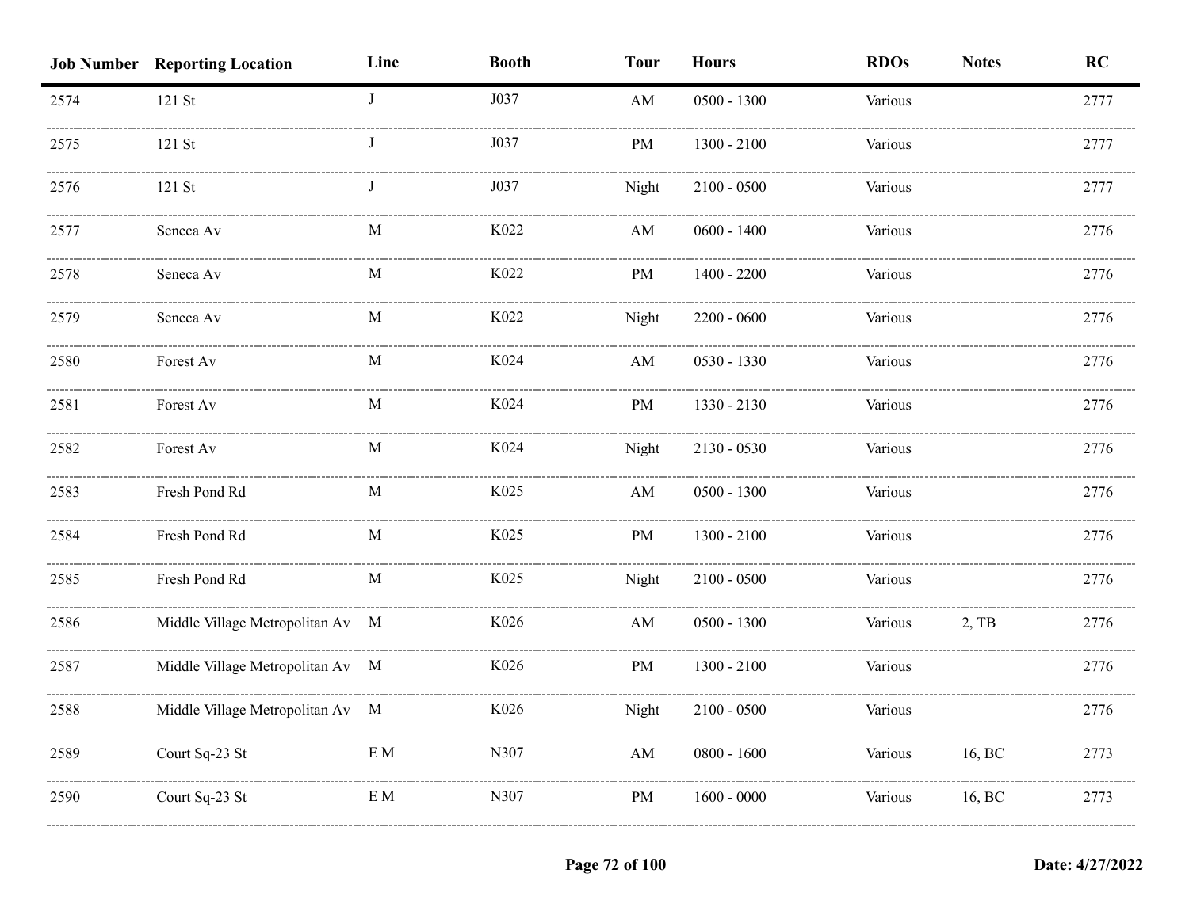| Job Number | Reporting Location | Line | Booth | Tour | Hours | RDOs | Notes | RC |
|---|---|---|---|---|---|---|---|---|
| 2574 | 121 St | J | J037 | AM | 0500 - 1300 | Various | | 2777 |
| 2575 | 121 St | J | J037 | PM | 1300 - 2100 | Various | | 2777 |
| 2576 | 121 St | J | J037 | Night | 2100 - 0500 | Various | | 2777 |
| 2577 | Seneca Av | M | K022 | AM | 0600 - 1400 | Various | | 2776 |
| 2578 | Seneca Av | M | K022 | PM | 1400 - 2200 | Various | | 2776 |
| 2579 | Seneca Av | M | K022 | Night | 2200 - 0600 | Various | | 2776 |
| 2580 | Forest Av | M | K024 | AM | 0530 - 1330 | Various | | 2776 |
| 2581 | Forest Av | M | K024 | PM | 1330 - 2130 | Various | | 2776 |
| 2582 | Forest Av | M | K024 | Night | 2130 - 0530 | Various | | 2776 |
| 2583 | Fresh Pond Rd | M | K025 | AM | 0500 - 1300 | Various | | 2776 |
| 2584 | Fresh Pond Rd | M | K025 | PM | 1300 - 2100 | Various | | 2776 |
| 2585 | Fresh Pond Rd | M | K025 | Night | 2100 - 0500 | Various | | 2776 |
| 2586 | Middle Village Metropolitan Av | M | K026 | AM | 0500 - 1300 | Various | 2, TB | 2776 |
| 2587 | Middle Village Metropolitan Av | M | K026 | PM | 1300 - 2100 | Various | | 2776 |
| 2588 | Middle Village Metropolitan Av | M | K026 | Night | 2100 - 0500 | Various | | 2776 |
| 2589 | Court Sq-23 St | E M | N307 | AM | 0800 - 1600 | Various | 16, BC | 2773 |
| 2590 | Court Sq-23 St | E M | N307 | PM | 1600 - 0000 | Various | 16, BC | 2773 |

Date: 4/27/2022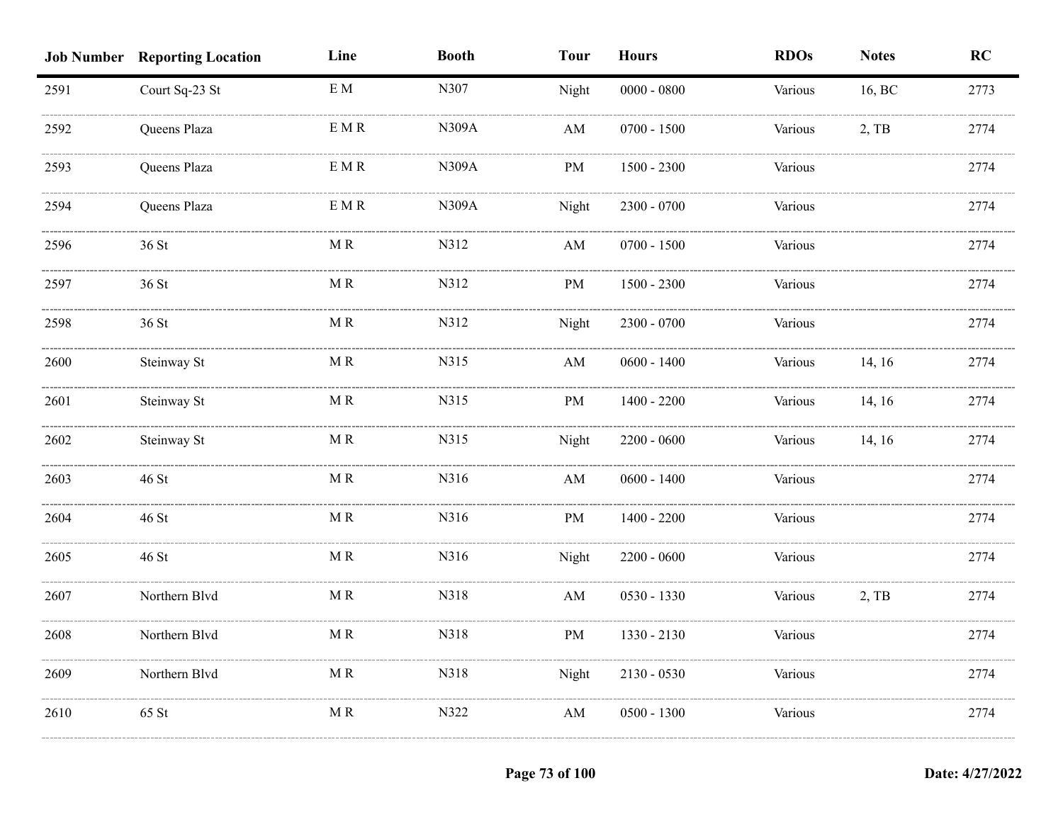| Job Number | Reporting Location | Line | Booth | Tour | Hours | RDOs | Notes | RC |
|---|---|---|---|---|---|---|---|---|
| 2591 | Court Sq-23 St | E M | N307 | Night | 0000 - 0800 | Various | 16, BC | 2773 |
| 2592 | Queens Plaza | E M R | N309A | AM | 0700 - 1500 | Various | 2, TB | 2774 |
| 2593 | Queens Plaza | E M R | N309A | PM | 1500 - 2300 | Various | | 2774 |
| 2594 | Queens Plaza | E M R | N309A | Night | 2300 - 0700 | Various | | 2774 |
| 2596 | 36 St | M R | N312 | AM | 0700 - 1500 | Various | | 2774 |
| 2597 | 36 St | M R | N312 | PM | 1500 - 2300 | Various | | 2774 |
| 2598 | 36 St | M R | N312 | Night | 2300 - 0700 | Various | | 2774 |
| 2600 | Steinway St | M R | N315 | AM | 0600 - 1400 | Various | 14, 16 | 2774 |
| 2601 | Steinway St | M R | N315 | PM | 1400 - 2200 | Various | 14, 16 | 2774 |
| 2602 | Steinway St | M R | N315 | Night | 2200 - 0600 | Various | 14, 16 | 2774 |
| 2603 | 46 St | M R | N316 | AM | 0600 - 1400 | Various | | 2774 |
| 2604 | 46 St | M R | N316 | PM | 1400 - 2200 | Various | | 2774 |
| 2605 | 46 St | M R | N316 | Night | 2200 - 0600 | Various | | 2774 |
| 2607 | Northern Blvd | M R | N318 | AM | 0530 - 1330 | Various | 2, TB | 2774 |
| 2608 | Northern Blvd | M R | N318 | PM | 1330 - 2130 | Various | | 2774 |
| 2609 | Northern Blvd | M R | N318 | Night | 2130 - 0530 | Various | | 2774 |
| 2610 | 65 St | M R | N322 | AM | 0500 - 1300 | Various | | 2774 |

Date: 4/27/2022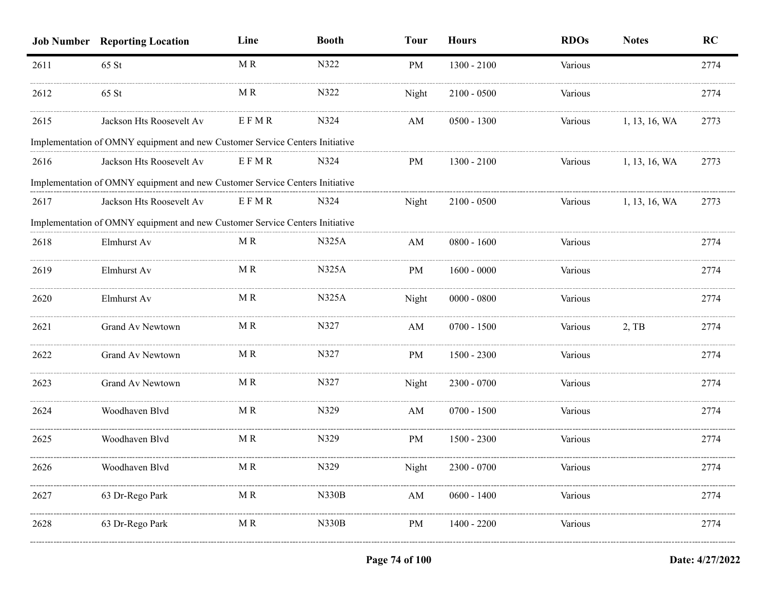| Job Number | Reporting Location | Line | Booth | Tour | Hours | RDOs | Notes | RC |
|---|---|---|---|---|---|---|---|---|
| 2611 | 65 St | M R | N322 | PM | 1300 - 2100 | Various | | 2774 |
| 2612 | 65 St | M R | N322 | Night | 2100 - 0500 | Various | | 2774 |
| 2615 | Jackson Hts Roosevelt Av | E F M R | N324 | AM | 0500 - 1300 | Various | 1, 13, 16, WA | 2773 |
| Implementation of OMNY equipment and new Customer Service Centers Initiative | | | | | | | | |
| 2616 | Jackson Hts Roosevelt Av | E F M R | N324 | PM | 1300 - 2100 | Various | 1, 13, 16, WA | 2773 |
| Implementation of OMNY equipment and new Customer Service Centers Initiative | | | | | | | | |
| 2617 | Jackson Hts Roosevelt Av | E F M R | N324 | Night | 2100 - 0500 | Various | 1, 13, 16, WA | 2773 |
| Implementation of OMNY equipment and new Customer Service Centers Initiative | | | | | | | | |
| 2618 | Elmhurst Av | M R | N325A | AM | 0800 - 1600 | Various | | 2774 |
| 2619 | Elmhurst Av | M R | N325A | PM | 1600 - 0000 | Various | | 2774 |
| 2620 | Elmhurst Av | M R | N325A | Night | 0000 - 0800 | Various | | 2774 |
| 2621 | Grand Av Newtown | M R | N327 | AM | 0700 - 1500 | Various | 2, TB | 2774 |
| 2622 | Grand Av Newtown | M R | N327 | PM | 1500 - 2300 | Various | | 2774 |
| 2623 | Grand Av Newtown | M R | N327 | Night | 2300 - 0700 | Various | | 2774 |
| 2624 | Woodhaven Blvd | M R | N329 | AM | 0700 - 1500 | Various | | 2774 |
| 2625 | Woodhaven Blvd | M R | N329 | PM | 1500 - 2300 | Various | | 2774 |
| 2626 | Woodhaven Blvd | M R | N329 | Night | 2300 - 0700 | Various | | 2774 |
| 2627 | 63 Dr-Rego Park | M R | N330B | AM | 0600 - 1400 | Various | | 2774 |
| 2628 | 63 Dr-Rego Park | M R | N330B | PM | 1400 - 2200 | Various | | 2774 |

Date: 4/27/2022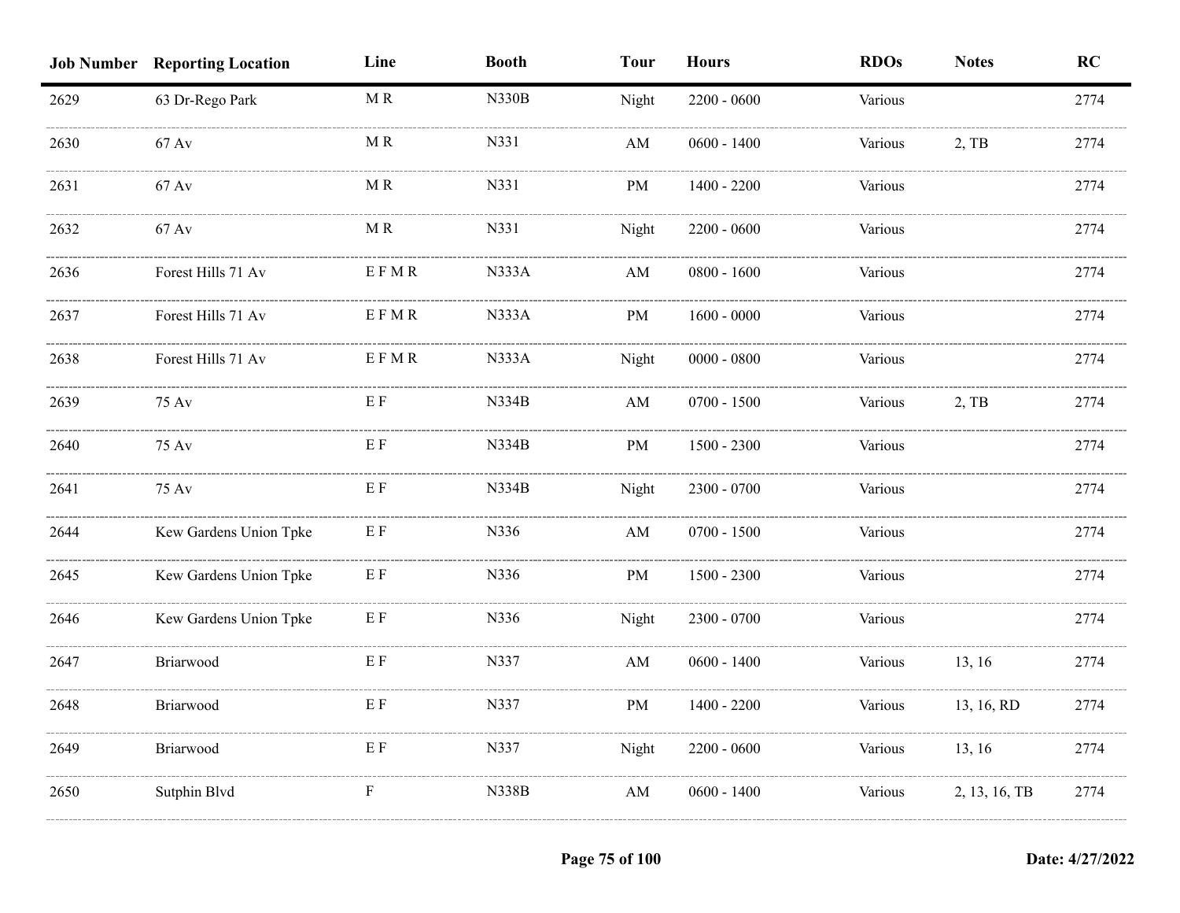| Job Number | Reporting Location | Line | Booth | Tour | Hours | RDOs | Notes | RC |
|---|---|---|---|---|---|---|---|---|
| 2629 | 63 Dr-Rego Park | M R | N330B | Night | 2200 - 0600 | Various | | 2774 |
| 2630 | 67 Av | M R | N331 | AM | 0600 - 1400 | Various | 2, TB | 2774 |
| 2631 | 67 Av | M R | N331 | PM | 1400 - 2200 | Various | | 2774 |
| 2632 | 67 Av | M R | N331 | Night | 2200 - 0600 | Various | | 2774 |
| 2636 | Forest Hills 71 Av | E F M R | N333A | AM | 0800 - 1600 | Various | | 2774 |
| 2637 | Forest Hills 71 Av | E F M R | N333A | PM | 1600 - 0000 | Various | | 2774 |
| 2638 | Forest Hills 71 Av | E F M R | N333A | Night | 0000 - 0800 | Various | | 2774 |
| 2639 | 75 Av | E F | N334B | AM | 0700 - 1500 | Various | 2, TB | 2774 |
| 2640 | 75 Av | E F | N334B | PM | 1500 - 2300 | Various | | 2774 |
| 2641 | 75 Av | E F | N334B | Night | 2300 - 0700 | Various | | 2774 |
| 2644 | Kew Gardens Union Tpke | E F | N336 | AM | 0700 - 1500 | Various | | 2774 |
| 2645 | Kew Gardens Union Tpke | E F | N336 | PM | 1500 - 2300 | Various | | 2774 |
| 2646 | Kew Gardens Union Tpke | E F | N336 | Night | 2300 - 0700 | Various | | 2774 |
| 2647 | Briarwood | E F | N337 | AM | 0600 - 1400 | Various | 13, 16 | 2774 |
| 2648 | Briarwood | E F | N337 | PM | 1400 - 2200 | Various | 13, 16, RD | 2774 |
| 2649 | Briarwood | E F | N337 | Night | 2200 - 0600 | Various | 13, 16 | 2774 |
| 2650 | Sutphin Blvd | F | N338B | AM | 0600 - 1400 | Various | 2, 13, 16, TB | 2774 |

Date: 4/27/2022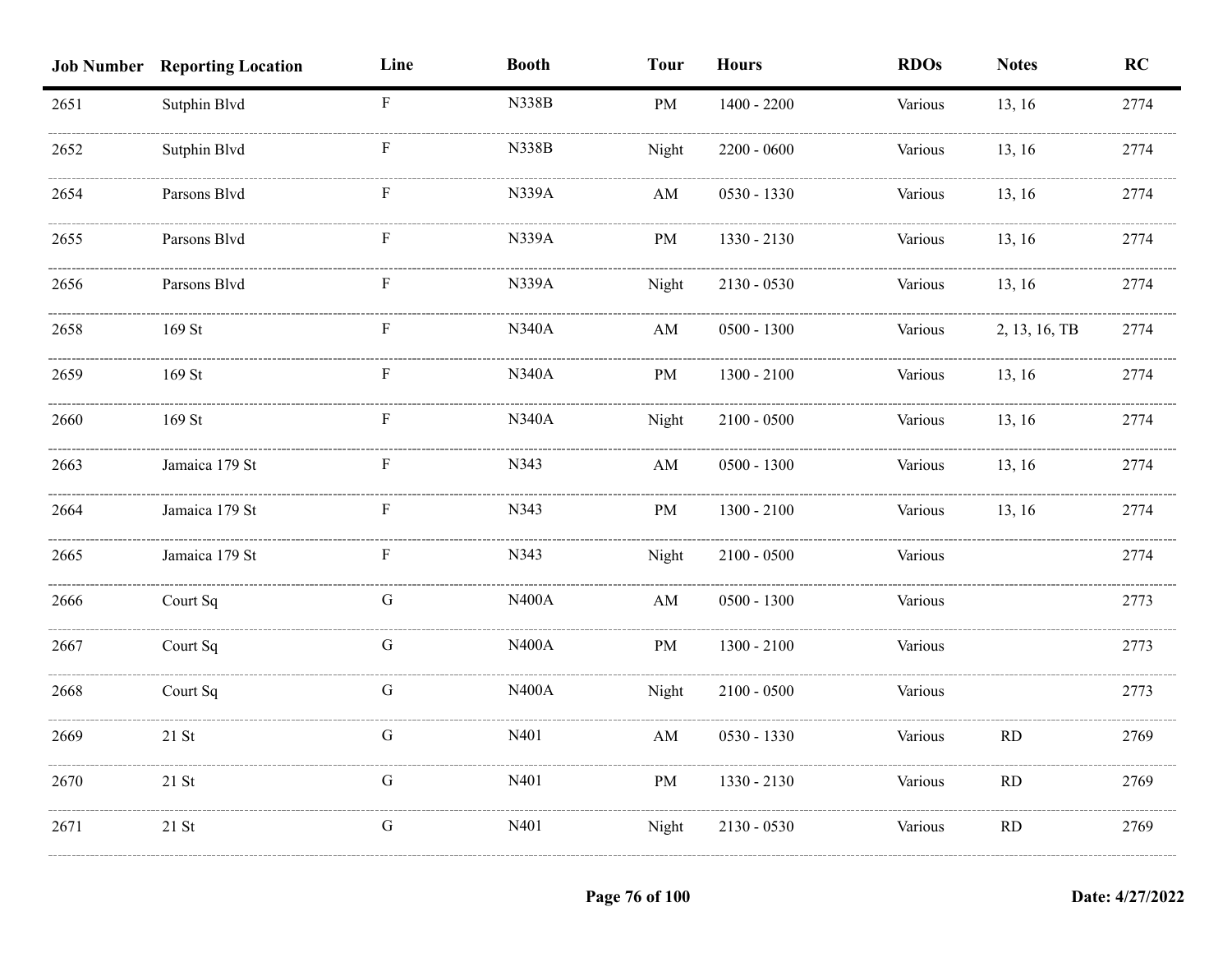| Job Number | Reporting Location | Line | Booth | Tour | Hours | RDOs | Notes | RC |
|---|---|---|---|---|---|---|---|---|
| 2651 | Sutphin Blvd | F | N338B | PM | 1400 - 2200 | Various | 13, 16 | 2774 |
| 2652 | Sutphin Blvd | F | N338B | Night | 2200 - 0600 | Various | 13, 16 | 2774 |
| 2654 | Parsons Blvd | F | N339A | AM | 0530 - 1330 | Various | 13, 16 | 2774 |
| 2655 | Parsons Blvd | F | N339A | PM | 1330 - 2130 | Various | 13, 16 | 2774 |
| 2656 | Parsons Blvd | F | N339A | Night | 2130 - 0530 | Various | 13, 16 | 2774 |
| 2658 | 169 St | F | N340A | AM | 0500 - 1300 | Various | 2, 13, 16, TB | 2774 |
| 2659 | 169 St | F | N340A | PM | 1300 - 2100 | Various | 13, 16 | 2774 |
| 2660 | 169 St | F | N340A | Night | 2100 - 0500 | Various | 13, 16 | 2774 |
| 2663 | Jamaica 179 St | F | N343 | AM | 0500 - 1300 | Various | 13, 16 | 2774 |
| 2664 | Jamaica 179 St | F | N343 | PM | 1300 - 2100 | Various | 13, 16 | 2774 |
| 2665 | Jamaica 179 St | F | N343 | Night | 2100 - 0500 | Various | | 2774 |
| 2666 | Court Sq | G | N400A | AM | 0500 - 1300 | Various | | 2773 |
| 2667 | Court Sq | G | N400A | PM | 1300 - 2100 | Various | | 2773 |
| 2668 | Court Sq | G | N400A | Night | 2100 - 0500 | Various | | 2773 |
| 2669 | 21 St | G | N401 | AM | 0530 - 1330 | Various | RD | 2769 |
| 2670 | 21 St | G | N401 | PM | 1330 - 2130 | Various | RD | 2769 |
| 2671 | 21 St | G | N401 | Night | 2130 - 0530 | Various | RD | 2769 |

Date: 4/27/2022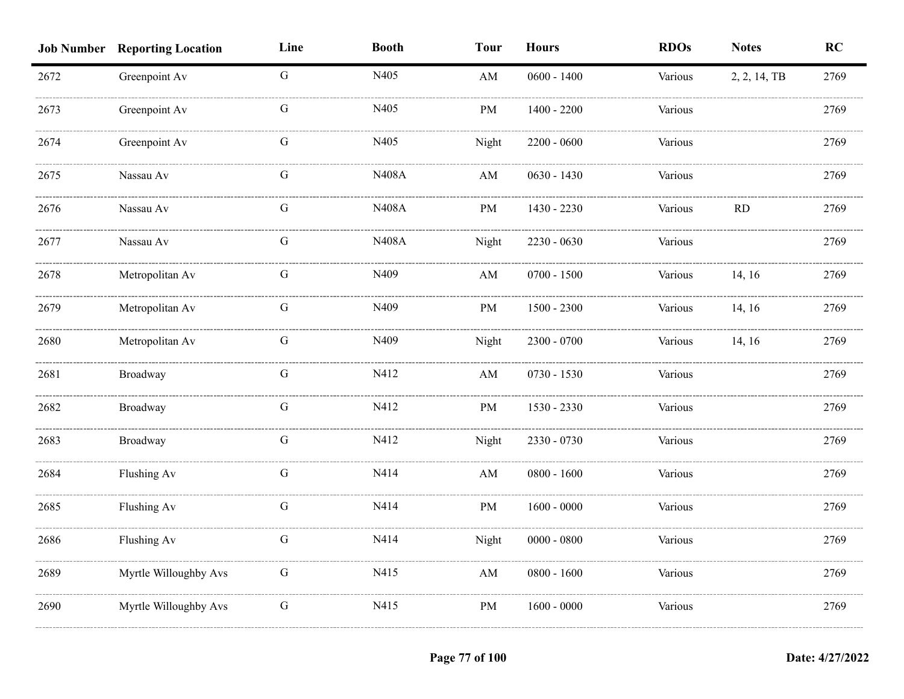| Job Number | Reporting Location | Line | Booth | Tour | Hours | RDOs | Notes | RC |
|---|---|---|---|---|---|---|---|---|
| 2672 | Greenpoint Av | G | N405 | AM | 0600 - 1400 | Various | 2, 2, 14, TB | 2769 |
| 2673 | Greenpoint Av | G | N405 | PM | 1400 - 2200 | Various | | 2769 |
| 2674 | Greenpoint Av | G | N405 | Night | 2200 - 0600 | Various | | 2769 |
| 2675 | Nassau Av | G | N408A | AM | 0630 - 1430 | Various | | 2769 |
| 2676 | Nassau Av | G | N408A | PM | 1430 - 2230 | Various | RD | 2769 |
| 2677 | Nassau Av | G | N408A | Night | 2230 - 0630 | Various | | 2769 |
| 2678 | Metropolitan Av | G | N409 | AM | 0700 - 1500 | Various | 14, 16 | 2769 |
| 2679 | Metropolitan Av | G | N409 | PM | 1500 - 2300 | Various | 14, 16 | 2769 |
| 2680 | Metropolitan Av | G | N409 | Night | 2300 - 0700 | Various | 14, 16 | 2769 |
| 2681 | Broadway | G | N412 | AM | 0730 - 1530 | Various | | 2769 |
| 2682 | Broadway | G | N412 | PM | 1530 - 2330 | Various | | 2769 |
| 2683 | Broadway | G | N412 | Night | 2330 - 0730 | Various | | 2769 |
| 2684 | Flushing Av | G | N414 | AM | 0800 - 1600 | Various | | 2769 |
| 2685 | Flushing Av | G | N414 | PM | 1600 - 0000 | Various | | 2769 |
| 2686 | Flushing Av | G | N414 | Night | 0000 - 0800 | Various | | 2769 |
| 2689 | Myrtle Willoughby Avs | G | N415 | AM | 0800 - 1600 | Various | | 2769 |
| 2690 | Myrtle Willoughby Avs | G | N415 | PM | 1600 - 0000 | Various | | 2769 |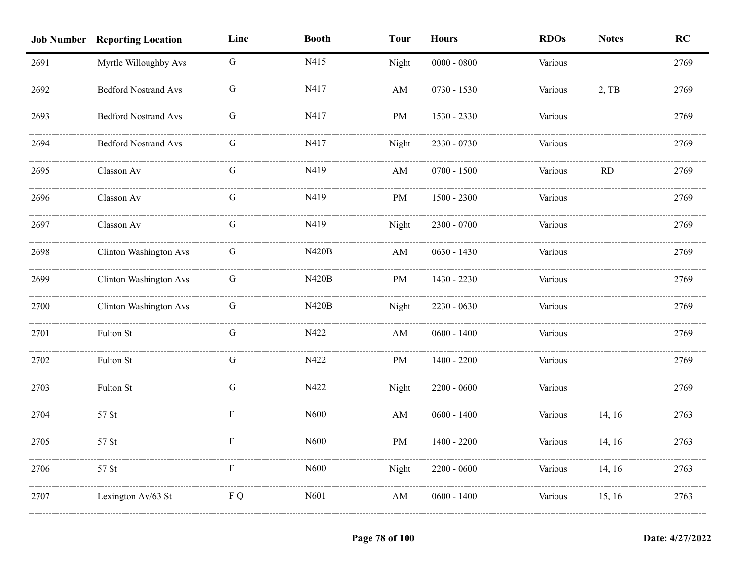| Job Number | Reporting Location | Line | Booth | Tour | Hours | RDOs | Notes | RC |
|---|---|---|---|---|---|---|---|---|
| 2691 | Myrtle Willoughby Avs | G | N415 | Night | 0000 - 0800 | Various | | 2769 |
| 2692 | Bedford Nostrand Avs | G | N417 | AM | 0730 - 1530 | Various | 2, TB | 2769 |
| 2693 | Bedford Nostrand Avs | G | N417 | PM | 1530 - 2330 | Various | | 2769 |
| 2694 | Bedford Nostrand Avs | G | N417 | Night | 2330 - 0730 | Various | | 2769 |
| 2695 | Classon Av | G | N419 | AM | 0700 - 1500 | Various | RD | 2769 |
| 2696 | Classon Av | G | N419 | PM | 1500 - 2300 | Various | | 2769 |
| 2697 | Classon Av | G | N419 | Night | 2300 - 0700 | Various | | 2769 |
| 2698 | Clinton Washington Avs | G | N420B | AM | 0630 - 1430 | Various | | 2769 |
| 2699 | Clinton Washington Avs | G | N420B | PM | 1430 - 2230 | Various | | 2769 |
| 2700 | Clinton Washington Avs | G | N420B | Night | 2230 - 0630 | Various | | 2769 |
| 2701 | Fulton St | G | N422 | AM | 0600 - 1400 | Various | | 2769 |
| 2702 | Fulton St | G | N422 | PM | 1400 - 2200 | Various | | 2769 |
| 2703 | Fulton St | G | N422 | Night | 2200 - 0600 | Various | | 2769 |
| 2704 | 57 St | F | N600 | AM | 0600 - 1400 | Various | 14, 16 | 2763 |
| 2705 | 57 St | F | N600 | PM | 1400 - 2200 | Various | 14, 16 | 2763 |
| 2706 | 57 St | F | N600 | Night | 2200 - 0600 | Various | 14, 16 | 2763 |
| 2707 | Lexington Av/63 St | F Q | N601 | AM | 0600 - 1400 | Various | 15, 16 | 2763 |

Date: 4/27/2022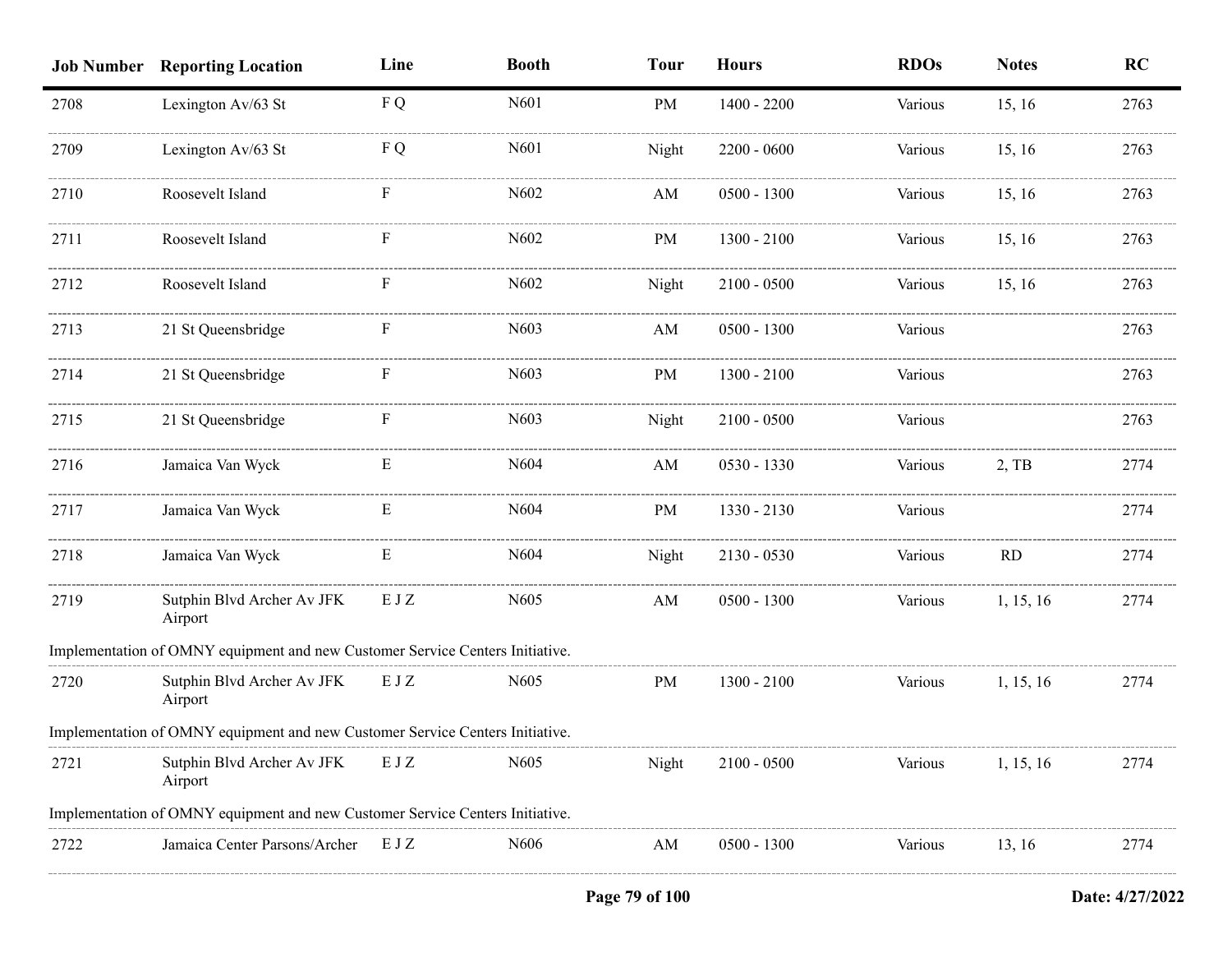| Job Number | Reporting Location | Line | Booth | Tour | Hours | RDOs | Notes | RC |
|---|---|---|---|---|---|---|---|---|
| 2708 | Lexington Av/63 St | F Q | N601 | PM | 1400 - 2200 | Various | 15, 16 | 2763 |
| 2709 | Lexington Av/63 St | F Q | N601 | Night | 2200 - 0600 | Various | 15, 16 | 2763 |
| 2710 | Roosevelt Island | F | N602 | AM | 0500 - 1300 | Various | 15, 16 | 2763 |
| 2711 | Roosevelt Island | F | N602 | PM | 1300 - 2100 | Various | 15, 16 | 2763 |
| 2712 | Roosevelt Island | F | N602 | Night | 2100 - 0500 | Various | 15, 16 | 2763 |
| 2713 | 21 St Queensbridge | F | N603 | AM | 0500 - 1300 | Various | | 2763 |
| 2714 | 21 St Queensbridge | F | N603 | PM | 1300 - 2100 | Various | | 2763 |
| 2715 | 21 St Queensbridge | F | N603 | Night | 2100 - 0500 | Various | | 2763 |
| 2716 | Jamaica Van Wyck | E | N604 | AM | 0530 - 1330 | Various | 2, TB | 2774 |
| 2717 | Jamaica Van Wyck | E | N604 | PM | 1330 - 2130 | Various | | 2774 |
| 2718 | Jamaica Van Wyck | E | N604 | Night | 2130 - 0530 | Various | RD | 2774 |
| 2719 | Sutphin Blvd Archer Av JFK Airport | E J Z | N605 | AM | 0500 - 1300 | Various | 1, 15, 16 | 2774 |
| Implementation of OMNY equipment and new Customer Service Centers Initiative. | | | | | | | | |
| 2720 | Sutphin Blvd Archer Av JFK Airport | E J Z | N605 | PM | 1300 - 2100 | Various | 1, 15, 16 | 2774 |
| Implementation of OMNY equipment and new Customer Service Centers Initiative. | | | | | | | | |
| 2721 | Sutphin Blvd Archer Av JFK Airport | E J Z | N605 | Night | 2100 - 0500 | Various | 1, 15, 16 | 2774 |
| Implementation of OMNY equipment and new Customer Service Centers Initiative. | | | | | | | | |
| 2722 | Jamaica Center Parsons/Archer | E J Z | N606 | AM | 0500 - 1300 | Various | 13, 16 | 2774 |

Date: 4/27/2022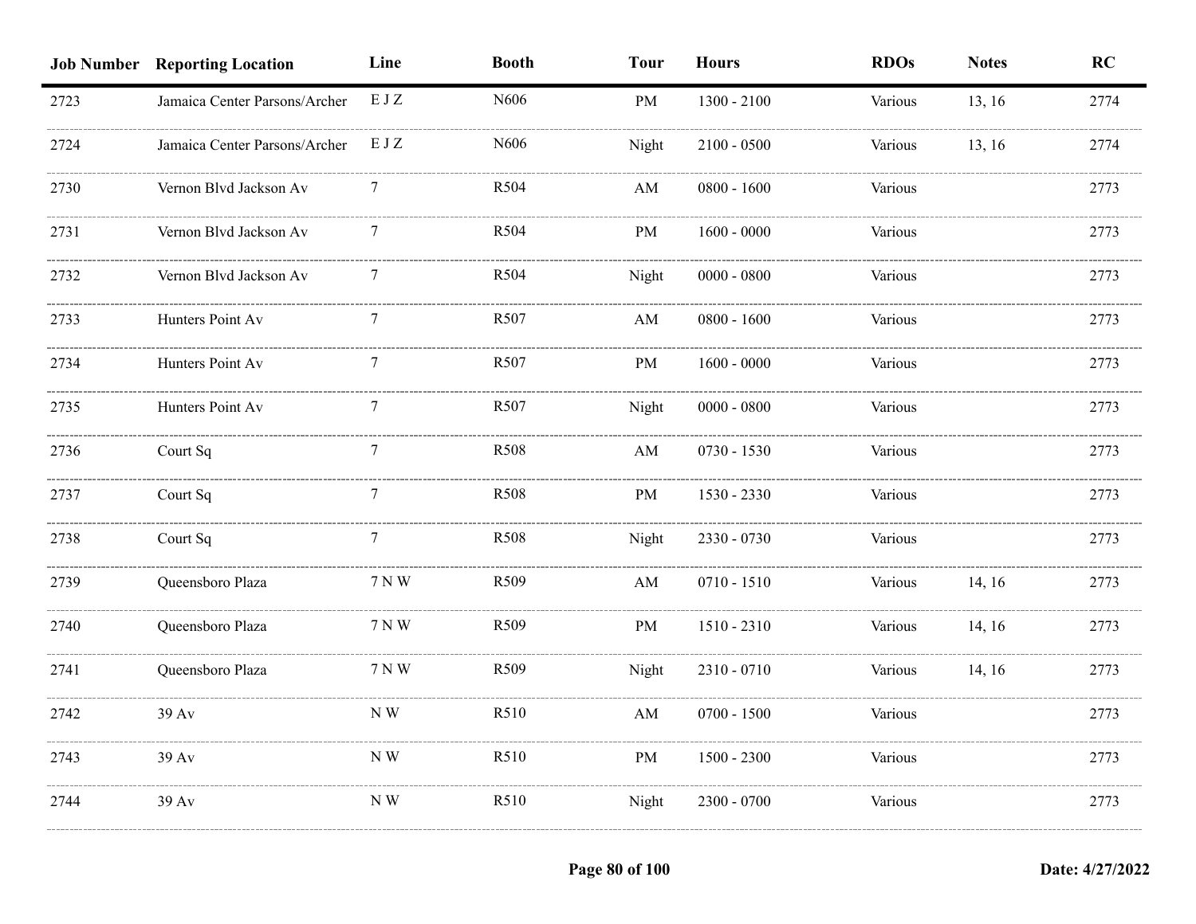| Job Number | Reporting Location | Line | Booth | Tour | Hours | RDOs | Notes | RC |
|---|---|---|---|---|---|---|---|---|
| 2723 | Jamaica Center Parsons/Archer | E J Z | N606 | PM | 1300 - 2100 | Various | 13, 16 | 2774 |
| 2724 | Jamaica Center Parsons/Archer | E J Z | N606 | Night | 2100 - 0500 | Various | 13, 16 | 2774 |
| 2730 | Vernon Blvd Jackson Av | 7 | R504 | AM | 0800 - 1600 | Various | | 2773 |
| 2731 | Vernon Blvd Jackson Av | 7 | R504 | PM | 1600 - 0000 | Various | | 2773 |
| 2732 | Vernon Blvd Jackson Av | 7 | R504 | Night | 0000 - 0800 | Various | | 2773 |
| 2733 | Hunters Point Av | 7 | R507 | AM | 0800 - 1600 | Various | | 2773 |
| 2734 | Hunters Point Av | 7 | R507 | PM | 1600 - 0000 | Various | | 2773 |
| 2735 | Hunters Point Av | 7 | R507 | Night | 0000 - 0800 | Various | | 2773 |
| 2736 | Court Sq | 7 | R508 | AM | 0730 - 1530 | Various | | 2773 |
| 2737 | Court Sq | 7 | R508 | PM | 1530 - 2330 | Various | | 2773 |
| 2738 | Court Sq | 7 | R508 | Night | 2330 - 0730 | Various | | 2773 |
| 2739 | Queensboro Plaza | 7 N W | R509 | AM | 0710 - 1510 | Various | 14, 16 | 2773 |
| 2740 | Queensboro Plaza | 7 N W | R509 | PM | 1510 - 2310 | Various | 14, 16 | 2773 |
| 2741 | Queensboro Plaza | 7 N W | R509 | Night | 2310 - 0710 | Various | 14, 16 | 2773 |
| 2742 | 39 Av | N W | R510 | AM | 0700 - 1500 | Various | | 2773 |
| 2743 | 39 Av | N W | R510 | PM | 1500 - 2300 | Various | | 2773 |
| 2744 | 39 Av | N W | R510 | Night | 2300 - 0700 | Various | | 2773 |

Date: 4/27/2022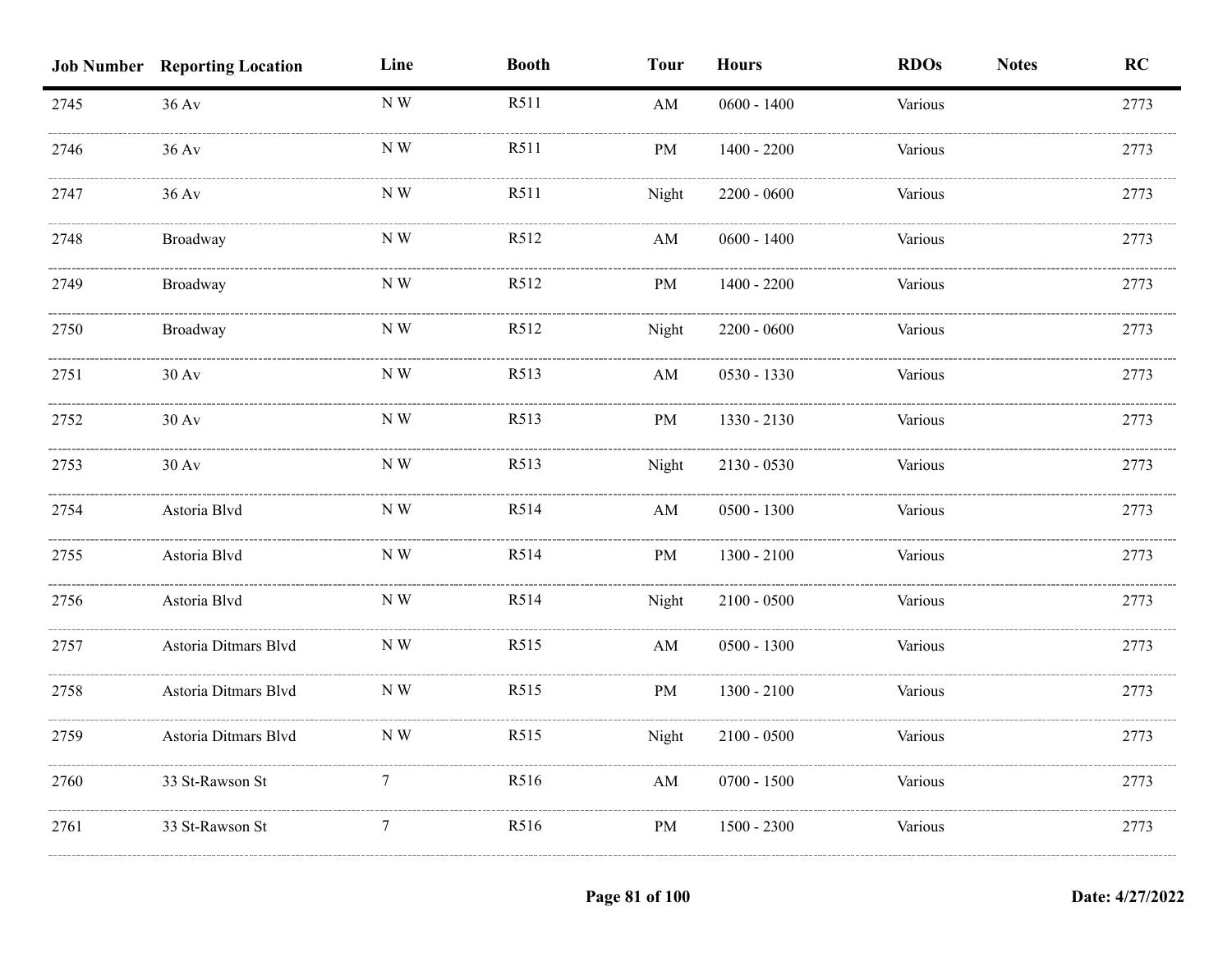| Job Number | Reporting Location | Line | Booth | Tour | Hours | RDOs | Notes | RC |
|---|---|---|---|---|---|---|---|---|
| 2745 | 36 Av | N W | R511 | AM | 0600 - 1400 | Various | | 2773 |
| 2746 | 36 Av | N W | R511 | PM | 1400 - 2200 | Various | | 2773 |
| 2747 | 36 Av | N W | R511 | Night | 2200 - 0600 | Various | | 2773 |
| 2748 | Broadway | N W | R512 | AM | 0600 - 1400 | Various | | 2773 |
| 2749 | Broadway | N W | R512 | PM | 1400 - 2200 | Various | | 2773 |
| 2750 | Broadway | N W | R512 | Night | 2200 - 0600 | Various | | 2773 |
| 2751 | 30 Av | N W | R513 | AM | 0530 - 1330 | Various | | 2773 |
| 2752 | 30 Av | N W | R513 | PM | 1330 - 2130 | Various | | 2773 |
| 2753 | 30 Av | N W | R513 | Night | 2130 - 0530 | Various | | 2773 |
| 2754 | Astoria Blvd | N W | R514 | AM | 0500 - 1300 | Various | | 2773 |
| 2755 | Astoria Blvd | N W | R514 | PM | 1300 - 2100 | Various | | 2773 |
| 2756 | Astoria Blvd | N W | R514 | Night | 2100 - 0500 | Various | | 2773 |
| 2757 | Astoria Ditmars Blvd | N W | R515 | AM | 0500 - 1300 | Various | | 2773 |
| 2758 | Astoria Ditmars Blvd | N W | R515 | PM | 1300 - 2100 | Various | | 2773 |
| 2759 | Astoria Ditmars Blvd | N W | R515 | Night | 2100 - 0500 | Various | | 2773 |
| 2760 | 33 St-Rawson St | 7 | R516 | AM | 0700 - 1500 | Various | | 2773 |
| 2761 | 33 St-Rawson St | 7 | R516 | PM | 1500 - 2300 | Various | | 2773 |

Date: 4/27/2022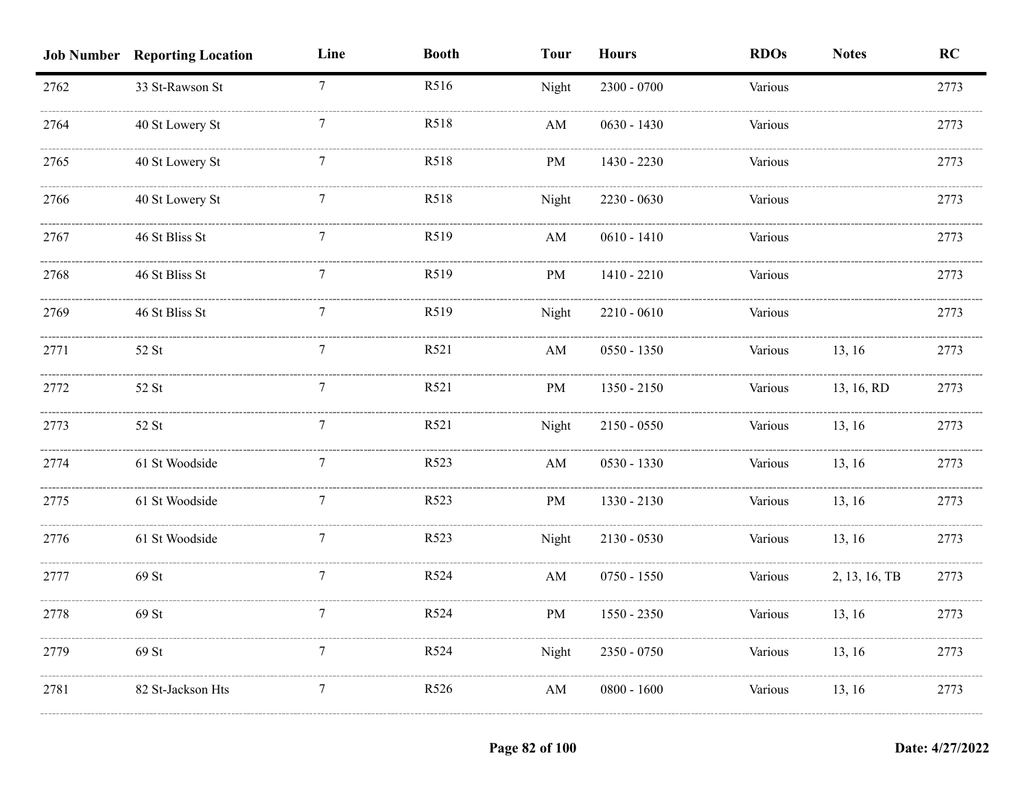| Job Number | Reporting Location | Line | Booth | Tour | Hours | RDOs | Notes | RC |
|---|---|---|---|---|---|---|---|---|
| 2762 | 33 St-Rawson St | 7 | R516 | Night | 2300 - 0700 | Various | | 2773 |
| 2764 | 40 St Lowery St | 7 | R518 | AM | 0630 - 1430 | Various | | 2773 |
| 2765 | 40 St Lowery St | 7 | R518 | PM | 1430 - 2230 | Various | | 2773 |
| 2766 | 40 St Lowery St | 7 | R518 | Night | 2230 - 0630 | Various | | 2773 |
| 2767 | 46 St Bliss St | 7 | R519 | AM | 0610 - 1410 | Various | | 2773 |
| 2768 | 46 St Bliss St | 7 | R519 | PM | 1410 - 2210 | Various | | 2773 |
| 2769 | 46 St Bliss St | 7 | R519 | Night | 2210 - 0610 | Various | | 2773 |
| 2771 | 52 St | 7 | R521 | AM | 0550 - 1350 | Various | 13, 16 | 2773 |
| 2772 | 52 St | 7 | R521 | PM | 1350 - 2150 | Various | 13, 16, RD | 2773 |
| 2773 | 52 St | 7 | R521 | Night | 2150 - 0550 | Various | 13, 16 | 2773 |
| 2774 | 61 St Woodside | 7 | R523 | AM | 0530 - 1330 | Various | 13, 16 | 2773 |
| 2775 | 61 St Woodside | 7 | R523 | PM | 1330 - 2130 | Various | 13, 16 | 2773 |
| 2776 | 61 St Woodside | 7 | R523 | Night | 2130 - 0530 | Various | 13, 16 | 2773 |
| 2777 | 69 St | 7 | R524 | AM | 0750 - 1550 | Various | 2, 13, 16, TB | 2773 |
| 2778 | 69 St | 7 | R524 | PM | 1550 - 2350 | Various | 13, 16 | 2773 |
| 2779 | 69 St | 7 | R524 | Night | 2350 - 0750 | Various | 13, 16 | 2773 |
| 2781 | 82 St-Jackson Hts | 7 | R526 | AM | 0800 - 1600 | Various | 13, 16 | 2773 |

Date: 4/27/2022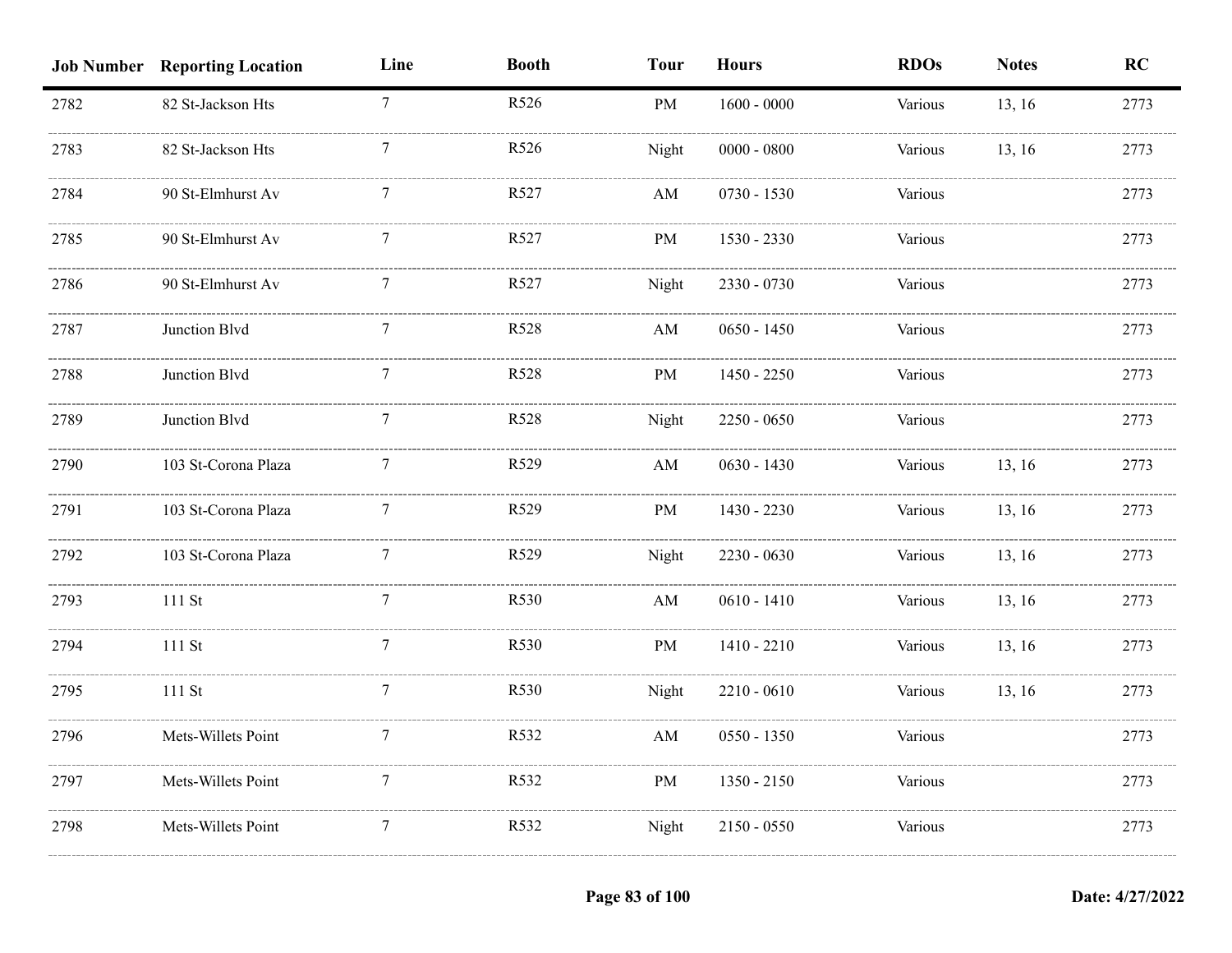| Job Number | Reporting Location | Line | Booth | Tour | Hours | RDOs | Notes | RC |
|---|---|---|---|---|---|---|---|---|
| 2782 | 82 St-Jackson Hts | 7 | R526 | PM | 1600 - 0000 | Various | 13, 16 | 2773 |
| 2783 | 82 St-Jackson Hts | 7 | R526 | Night | 0000 - 0800 | Various | 13, 16 | 2773 |
| 2784 | 90 St-Elmhurst Av | 7 | R527 | AM | 0730 - 1530 | Various | | 2773 |
| 2785 | 90 St-Elmhurst Av | 7 | R527 | PM | 1530 - 2330 | Various | | 2773 |
| 2786 | 90 St-Elmhurst Av | 7 | R527 | Night | 2330 - 0730 | Various | | 2773 |
| 2787 | Junction Blvd | 7 | R528 | AM | 0650 - 1450 | Various | | 2773 |
| 2788 | Junction Blvd | 7 | R528 | PM | 1450 - 2250 | Various | | 2773 |
| 2789 | Junction Blvd | 7 | R528 | Night | 2250 - 0650 | Various | | 2773 |
| 2790 | 103 St-Corona Plaza | 7 | R529 | AM | 0630 - 1430 | Various | 13, 16 | 2773 |
| 2791 | 103 St-Corona Plaza | 7 | R529 | PM | 1430 - 2230 | Various | 13, 16 | 2773 |
| 2792 | 103 St-Corona Plaza | 7 | R529 | Night | 2230 - 0630 | Various | 13, 16 | 2773 |
| 2793 | 111 St | 7 | R530 | AM | 0610 - 1410 | Various | 13, 16 | 2773 |
| 2794 | 111 St | 7 | R530 | PM | 1410 - 2210 | Various | 13, 16 | 2773 |
| 2795 | 111 St | 7 | R530 | Night | 2210 - 0610 | Various | 13, 16 | 2773 |
| 2796 | Mets-Willets Point | 7 | R532 | AM | 0550 - 1350 | Various | | 2773 |
| 2797 | Mets-Willets Point | 7 | R532 | PM | 1350 - 2150 | Various | | 2773 |
| 2798 | Mets-Willets Point | 7 | R532 | Night | 2150 - 0550 | Various | | 2773 |

Date: 4/27/2022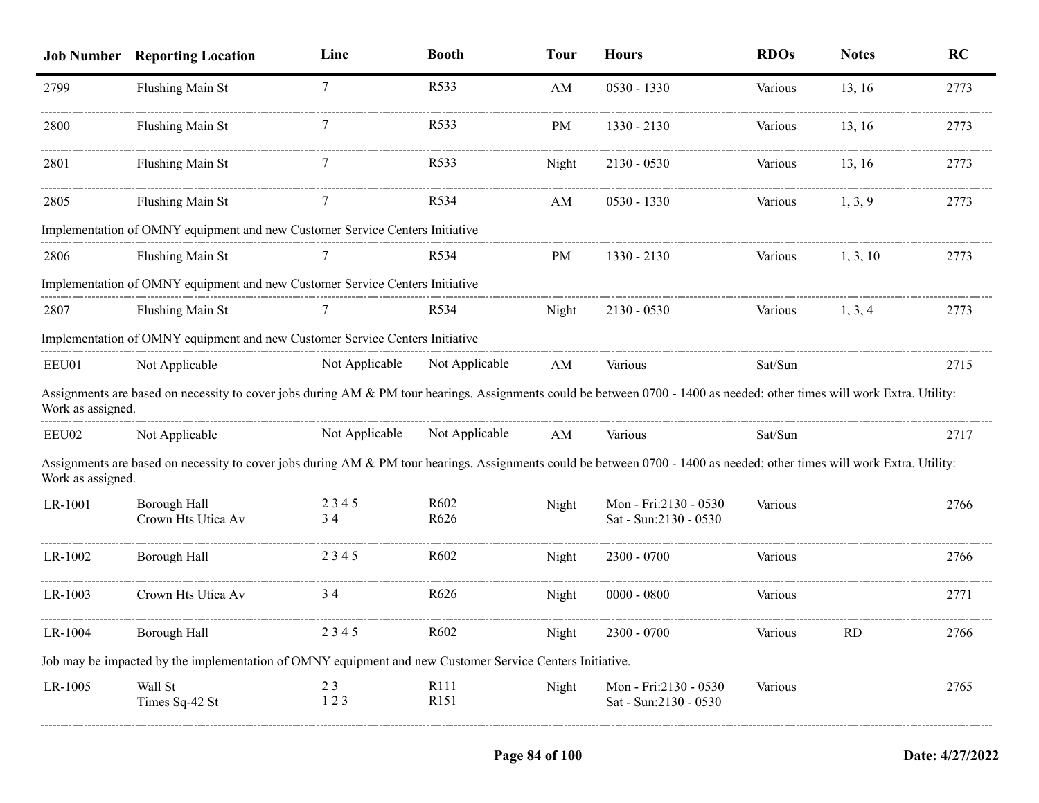| Job Number | Reporting Location | Line | Booth | Tour | Hours | RDOs | Notes | RC |
|---|---|---|---|---|---|---|---|---|
| 2799 | Flushing Main St | 7 | R533 | AM | 0530 - 1330 | Various | 13, 16 | 2773 |
| 2800 | Flushing Main St | 7 | R533 | PM | 1330 - 2130 | Various | 13, 16 | 2773 |
| 2801 | Flushing Main St | 7 | R533 | Night | 2130 - 0530 | Various | 13, 16 | 2773 |
| 2805 | Flushing Main St | 7 | R534 | AM | 0530 - 1330 | Various | 1, 3, 9 | 2773 |
| Implementation of OMNY equipment and new Customer Service Centers Initiative | | | | | | | | |
| 2806 | Flushing Main St | 7 | R534 | PM | 1330 - 2130 | Various | 1, 3, 10 | 2773 |
| Implementation of OMNY equipment and new Customer Service Centers Initiative | | | | | | | | |
| 2807 | Flushing Main St | 7 | R534 | Night | 2130 - 0530 | Various | 1, 3, 4 | 2773 |
| Implementation of OMNY equipment and new Customer Service Centers Initiative | | | | | | | | |
| EEU01 | Not Applicable | Not Applicable | Not Applicable | AM | Various | Sat/Sun | | 2715 |
| Assignments are based on necessity to cover jobs during AM & PM tour hearings. Assignments could be between 0700 - 1400 as needed; other times will work Extra. Utility: Work as assigned. | | | | | | | | |
| EEU02 | Not Applicable | Not Applicable | Not Applicable | AM | Various | Sat/Sun | | 2717 |
| Assignments are based on necessity to cover jobs during AM & PM tour hearings. Assignments could be between 0700 - 1400 as needed; other times will work Extra. Utility: Work as assigned. | | | | | | | | |
| LR-1001 | Borough Hall<br>Crown Hts Utica Av | 2 3 4 5<br>3 4 | R602<br>R626 | Night | Mon - Fri:2130 - 0530<br>Sat - Sun:2130 - 0530 | Various | | 2766 |
| LR-1002 | Borough Hall | 2 3 4 5 | R602 | Night | 2300 - 0700 | Various | | 2766 |
| LR-1003 | Crown Hts Utica Av | 3 4 | R626 | Night | 0000 - 0800 | Various | | 2771 |
| LR-1004 | Borough Hall | 2 3 4 5 | R602 | Night | 2300 - 0700 | Various | RD | 2766 |
| Job may be impacted by the implementation of OMNY equipment and new Customer Service Centers Initiative. | | | | | | | | |
| LR-1005 | Wall St<br>Times Sq-42 St | 2 3<br>1 2 3 | R111<br>R151 | Night | Mon - Fri:2130 - 0530<br>Sat - Sun:2130 - 0530 | Various | | 2765 |

Date: 4/27/2022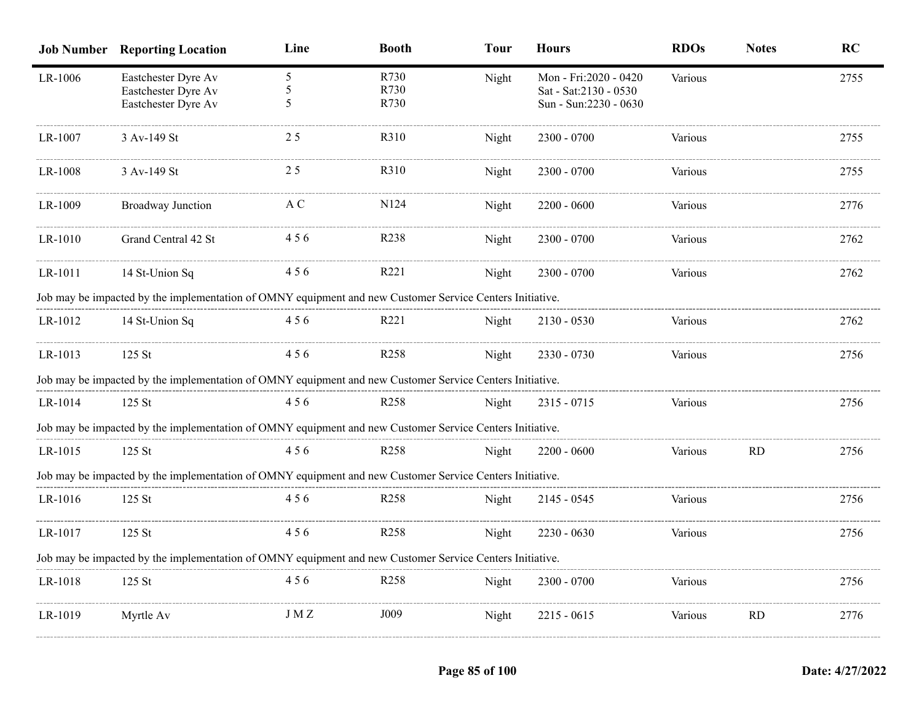| Job Number | Reporting Location | Line | Booth | Tour | Hours | RDOs | Notes | RC |
|---|---|---|---|---|---|---|---|---|
| LR-1006 | Eastchester Dyre Av<br>Eastchester Dyre Av<br>Eastchester Dyre Av | 5<br>5<br>5 | R730<br>R730<br>R730 | Night | Mon - Fri:2020 - 0420<br>Sat - Sat:2130 - 0530<br>Sun - Sun:2230 - 0630 | Various | | 2755 |
| LR-1007 | 3 Av-149 St | 2 5 | R310 | Night | 2300 - 0700 | Various | | 2755 |
| LR-1008 | 3 Av-149 St | 2 5 | R310 | Night | 2300 - 0700 | Various | | 2755 |
| LR-1009 | Broadway Junction | A C | N124 | Night | 2200 - 0600 | Various | | 2776 |
| LR-1010 | Grand Central 42 St | 4 5 6 | R238 | Night | 2300 - 0700 | Various | | 2762 |
| LR-1011 | 14 St-Union Sq | 4 5 6 | R221 | Night | 2300 - 0700 | Various | | 2762 |
| Job may be impacted by the implementation of OMNY equipment and new Customer Service Centers Initiative. | | | | | | | | |
| LR-1012 | 14 St-Union Sq | 4 5 6 | R221 | Night | 2130 - 0530 | Various | | 2762 |
| LR-1013 | 125 St | 4 5 6 | R258 | Night | 2330 - 0730 | Various | | 2756 |
| Job may be impacted by the implementation of OMNY equipment and new Customer Service Centers Initiative. | | | | | | | | |
| LR-1014 | 125 St | 4 5 6 | R258 | Night | 2315 - 0715 | Various | | 2756 |
| Job may be impacted by the implementation of OMNY equipment and new Customer Service Centers Initiative. | | | | | | | | |
| LR-1015 | 125 St | 4 5 6 | R258 | Night | 2200 - 0600 | Various | RD | 2756 |
| Job may be impacted by the implementation of OMNY equipment and new Customer Service Centers Initiative. | | | | | | | | |
| LR-1016 | 125 St | 4 5 6 | R258 | Night | 2145 - 0545 | Various | | 2756 |
| LR-1017 | 125 St | 4 5 6 | R258 | Night | 2230 - 0630 | Various | | 2756 |
| Job may be impacted by the implementation of OMNY equipment and new Customer Service Centers Initiative. | | | | | | | | |
| LR-1018 | 125 St | 4 5 6 | R258 | Night | 2300 - 0700 | Various | | 2756 |
| LR-1019 | Myrtle Av | J M Z | J009 | Night | 2215 - 0615 | Various | RD | 2776 |

Date: 4/27/2022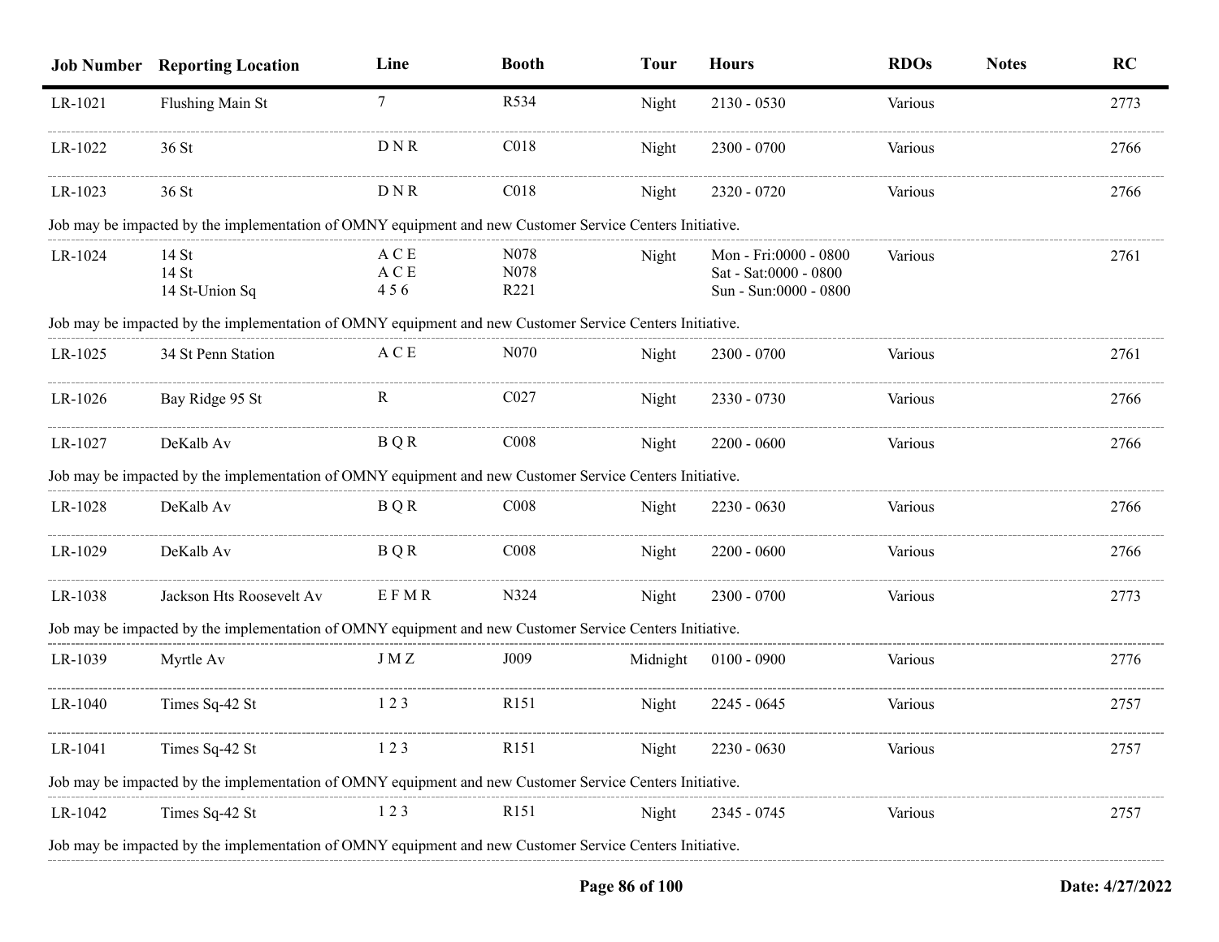| Job Number | Reporting Location | Line | Booth | Tour | Hours | RDOs | Notes | RC |
|---|---|---|---|---|---|---|---|---|
| LR-1021 | Flushing Main St | 7 | R534 | Night | 2130 - 0530 | Various | | 2773 |
| LR-1022 | 36 St | D N R | C018 | Night | 2300 - 0700 | Various | | 2766 |
| LR-1023 | 36 St | D N R | C018 | Night | 2320 - 0720 | Various | | 2766 |
| Job may be impacted by the implementation of OMNY equipment and new Customer Service Centers Initiative. | | | | | | | | |
| LR-1024 | 14 St<br>14 St<br>14 St-Union Sq | A C E<br>A C E<br>4 5 6 | N078<br>N078<br>R221 | Night | Mon - Fri:0000 - 0800<br>Sat - Sat:0000 - 0800<br>Sun - Sun:0000 - 0800 | Various | | 2761 |
| Job may be impacted by the implementation of OMNY equipment and new Customer Service Centers Initiative. | | | | | | | | |
| LR-1025 | 34 St Penn Station | A C E | N070 | Night | 2300 - 0700 | Various | | 2761 |
| LR-1026 | Bay Ridge 95 St | R | C027 | Night | 2330 - 0730 | Various | | 2766 |
| LR-1027 | DeKalb Av | B Q R | C008 | Night | 2200 - 0600 | Various | | 2766 |
| Job may be impacted by the implementation of OMNY equipment and new Customer Service Centers Initiative. | | | | | | | | |
| LR-1028 | DeKalb Av | B Q R | C008 | Night | 2230 - 0630 | Various | | 2766 |
| LR-1029 | DeKalb Av | B Q R | C008 | Night | 2200 - 0600 | Various | | 2766 |
| LR-1038 | Jackson Hts Roosevelt Av | E F M R | N324 | Night | 2300 - 0700 | Various | | 2773 |
| Job may be impacted by the implementation of OMNY equipment and new Customer Service Centers Initiative. | | | | | | | | |
| LR-1039 | Myrtle Av | J M Z | J009 | Midnight | 0100 - 0900 | Various | | 2776 |
| LR-1040 | Times Sq-42 St | 1 2 3 | R151 | Night | 2245 - 0645 | Various | | 2757 |
| LR-1041 | Times Sq-42 St | 1 2 3 | R151 | Night | 2230 - 0630 | Various | | 2757 |
| Job may be impacted by the implementation of OMNY equipment and new Customer Service Centers Initiative. | | | | | | | | |
| LR-1042 | Times Sq-42 St | 1 2 3 | R151 | Night | 2345 - 0745 | Various | | 2757 |
| Job may be impacted by the implementation of OMNY equipment and new Customer Service Centers Initiative. | | | | | | | | |

Date: 4/27/2022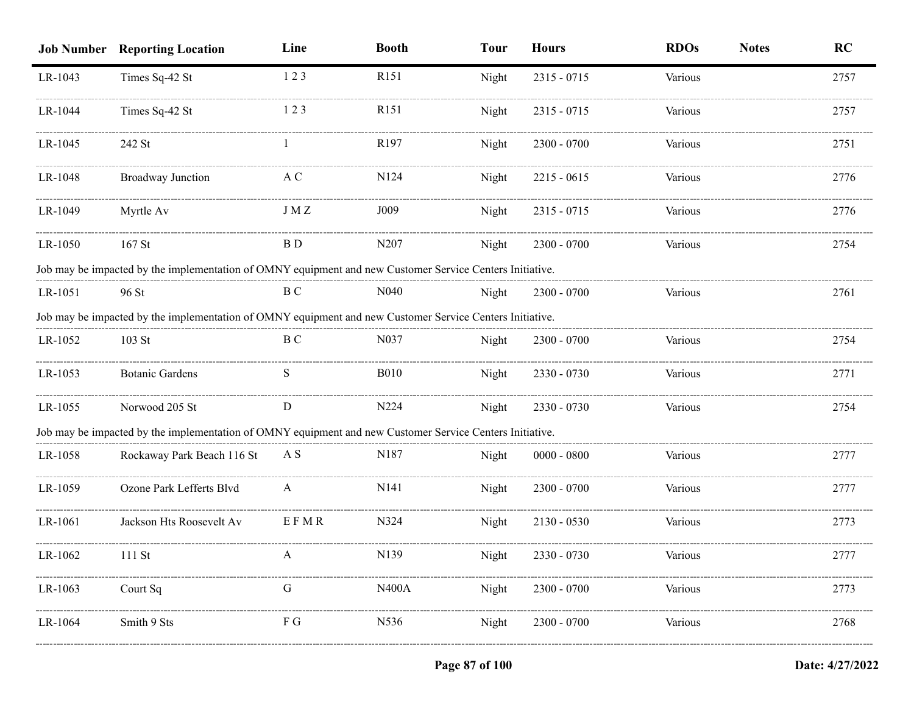| Job Number | Reporting Location | Line | Booth | Tour | Hours | RDOs | Notes | RC |
|---|---|---|---|---|---|---|---|---|
| LR-1043 | Times Sq-42 St | 1 2 3 | R151 | Night | 2315 - 0715 | Various | | 2757 |
| LR-1044 | Times Sq-42 St | 1 2 3 | R151 | Night | 2315 - 0715 | Various | | 2757 |
| LR-1045 | 242 St | 1 | R197 | Night | 2300 - 0700 | Various | | 2751 |
| LR-1048 | Broadway Junction | A C | N124 | Night | 2215 - 0615 | Various | | 2776 |
| LR-1049 | Myrtle Av | J M Z | J009 | Night | 2315 - 0715 | Various | | 2776 |
| LR-1050 | 167 St | B D | N207 | Night | 2300 - 0700 | Various | | 2754 |
| Job may be impacted by the implementation of OMNY equipment and new Customer Service Centers Initiative. | | | | | | | | |
| LR-1051 | 96 St | B C | N040 | Night | 2300 - 0700 | Various | | 2761 |
| Job may be impacted by the implementation of OMNY equipment and new Customer Service Centers Initiative. | | | | | | | | |
| LR-1052 | 103 St | B C | N037 | Night | 2300 - 0700 | Various | | 2754 |
| LR-1053 | Botanic Gardens | S | B010 | Night | 2330 - 0730 | Various | | 2771 |
| LR-1055 | Norwood 205 St | D | N224 | Night | 2330 - 0730 | Various | | 2754 |
| Job may be impacted by the implementation of OMNY equipment and new Customer Service Centers Initiative. | | | | | | | | |
| LR-1058 | Rockaway Park Beach 116 St | A S | N187 | Night | 0000 - 0800 | Various | | 2777 |
| LR-1059 | Ozone Park Lefferts Blvd | A | N141 | Night | 2300 - 0700 | Various | | 2777 |
| LR-1061 | Jackson Hts Roosevelt Av | E F M R | N324 | Night | 2130 - 0530 | Various | | 2773 |
| LR-1062 | 111 St | A | N139 | Night | 2330 - 0730 | Various | | 2777 |
| LR-1063 | Court Sq | G | N400A | Night | 2300 - 0700 | Various | | 2773 |
| LR-1064 | Smith 9 Sts | F G | N536 | Night | 2300 - 0700 | Various | | 2768 |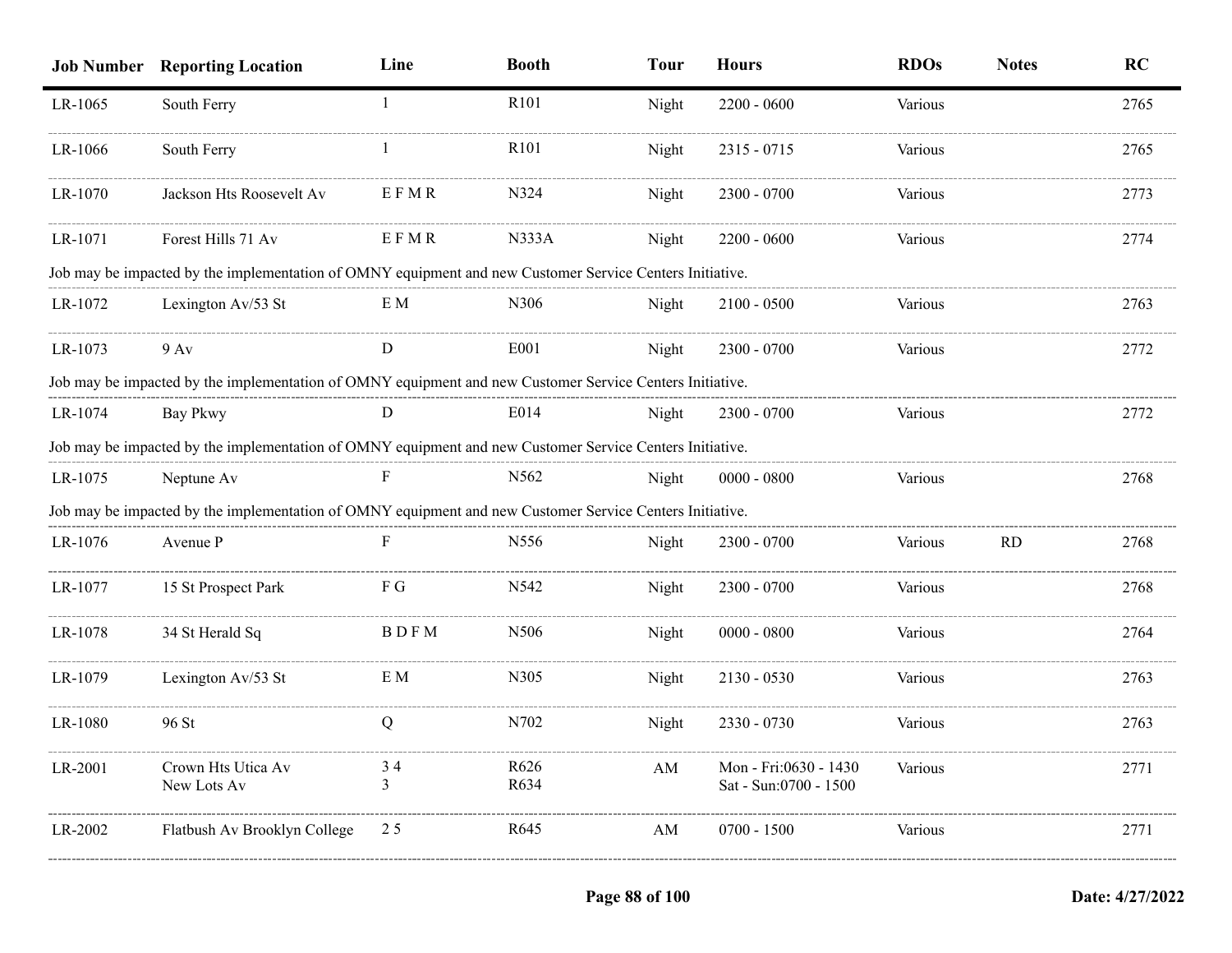| Job Number | Reporting Location | Line | Booth | Tour | Hours | RDOs | Notes | RC |
|---|---|---|---|---|---|---|---|---|
| LR-1065 | South Ferry | 1 | R101 | Night | 2200 - 0600 | Various | | 2765 |
| LR-1066 | South Ferry | 1 | R101 | Night | 2315 - 0715 | Various | | 2765 |
| LR-1070 | Jackson Hts Roosevelt Av | E F M R | N324 | Night | 2300 - 0700 | Various | | 2773 |
| LR-1071 | Forest Hills 71 Av | E F M R | N333A | Night | 2200 - 0600 | Various | | 2774 |
| Job may be impacted by the implementation of OMNY equipment and new Customer Service Centers Initiative. | | | | | | | | |
| LR-1072 | Lexington Av/53 St | E M | N306 | Night | 2100 - 0500 | Various | | 2763 |
| LR-1073 | 9 Av | D | E001 | Night | 2300 - 0700 | Various | | 2772 |
| Job may be impacted by the implementation of OMNY equipment and new Customer Service Centers Initiative. | | | | | | | | |
| LR-1074 | Bay Pkwy | D | E014 | Night | 2300 - 0700 | Various | | 2772 |
| Job may be impacted by the implementation of OMNY equipment and new Customer Service Centers Initiative. | | | | | | | | |
| LR-1075 | Neptune Av | F | N562 | Night | 0000 - 0800 | Various | | 2768 |
| Job may be impacted by the implementation of OMNY equipment and new Customer Service Centers Initiative. | | | | | | | | |
| LR-1076 | Avenue P | F | N556 | Night | 2300 - 0700 | Various | RD | 2768 |
| LR-1077 | 15 St Prospect Park | F G | N542 | Night | 2300 - 0700 | Various | | 2768 |
| LR-1078 | 34 St Herald Sq | B D F M | N506 | Night | 0000 - 0800 | Various | | 2764 |
| LR-1079 | Lexington Av/53 St | E M | N305 | Night | 2130 - 0530 | Various | | 2763 |
| LR-1080 | 96 St | Q | N702 | Night | 2330 - 0730 | Various | | 2763 |
| LR-2001 | Crown Hts Utica Av<br>New Lots Av | 3 4<br>3 | R626<br>R634 | AM | Mon - Fri:0630 - 1430<br>Sat - Sun:0700 - 1500 | Various | | 2771 |
| LR-2002 | Flatbush Av Brooklyn College | 2 5 | R645 | AM | 0700 - 1500 | Various | | 2771 |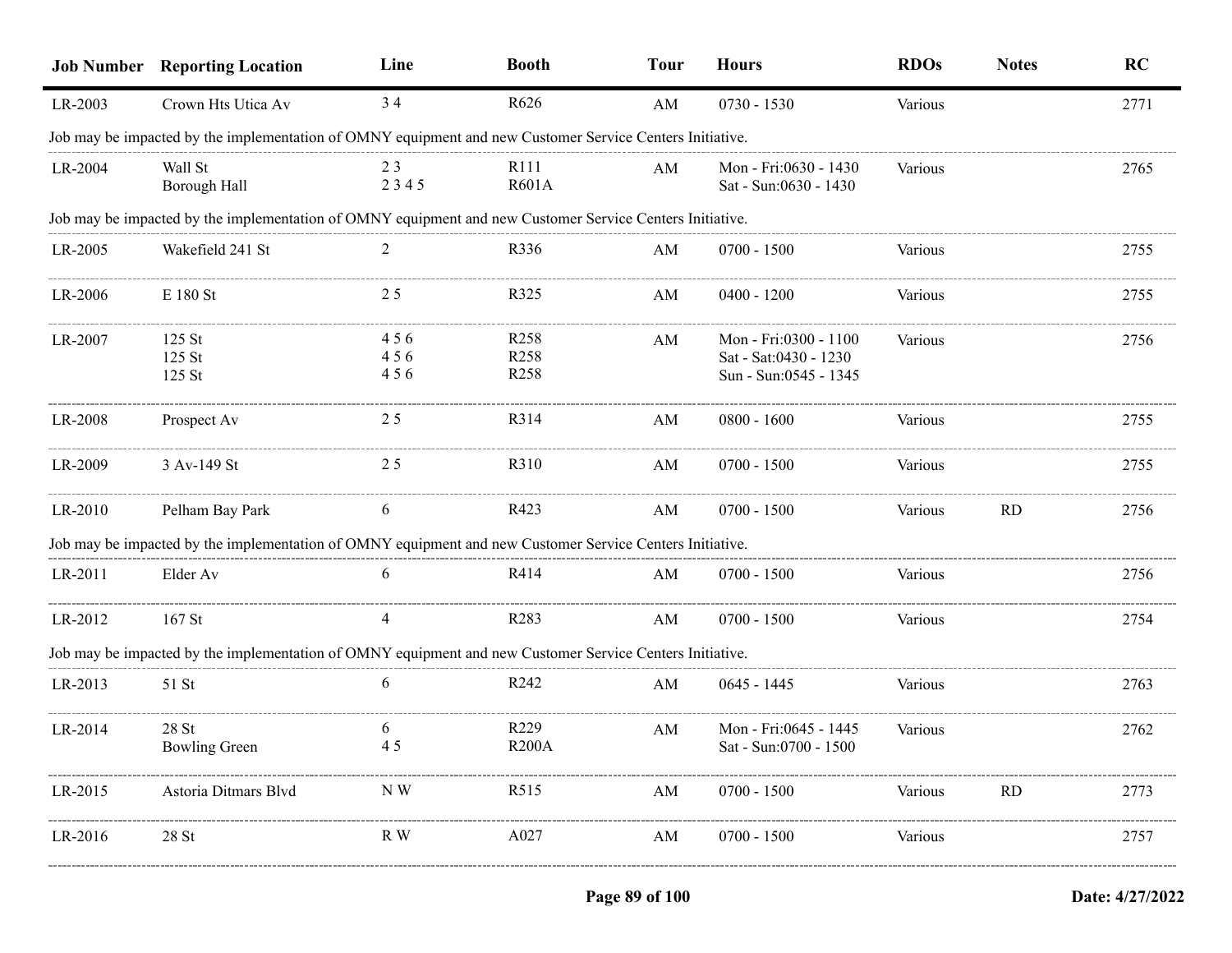| Job Number | Reporting Location | Line | Booth | Tour | Hours | RDOs | Notes | RC |
|---|---|---|---|---|---|---|---|---|
| LR-2003 | Crown Hts Utica Av | 3 4 | R626 | AM | 0730 - 1530 | Various | | 2771 |
| Job may be impacted by the implementation of OMNY equipment and new Customer Service Centers Initiative. | | | | | | | | |
| LR-2004 | Wall St<br>Borough Hall | 2 3<br>2 3 4 5 | R111<br>R601A | AM | Mon - Fri:0630 - 1430<br>Sat - Sun:0630 - 1430 | Various | | 2765 |
| Job may be impacted by the implementation of OMNY equipment and new Customer Service Centers Initiative. | | | | | | | | |
| LR-2005 | Wakefield 241 St | 2 | R336 | AM | 0700 - 1500 | Various | | 2755 |
| LR-2006 | E 180 St | 2 5 | R325 | AM | 0400 - 1200 | Various | | 2755 |
| LR-2007 | 125 St<br>125 St<br>125 St | 4 5 6<br>4 5 6<br>4 5 6 | R258<br>R258<br>R258 | AM | Mon - Fri:0300 - 1100<br>Sat - Sat:0430 - 1230<br>Sun - Sun:0545 - 1345 | Various | | 2756 |
| LR-2008 | Prospect Av | 2 5 | R314 | AM | 0800 - 1600 | Various | | 2755 |
| LR-2009 | 3 Av-149 St | 2 5 | R310 | AM | 0700 - 1500 | Various | | 2755 |
| LR-2010 | Pelham Bay Park | 6 | R423 | AM | 0700 - 1500 | Various | RD | 2756 |
| Job may be impacted by the implementation of OMNY equipment and new Customer Service Centers Initiative. | | | | | | | | |
| LR-2011 | Elder Av | 6 | R414 | AM | 0700 - 1500 | Various | | 2756 |
| LR-2012 | 167 St | 4 | R283 | AM | 0700 - 1500 | Various | | 2754 |
| Job may be impacted by the implementation of OMNY equipment and new Customer Service Centers Initiative. | | | | | | | | |
| LR-2013 | 51 St | 6 | R242 | AM | 0645 - 1445 | Various | | 2763 |
| LR-2014 | 28 St<br>Bowling Green | 6<br>4 5 | R229<br>R200A | AM | Mon - Fri:0645 - 1445<br>Sat - Sun:0700 - 1500 | Various | | 2762 |
| LR-2015 | Astoria Ditmars Blvd | N W | R515 | AM | 0700 - 1500 | Various | RD | 2773 |
| LR-2016 | 28 St | R W | A027 | AM | 0700 - 1500 | Various | | 2757 |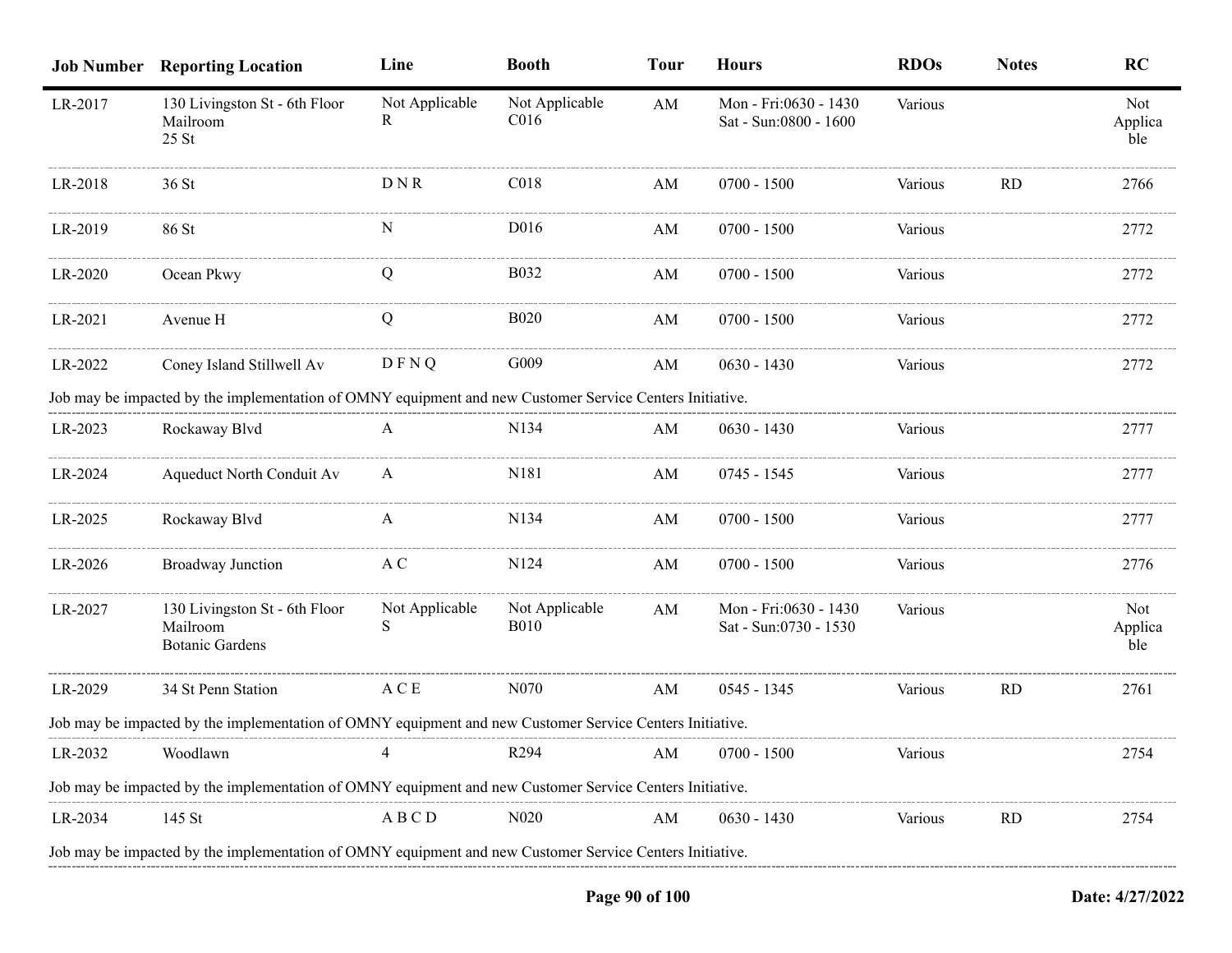| Job Number | Reporting Location | Line | Booth | Tour | Hours | RDOs | Notes | RC |
|---|---|---|---|---|---|---|---|---|
| LR-2017 | 130 Livingston St - 6th Floor Mailroom 25 St | Not Applicable R | Not Applicable C016 | AM | Mon - Fri:0630 - 1430 Sat - Sun:0800 - 1600 | Various | | Not Applicable |
| LR-2018 | 36 St | D N R | C018 | AM | 0700 - 1500 | Various | RD | 2766 |
| LR-2019 | 86 St | N | D016 | AM | 0700 - 1500 | Various | | 2772 |
| LR-2020 | Ocean Pkwy | Q | B032 | AM | 0700 - 1500 | Various | | 2772 |
| LR-2021 | Avenue H | Q | B020 | AM | 0700 - 1500 | Various | | 2772 |
| LR-2022 | Coney Island Stillwell Av | D F N Q | G009 | AM | 0630 - 1430 | Various | | 2772 |
| Job may be impacted by the implementation of OMNY equipment and new Customer Service Centers Initiative. | | | | | | | | |
| LR-2023 | Rockaway Blvd | A | N134 | AM | 0630 - 1430 | Various | | 2777 |
| LR-2024 | Aqueduct North Conduit Av | A | N181 | AM | 0745 - 1545 | Various | | 2777 |
| LR-2025 | Rockaway Blvd | A | N134 | AM | 0700 - 1500 | Various | | 2777 |
| LR-2026 | Broadway Junction | A C | N124 | AM | 0700 - 1500 | Various | | 2776 |
| LR-2027 | 130 Livingston St - 6th Floor Mailroom Botanic Gardens | Not Applicable S | Not Applicable B010 | AM | Mon - Fri:0630 - 1430 Sat - Sun:0730 - 1530 | Various | | Not Applicable |
| LR-2029 | 34 St Penn Station | A C E | N070 | AM | 0545 - 1345 | Various | RD | 2761 |
| Job may be impacted by the implementation of OMNY equipment and new Customer Service Centers Initiative. | | | | | | | | |
| LR-2032 | Woodlawn | 4 | R294 | AM | 0700 - 1500 | Various | | 2754 |
| Job may be impacted by the implementation of OMNY equipment and new Customer Service Centers Initiative. | | | | | | | | |
| LR-2034 | 145 St | A B C D | N020 | AM | 0630 - 1430 | Various | RD | 2754 |
| Job may be impacted by the implementation of OMNY equipment and new Customer Service Centers Initiative. | | | | | | | | |

Date: 4/27/2022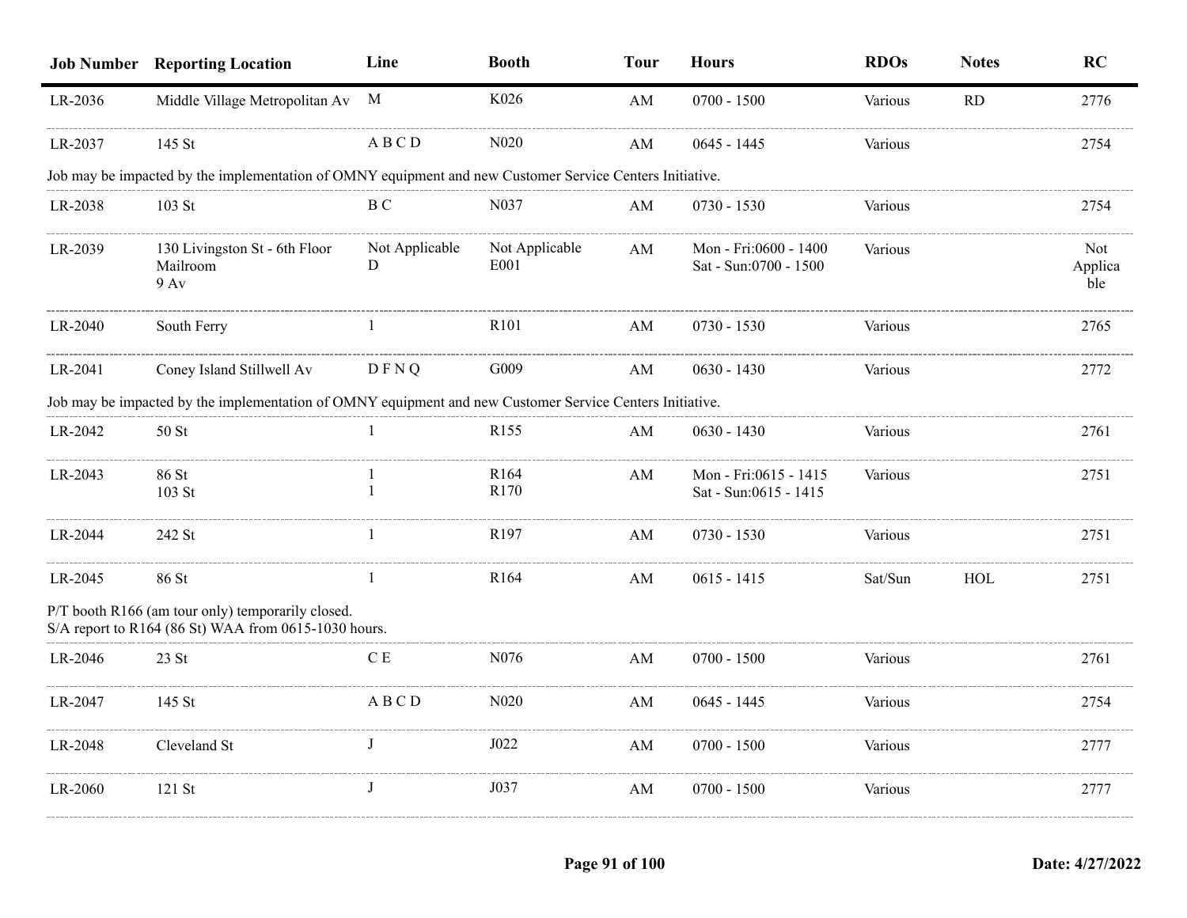| Job Number | Reporting Location | Line | Booth | Tour | Hours | RDOs | Notes | RC |
|---|---|---|---|---|---|---|---|---|
| LR-2036 | Middle Village Metropolitan Av | M | K026 | AM | 0700 - 1500 | Various | RD | 2776 |
| LR-2037 | 145 St | A B C D | N020 | AM | 0645 - 1445 | Various | | 2754 |
| Job may be impacted by the implementation of OMNY equipment and new Customer Service Centers Initiative. | | | | | | | | |
| LR-2038 | 103 St | B C | N037 | AM | 0730 - 1530 | Various | | 2754 |
| LR-2039 | 130 Livingston St - 6th Floor Mailroom<br>9 Av | Not Applicable<br>D | Not Applicable<br>E001 | AM | Mon - Fri:0600 - 1400<br>Sat - Sun:0700 - 1500 | Various | | Not Applicable |
| LR-2040 | South Ferry | 1 | R101 | AM | 0730 - 1530 | Various | | 2765 |
| LR-2041 | Coney Island Stillwell Av | D F N Q | G009 | AM | 0630 - 1430 | Various | | 2772 |
| Job may be impacted by the implementation of OMNY equipment and new Customer Service Centers Initiative. | | | | | | | | |
| LR-2042 | 50 St | 1 | R155 | AM | 0630 - 1430 | Various | | 2761 |
| LR-2043 | 86 St<br>103 St | 1<br>1 | R164<br>R170 | AM | Mon - Fri:0615 - 1415<br>Sat - Sun:0615 - 1415 | Various | | 2751 |
| LR-2044 | 242 St | 1 | R197 | AM | 0730 - 1530 | Various | | 2751 |
| LR-2045 | 86 St | 1 | R164 | AM | 0615 - 1415 | Sat/Sun | HOL | 2751 |
| P/T booth R166 (am tour only) temporarily closed.<br>S/A report to R164 (86 St) WAA from 0615-1030 hours. | | | | | | | | |
| LR-2046 | 23 St | C E | N076 | AM | 0700 - 1500 | Various | | 2761 |
| LR-2047 | 145 St | A B C D | N020 | AM | 0645 - 1445 | Various | | 2754 |
| LR-2048 | Cleveland St | J | J022 | AM | 0700 - 1500 | Various | | 2777 |
| LR-2060 | 121 St | J | J037 | AM | 0700 - 1500 | Various | | 2777 |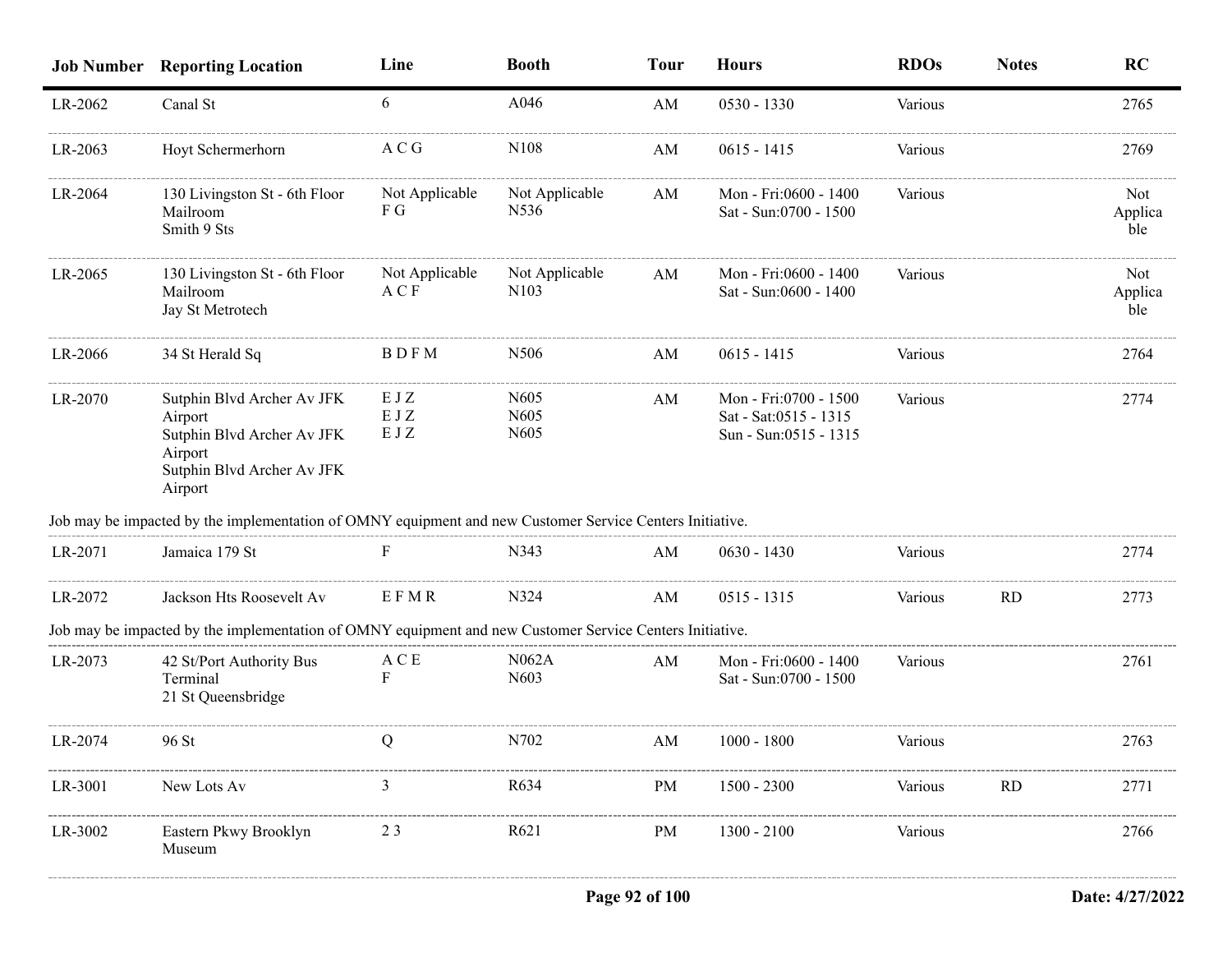| Job Number | Reporting Location | Line | Booth | Tour | Hours | RDOs | Notes | RC |
|---|---|---|---|---|---|---|---|---|
| LR-2062 | Canal St | 6 | A046 | AM | 0530 - 1330 | Various | | 2765 |
| LR-2063 | Hoyt Schermerhorn | A C G | N108 | AM | 0615 - 1415 | Various | | 2769 |
| LR-2064 | 130 Livingston St - 6th Floor Mailroom<br>Smith 9 Sts | Not Applicable<br>F G | Not Applicable<br>N536 | AM | Mon - Fri:0600 - 1400<br>Sat - Sun:0700 - 1500 | Various | | Not Applicable |
| LR-2065 | 130 Livingston St - 6th Floor Mailroom<br>Jay St Metrotech | Not Applicable<br>A C F | Not Applicable<br>N103 | AM | Mon - Fri:0600 - 1400<br>Sat - Sun:0600 - 1400 | Various | | Not Applicable |
| LR-2066 | 34 St Herald Sq | B D F M | N506 | AM | 0615 - 1415 | Various | | 2764 |
| LR-2070 | Sutphin Blvd Archer Av JFK Airport<br>Sutphin Blvd Archer Av JFK Airport<br>Sutphin Blvd Archer Av JFK Airport | E J Z<br>E J Z<br>E J Z | N605<br>N605<br>N605 | AM | Mon - Fri:0700 - 1500<br>Sat - Sat:0515 - 1315<br>Sun - Sun:0515 - 1315 | Various | | 2774 |
| Job may be impacted by the implementation of OMNY equipment and new Customer Service Centers Initiative. | | | | | | | | |
| LR-2071 | Jamaica 179 St | F | N343 | AM | 0630 - 1430 | Various | | 2774 |
| LR-2072 | Jackson Hts Roosevelt Av | E F M R | N324 | AM | 0515 - 1315 | Various | RD | 2773 |
| Job may be impacted by the implementation of OMNY equipment and new Customer Service Centers Initiative. | | | | | | | | |
| LR-2073 | 42 St/Port Authority Bus Terminal<br>21 St Queensbridge | A C E<br>F | N062A<br>N603 | AM | Mon - Fri:0600 - 1400<br>Sat - Sun:0700 - 1500 | Various | | 2761 |
| LR-2074 | 96 St | Q | N702 | AM | 1000 - 1800 | Various | | 2763 |
| LR-3001 | New Lots Av | 3 | R634 | PM | 1500 - 2300 | Various | RD | 2771 |
| LR-3002 | Eastern Pkwy Brooklyn Museum | 2 3 | R621 | PM | 1300 - 2100 | Various | | 2766 |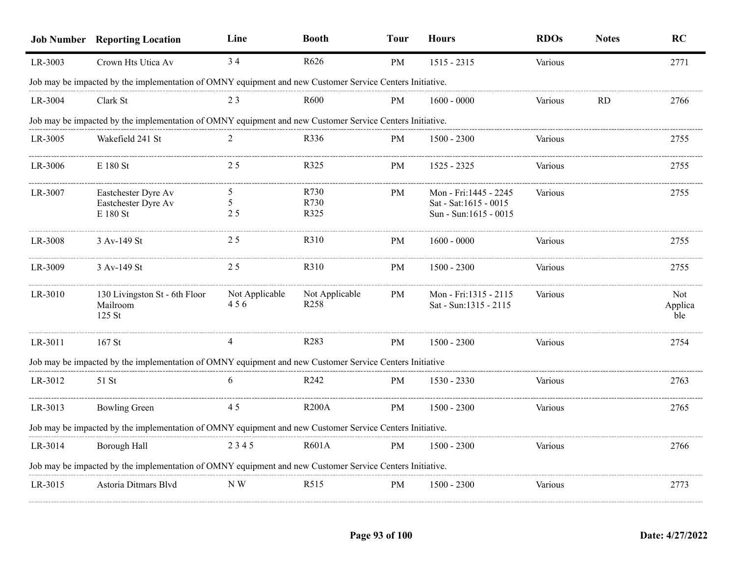| Job Number | Reporting Location | Line | Booth | Tour | Hours | RDOs | Notes | RC |
|---|---|---|---|---|---|---|---|---|
| LR-3003 | Crown Hts Utica Av | 3 4 | R626 | PM | 1515 - 2315 | Various | | 2771 |
| Job may be impacted by the implementation of OMNY equipment and new Customer Service Centers Initiative. | | | | | | | | |
| LR-3004 | Clark St | 2 3 | R600 | PM | 1600 - 0000 | Various | RD | 2766 |
| Job may be impacted by the implementation of OMNY equipment and new Customer Service Centers Initiative. | | | | | | | | |
| LR-3005 | Wakefield 241 St | 2 | R336 | PM | 1500 - 2300 | Various | | 2755 |
| LR-3006 | E 180 St | 2 5 | R325 | PM | 1525 - 2325 | Various | | 2755 |
| LR-3007 | Eastchester Dyre Av<br>Eastchester Dyre Av<br>E 180 St | 5<br>5<br>2 5 | R730<br>R730<br>R325 | PM | Mon - Fri:1445 - 2245<br>Sat - Sat:1615 - 0015<br>Sun - Sun:1615 - 0015 | Various | | 2755 |
| LR-3008 | 3 Av-149 St | 2 5 | R310 | PM | 1600 - 0000 | Various | | 2755 |
| LR-3009 | 3 Av-149 St | 2 5 | R310 | PM | 1500 - 2300 | Various | | 2755 |
| LR-3010 | 130 Livingston St - 6th Floor Mailroom<br>125 St | Not Applicable<br>4 5 6 | Not Applicable<br>R258 | PM | Mon - Fri:1315 - 2115<br>Sat - Sun:1315 - 2115 | Various | | Not Applicable |
| LR-3011 | 167 St | 4 | R283 | PM | 1500 - 2300 | Various | | 2754 |
| Job may be impacted by the implementation of OMNY equipment and new Customer Service Centers Initiative | | | | | | | | |
| LR-3012 | 51 St | 6 | R242 | PM | 1530 - 2330 | Various | | 2763 |
| LR-3013 | Bowling Green | 4 5 | R200A | PM | 1500 - 2300 | Various | | 2765 |
| Job may be impacted by the implementation of OMNY equipment and new Customer Service Centers Initiative. | | | | | | | | |
| LR-3014 | Borough Hall | 2 3 4 5 | R601A | PM | 1500 - 2300 | Various | | 2766 |
| Job may be impacted by the implementation of OMNY equipment and new Customer Service Centers Initiative. | | | | | | | | |
| LR-3015 | Astoria Ditmars Blvd | N W | R515 | PM | 1500 - 2300 | Various | | 2773 |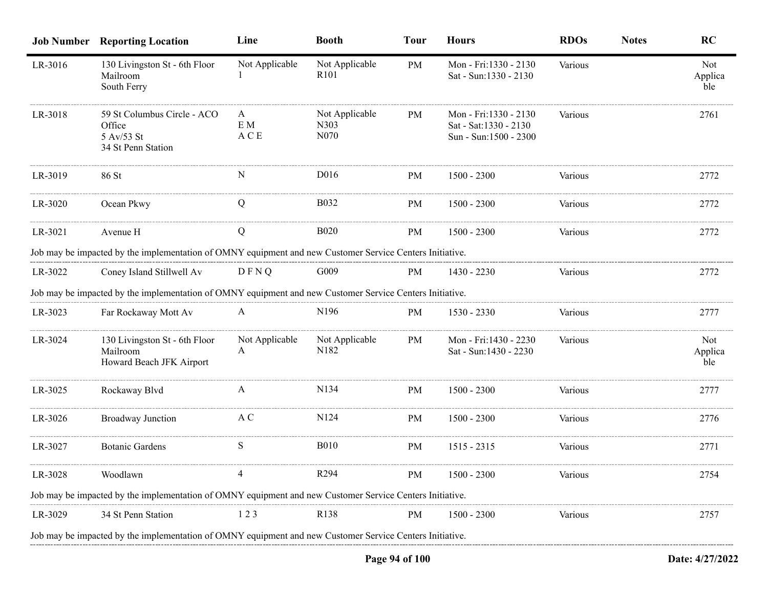| Job Number | Reporting Location | Line | Booth | Tour | Hours | RDOs | Notes | RC |
|---|---|---|---|---|---|---|---|---|
| LR-3016 | 130 Livingston St - 6th Floor Mailroom<br>South Ferry | Not Applicable<br>1 | Not Applicable<br>R101 | PM | Mon - Fri:1330 - 2130<br>Sat - Sun:1330 - 2130 | Various | | Not Applicable |
| LR-3018 | 59 St Columbus Circle - ACO Office<br>5 Av/53 St<br>34 St Penn Station | A<br>E M<br>A C E | Not Applicable<br>N303<br>N070 | PM | Mon - Fri:1330 - 2130<br>Sat - Sat:1330 - 2130<br>Sun - Sun:1500 - 2300 | Various | | 2761 |
| LR-3019 | 86 St | N | D016 | PM | 1500 - 2300 | Various | | 2772 |
| LR-3020 | Ocean Pkwy | Q | B032 | PM | 1500 - 2300 | Various | | 2772 |
| LR-3021 | Avenue H | Q | B020 | PM | 1500 - 2300 | Various | | 2772 |
| Job may be impacted by the implementation of OMNY equipment and new Customer Service Centers Initiative. | | | | | | | | |
| LR-3022 | Coney Island Stillwell Av | D F N Q | G009 | PM | 1430 - 2230 | Various | | 2772 |
| Job may be impacted by the implementation of OMNY equipment and new Customer Service Centers Initiative. | | | | | | | | |
| LR-3023 | Far Rockaway Mott Av | A | N196 | PM | 1530 - 2330 | Various | | 2777 |
| LR-3024 | 130 Livingston St - 6th Floor Mailroom<br>Howard Beach JFK Airport | Not Applicable<br>A | Not Applicable<br>N182 | PM | Mon - Fri:1430 - 2230<br>Sat - Sun:1430 - 2230 | Various | | Not Applicable |
| LR-3025 | Rockaway Blvd | A | N134 | PM | 1500 - 2300 | Various | | 2777 |
| LR-3026 | Broadway Junction | A C | N124 | PM | 1500 - 2300 | Various | | 2776 |
| LR-3027 | Botanic Gardens | S | B010 | PM | 1515 - 2315 | Various | | 2771 |
| LR-3028 | Woodlawn | 4 | R294 | PM | 1500 - 2300 | Various | | 2754 |
| Job may be impacted by the implementation of OMNY equipment and new Customer Service Centers Initiative. | | | | | | | | |
| LR-3029 | 34 St Penn Station | 1 2 3 | R138 | PM | 1500 - 2300 | Various | | 2757 |
| Job may be impacted by the implementation of OMNY equipment and new Customer Service Centers Initiative. | | | | | | | | |

Date: 4/27/2022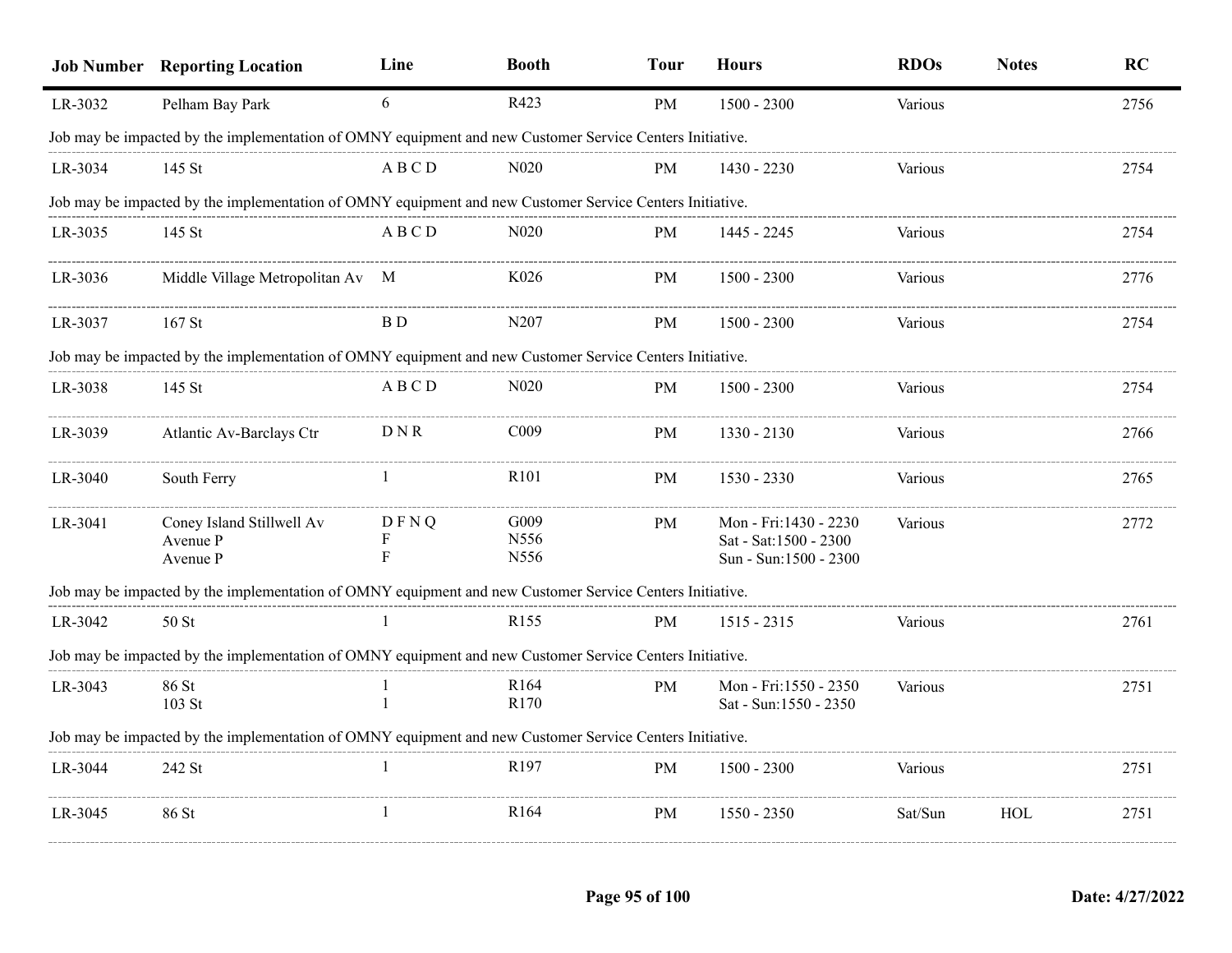| Job Number | Reporting Location | Line | Booth | Tour | Hours | RDOs | Notes | RC |
|---|---|---|---|---|---|---|---|---|
| LR-3032 | Pelham Bay Park | 6 | R423 | PM | 1500 - 2300 | Various | | 2756 |
| Job may be impacted by the implementation of OMNY equipment and new Customer Service Centers Initiative. | | | | | | | | |
| LR-3034 | 145 St | A B C D | N020 | PM | 1430 - 2230 | Various | | 2754 |
| Job may be impacted by the implementation of OMNY equipment and new Customer Service Centers Initiative. | | | | | | | | |
| LR-3035 | 145 St | A B C D | N020 | PM | 1445 - 2245 | Various | | 2754 |
| LR-3036 | Middle Village Metropolitan Av | M | K026 | PM | 1500 - 2300 | Various | | 2776 |
| LR-3037 | 167 St | B D | N207 | PM | 1500 - 2300 | Various | | 2754 |
| Job may be impacted by the implementation of OMNY equipment and new Customer Service Centers Initiative. | | | | | | | | |
| LR-3038 | 145 St | A B C D | N020 | PM | 1500 - 2300 | Various | | 2754 |
| LR-3039 | Atlantic Av-Barclays Ctr | D N R | C009 | PM | 1330 - 2130 | Various | | 2766 |
| LR-3040 | South Ferry | 1 | R101 | PM | 1530 - 2330 | Various | | 2765 |
| LR-3041 | Coney Island Stillwell Av<br>Avenue P<br>Avenue P | D F N Q<br>F<br>F | G009<br>N556<br>N556 | PM | Mon - Fri:1430 - 2230<br>Sat - Sat:1500 - 2300<br>Sun - Sun:1500 - 2300 | Various | | 2772 |
| Job may be impacted by the implementation of OMNY equipment and new Customer Service Centers Initiative. | | | | | | | | |
| LR-3042 | 50 St | 1 | R155 | PM | 1515 - 2315 | Various | | 2761 |
| Job may be impacted by the implementation of OMNY equipment and new Customer Service Centers Initiative. | | | | | | | | |
| LR-3043 | 86 St<br>103 St | 1<br>1 | R164<br>R170 | PM | Mon - Fri:1550 - 2350<br>Sat - Sun:1550 - 2350 | Various | | 2751 |
| Job may be impacted by the implementation of OMNY equipment and new Customer Service Centers Initiative. | | | | | | | | |
| LR-3044 | 242 St | 1 | R197 | PM | 1500 - 2300 | Various | | 2751 |
| LR-3045 | 86 St | 1 | R164 | PM | 1550 - 2350 | Sat/Sun | HOL | 2751 |

Date: 4/27/2022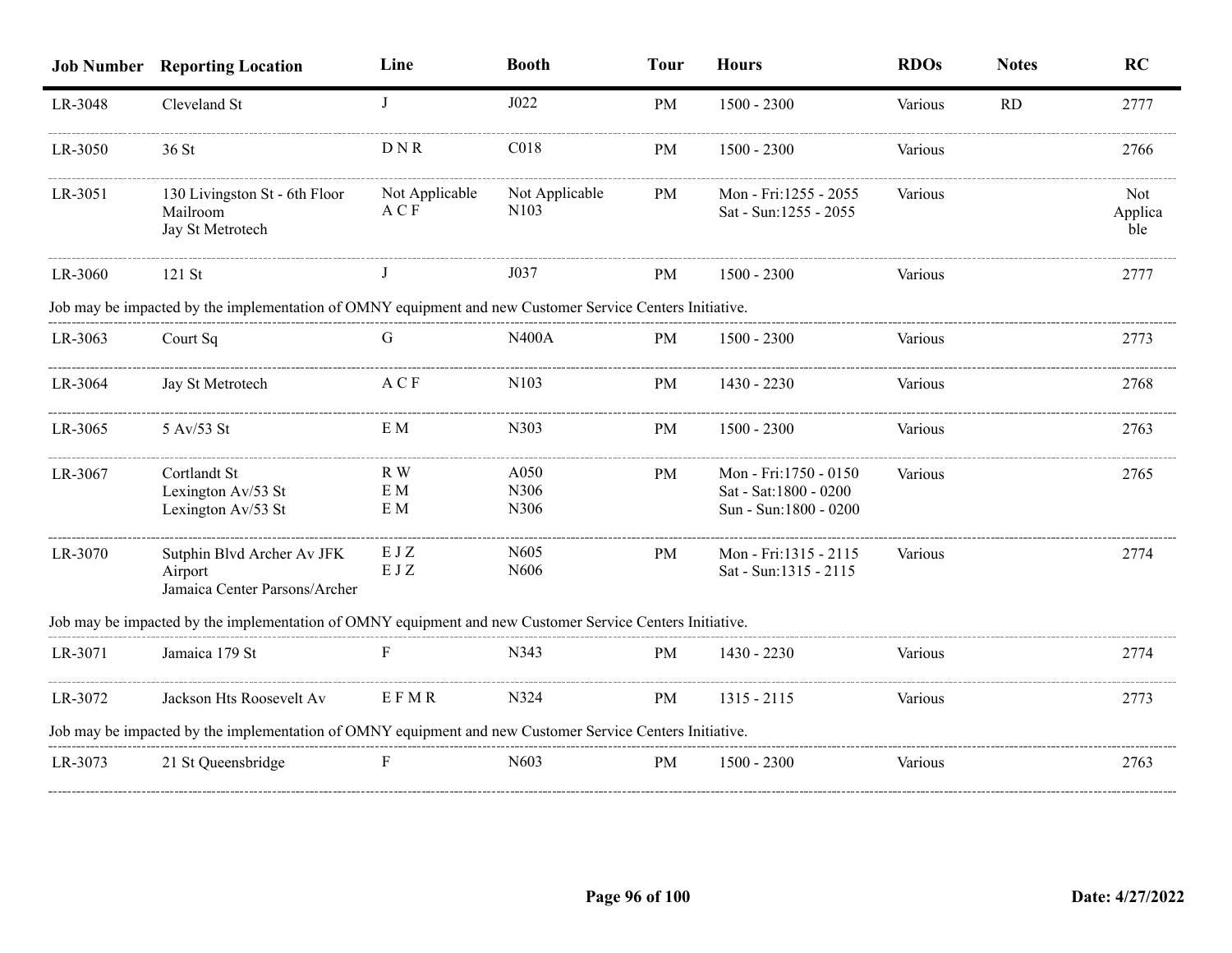| Job Number | Reporting Location | Line | Booth | Tour | Hours | RDOs | Notes | RC |
|---|---|---|---|---|---|---|---|---|
| LR-3048 | Cleveland St | J | J022 | PM | 1500 - 2300 | Various | RD | 2777 |
| LR-3050 | 36 St | D N R | C018 | PM | 1500 - 2300 | Various | | 2766 |
| LR-3051 | 130 Livingston St - 6th Floor Mailroom<br>Jay St Metrotech | Not Applicable<br>A C F | Not Applicable<br>N103 | PM | Mon - Fri:1255 - 2055<br>Sat - Sun:1255 - 2055 | Various | | Not Applicable |
| LR-3060 | 121 St | J | J037 | PM | 1500 - 2300 | Various | | 2777 |
| Job may be impacted by the implementation of OMNY equipment and new Customer Service Centers Initiative. | | | | | | | | |
| LR-3063 | Court Sq | G | N400A | PM | 1500 - 2300 | Various | | 2773 |
| LR-3064 | Jay St Metrotech | A C F | N103 | PM | 1430 - 2230 | Various | | 2768 |
| LR-3065 | 5 Av/53 St | E M | N303 | PM | 1500 - 2300 | Various | | 2763 |
| LR-3067 | Cortlandt St<br>Lexington Av/53 St<br>Lexington Av/53 St | R W<br>E M<br>E M | A050<br>N306<br>N306 | PM | Mon - Fri:1750 - 0150<br>Sat - Sat:1800 - 0200<br>Sun - Sun:1800 - 0200 | Various | | 2765 |
| LR-3070 | Sutphin Blvd Archer Av JFK Airport<br>Jamaica Center Parsons/Archer | E J Z<br>E J Z | N605<br>N606 | PM | Mon - Fri:1315 - 2115<br>Sat - Sun:1315 - 2115 | Various | | 2774 |
| Job may be impacted by the implementation of OMNY equipment and new Customer Service Centers Initiative. | | | | | | | | |
| LR-3071 | Jamaica 179 St | F | N343 | PM | 1430 - 2230 | Various | | 2774 |
| LR-3072 | Jackson Hts Roosevelt Av | E F M R | N324 | PM | 1315 - 2115 | Various | | 2773 |
| Job may be impacted by the implementation of OMNY equipment and new Customer Service Centers Initiative. | | | | | | | | |
| LR-3073 | 21 St Queensbridge | F | N603 | PM | 1500 - 2300 | Various | | 2763 |

Date: 4/27/2022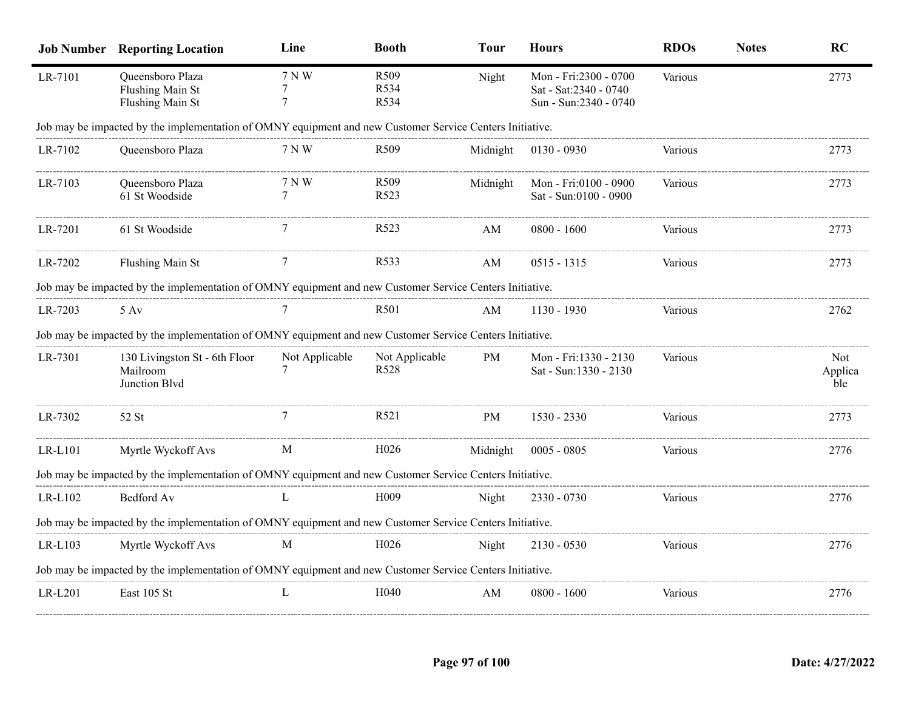| Job Number | Reporting Location | Line | Booth | Tour | Hours | RDOs | Notes | RC |
|---|---|---|---|---|---|---|---|---|
| LR-7101 | Queensboro Plaza<br>Flushing Main St<br>Flushing Main St | 7 N W<br>7<br>7 | R509<br>R534<br>R534 | Night | Mon - Fri:2300 - 0700<br>Sat - Sat:2340 - 0740<br>Sun - Sun:2340 - 0740 | Various | | 2773 |
| Job may be impacted by the implementation of OMNY equipment and new Customer Service Centers Initiative. | | | | | | | | |
| LR-7102 | Queensboro Plaza | 7 N W | R509 | Midnight | 0130 - 0930 | Various | | 2773 |
| LR-7103 | Queensboro Plaza<br>61 St Woodside | 7 N W<br>7 | R509<br>R523 | Midnight | Mon - Fri:0100 - 0900<br>Sat - Sun:0100 - 0900 | Various | | 2773 |
| LR-7201 | 61 St Woodside | 7 | R523 | AM | 0800 - 1600 | Various | | 2773 |
| LR-7202 | Flushing Main St | 7 | R533 | AM | 0515 - 1315 | Various | | 2773 |
| Job may be impacted by the implementation of OMNY equipment and new Customer Service Centers Initiative. | | | | | | | | |
| LR-7203 | 5 Av | 7 | R501 | AM | 1130 - 1930 | Various | | 2762 |
| Job may be impacted by the implementation of OMNY equipment and new Customer Service Centers Initiative. | | | | | | | | |
| LR-7301 | 130 Livingston St - 6th Floor Mailroom<br>Junction Blvd | Not Applicable<br>7 | Not Applicable<br>R528 | PM | Mon - Fri:1330 - 2130<br>Sat - Sun:1330 - 2130 | Various | | Not Applicable |
| LR-7302 | 52 St | 7 | R521 | PM | 1530 - 2330 | Various | | 2773 |
| LR-L101 | Myrtle Wyckoff Avs | M | H026 | Midnight | 0005 - 0805 | Various | | 2776 |
| Job may be impacted by the implementation of OMNY equipment and new Customer Service Centers Initiative. | | | | | | | | |
| LR-L102 | Bedford Av | L | H009 | Night | 2330 - 0730 | Various | | 2776 |
| Job may be impacted by the implementation of OMNY equipment and new Customer Service Centers Initiative. | | | | | | | | |
| LR-L103 | Myrtle Wyckoff Avs | M | H026 | Night | 2130 - 0530 | Various | | 2776 |
| Job may be impacted by the implementation of OMNY equipment and new Customer Service Centers Initiative. | | | | | | | | |
| LR-L201 | East 105 St | L | H040 | AM | 0800 - 1600 | Various | | 2776 |

Date: 4/27/2022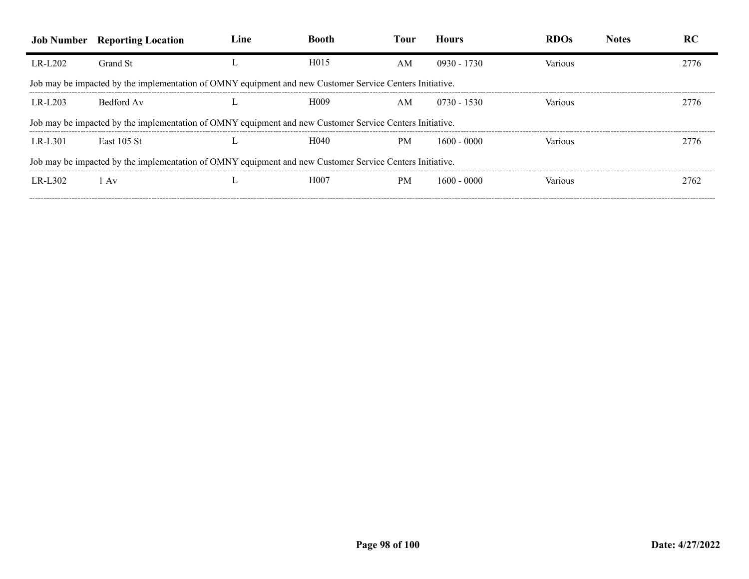| Job Number | Reporting Location | Line | Booth | Tour | Hours | RDOs | Notes | RC |
|---|---|---|---|---|---|---|---|---|
| LR-L202 | Grand St | L | H015 | AM | 0930 - 1730 | Various | | 2776 |
| Job may be impacted by the implementation of OMNY equipment and new Customer Service Centers Initiative. | | | | | | | | |
| LR-L203 | Bedford Av | L | H009 | AM | 0730 - 1530 | Various | | 2776 |
| Job may be impacted by the implementation of OMNY equipment and new Customer Service Centers Initiative. | | | | | | | | |
| LR-L301 | East 105 St | L | H040 | PM | 1600 - 0000 | Various | | 2776 |
| Job may be impacted by the implementation of OMNY equipment and new Customer Service Centers Initiative. | | | | | | | | |
| LR-L302 | 1 Av | L | H007 | PM | 1600 - 0000 | Various | | 2762 |

Date: 4/27/2022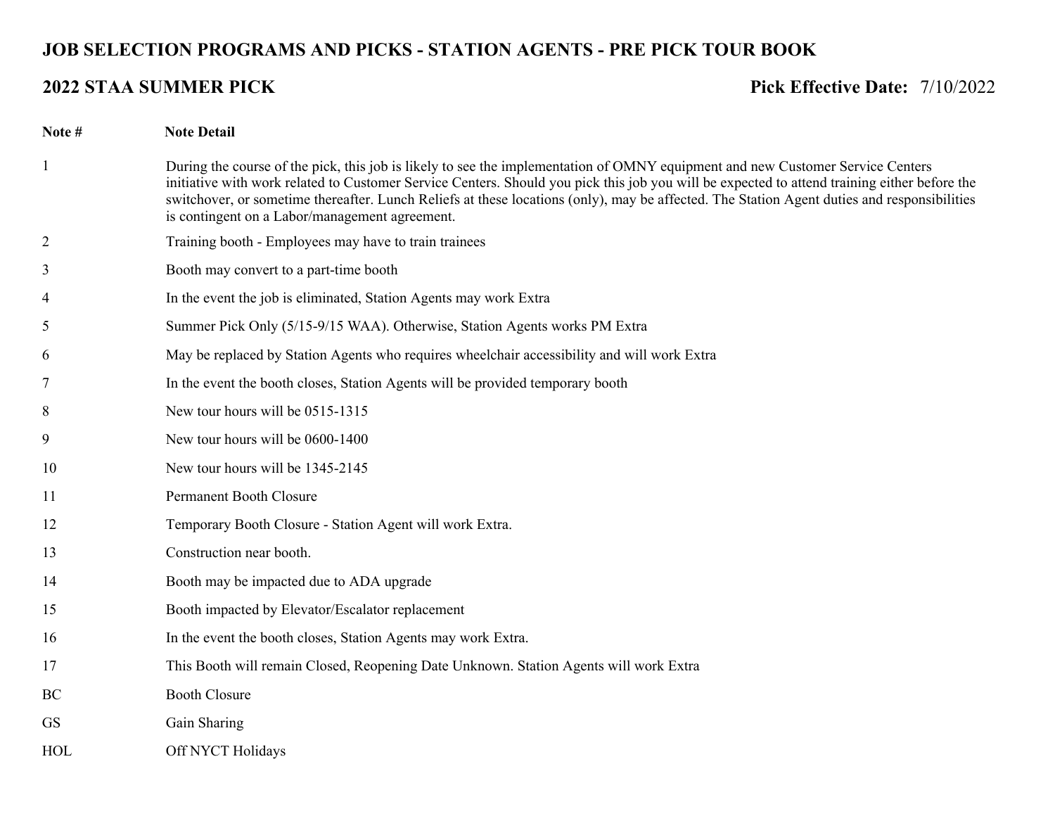# JOB SELECTION PROGRAMS AND PICKS - STATION AGENTS - PRE PICK TOUR BOOK

## 2022 STAA SUMMER PICK

**Pick Effective Date:** 7/10/2022

| Note # | Note Detail |
| --- | --- |
| 1 | During the course of the pick, this job is likely to see the implementation of OMNY equipment and new Customer Service Centers initiative with work related to Customer Service Centers. Should you pick this job you will be expected to attend training either before the switchover, or sometime thereafter. Lunch Reliefs at these locations (only), may be affected. The Station Agent duties and responsibilities is contingent on a Labor/management agreement. |
| 2 | Training booth - Employees may have to train trainees |
| 3 | Booth may convert to a part-time booth |
| 4 | In the event the job is eliminated, Station Agents may work Extra |
| 5 | Summer Pick Only (5/15-9/15 WAA). Otherwise, Station Agents works PM Extra |
| 6 | May be replaced by Station Agents who requires wheelchair accessibility and will work Extra |
| 7 | In the event the booth closes, Station Agents will be provided temporary booth |
| 8 | New tour hours will be 0515-1315 |
| 9 | New tour hours will be 0600-1400 |
| 10 | New tour hours will be 1345-2145 |
| 11 | Permanent Booth Closure |
| 12 | Temporary Booth Closure - Station Agent will work Extra. |
| 13 | Construction near booth. |
| 14 | Booth may be impacted due to ADA upgrade |
| 15 | Booth impacted by Elevator/Escalator replacement |
| 16 | In the event the booth closes, Station Agents may work Extra. |
| 17 | This Booth will remain Closed, Reopening Date Unknown. Station Agents will work Extra |
| BC | Booth Closure |
| GS | Gain Sharing |
| HOL | Off NYCT Holidays |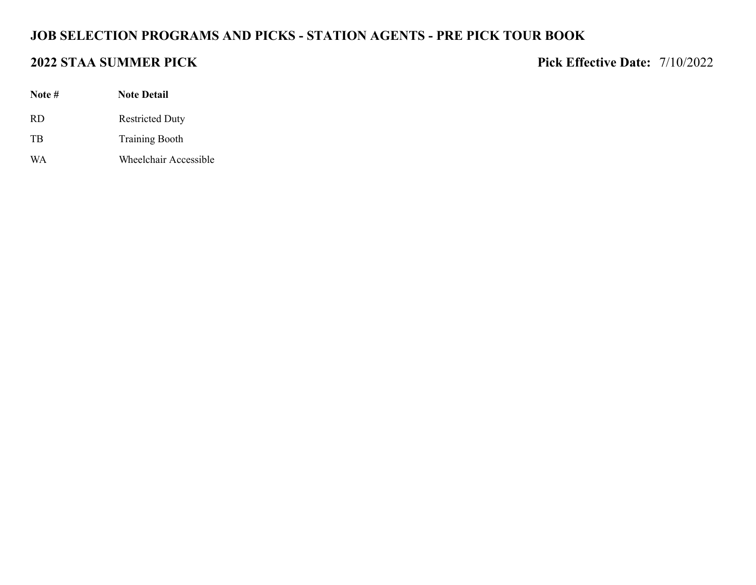# JOB SELECTION PROGRAMS AND PICKS - STATION AGENTS - PRE PICK TOUR BOOK

## 2022 STAA SUMMER PICK

**Pick Effective Date:** 7/10/2022

| Note # | Note Detail |
|---|---|
| RD | Restricted Duty |
| TB | Training Booth |
| WA | Wheelchair Accessible |